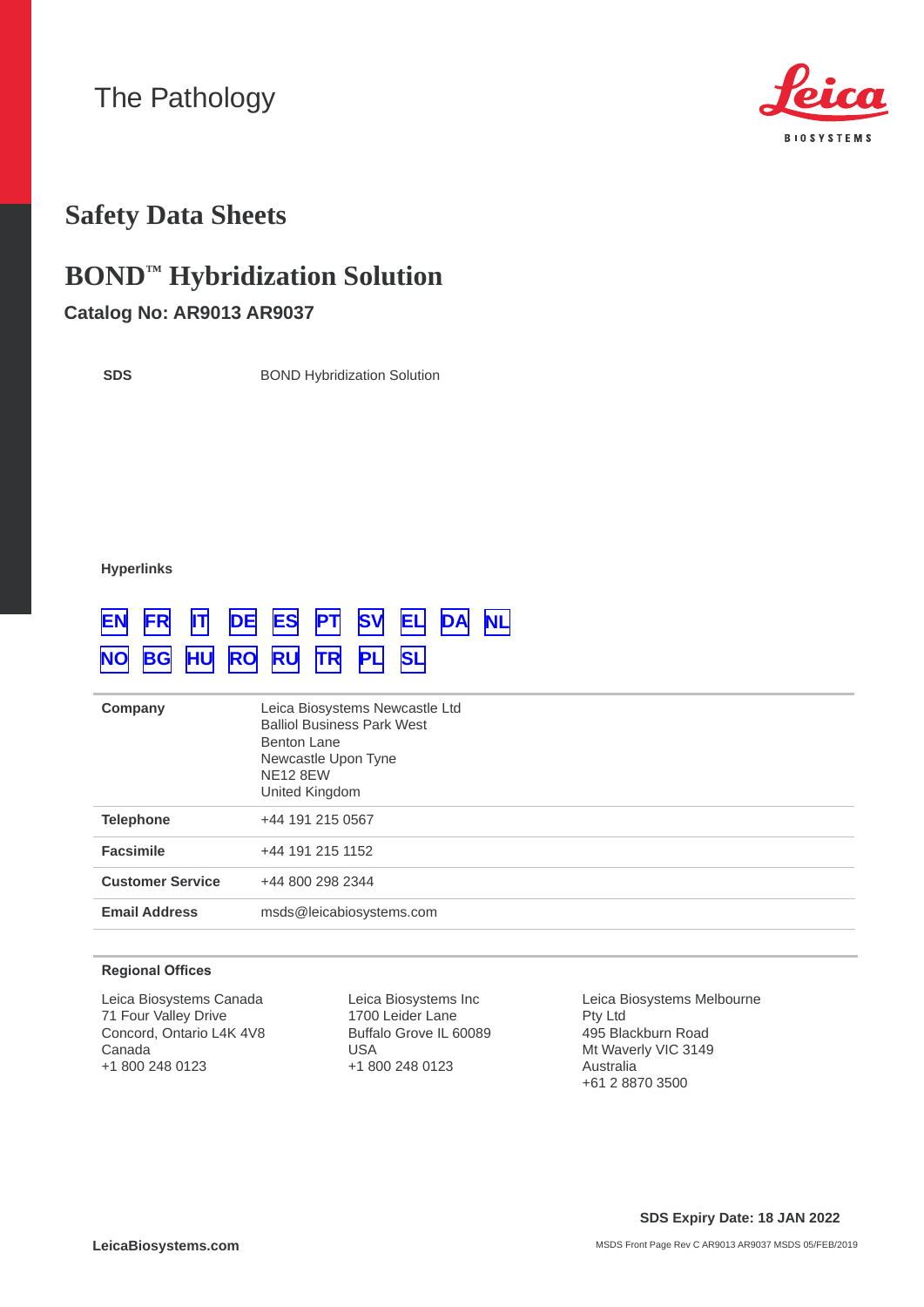The Pathology

Leica BIOSYSTEMS

# Safety Data Sheets

## BOND™ Hybridization Solution

### Catalog No: AR9013 AR9037

| SDS | BOND Hybridization Solution |
|---|---|

**Hyperlinks**

EN FR IT DE ES PT SV EL DA NL
NO BG HU RO RU TR PL SL

| | |
|---|---|
| **Company** | Leica Biosystems Newcastle Ltd<br>Balliol Business Park West<br>Benton Lane<br>Newcastle Upon Tyne<br>NE12 8EW<br>United Kingdom |
| **Telephone** | +44 191 215 0567 |
| **Facsimile** | +44 191 215 1152 |
| **Customer Service** | +44 800 298 2344 |
| **Email Address** | msds@leicabiosystems.com |

**Regional Offices**

Leica Biosystems Canada
71 Four Valley Drive
Concord, Ontario L4K 4V8
Canada
+1 800 248 0123

Leica Biosystems Inc
1700 Leider Lane
Buffalo Grove IL 60089
USA
+1 800 248 0123

Leica Biosystems Melbourne
Pty Ltd
495 Blackburn Road
Mt Waverly VIC 3149
Australia
+61 2 8870 3500

**SDS Expiry Date: 18 JAN 2022**

**LeicaBiosystems.com**

MSDS Front Page Rev C AR9013 AR9037 MSDS 05/FEB/2019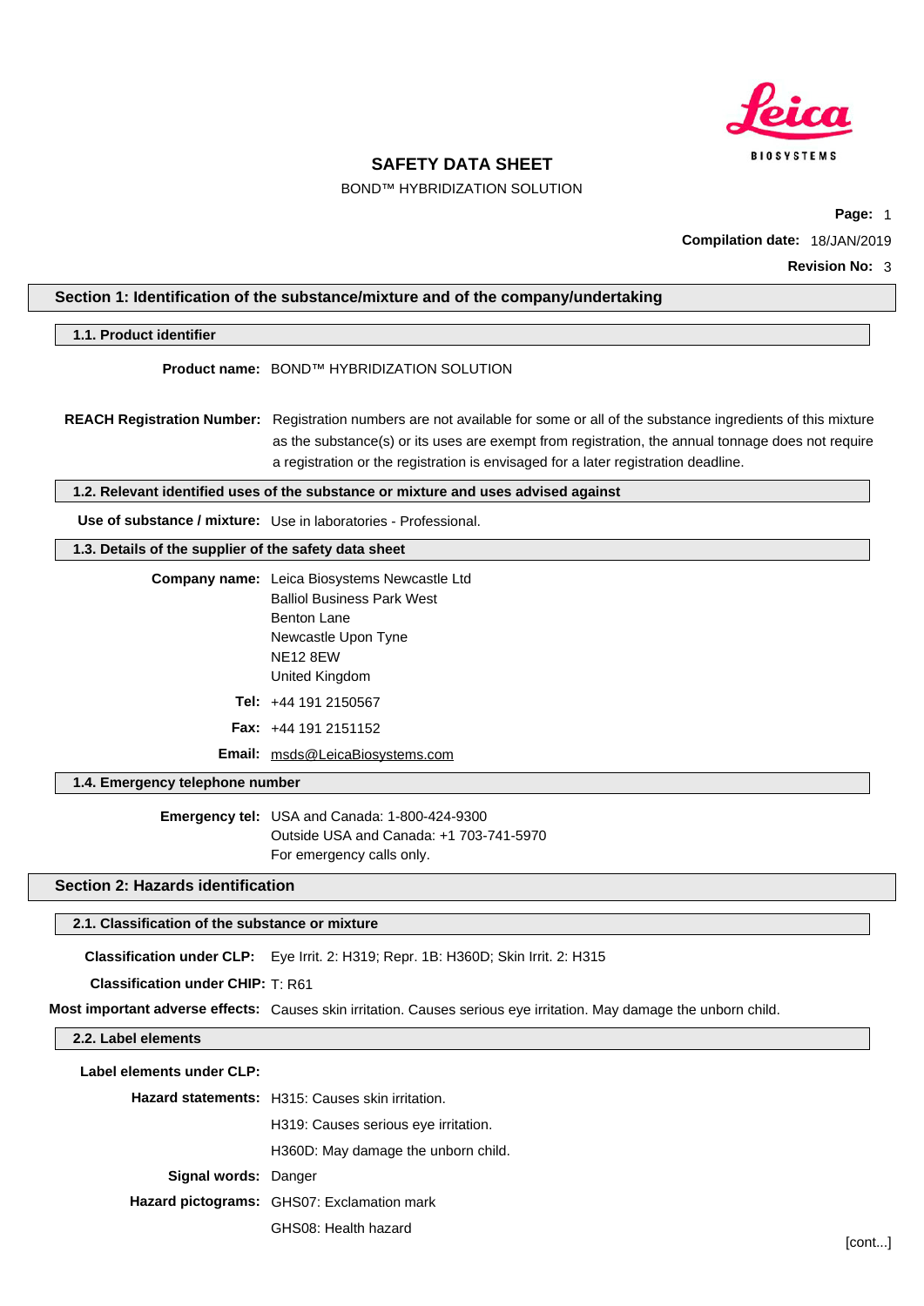# SAFETY DATA SHEET

BOND™ HYBRIDIZATION SOLUTION

**Page:** 1

**Compilation date:** 18/JAN/2019

**Revision No:** 3

## Section 1: Identification of the substance/mixture and of the company/undertaking

### 1.1. Product identifier

**Product name:** BOND™ HYBRIDIZATION SOLUTION

**REACH Registration Number:** Registration numbers are not available for some or all of the substance ingredients of this mixture as the substance(s) or its uses are exempt from registration, the annual tonnage does not require a registration or the registration is envisaged for a later registration deadline.

### 1.2. Relevant identified uses of the substance or mixture and uses advised against

**Use of substance / mixture:** Use in laboratories - Professional.

### 1.3. Details of the supplier of the safety data sheet

**Company name:** Leica Biosystems Newcastle Ltd
Balliol Business Park West
Benton Lane
Newcastle Upon Tyne
NE12 8EW
United Kingdom

**Tel:** +44 191 2150567

**Fax:** +44 191 2151152

**Email:** msds@LeicaBiosystems.com

### 1.4. Emergency telephone number

**Emergency tel:** USA and Canada: 1-800-424-9300
Outside USA and Canada: +1 703-741-5970
For emergency calls only.

## Section 2: Hazards identification

### 2.1. Classification of the substance or mixture

**Classification under CLP:** Eye Irrit. 2: H319; Repr. 1B: H360D; Skin Irrit. 2: H315

**Classification under CHIP:** T: R61

**Most important adverse effects:** Causes skin irritation. Causes serious eye irritation. May damage the unborn child.

### 2.2. Label elements

**Label elements under CLP:**

**Hazard statements:** H315: Causes skin irritation.

H319: Causes serious eye irritation.

H360D: May damage the unborn child.

**Signal words:** Danger

**Hazard pictograms:** GHS07: Exclamation mark

GHS08: Health hazard

[cont...]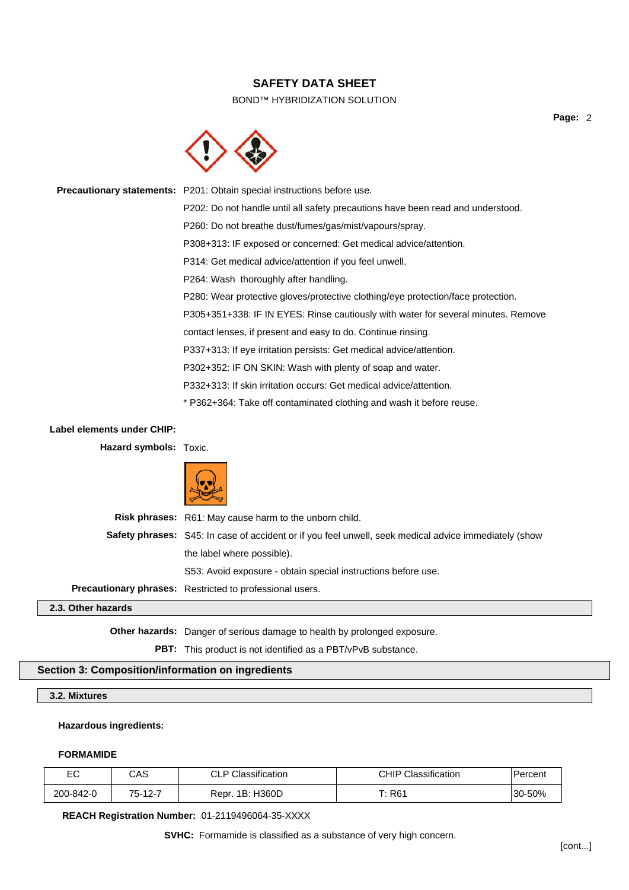**Precautionary statements:** P201: Obtain special instructions before use.

P202: Do not handle until all safety precautions have been read and understood.

P260: Do not breathe dust/fumes/gas/mist/vapours/spray.

P308+313: IF exposed or concerned: Get medical advice/attention.

P314: Get medical advice/attention if you feel unwell.

P264: Wash thoroughly after handling.

P280: Wear protective gloves/protective clothing/eye protection/face protection.

P305+351+338: IF IN EYES: Rinse cautiously with water for several minutes. Remove contact lenses, if present and easy to do. Continue rinsing.

P337+313: If eye irritation persists: Get medical advice/attention.

P302+352: IF ON SKIN: Wash with plenty of soap and water.

P332+313: If skin irritation occurs: Get medical advice/attention.

* P362+364: Take off contaminated clothing and wash it before reuse.

**Label elements under CHIP:**

**Hazard symbols:** Toxic.

**Risk phrases:** R61: May cause harm to the unborn child.

**Safety phrases:** S45: In case of accident or if you feel unwell, seek medical advice immediately (show the label where possible).

S53: Avoid exposure - obtain special instructions before use.

**Precautionary phrases:** Restricted to professional users.

### 2.3. Other hazards

**Other hazards:** Danger of serious damage to health by prolonged exposure.

**PBT:** This product is not identified as a PBT/vPvB substance.

## Section 3: Composition/information on ingredients

### 3.2. Mixtures

**Hazardous ingredients:**

**FORMAMIDE**

| EC | CAS | CLP Classification | CHIP Classification | Percent |
|---|---|---|---|---|
| 200-842-0 | 75-12-7 | Repr. 1B: H360D | T: R61 | 30-50% |

**REACH Registration Number:** 01-2119496064-35-XXXX

**SVHC:** Formamide is classified as a substance of very high concern.

[cont...]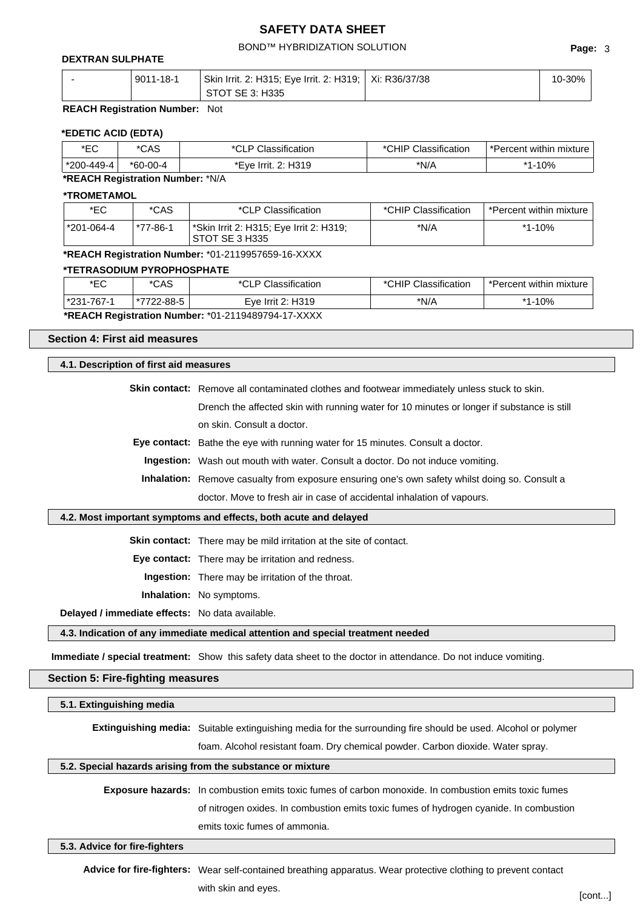**DEXTRAN SULPHATE**

| | | | | |
|---|---|---|---|---|
| - | 9011-18-1 | Skin Irrit. 2: H315; Eye Irrit. 2: H319; STOT SE 3: H335 | Xi: R36/37/38 | 10-30% |

**REACH Registration Number:** Not

**\*EDETIC ACID (EDTA)**

| *EC | *CAS | *CLP Classification | *CHIP Classification | *Percent within mixture |
|---|---|---|---|---|
| *200-449-4 | *60-00-4 | *Eye Irrit. 2: H319 | *N/A | *1-10% |

**\*REACH Registration Number:** *N/A

**\*TROMETAMOL**

| *EC | *CAS | *CLP Classification | *CHIP Classification | *Percent within mixture |
|---|---|---|---|---|
| *201-064-4 | *77-86-1 | *Skin Irrit 2: H315; Eye Irrit 2: H319; STOT SE 3 H335 | *N/A | *1-10% |

**\*REACH Registration Number:** *01-2119957659-16-XXXX

**\*TETRASODIUM PYROPHOSPHATE**

| *EC | *CAS | *CLP Classification | *CHIP Classification | *Percent within mixture |
|---|---|---|---|---|
| *231-767-1 | *7722-88-5 | Eye Irrit 2: H319 | *N/A | *1-10% |

**\*REACH Registration Number:** *01-2119489794-17-XXXX

## Section 4: First aid measures

### 4.1. Description of first aid measures

**Skin contact:** Remove all contaminated clothes and footwear immediately unless stuck to skin. Drench the affected skin with running water for 10 minutes or longer if substance is still on skin. Consult a doctor.

**Eye contact:** Bathe the eye with running water for 15 minutes. Consult a doctor.

**Ingestion:** Wash out mouth with water. Consult a doctor. Do not induce vomiting.

**Inhalation:** Remove casualty from exposure ensuring one's own safety whilst doing so. Consult a doctor. Move to fresh air in case of accidental inhalation of vapours.

### 4.2. Most important symptoms and effects, both acute and delayed

**Skin contact:** There may be mild irritation at the site of contact.

**Eye contact:** There may be irritation and redness.

**Ingestion:** There may be irritation of the throat.

**Inhalation:** No symptoms.

**Delayed / immediate effects:** No data available.

### 4.3. Indication of any immediate medical attention and special treatment needed

**Immediate / special treatment:** Show this safety data sheet to the doctor in attendance. Do not induce vomiting.

## Section 5: Fire-fighting measures

### 5.1. Extinguishing media

**Extinguishing media:** Suitable extinguishing media for the surrounding fire should be used. Alcohol or polymer foam. Alcohol resistant foam. Dry chemical powder. Carbon dioxide. Water spray.

### 5.2. Special hazards arising from the substance or mixture

**Exposure hazards:** In combustion emits toxic fumes of carbon monoxide. In combustion emits toxic fumes of nitrogen oxides. In combustion emits toxic fumes of hydrogen cyanide. In combustion emits toxic fumes of ammonia.

### 5.3. Advice for fire-fighters

**Advice for fire-fighters:** Wear self-contained breathing apparatus. Wear protective clothing to prevent contact with skin and eyes.

[cont...]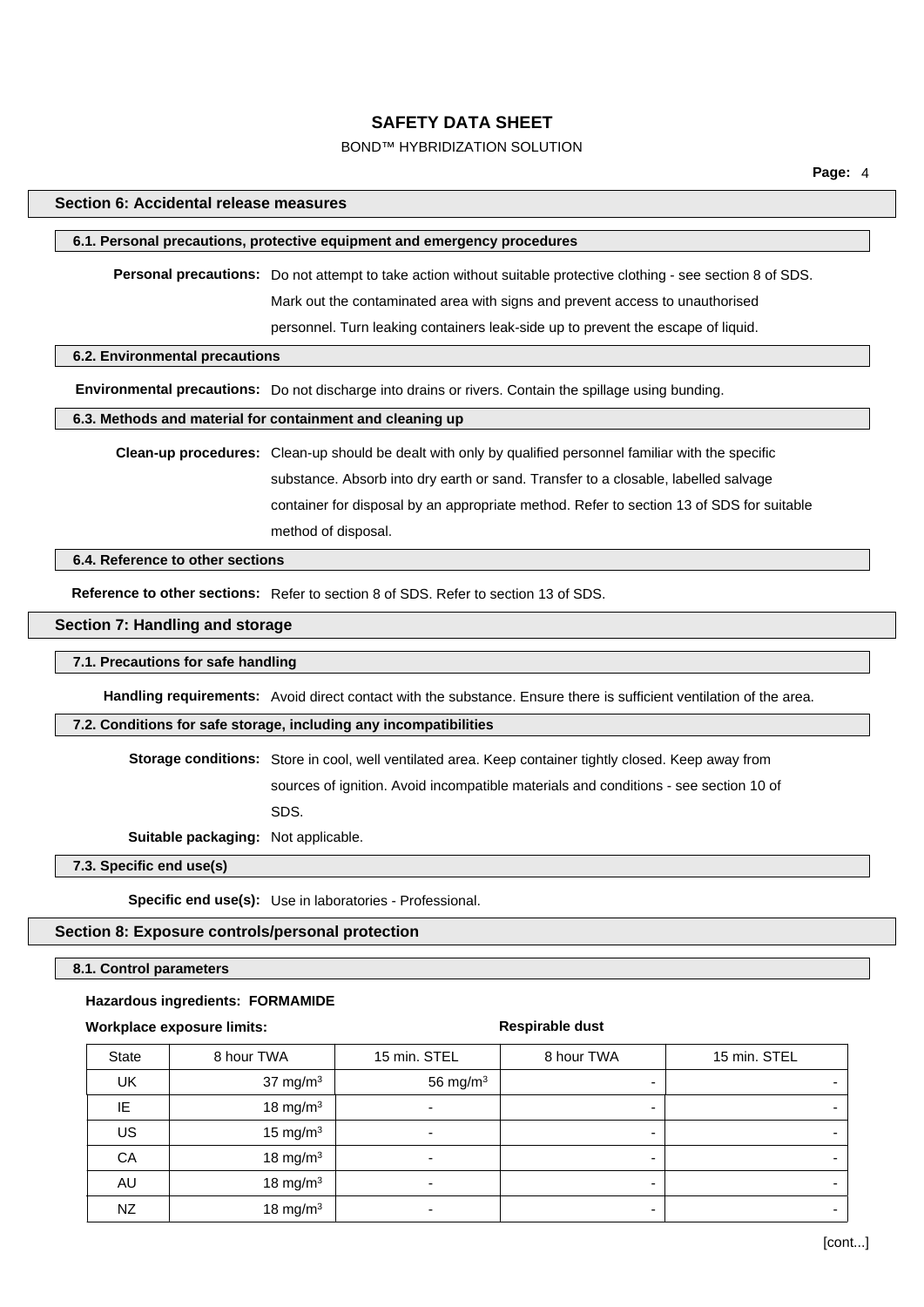## Section 6: Accidental release measures

### 6.1. Personal precautions, protective equipment and emergency procedures

**Personal precautions:** Do not attempt to take action without suitable protective clothing - see section 8 of SDS. Mark out the contaminated area with signs and prevent access to unauthorised personnel. Turn leaking containers leak-side up to prevent the escape of liquid.

### 6.2. Environmental precautions

**Environmental precautions:** Do not discharge into drains or rivers. Contain the spillage using bunding.

### 6.3. Methods and material for containment and cleaning up

**Clean-up procedures:** Clean-up should be dealt with only by qualified personnel familiar with the specific substance. Absorb into dry earth or sand. Transfer to a closable, labelled salvage container for disposal by an appropriate method. Refer to section 13 of SDS for suitable method of disposal.

### 6.4. Reference to other sections

**Reference to other sections:** Refer to section 8 of SDS. Refer to section 13 of SDS.

## Section 7: Handling and storage

### 7.1. Precautions for safe handling

**Handling requirements:** Avoid direct contact with the substance. Ensure there is sufficient ventilation of the area.

### 7.2. Conditions for safe storage, including any incompatibilities

**Storage conditions:** Store in cool, well ventilated area. Keep container tightly closed. Keep away from sources of ignition. Avoid incompatible materials and conditions - see section 10 of SDS.

**Suitable packaging:** Not applicable.

### 7.3. Specific end use(s)

**Specific end use(s):** Use in laboratories - Professional.

## Section 8: Exposure controls/personal protection

### 8.1. Control parameters

**Hazardous ingredients: FORMAMIDE**

**Workplace exposure limits:** | **Respirable dust**

| State | 8 hour TWA | 15 min. STEL | 8 hour TWA (Respirable dust) | 15 min. STEL (Respirable dust) |
|---|---|---|---|---|
| UK | 37 mg/m³ | 56 mg/m³ | - | - |
| IE | 18 mg/m³ | - | - | - |
| US | 15 mg/m³ | - | - | - |
| CA | 18 mg/m³ | - | - | - |
| AU | 18 mg/m³ | - | - | - |
| NZ | 18 mg/m³ | - | - | - |

[cont...]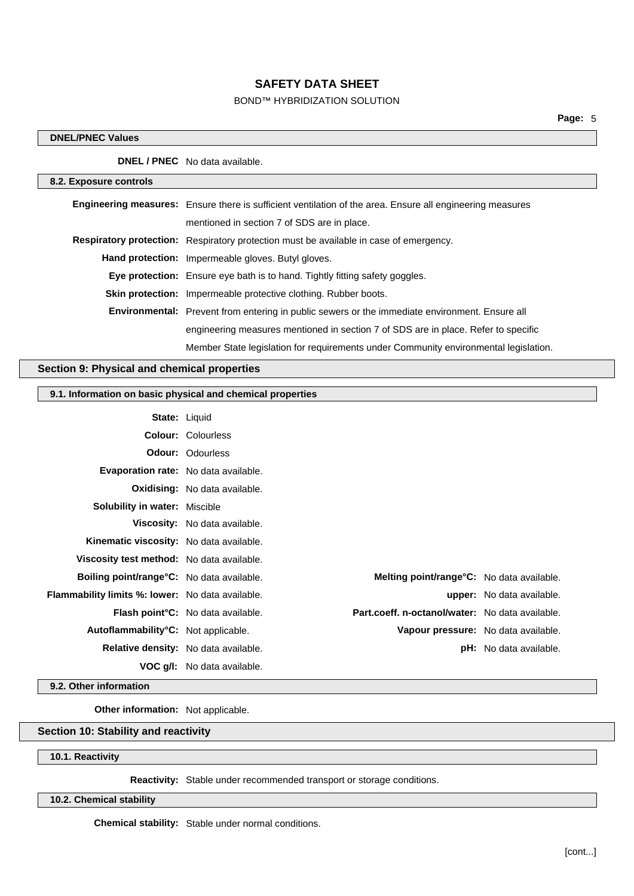### DNEL/PNEC Values

**DNEL / PNEC** No data available.

### 8.2. Exposure controls

**Engineering measures:** Ensure there is sufficient ventilation of the area. Ensure all engineering measures mentioned in section 7 of SDS are in place.

**Respiratory protection:** Respiratory protection must be available in case of emergency.

**Hand protection:** Impermeable gloves. Butyl gloves.

**Eye protection:** Ensure eye bath is to hand. Tightly fitting safety goggles.

**Skin protection:** Impermeable protective clothing. Rubber boots.

**Environmental:** Prevent from entering in public sewers or the immediate environment. Ensure all engineering measures mentioned in section 7 of SDS are in place. Refer to specific Member State legislation for requirements under Community environmental legislation.

## Section 9: Physical and chemical properties

### 9.1. Information on basic physical and chemical properties

**State:** Liquid

**Colour:** Colourless

**Odour:** Odourless

**Evaporation rate:** No data available.

**Oxidising:** No data available.

**Solubility in water:** Miscible

**Viscosity:** No data available.

**Kinematic viscosity:** No data available.

**Viscosity test method:** No data available.

| | | | |
|---|---|---|---|
| **Boiling point/range°C:** | No data available. | **Melting point/range°C:** | No data available. |
| **Flammability limits %: lower:** | No data available. | **upper:** | No data available. |
| **Flash point°C:** | No data available. | **Part.coeff. n-octanol/water:** | No data available. |
| **Autoflammability°C:** | Not applicable. | **Vapour pressure:** | No data available. |
| **Relative density:** | No data available. | **pH:** | No data available. |
| **VOC g/l:** | No data available. | | |

### 9.2. Other information

**Other information:** Not applicable.

## Section 10: Stability and reactivity

### 10.1. Reactivity

**Reactivity:** Stable under recommended transport or storage conditions.

### 10.2. Chemical stability

**Chemical stability:** Stable under normal conditions.

[cont...]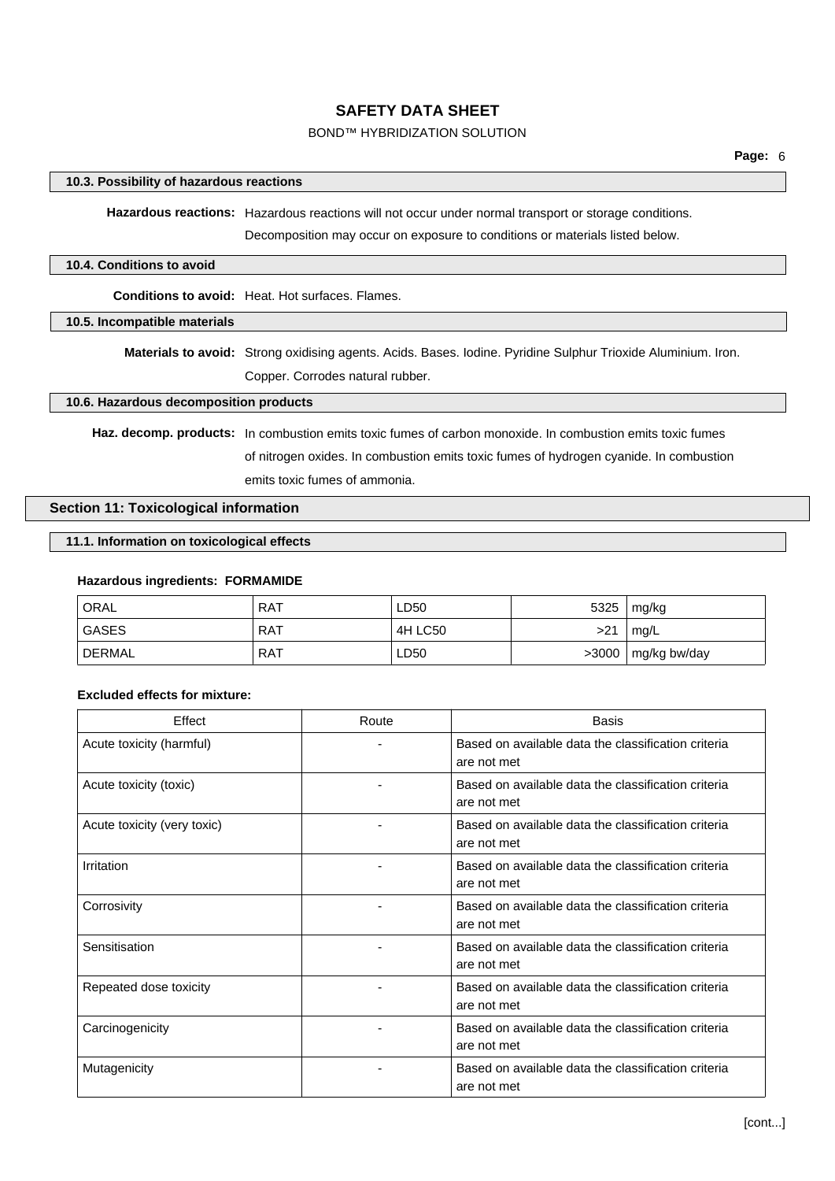### 10.3. Possibility of hazardous reactions

**Hazardous reactions:** Hazardous reactions will not occur under normal transport or storage conditions. Decomposition may occur on exposure to conditions or materials listed below.

### 10.4. Conditions to avoid

**Conditions to avoid:** Heat. Hot surfaces. Flames.

### 10.5. Incompatible materials

**Materials to avoid:** Strong oxidising agents. Acids. Bases. Iodine. Pyridine Sulphur Trioxide Aluminium. Iron. Copper. Corrodes natural rubber.

### 10.6. Hazardous decomposition products

**Haz. decomp. products:** In combustion emits toxic fumes of carbon monoxide. In combustion emits toxic fumes of nitrogen oxides. In combustion emits toxic fumes of hydrogen cyanide. In combustion emits toxic fumes of ammonia.

## Section 11: Toxicological information

### 11.1. Information on toxicological effects

**Hazardous ingredients: FORMAMIDE**

| | | | | |
|---|---|---|---|---|
| ORAL | RAT | LD50 | 5325 | mg/kg |
| GASES | RAT | 4H LC50 | >21 | mg/L |
| DERMAL | RAT | LD50 | >3000 | mg/kg bw/day |

**Excluded effects for mixture:**

| Effect | Route | Basis |
|---|---|---|
| Acute toxicity (harmful) | - | Based on available data the classification criteria are not met |
| Acute toxicity (toxic) | - | Based on available data the classification criteria are not met |
| Acute toxicity (very toxic) | - | Based on available data the classification criteria are not met |
| Irritation | - | Based on available data the classification criteria are not met |
| Corrosivity | - | Based on available data the classification criteria are not met |
| Sensitisation | - | Based on available data the classification criteria are not met |
| Repeated dose toxicity | - | Based on available data the classification criteria are not met |
| Carcinogenicity | - | Based on available data the classification criteria are not met |
| Mutagenicity | - | Based on available data the classification criteria are not met |

[cont...]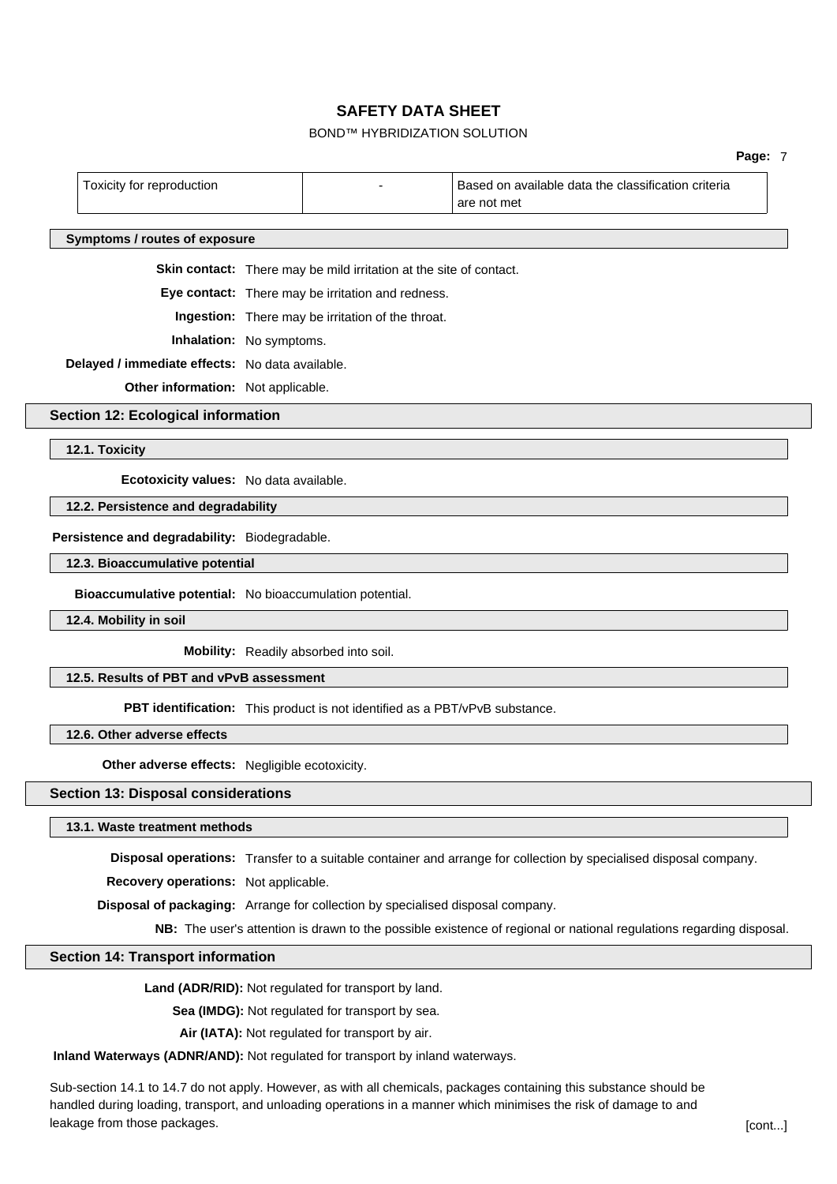| Toxicity for reproduction | - | Based on available data the classification criteria are not met |
|---|---|---|

### Symptoms / routes of exposure

**Skin contact:** There may be mild irritation at the site of contact.

**Eye contact:** There may be irritation and redness.

**Ingestion:** There may be irritation of the throat.

**Inhalation:** No symptoms.

**Delayed / immediate effects:** No data available.

**Other information:** Not applicable.

## Section 12: Ecological information

### 12.1. Toxicity

**Ecotoxicity values:** No data available.

### 12.2. Persistence and degradability

**Persistence and degradability:** Biodegradable.

### 12.3. Bioaccumulative potential

**Bioaccumulative potential:** No bioaccumulation potential.

### 12.4. Mobility in soil

**Mobility:** Readily absorbed into soil.

### 12.5. Results of PBT and vPvB assessment

**PBT identification:** This product is not identified as a PBT/vPvB substance.

### 12.6. Other adverse effects

**Other adverse effects:** Negligible ecotoxicity.

## Section 13: Disposal considerations

### 13.1. Waste treatment methods

**Disposal operations:** Transfer to a suitable container and arrange for collection by specialised disposal company.

**Recovery operations:** Not applicable.

**Disposal of packaging:** Arrange for collection by specialised disposal company.

**NB:** The user's attention is drawn to the possible existence of regional or national regulations regarding disposal.

## Section 14: Transport information

**Land (ADR/RID):** Not regulated for transport by land.

**Sea (IMDG):** Not regulated for transport by sea.

**Air (IATA):** Not regulated for transport by air.

**Inland Waterways (ADNR/AND):** Not regulated for transport by inland waterways.

Sub-section 14.1 to 14.7 do not apply. However, as with all chemicals, packages containing this substance should be handled during loading, transport, and unloading operations in a manner which minimises the risk of damage to and leakage from those packages.

[cont...]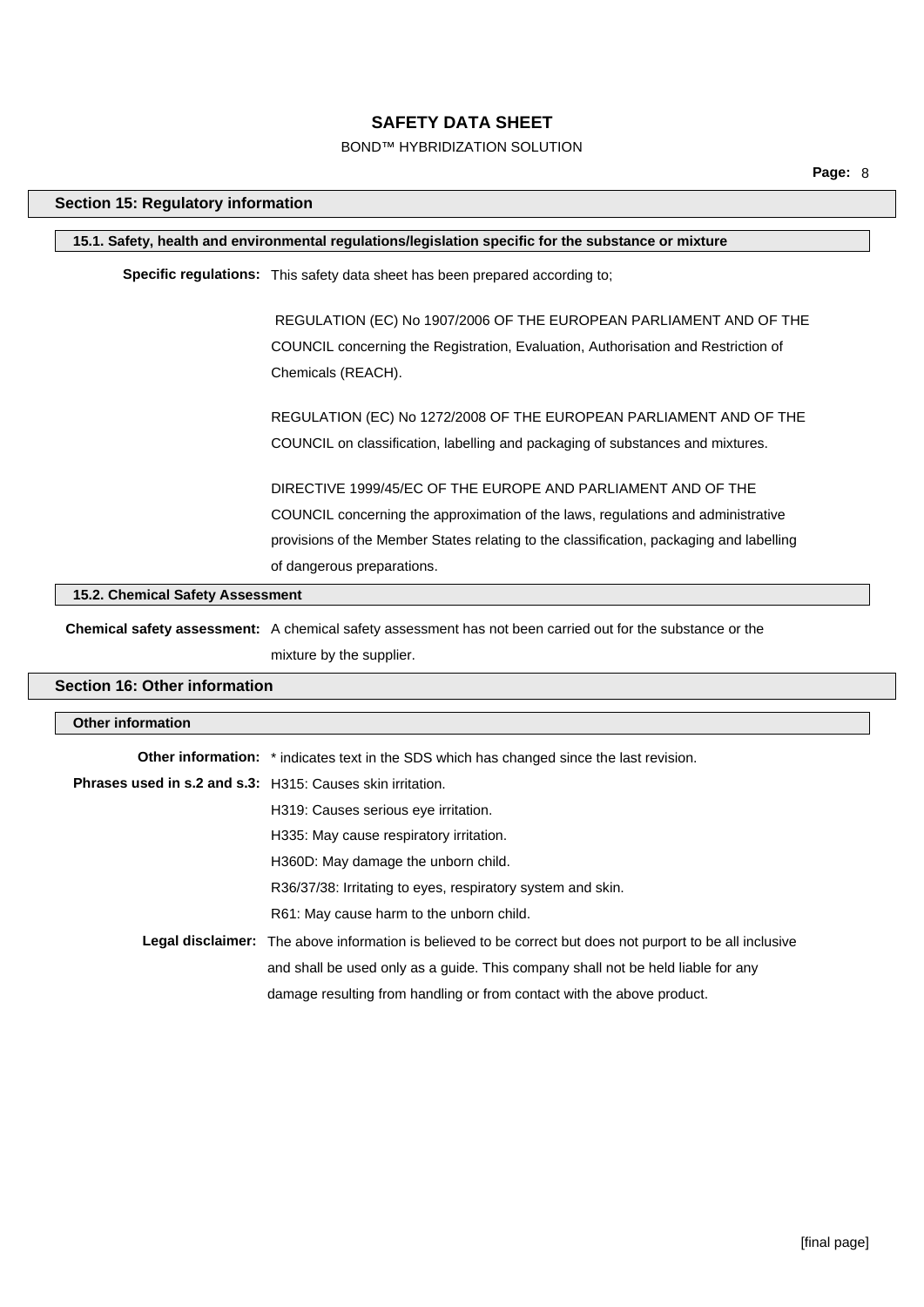## Section 15: Regulatory information

### 15.1. Safety, health and environmental regulations/legislation specific for the substance or mixture

**Specific regulations:** This safety data sheet has been prepared according to;

REGULATION (EC) No 1907/2006 OF THE EUROPEAN PARLIAMENT AND OF THE COUNCIL concerning the Registration, Evaluation, Authorisation and Restriction of Chemicals (REACH).

REGULATION (EC) No 1272/2008 OF THE EUROPEAN PARLIAMENT AND OF THE COUNCIL on classification, labelling and packaging of substances and mixtures.

DIRECTIVE 1999/45/EC OF THE EUROPE AND PARLIAMENT AND OF THE COUNCIL concerning the approximation of the laws, regulations and administrative provisions of the Member States relating to the classification, packaging and labelling of dangerous preparations.

### 15.2. Chemical Safety Assessment

**Chemical safety assessment:** A chemical safety assessment has not been carried out for the substance or the mixture by the supplier.

## Section 16: Other information

### Other information

**Other information:** * indicates text in the SDS which has changed since the last revision.

**Phrases used in s.2 and s.3:** H315: Causes skin irritation.

H319: Causes serious eye irritation.

H335: May cause respiratory irritation.

H360D: May damage the unborn child.

R36/37/38: Irritating to eyes, respiratory system and skin.

R61: May cause harm to the unborn child.

**Legal disclaimer:** The above information is believed to be correct but does not purport to be all inclusive and shall be used only as a guide. This company shall not be held liable for any damage resulting from handling or from contact with the above product.

[final page]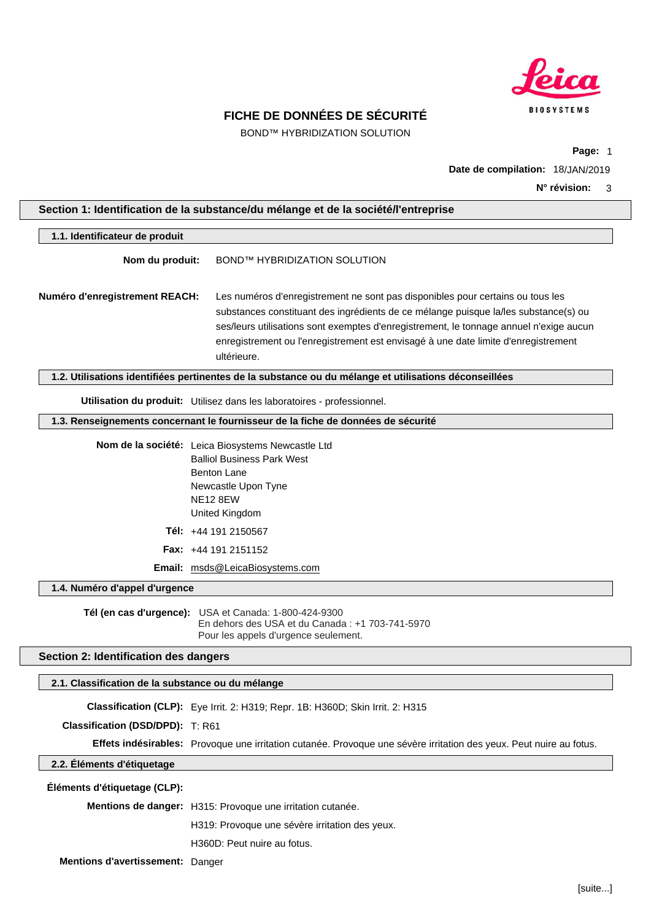# FICHE DE DONNÉES DE SÉCURITÉ

BOND™ HYBRIDIZATION SOLUTION

**Date de compilation:** 18/JAN/2019

**N° révision:** 3

## Section 1: Identification de la substance/du mélange et de la société/l'entreprise

### 1.1. Identificateur de produit

**Nom du produit:** BOND™ HYBRIDIZATION SOLUTION

**Numéro d'enregistrement REACH:** Les numéros d'enregistrement ne sont pas disponibles pour certains ou tous les substances constituant des ingrédients de ce mélange puisque la/les substance(s) ou ses/leurs utilisations sont exemptes d'enregistrement, le tonnage annuel n'exige aucun enregistrement ou l'enregistrement est envisagé à une date limite d'enregistrement ultérieure.

### 1.2. Utilisations identifiées pertinentes de la substance ou du mélange et utilisations déconseillées

**Utilisation du produit:** Utilisez dans les laboratoires - professionnel.

### 1.3. Renseignements concernant le fournisseur de la fiche de données de sécurité

**Nom de la société:** Leica Biosystems Newcastle Ltd
Balliol Business Park West
Benton Lane
Newcastle Upon Tyne
NE12 8EW
United Kingdom

**Tél:** +44 191 2150567

**Fax:** +44 191 2151152

**Email:** msds@LeicaBiosystems.com

### 1.4. Numéro d'appel d'urgence

**Tél (en cas d'urgence):** USA et Canada: 1-800-424-9300
En dehors des USA et du Canada : +1 703-741-5970
Pour les appels d'urgence seulement.

## Section 2: Identification des dangers

### 2.1. Classification de la substance ou du mélange

**Classification (CLP):** Eye Irrit. 2: H319; Repr. 1B: H360D; Skin Irrit. 2: H315

**Classification (DSD/DPD):** T: R61

**Effets indésirables:** Provoque une irritation cutanée. Provoque une sévère irritation des yeux. Peut nuire au fotus.

### 2.2. Éléments d'étiquetage

**Éléments d'étiquetage (CLP):**

**Mentions de danger:** H315: Provoque une irritation cutanée.

H319: Provoque une sévère irritation des yeux.

H360D: Peut nuire au fotus.

**Mentions d'avertissement:** Danger

[suite...]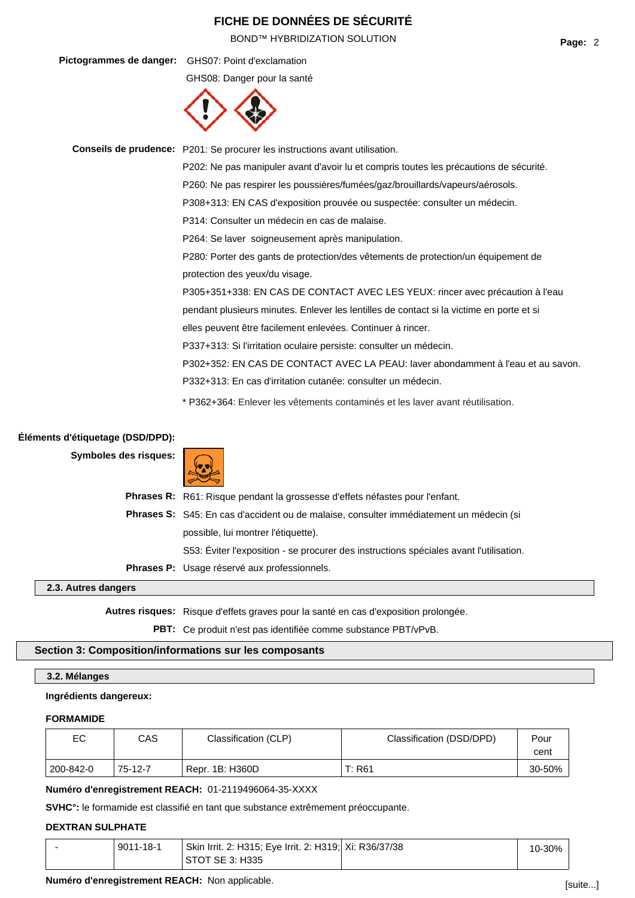**Pictogrammes de danger:** GHS07: Point d'exclamation

GHS08: Danger pour la santé

**Conseils de prudence:** P201: Se procurer les instructions avant utilisation.

P202: Ne pas manipuler avant d'avoir lu et compris toutes les précautions de sécurité.

P260: Ne pas respirer les poussières/fumées/gaz/brouillards/vapeurs/aérosols.

P308+313: EN CAS d'exposition prouvée ou suspectée: consulter un médecin.

P314: Consulter un médecin en cas de malaise.

P264: Se laver soigneusement après manipulation.

P280: Porter des gants de protection/des vêtements de protection/un équipement de protection des yeux/du visage.

P305+351+338: EN CAS DE CONTACT AVEC LES YEUX: rincer avec précaution à l'eau pendant plusieurs minutes. Enlever les lentilles de contact si la victime en porte et si elles peuvent être facilement enlevées. Continuer à rincer.

P337+313: Si l'irritation oculaire persiste: consulter un médecin.

P302+352: EN CAS DE CONTACT AVEC LA PEAU: laver abondamment à l'eau et au savon.

P332+313: En cas d'irritation cutanée: consulter un médecin.

* P362+364: Enlever les vêtements contaminés et les laver avant réutilisation.

**Éléments d'étiquetage (DSD/DPD):**

**Symboles des risques:**

**Phrases R:** R61: Risque pendant la grossesse d'effets néfastes pour l'enfant.

**Phrases S:** S45: En cas d'accident ou de malaise, consulter immédiatement un médecin (si possible, lui montrer l'étiquette).

S53: Éviter l'exposition - se procurer des instructions spéciales avant l'utilisation.

**Phrases P:** Usage réservé aux professionnels.

### 2.3. Autres dangers

**Autres risques:** Risque d'effets graves pour la santé en cas d'exposition prolongée.

**PBT:** Ce produit n'est pas identifiée comme substance PBT/vPvB.

## Section 3: Composition/informations sur les composants

### 3.2. Mélanges

**Ingrédients dangereux:**

**FORMAMIDE**

| EC | CAS | Classification (CLP) | Classification (DSD/DPD) | Pour cent |
|---|---|---|---|---|
| 200-842-0 | 75-12-7 | Repr. 1B: H360D | T: R61 | 30-50% |

**Numéro d'enregistrement REACH:** 01-2119496064-35-XXXX

**SVHC°:** le formamide est classifié en tant que substance extrêmement préoccupante.

**DEXTRAN SULPHATE**

| | | | | |
|---|---|---|---|---|
| - | 9011-18-1 | Skin Irrit. 2: H315; Eye Irrit. 2: H319; STOT SE 3: H335 | Xi: R36/37/38 | 10-30% |

**Numéro d'enregistrement REACH:** Non applicable.

[suite...]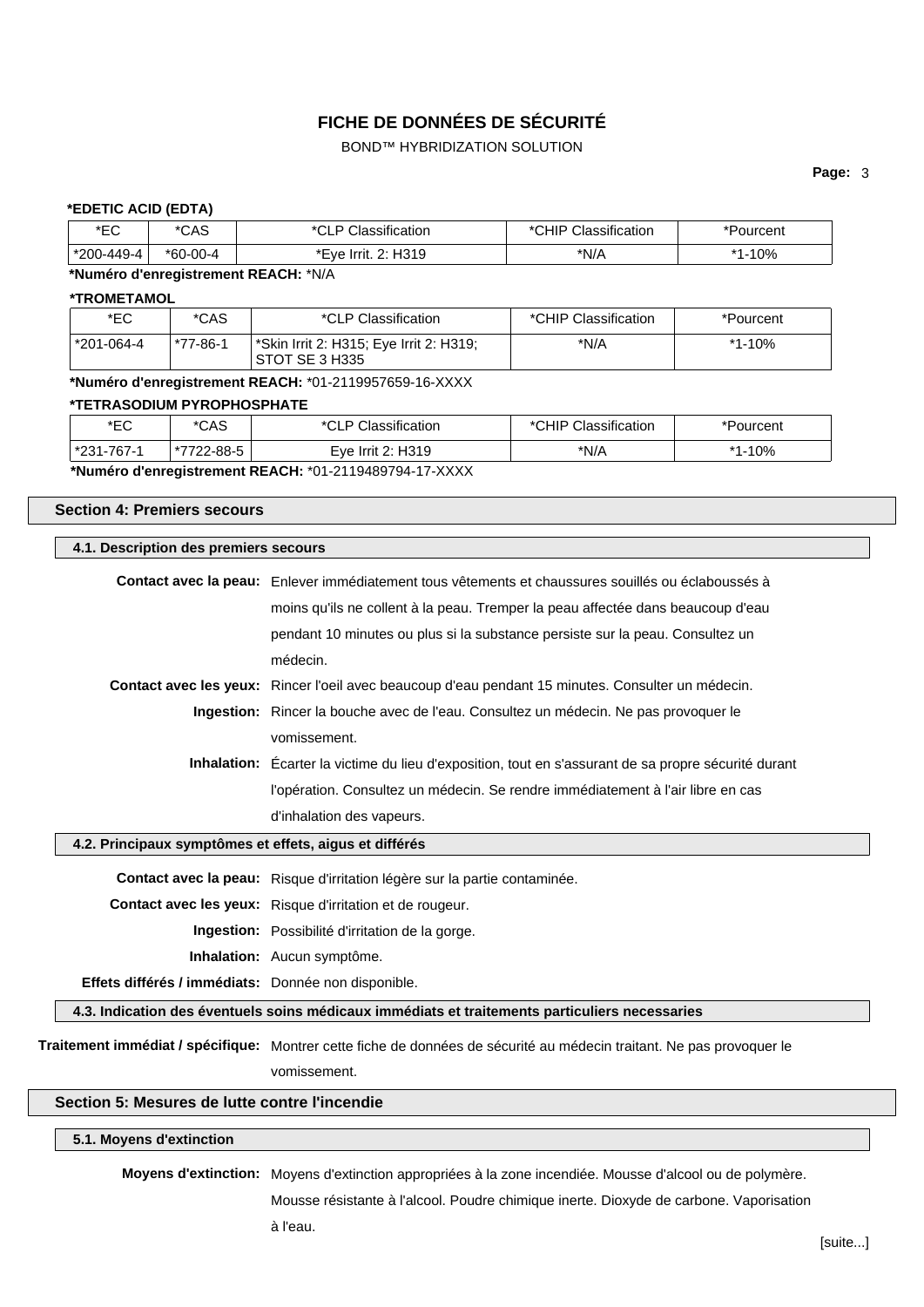**\*EDETIC ACID (EDTA)**

| \*EC | \*CAS | \*CLP Classification | \*CHIP Classification | \*Pourcent |
|---|---|---|---|---|
| \*200-449-4 | \*60-00-4 | \*Eye Irrit. 2: H319 | \*N/A | \*1-10% |

**\*Numéro d'enregistrement REACH:** \*N/A

**\*TROMETAMOL**

| \*EC | \*CAS | \*CLP Classification | \*CHIP Classification | \*Pourcent |
|---|---|---|---|---|
| \*201-064-4 | \*77-86-1 | \*Skin Irrit 2: H315; Eye Irrit 2: H319; STOT SE 3 H335 | \*N/A | \*1-10% |

**\*Numéro d'enregistrement REACH:** \*01-2119957659-16-XXXX

**\*TETRASODIUM PYROPHOSPHATE**

| \*EC | \*CAS | \*CLP Classification | \*CHIP Classification | \*Pourcent |
|---|---|---|---|---|
| \*231-767-1 | \*7722-88-5 | Eye Irrit 2: H319 | \*N/A | \*1-10% |

**\*Numéro d'enregistrement REACH:** \*01-2119489794-17-XXXX

## Section 4: Premiers secours

### 4.1. Description des premiers secours

**Contact avec la peau:** Enlever immédiatement tous vêtements et chaussures souillés ou éclaboussés à moins qu'ils ne collent à la peau. Tremper la peau affectée dans beaucoup d'eau pendant 10 minutes ou plus si la substance persiste sur la peau. Consultez un médecin.

**Contact avec les yeux:** Rincer l'oeil avec beaucoup d'eau pendant 15 minutes. Consulter un médecin.

**Ingestion:** Rincer la bouche avec de l'eau. Consultez un médecin. Ne pas provoquer le vomissement.

**Inhalation:** Écarter la victime du lieu d'exposition, tout en s'assurant de sa propre sécurité durant l'opération. Consultez un médecin. Se rendre immédiatement à l'air libre en cas d'inhalation des vapeurs.

### 4.2. Principaux symptômes et effets, aigus et différés

**Contact avec la peau:** Risque d'irritation légère sur la partie contaminée.

**Contact avec les yeux:** Risque d'irritation et de rougeur.

**Ingestion:** Possibilité d'irritation de la gorge.

**Inhalation:** Aucun symptôme.

**Effets différés / immédiats:** Donnée non disponible.

### 4.3. Indication des éventuels soins médicaux immédiats et traitements particuliers necessaries

**Traitement immédiat / spécifique:** Montrer cette fiche de données de sécurité au médecin traitant. Ne pas provoquer le vomissement.

## Section 5: Mesures de lutte contre l'incendie

### 5.1. Moyens d'extinction

**Moyens d'extinction:** Moyens d'extinction appropriées à la zone incendiée. Mousse d'alcool ou de polymère. Mousse résistante à l'alcool. Poudre chimique inerte. Dioxyde de carbone. Vaporisation à l'eau.

[suite...]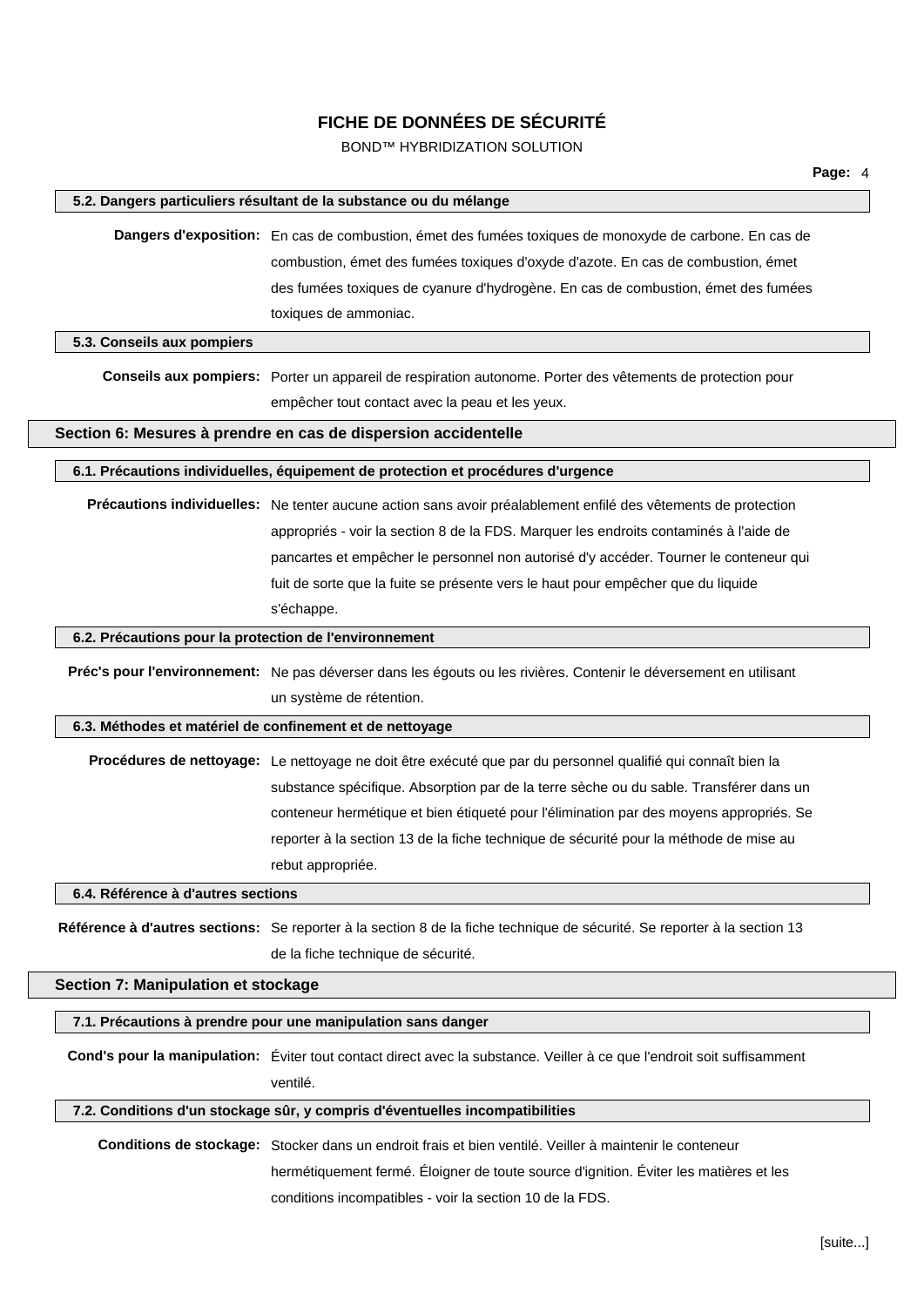### 5.2. Dangers particuliers résultant de la substance ou du mélange

**Dangers d'exposition:** En cas de combustion, émet des fumées toxiques de monoxyde de carbone. En cas de combustion, émet des fumées toxiques d'oxyde d'azote. En cas de combustion, émet des fumées toxiques de cyanure d'hydrogène. En cas de combustion, émet des fumées toxiques de ammoniac.

### 5.3. Conseils aux pompiers

**Conseils aux pompiers:** Porter un appareil de respiration autonome. Porter des vêtements de protection pour empêcher tout contact avec la peau et les yeux.

## Section 6: Mesures à prendre en cas de dispersion accidentelle

### 6.1. Précautions individuelles, équipement de protection et procédures d'urgence

**Précautions individuelles:** Ne tenter aucune action sans avoir préalablement enfilé des vêtements de protection appropriés - voir la section 8 de la FDS. Marquer les endroits contaminés à l'aide de pancartes et empêcher le personnel non autorisé d'y accéder. Tourner le conteneur qui fuit de sorte que la fuite se présente vers le haut pour empêcher que du liquide s'échappe.

### 6.2. Précautions pour la protection de l'environnement

**Préc's pour l'environnement:** Ne pas déverser dans les égouts ou les rivières. Contenir le déversement en utilisant un système de rétention.

### 6.3. Méthodes et matériel de confinement et de nettoyage

**Procédures de nettoyage:** Le nettoyage ne doit être exécuté que par du personnel qualifié qui connaît bien la substance spécifique. Absorption par de la terre sèche ou du sable. Transférer dans un conteneur hermétique et bien étiqueté pour l'élimination par des moyens appropriés. Se reporter à la section 13 de la fiche technique de sécurité pour la méthode de mise au rebut appropriée.

### 6.4. Référence à d'autres sections

**Référence à d'autres sections:** Se reporter à la section 8 de la fiche technique de sécurité. Se reporter à la section 13 de la fiche technique de sécurité.

## Section 7: Manipulation et stockage

### 7.1. Précautions à prendre pour une manipulation sans danger

**Cond's pour la manipulation:** Éviter tout contact direct avec la substance. Veiller à ce que l'endroit soit suffisamment ventilé.

### 7.2. Conditions d'un stockage sûr, y compris d'éventuelles incompatibilities

**Conditions de stockage:** Stocker dans un endroit frais et bien ventilé. Veiller à maintenir le conteneur hermétiquement fermé. Éloigner de toute source d'ignition. Éviter les matières et les conditions incompatibles - voir la section 10 de la FDS.

[suite...]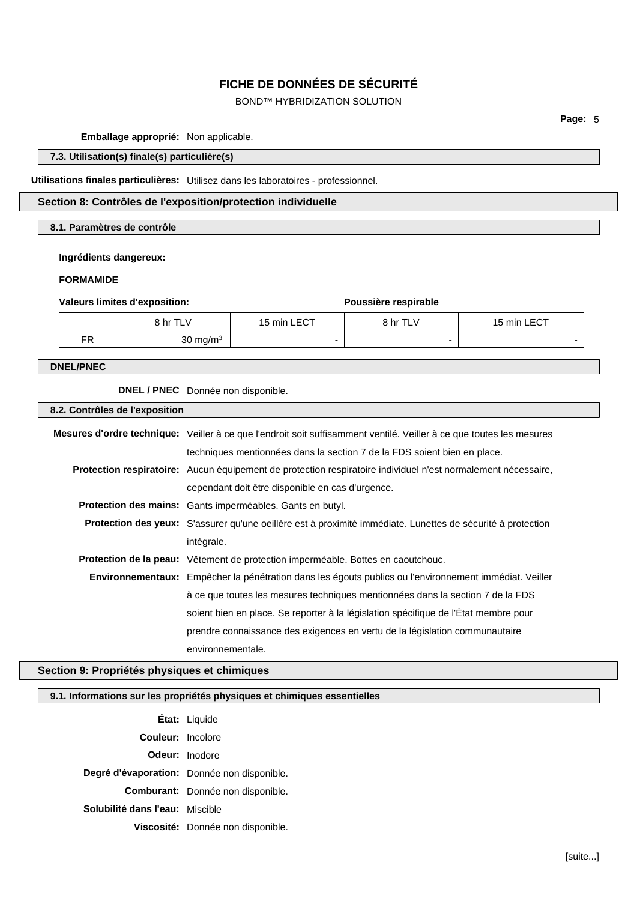**Emballage approprié:** Non applicable.

### 7.3. Utilisation(s) finale(s) particulière(s)

**Utilisations finales particulières:** Utilisez dans les laboratoires - professionnel.

## Section 8: Contrôles de l'exposition/protection individuelle

### 8.1. Paramètres de contrôle

**Ingrédients dangereux:**

**FORMAMIDE**

| Valeurs limites d'exposition: | | | Poussière respirable | |
|---|---|---|---|---|
| | 8 hr TLV | 15 min LECT | 8 hr TLV | 15 min LECT |
| FR | 30 mg/m³ | - | - | - |

### DNEL/PNEC

**DNEL / PNEC** Donnée non disponible.

### 8.2. Contrôles de l'exposition

**Mesures d'ordre technique:** Veiller à ce que l'endroit soit suffisamment ventilé. Veiller à ce que toutes les mesures techniques mentionnées dans la section 7 de la FDS soient bien en place.

**Protection respiratoire:** Aucun équipement de protection respiratoire individuel n'est normalement nécessaire, cependant doit être disponible en cas d'urgence.

**Protection des mains:** Gants imperméables. Gants en butyl.

**Protection des yeux:** S'assurer qu'une oeillère est à proximité immédiate. Lunettes de sécurité à protection intégrale.

**Protection de la peau:** Vêtement de protection imperméable. Bottes en caoutchouc.

**Environnementaux:** Empêcher la pénétration dans les égouts publics ou l'environnement immédiat. Veiller à ce que toutes les mesures techniques mentionnées dans la section 7 de la FDS soient bien en place. Se reporter à la législation spécifique de l'État membre pour prendre connaissance des exigences en vertu de la législation communautaire environnementale.

## Section 9: Propriétés physiques et chimiques

### 9.1. Informations sur les propriétés physiques et chimiques essentielles

**État:** Liquide

**Couleur:** Incolore

**Odeur:** Inodore

**Degré d'évaporation:** Donnée non disponible.

**Comburant:** Donnée non disponible.

**Solubilité dans l'eau:** Miscible

**Viscosité:** Donnée non disponible.

[suite...]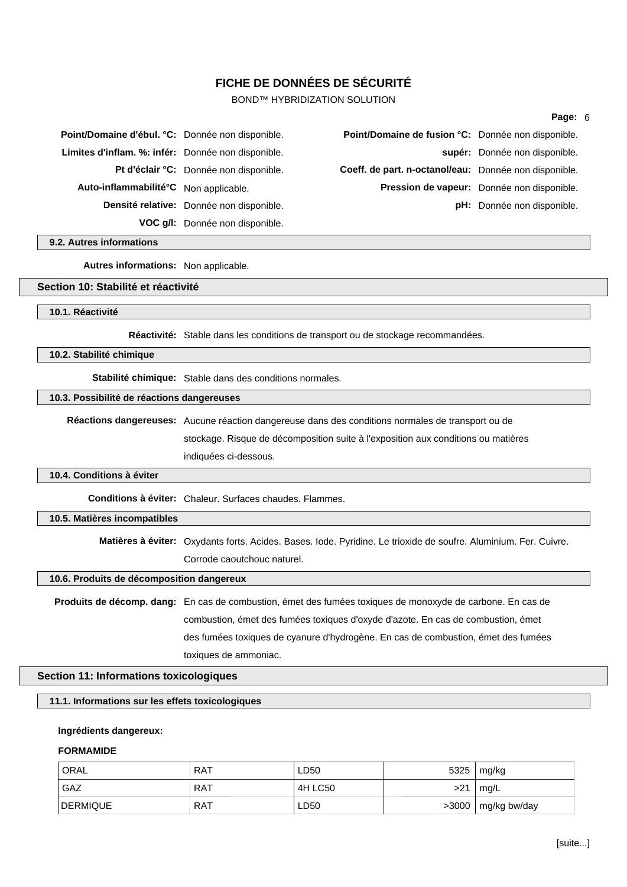**Point/Domaine d'ébul. °C:** Donnée non disponible.

**Point/Domaine de fusion °C:** Donnée non disponible.

**Limites d'inflam. %: infér:** Donnée non disponible.

**supér:** Donnée non disponible.

**Pt d'éclair °C:** Donnée non disponible.

**Coeff. de part. n-octanol/eau:** Donnée non disponible.

**Auto-inflammabilité°C** Non applicable.

**Pression de vapeur:** Donnée non disponible.

**Densité relative:** Donnée non disponible.

**pH:** Donnée non disponible.

**VOC g/l:** Donnée non disponible.

### 9.2. Autres informations

**Autres informations:** Non applicable.

## Section 10: Stabilité et réactivité

### 10.1. Réactivité

**Réactivité:** Stable dans les conditions de transport ou de stockage recommandées.

### 10.2. Stabilité chimique

**Stabilité chimique:** Stable dans des conditions normales.

### 10.3. Possibilité de réactions dangereuses

**Réactions dangereuses:** Aucune réaction dangereuse dans des conditions normales de transport ou de stockage. Risque de décomposition suite à l'exposition aux conditions ou matières indiquées ci-dessous.

### 10.4. Conditions à éviter

**Conditions à éviter:** Chaleur. Surfaces chaudes. Flammes.

### 10.5. Matières incompatibles

**Matières à éviter:** Oxydants forts. Acides. Bases. Iode. Pyridine. Le trioxide de soufre. Aluminium. Fer. Cuivre. Corrode caoutchouc naturel.

### 10.6. Produits de décomposition dangereux

**Produits de décomp. dang:** En cas de combustion, émet des fumées toxiques de monoxyde de carbone. En cas de combustion, émet des fumées toxiques d'oxyde d'azote. En cas de combustion, émet des fumées toxiques de cyanure d'hydrogène. En cas de combustion, émet des fumées toxiques de ammoniac.

## Section 11: Informations toxicologiques

### 11.1. Informations sur les effets toxicologiques

**Ingrédients dangereux:**

**FORMAMIDE**

| | | | | |
|---|---|---|---|---|
| ORAL | RAT | LD50 | 5325 | mg/kg |
| GAZ | RAT | 4H LC50 | >21 | mg/L |
| DERMIQUE | RAT | LD50 | >3000 | mg/kg bw/day |

[suite...]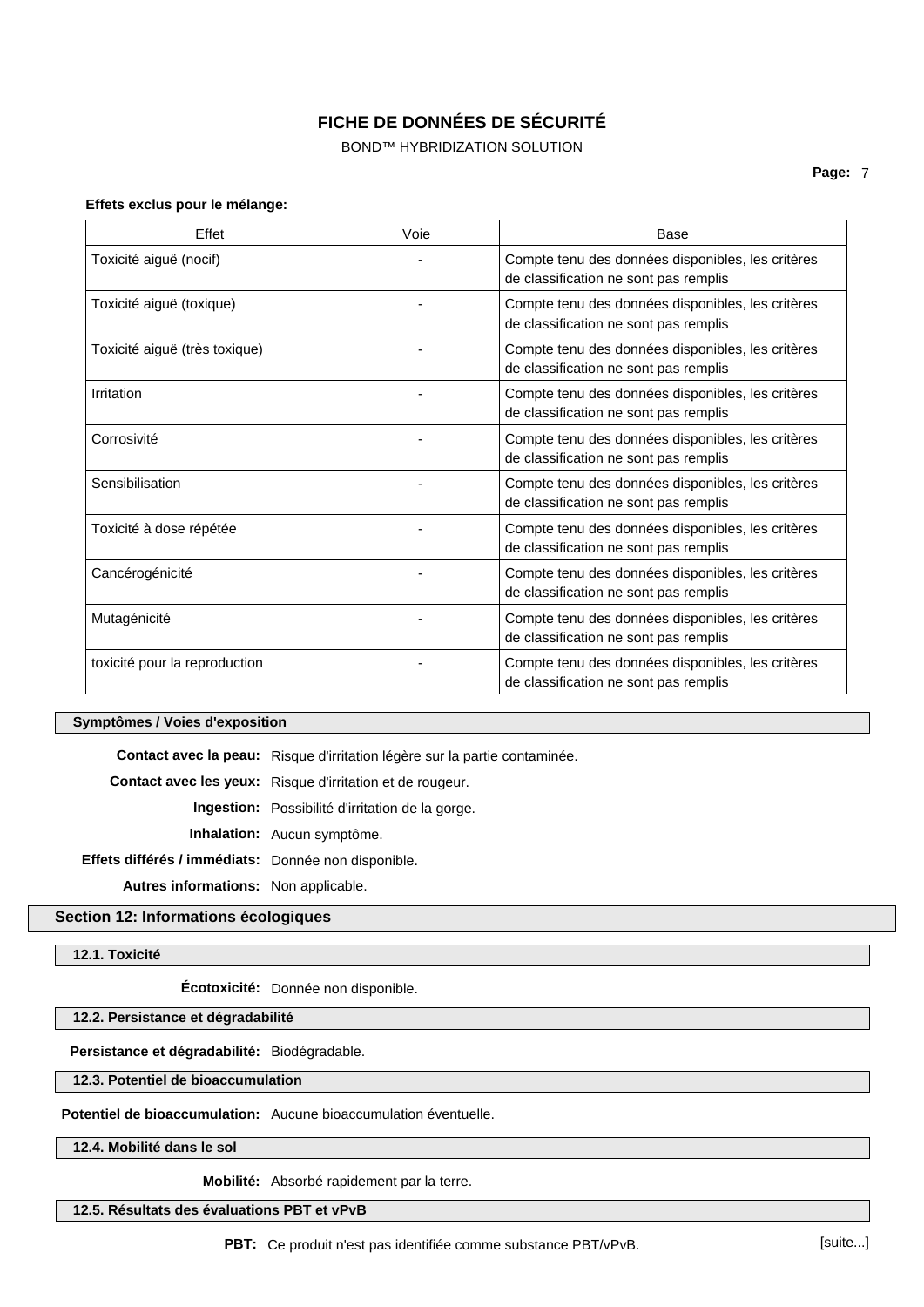**Effets exclus pour le mélange:**

| Effet | Voie | Base |
|---|---|---|
| Toxicité aiguë (nocif) | - | Compte tenu des données disponibles, les critères de classification ne sont pas remplis |
| Toxicité aiguë (toxique) | - | Compte tenu des données disponibles, les critères de classification ne sont pas remplis |
| Toxicité aiguë (très toxique) | - | Compte tenu des données disponibles, les critères de classification ne sont pas remplis |
| Irritation | - | Compte tenu des données disponibles, les critères de classification ne sont pas remplis |
| Corrosivité | - | Compte tenu des données disponibles, les critères de classification ne sont pas remplis |
| Sensibilisation | - | Compte tenu des données disponibles, les critères de classification ne sont pas remplis |
| Toxicité à dose répétée | - | Compte tenu des données disponibles, les critères de classification ne sont pas remplis |
| Cancérogénicité | - | Compte tenu des données disponibles, les critères de classification ne sont pas remplis |
| Mutagénicité | - | Compte tenu des données disponibles, les critères de classification ne sont pas remplis |
| toxicité pour la reproduction | - | Compte tenu des données disponibles, les critères de classification ne sont pas remplis |

### Symptômes / Voies d'exposition

**Contact avec la peau:** Risque d'irritation légère sur la partie contaminée.

**Contact avec les yeux:** Risque d'irritation et de rougeur.

**Ingestion:** Possibilité d'irritation de la gorge.

**Inhalation:** Aucun symptôme.

**Effets différés / immédiats:** Donnée non disponible.

**Autres informations:** Non applicable.

## Section 12: Informations écologiques

### 12.1. Toxicité

**Écotoxicité:** Donnée non disponible.

### 12.2. Persistance et dégradabilité

**Persistance et dégradabilité:** Biodégradable.

### 12.3. Potentiel de bioaccumulation

**Potentiel de bioaccumulation:** Aucune bioaccumulation éventuelle.

### 12.4. Mobilité dans le sol

**Mobilité:** Absorbé rapidement par la terre.

### 12.5. Résultats des évaluations PBT et vPvB

**PBT:** Ce produit n'est pas identifiée comme substance PBT/vPvB.

[suite...]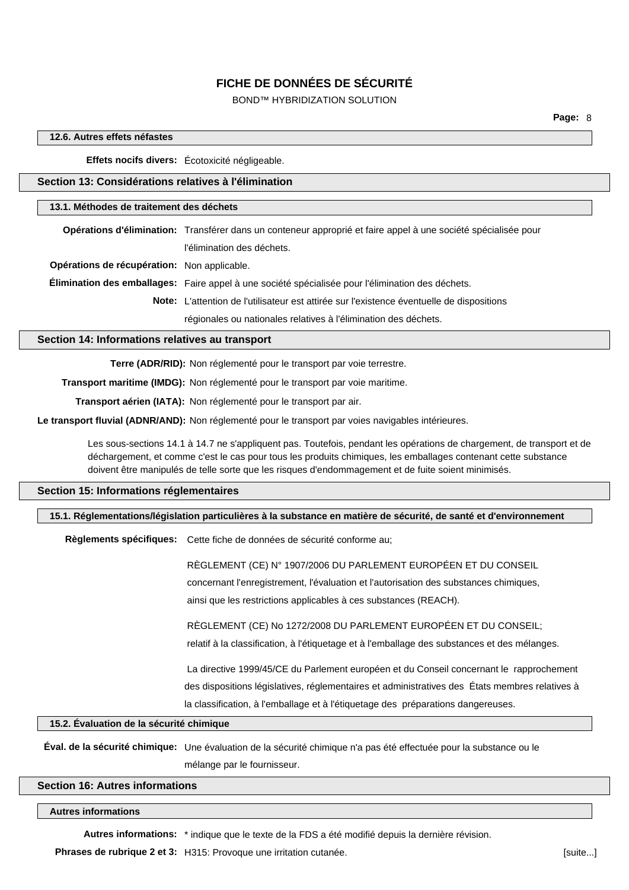### 12.6. Autres effets néfastes

**Effets nocifs divers:** Écotoxicité négligeable.

## Section 13: Considérations relatives à l'élimination

### 13.1. Méthodes de traitement des déchets

**Opérations d'élimination:** Transférer dans un conteneur approprié et faire appel à une société spécialisée pour l'élimination des déchets.

**Opérations de récupération:** Non applicable.

**Élimination des emballages:** Faire appel à une société spécialisée pour l'élimination des déchets.

**Note:** L'attention de l'utilisateur est attirée sur l'existence éventuelle de dispositions régionales ou nationales relatives à l'élimination des déchets.

## Section 14: Informations relatives au transport

**Terre (ADR/RID):** Non réglementé pour le transport par voie terrestre.

**Transport maritime (IMDG):** Non réglementé pour le transport par voie maritime.

**Transport aérien (IATA):** Non réglementé pour le transport par air.

**Le transport fluvial (ADNR/AND):** Non réglementé pour le transport par voies navigables intérieures.

Les sous-sections 14.1 à 14.7 ne s'appliquent pas. Toutefois, pendant les opérations de chargement, de transport et de déchargement, et comme c'est le cas pour tous les produits chimiques, les emballages contenant cette substance doivent être manipulés de telle sorte que les risques d'endommagement et de fuite soient minimisés.

## Section 15: Informations réglementaires

### 15.1. Réglementations/législation particulières à la substance en matière de sécurité, de santé et d'environnement

**Règlements spécifiques:** Cette fiche de données de sécurité conforme au;

RÈGLEMENT (CE) N° 1907/2006 DU PARLEMENT EUROPÉEN ET DU CONSEIL concernant l'enregistrement, l'évaluation et l'autorisation des substances chimiques, ainsi que les restrictions applicables à ces substances (REACH).

RÈGLEMENT (CE) No 1272/2008 DU PARLEMENT EUROPÉEN ET DU CONSEIL; relatif à la classification, à l'étiquetage et à l'emballage des substances et des mélanges.

La directive 1999/45/CE du Parlement européen et du Conseil concernant le rapprochement des dispositions législatives, réglementaires et administratives des États membres relatives à la classification, à l'emballage et à l'étiquetage des préparations dangereuses.

### 15.2. Évaluation de la sécurité chimique

**Éval. de la sécurité chimique:** Une évaluation de la sécurité chimique n'a pas été effectuée pour la substance ou le mélange par le fournisseur.

## Section 16: Autres informations

### Autres informations

**Autres informations:** * indique que le texte de la FDS a été modifié depuis la dernière révision.

**Phrases de rubrique 2 et 3:** H315: Provoque une irritation cutanée.

[suite...]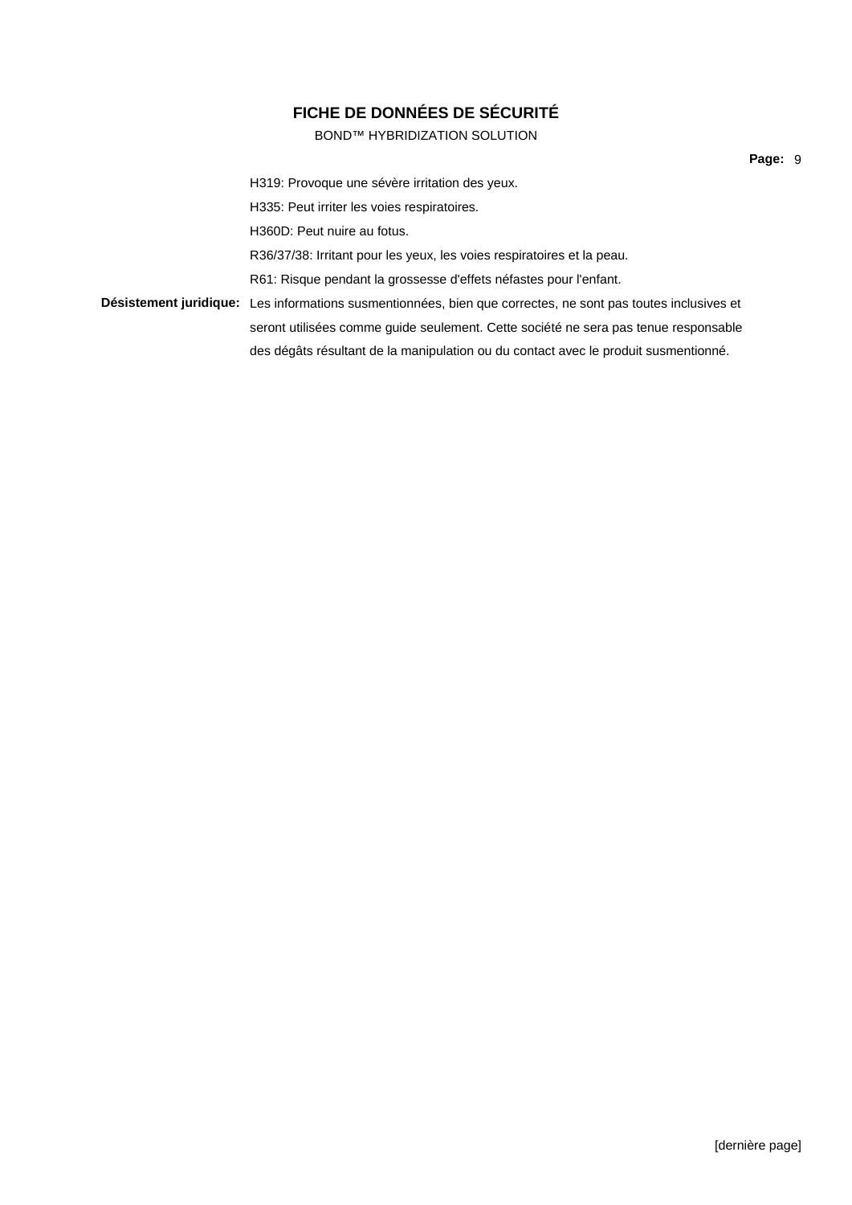H319: Provoque une sévère irritation des yeux.

H335: Peut irriter les voies respiratoires.

H360D: Peut nuire au fotus.

R36/37/38: Irritant pour les yeux, les voies respiratoires et la peau.

R61: Risque pendant la grossesse d'effets néfastes pour l'enfant.

**Désistement juridique:** Les informations susmentionnées, bien que correctes, ne sont pas toutes inclusives et seront utilisées comme guide seulement. Cette société ne sera pas tenue responsable des dégâts résultant de la manipulation ou du contact avec le produit susmentionné.

[dernière page]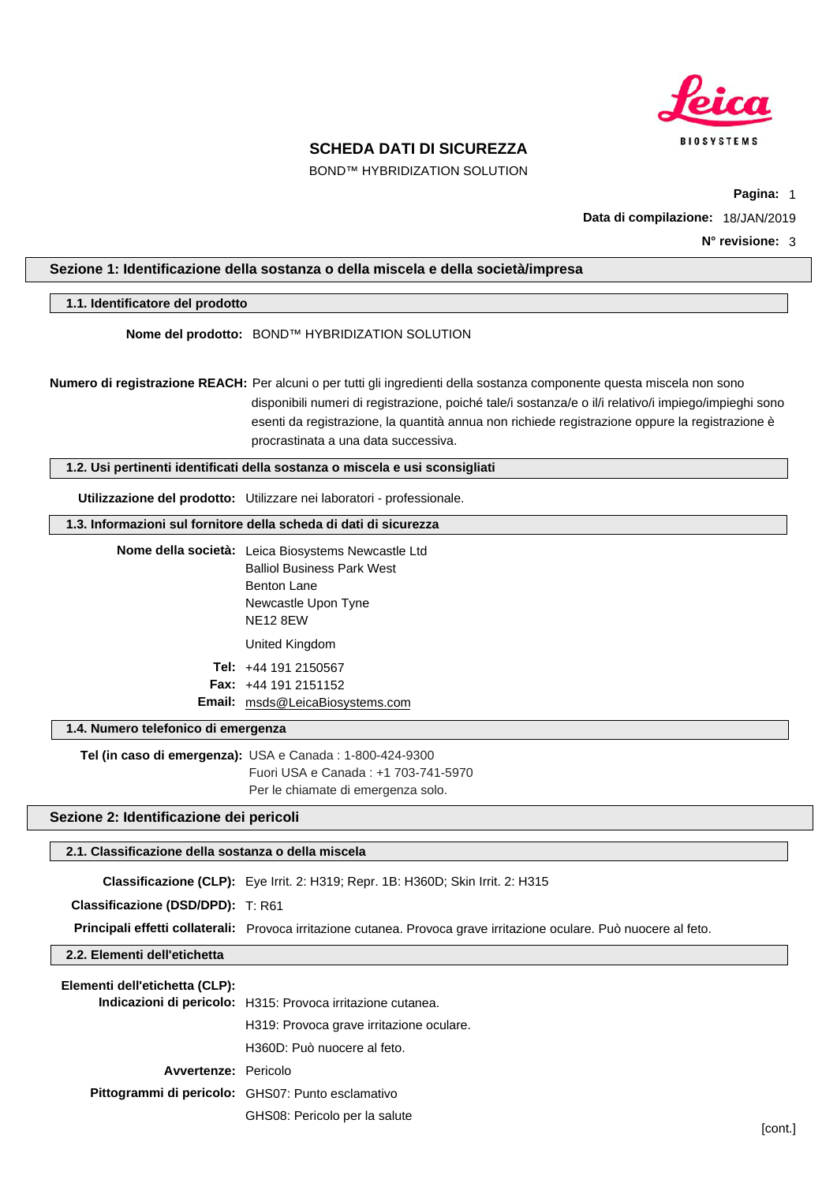# SCHEDA DATI DI SICUREZZA

BOND™ HYBRIDIZATION SOLUTION

**Pagina:** 1

**Data di compilazione:** 18/JAN/2019

**N° revisione:** 3

## Sezione 1: Identificazione della sostanza o della miscela e della società/impresa

### 1.1. Identificatore del prodotto

**Nome del prodotto:** BOND™ HYBRIDIZATION SOLUTION

**Numero di registrazione REACH:** Per alcuni o per tutti gli ingredienti della sostanza componente questa miscela non sono disponibili numeri di registrazione, poiché tale/i sostanza/e o il/i relativo/i impiego/impieghi sono esenti da registrazione, la quantità annua non richiede registrazione oppure la registrazione è procrastinata a una data successiva.

### 1.2. Usi pertinenti identificati della sostanza o miscela e usi sconsigliati

**Utilizzazione del prodotto:** Utilizzare nei laboratori - professionale.

### 1.3. Informazioni sul fornitore della scheda di dati di sicurezza

**Nome della società:** Leica Biosystems Newcastle Ltd
Balliol Business Park West
Benton Lane
Newcastle Upon Tyne
NE12 8EW

United Kingdom

**Tel:** +44 191 2150567
**Fax:** +44 191 2151152
**Email:** msds@LeicaBiosystems.com

### 1.4. Numero telefonico di emergenza

**Tel (in caso di emergenza):** USA e Canada : 1-800-424-9300
Fuori USA e Canada : +1 703-741-5970
Per le chiamate di emergenza solo.

## Sezione 2: Identificazione dei pericoli

### 2.1. Classificazione della sostanza o della miscela

**Classificazione (CLP):** Eye Irrit. 2: H319; Repr. 1B: H360D; Skin Irrit. 2: H315

**Classificazione (DSD/DPD):** T: R61

**Principali effetti collaterali:** Provoca irritazione cutanea. Provoca grave irritazione oculare. Può nuocere al feto.

### 2.2. Elementi dell'etichetta

**Elementi dell'etichetta (CLP):**

**Indicazioni di pericolo:** H315: Provoca irritazione cutanea.
H319: Provoca grave irritazione oculare.
H360D: Può nuocere al feto.

**Avvertenze:** Pericolo

**Pittogrammi di pericolo:** GHS07: Punto esclamativo
GHS08: Pericolo per la salute

[cont.]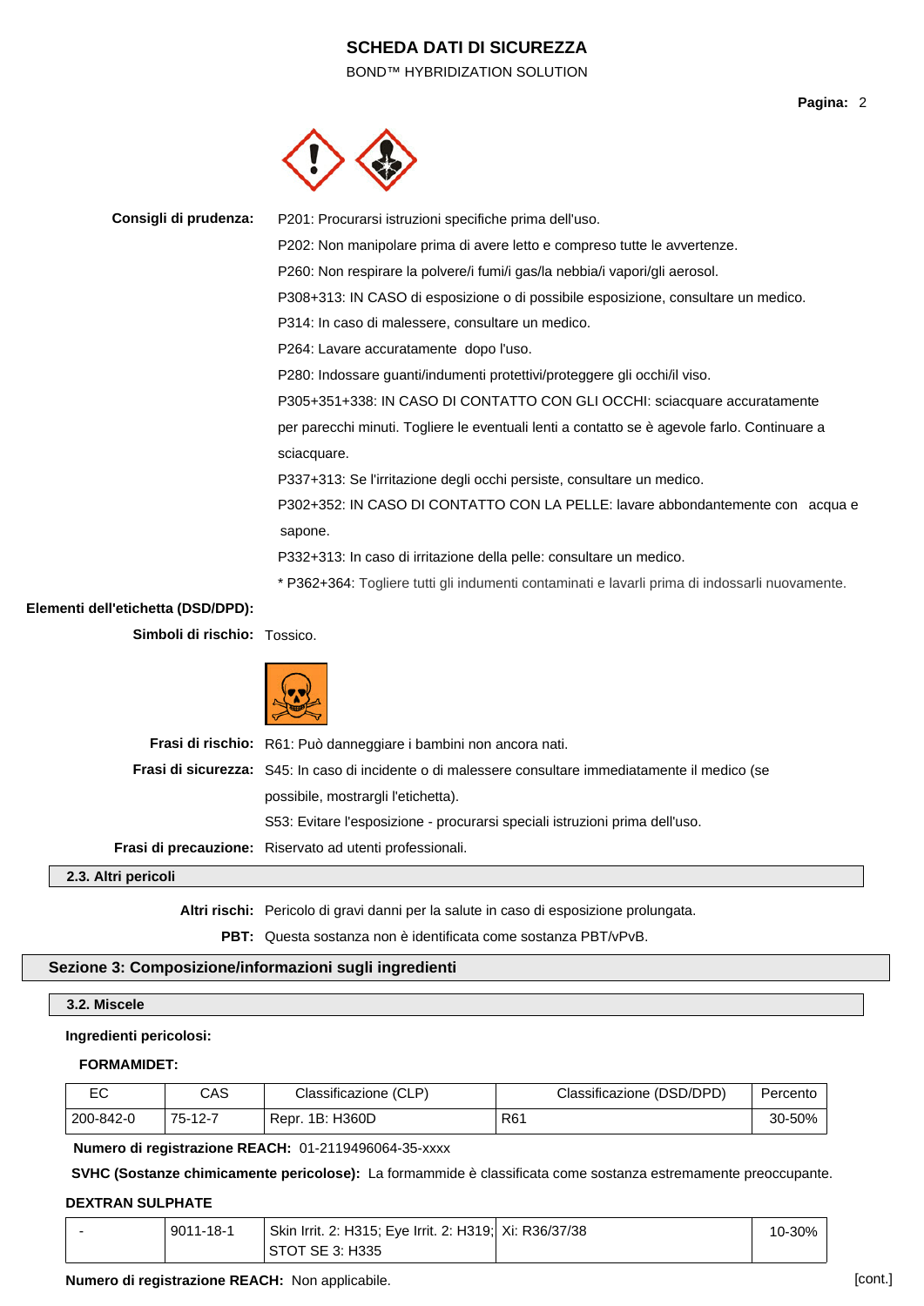**Consigli di prudenza:** P201: Procurarsi istruzioni specifiche prima dell'uso.

P202: Non manipolare prima di avere letto e compreso tutte le avvertenze.

P260: Non respirare la polvere/i fumi/i gas/la nebbia/i vapori/gli aerosol.

P308+313: IN CASO di esposizione o di possibile esposizione, consultare un medico.

P314: In caso di malessere, consultare un medico.

P264: Lavare accuratamente dopo l'uso.

P280: Indossare guanti/indumenti protettivi/proteggere gli occhi/il viso.

P305+351+338: IN CASO DI CONTATTO CON GLI OCCHI: sciacquare accuratamente per parecchi minuti. Togliere le eventuali lenti a contatto se è agevole farlo. Continuare a sciacquare.

P337+313: Se l'irritazione degli occhi persiste, consultare un medico.

P302+352: IN CASO DI CONTATTO CON LA PELLE: lavare abbondantemente con acqua e sapone.

P332+313: In caso di irritazione della pelle: consultare un medico.

* P362+364: Togliere tutti gli indumenti contaminati e lavarli prima di indossarli nuovamente.

**Elementi dell'etichetta (DSD/DPD):**

**Simboli di rischio:** Tossico.

**Frasi di rischio:** R61: Può danneggiare i bambini non ancora nati.

**Frasi di sicurezza:** S45: In caso di incidente o di malessere consultare immediatamente il medico (se possibile, mostrargli l'etichetta).

S53: Evitare l'esposizione - procurarsi speciali istruzioni prima dell'uso.

**Frasi di precauzione:** Riservato ad utenti professionali.

### 2.3. Altri pericoli

**Altri rischi:** Pericolo di gravi danni per la salute in caso di esposizione prolungata.

**PBT:** Questa sostanza non è identificata come sostanza PBT/vPvB.

## Sezione 3: Composizione/informazioni sugli ingredienti

### 3.2. Miscele

**Ingredienti pericolosi:**

**FORMAMIDET:**

| EC | CAS | Classificazione (CLP) | Classificazione (DSD/DPD) | Percento |
|---|---|---|---|---|
| 200-842-0 | 75-12-7 | Repr. 1B: H360D | R61 | 30-50% |

**Numero di registrazione REACH:** 01-2119496064-35-xxxx

**SVHC (Sostanze chimicamente pericolose):** La formammide è classificata come sostanza estremamente preoccupante.

**DEXTRAN SULPHATE**

| | | | | |
|---|---|---|---|---|
| - | 9011-18-1 | Skin Irrit. 2: H315; Eye Irrit. 2: H319; STOT SE 3: H335 | Xi: R36/37/38 | 10-30% |

**Numero di registrazione REACH:** Non applicabile.

[cont.]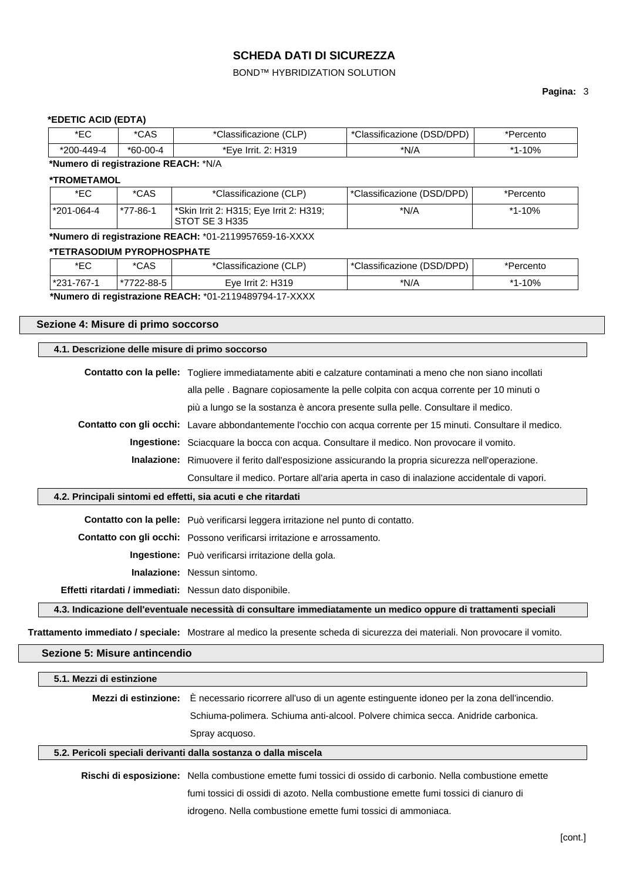**\*EDETIC ACID (EDTA)**

| \*EC | \*CAS | \*Classificazione (CLP) | \*Classificazione (DSD/DPD) | \*Percento |
|---|---|---|---|---|
| \*200-449-4 | \*60-00-4 | \*Eye Irrit. 2: H319 | \*N/A | \*1-10% |

**\*Numero di registrazione REACH:** \*N/A

**\*TROMETAMOL**

| \*EC | \*CAS | \*Classificazione (CLP) | \*Classificazione (DSD/DPD) | \*Percento |
|---|---|---|---|---|
| \*201-064-4 | \*77-86-1 | \*Skin Irrit 2: H315; Eye Irrit 2: H319; STOT SE 3 H335 | \*N/A | \*1-10% |

**\*Numero di registrazione REACH:** \*01-2119957659-16-XXXX

**\*TETRASODIUM PYROPHOSPHATE**

| \*EC | \*CAS | \*Classificazione (CLP) | \*Classificazione (DSD/DPD) | \*Percento |
|---|---|---|---|---|
| \*231-767-1 | \*7722-88-5 | Eye Irrit 2: H319 | \*N/A | \*1-10% |

**\*Numero di registrazione REACH:** \*01-2119489794-17-XXXX

## Sezione 4: Misure di primo soccorso

### 4.1. Descrizione delle misure di primo soccorso

**Contatto con la pelle:** Togliere immediatamente abiti e calzature contaminati a meno che non siano incollati alla pelle . Bagnare copiosamente la pelle colpita con acqua corrente per 10 minuti o più a lungo se la sostanza è ancora presente sulla pelle. Consultare il medico.

**Contatto con gli occhi:** Lavare abbondantemente l'occhio con acqua corrente per 15 minuti. Consultare il medico.

**Ingestione:** Sciacquare la bocca con acqua. Consultare il medico. Non provocare il vomito.

**Inalazione:** Rimuovere il ferito dall'esposizione assicurando la propria sicurezza nell'operazione. Consultare il medico. Portare all'aria aperta in caso di inalazione accidentale di vapori.

### 4.2. Principali sintomi ed effetti, sia acuti e che ritardati

**Contatto con la pelle:** Può verificarsi leggera irritazione nel punto di contatto.

**Contatto con gli occhi:** Possono verificarsi irritazione e arrossamento.

**Ingestione:** Può verificarsi irritazione della gola.

**Inalazione:** Nessun sintomo.

**Effetti ritardati / immediati:** Nessun dato disponibile.

### 4.3. Indicazione dell'eventuale necessità di consultare immediatamente un medico oppure di trattamenti speciali

**Trattamento immediato / speciale:** Mostrare al medico la presente scheda di sicurezza dei materiali. Non provocare il vomito.

## Sezione 5: Misure antincendio

### 5.1. Mezzi di estinzione

**Mezzi di estinzione:** È necessario ricorrere all'uso di un agente estinguente idoneo per la zona dell'incendio. Schiuma-polimera. Schiuma anti-alcool. Polvere chimica secca. Anidride carbonica. Spray acquoso.

### 5.2. Pericoli speciali derivanti dalla sostanza o dalla miscela

**Rischi di esposizione:** Nella combustione emette fumi tossici di ossido di carbonio. Nella combustione emette fumi tossici di ossidi di azoto. Nella combustione emette fumi tossici di cianuro di idrogeno. Nella combustione emette fumi tossici di ammoniaca.

[cont.]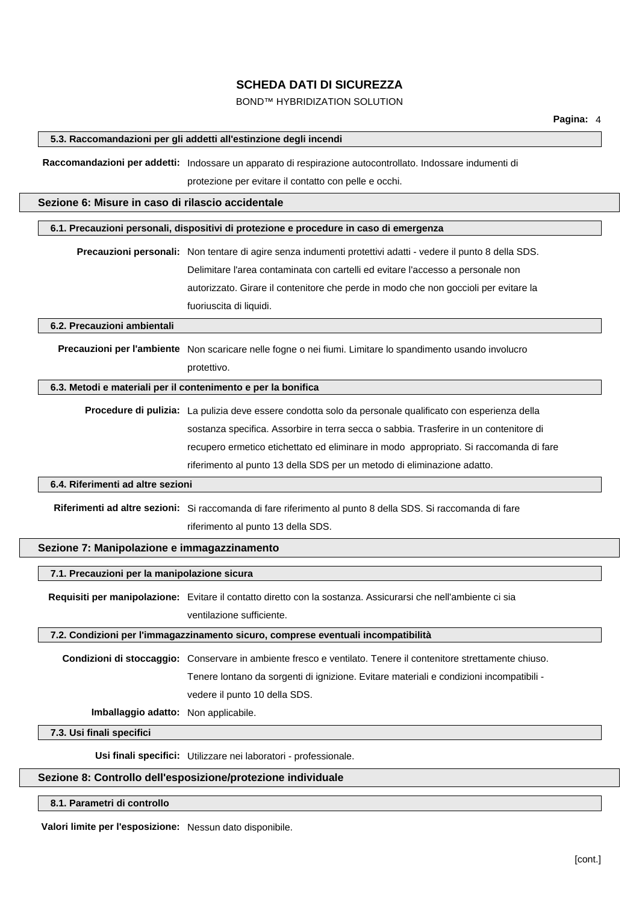#### 5.3. Raccomandazioni per gli addetti all'estinzione degli incendi

**Raccomandazioni per addetti:** Indossare un apparato di respirazione autocontrollato. Indossare indumenti di protezione per evitare il contatto con pelle e occhi.

## Sezione 6: Misure in caso di rilascio accidentale

#### 6.1. Precauzioni personali, dispositivi di protezione e procedure in caso di emergenza

**Precauzioni personali:** Non tentare di agire senza indumenti protettivi adatti - vedere il punto 8 della SDS. Delimitare l'area contaminata con cartelli ed evitare l'accesso a personale non autorizzato. Girare il contenitore che perde in modo che non goccioli per evitare la fuoriuscita di liquidi.

#### 6.2. Precauzioni ambientali

**Precauzioni per l'ambiente** Non scaricare nelle fogne o nei fiumi. Limitare lo spandimento usando involucro protettivo.

#### 6.3. Metodi e materiali per il contenimento e per la bonifica

**Procedure di pulizia:** La pulizia deve essere condotta solo da personale qualificato con esperienza della sostanza specifica. Assorbire in terra secca o sabbia. Trasferire in un contenitore di recupero ermetico etichettato ed eliminare in modo appropriato. Si raccomanda di fare riferimento al punto 13 della SDS per un metodo di eliminazione adatto.

#### 6.4. Riferimenti ad altre sezioni

**Riferimenti ad altre sezioni:** Si raccomanda di fare riferimento al punto 8 della SDS. Si raccomanda di fare riferimento al punto 13 della SDS.

## Sezione 7: Manipolazione e immagazzinamento

#### 7.1. Precauzioni per la manipolazione sicura

**Requisiti per manipolazione:** Evitare il contatto diretto con la sostanza. Assicurarsi che nell'ambiente ci sia ventilazione sufficiente.

#### 7.2. Condizioni per l'immagazzinamento sicuro, comprese eventuali incompatibilità

**Condizioni di stoccaggio:** Conservare in ambiente fresco e ventilato. Tenere il contenitore strettamente chiuso. Tenere lontano da sorgenti di ignizione. Evitare materiali e condizioni incompatibili - vedere il punto 10 della SDS.

**Imballaggio adatto:** Non applicabile.

#### 7.3. Usi finali specifici

**Usi finali specifici:** Utilizzare nei laboratori - professionale.

## Sezione 8: Controllo dell'esposizione/protezione individuale

#### 8.1. Parametri di controllo

**Valori limite per l'esposizione:** Nessun dato disponibile.

[cont.]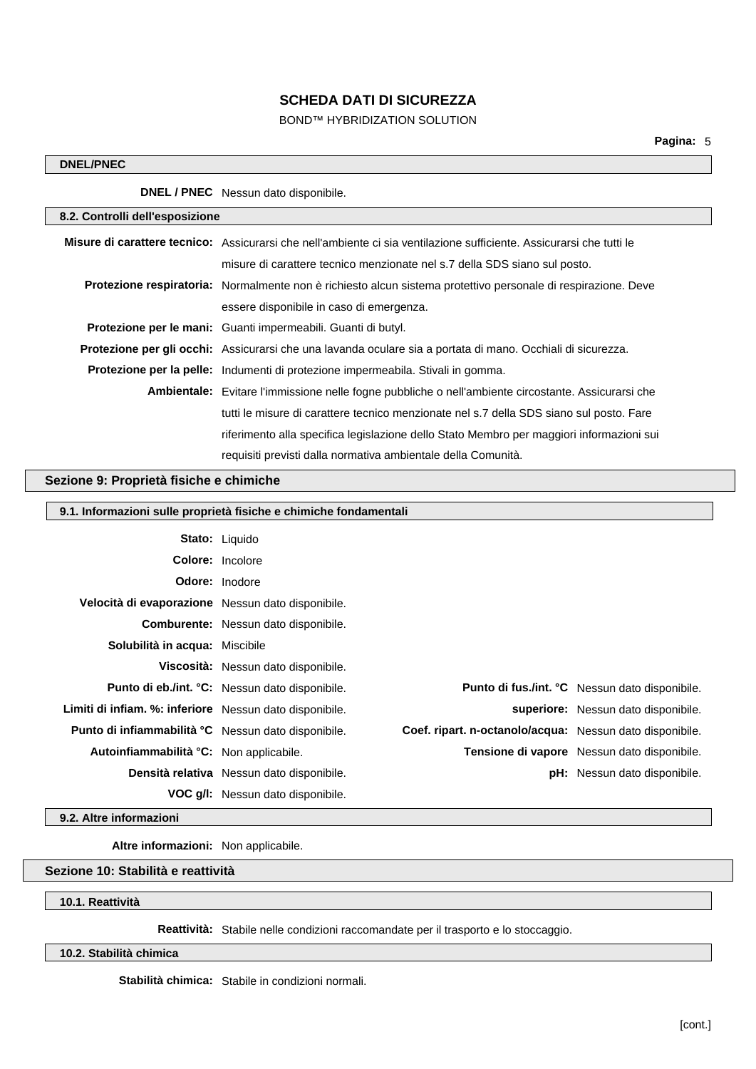### DNEL/PNEC

**DNEL / PNEC** Nessun dato disponibile.

### 8.2. Controlli dell'esposizione

**Misure di carattere tecnico:** Assicurarsi che nell'ambiente ci sia ventilazione sufficiente. Assicurarsi che tutti le misure di carattere tecnico menzionate nel s.7 della SDS siano sul posto.

**Protezione respiratoria:** Normalmente non è richiesto alcun sistema protettivo personale di respirazione. Deve essere disponibile in caso di emergenza.

**Protezione per le mani:** Guanti impermeabili. Guanti di butyl.

**Protezione per gli occhi:** Assicurarsi che una lavanda oculare sia a portata di mano. Occhiali di sicurezza.

**Protezione per la pelle:** Indumenti di protezione impermeabila. Stivali in gomma.

**Ambientale:** Evitare l'immissione nelle fogne pubbliche o nell'ambiente circostante. Assicurarsi che tutti le misure di carattere tecnico menzionate nel s.7 della SDS siano sul posto. Fare riferimento alla specifica legislazione dello Stato Membro per maggiori informazioni sui requisiti previsti dalla normativa ambientale della Comunità.

## Sezione 9: Proprietà fisiche e chimiche

### 9.1. Informazioni sulle proprietà fisiche e chimiche fondamentali

**Stato:** Liquido

**Colore:** Incolore

**Odore:** Inodore

**Velocità di evaporazione** Nessun dato disponibile.

**Comburente:** Nessun dato disponibile.

**Solubilità in acqua:** Miscibile

**Viscosità:** Nessun dato disponibile.

| | | | |
|---|---|---|---|
| **Punto di eb./int. °C:** | Nessun dato disponibile. | **Punto di fus./int. °C** | Nessun dato disponibile. |
| **Limiti di infiam. %: inferiore** | Nessun dato disponibile. | **superiore:** | Nessun dato disponibile. |
| **Punto di infiammabilità °C** | Nessun dato disponibile. | **Coef. ripart. n-octanolo/acqua:** | Nessun dato disponibile. |
| **Autoinfiammabilità °C:** | Non applicabile. | **Tensione di vapore** | Nessun dato disponibile. |
| **Densità relativa** | Nessun dato disponibile. | **pH:** | Nessun dato disponibile. |
| **VOC g/l:** | Nessun dato disponibile. | | |

### 9.2. Altre informazioni

**Altre informazioni:** Non applicabile.

## Sezione 10: Stabilità e reattività

### 10.1. Reattività

**Reattività:** Stabile nelle condizioni raccomandate per il trasporto e lo stoccaggio.

### 10.2. Stabilità chimica

**Stabilità chimica:** Stabile in condizioni normali.

[cont.]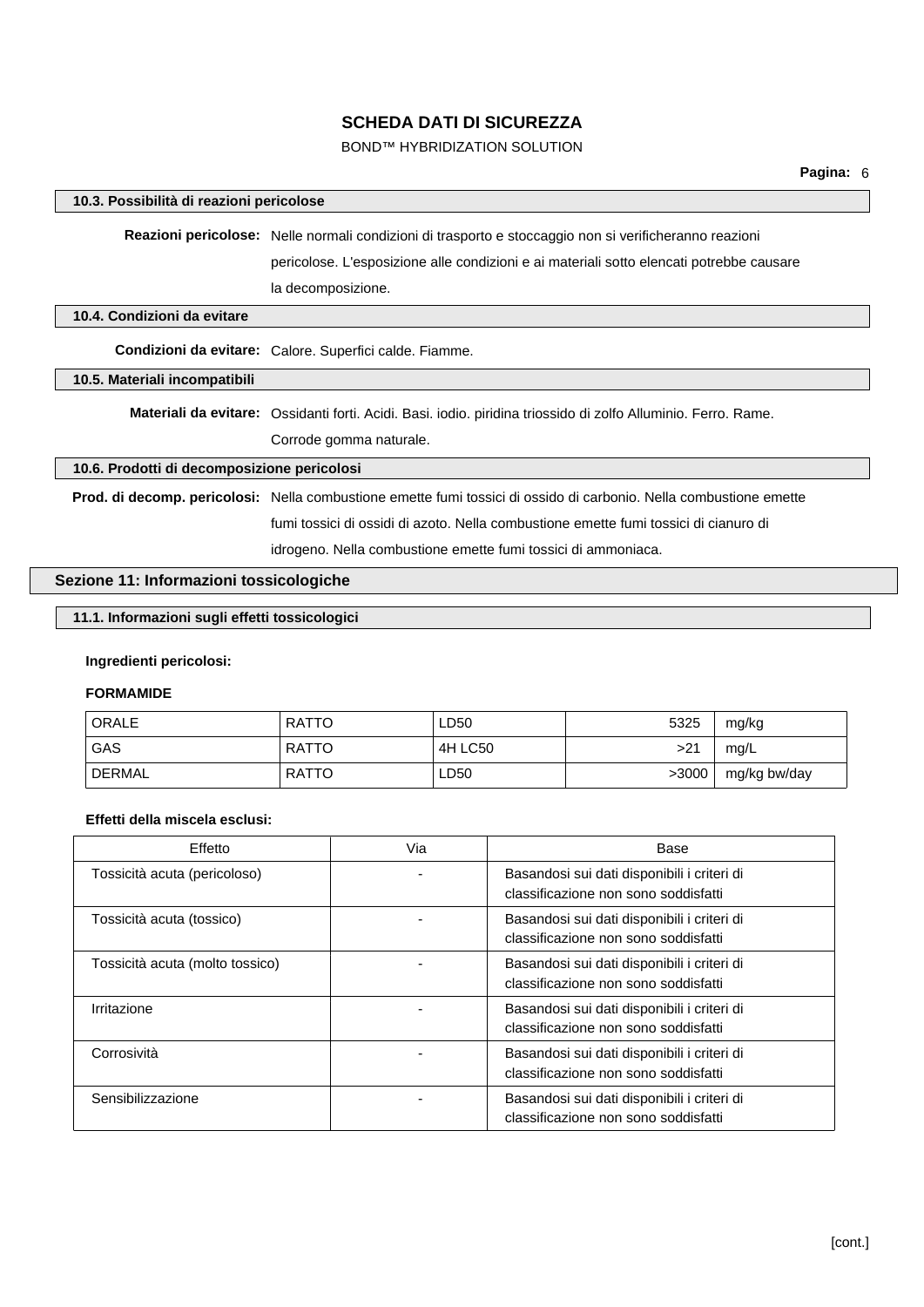### 10.3. Possibilità di reazioni pericolose

**Reazioni pericolose:** Nelle normali condizioni di trasporto e stoccaggio non si verificheranno reazioni pericolose. L'esposizione alle condizioni e ai materiali sotto elencati potrebbe causare la decomposizione.

### 10.4. Condizioni da evitare

**Condizioni da evitare:** Calore. Superfici calde. Fiamme.

### 10.5. Materiali incompatibili

**Materiali da evitare:** Ossidanti forti. Acidi. Basi. iodio. piridina triossido di zolfo Alluminio. Ferro. Rame. Corrode gomma naturale.

### 10.6. Prodotti di decomposizione pericolosi

**Prod. di decomp. pericolosi:** Nella combustione emette fumi tossici di ossido di carbonio. Nella combustione emette fumi tossici di ossidi di azoto. Nella combustione emette fumi tossici di cianuro di idrogeno. Nella combustione emette fumi tossici di ammoniaca.

## Sezione 11: Informazioni tossicologiche

### 11.1. Informazioni sugli effetti tossicologici

**Ingredienti pericolosi:**

**FORMAMIDE**

| | | | | |
|---|---|---|---|---|
| ORALE | RATTO | LD50 | 5325 | mg/kg |
| GAS | RATTO | 4H LC50 | >21 | mg/L |
| DERMAL | RATTO | LD50 | >3000 | mg/kg bw/day |

**Effetti della miscela esclusi:**

| Effetto | Via | Base |
|---|---|---|
| Tossicità acuta (pericoloso) | - | Basandosi sui dati disponibili i criteri di classificazione non sono soddisfatti |
| Tossicità acuta (tossico) | - | Basandosi sui dati disponibili i criteri di classificazione non sono soddisfatti |
| Tossicità acuta (molto tossico) | - | Basandosi sui dati disponibili i criteri di classificazione non sono soddisfatti |
| Irritazione | - | Basandosi sui dati disponibili i criteri di classificazione non sono soddisfatti |
| Corrosività | - | Basandosi sui dati disponibili i criteri di classificazione non sono soddisfatti |
| Sensibilizzazione | - | Basandosi sui dati disponibili i criteri di classificazione non sono soddisfatti |

[cont.]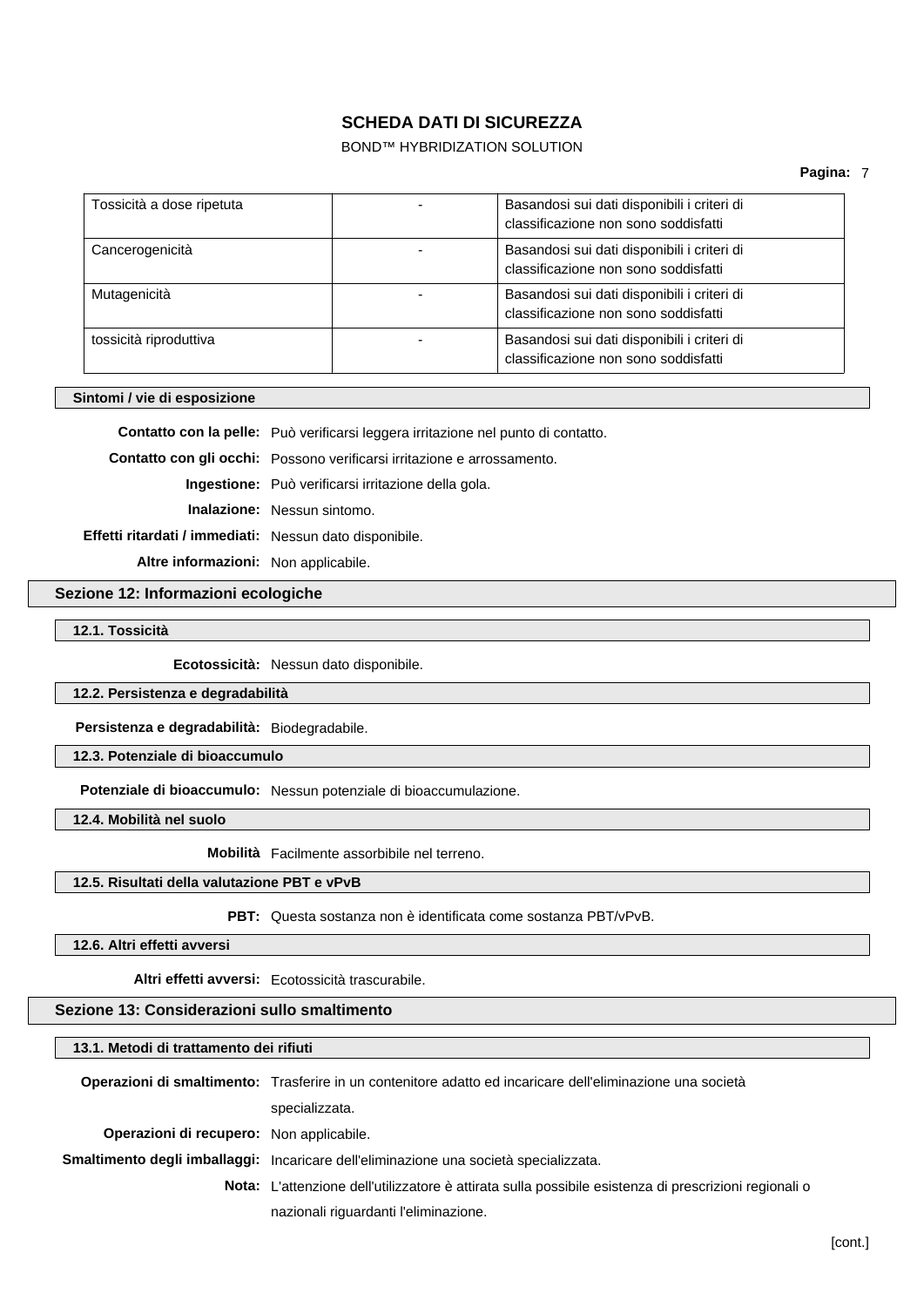| | | |
|---|---|---|
| Tossicità a dose ripetuta | - | Basandosi sui dati disponibili i criteri di classificazione non sono soddisfatti |
| Cancerogenicità | - | Basandosi sui dati disponibili i criteri di classificazione non sono soddisfatti |
| Mutagenicità | - | Basandosi sui dati disponibili i criteri di classificazione non sono soddisfatti |
| tossicità riproduttiva | - | Basandosi sui dati disponibili i criteri di classificazione non sono soddisfatti |

#### Sintomi / vie di esposizione

**Contatto con la pelle:** Può verificarsi leggera irritazione nel punto di contatto.

**Contatto con gli occhi:** Possono verificarsi irritazione e arrossamento.

**Ingestione:** Può verificarsi irritazione della gola.

**Inalazione:** Nessun sintomo.

**Effetti ritardati / immediati:** Nessun dato disponibile.

**Altre informazioni:** Non applicabile.

## Sezione 12: Informazioni ecologiche

### 12.1. Tossicità

**Ecotossicità:** Nessun dato disponibile.

### 12.2. Persistenza e degradabilità

**Persistenza e degradabilità:** Biodegradabile.

### 12.3. Potenziale di bioaccumulo

**Potenziale di bioaccumulo:** Nessun potenziale di bioaccumulazione.

### 12.4. Mobilità nel suolo

**Mobilità** Facilmente assorbibile nel terreno.

### 12.5. Risultati della valutazione PBT e vPvB

**PBT:** Questa sostanza non è identificata come sostanza PBT/vPvB.

### 12.6. Altri effetti avversi

**Altri effetti avversi:** Ecotossicità trascurabile.

## Sezione 13: Considerazioni sullo smaltimento

### 13.1. Metodi di trattamento dei rifiuti

**Operazioni di smaltimento:** Trasferire in un contenitore adatto ed incaricare dell'eliminazione una società specializzata.

**Operazioni di recupero:** Non applicabile.

**Smaltimento degli imballaggi:** Incaricare dell'eliminazione una società specializzata.

**Nota:** L'attenzione dell'utilizzatore è attirata sulla possibile esistenza di prescrizioni regionali o nazionali riguardanti l'eliminazione.

[cont.]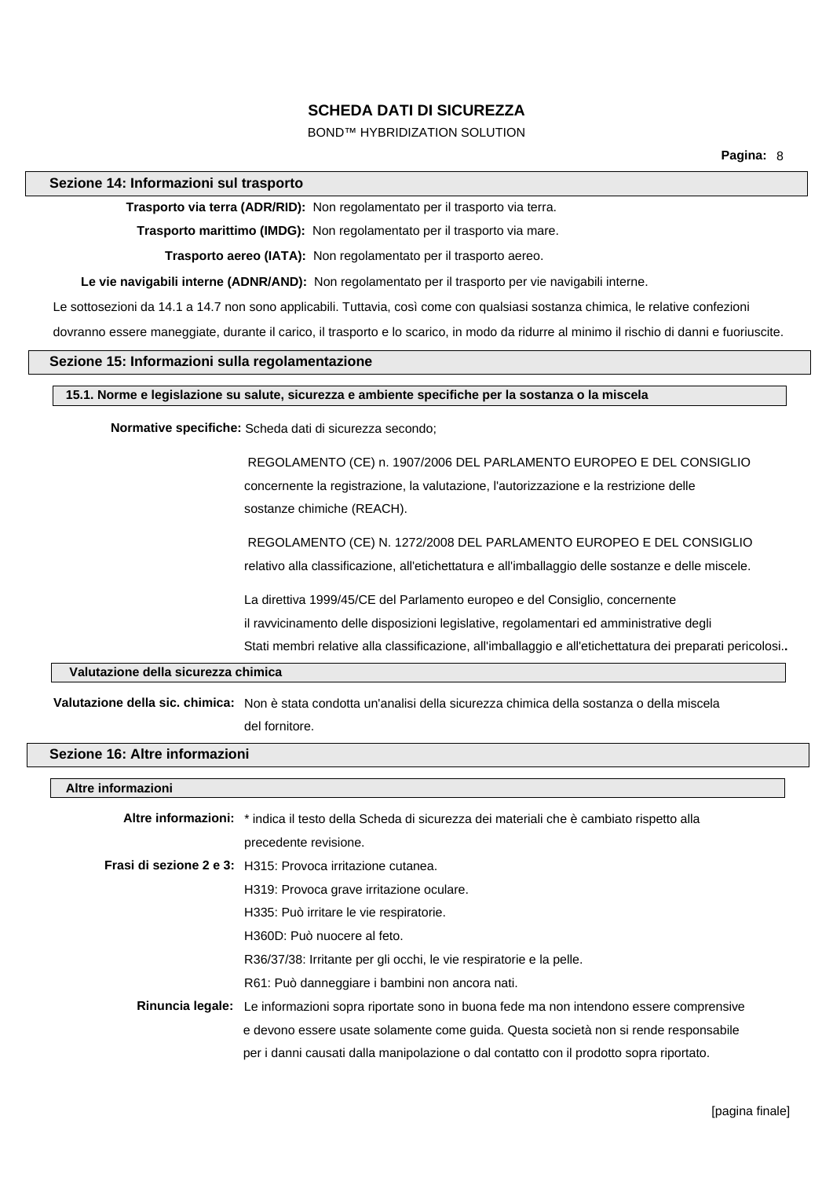## Sezione 14: Informazioni sul trasporto

**Trasporto via terra (ADR/RID):** Non regolamentato per il trasporto via terra.

**Trasporto marittimo (IMDG):** Non regolamentato per il trasporto via mare.

**Trasporto aereo (IATA):** Non regolamentato per il trasporto aereo.

**Le vie navigabili interne (ADNR/AND):** Non regolamentato per il trasporto per vie navigabili interne.

Le sottosezioni da 14.1 a 14.7 non sono applicabili. Tuttavia, così come con qualsiasi sostanza chimica, le relative confezioni dovranno essere maneggiate, durante il carico, il trasporto e lo scarico, in modo da ridurre al minimo il rischio di danni e fuoriuscite.

## Sezione 15: Informazioni sulla regolamentazione

### 15.1. Norme e legislazione su salute, sicurezza e ambiente specifiche per la sostanza o la miscela

**Normative specifiche:** Scheda dati di sicurezza secondo;

REGOLAMENTO (CE) n. 1907/2006 DEL PARLAMENTO EUROPEO E DEL CONSIGLIO concernente la registrazione, la valutazione, l'autorizzazione e la restrizione delle sostanze chimiche (REACH).

REGOLAMENTO (CE) N. 1272/2008 DEL PARLAMENTO EUROPEO E DEL CONSIGLIO relativo alla classificazione, all'etichettatura e all'imballaggio delle sostanze e delle miscele.

La direttiva 1999/45/CE del Parlamento europeo e del Consiglio, concernente il ravvicinamento delle disposizioni legislative, regolamentari ed amministrative degli Stati membri relative alla classificazione, all'imballaggio e all'etichettatura dei preparati pericolosi..

### Valutazione della sicurezza chimica

**Valutazione della sic. chimica:** Non è stata condotta un'analisi della sicurezza chimica della sostanza o della miscela del fornitore.

## Sezione 16: Altre informazioni

### Altre informazioni

**Altre informazioni:** * indica il testo della Scheda di sicurezza dei materiali che è cambiato rispetto alla precedente revisione.

**Frasi di sezione 2 e 3:** H315: Provoca irritazione cutanea.

H319: Provoca grave irritazione oculare.

H335: Può irritare le vie respiratorie.

H360D: Può nuocere al feto.

R36/37/38: Irritante per gli occhi, le vie respiratorie e la pelle.

R61: Può danneggiare i bambini non ancora nati.

**Rinuncia legale:** Le informazioni sopra riportate sono in buona fede ma non intendono essere comprensive e devono essere usate solamente come guida. Questa società non si rende responsabile per i danni causati dalla manipolazione o dal contatto con il prodotto sopra riportato.

[pagina finale]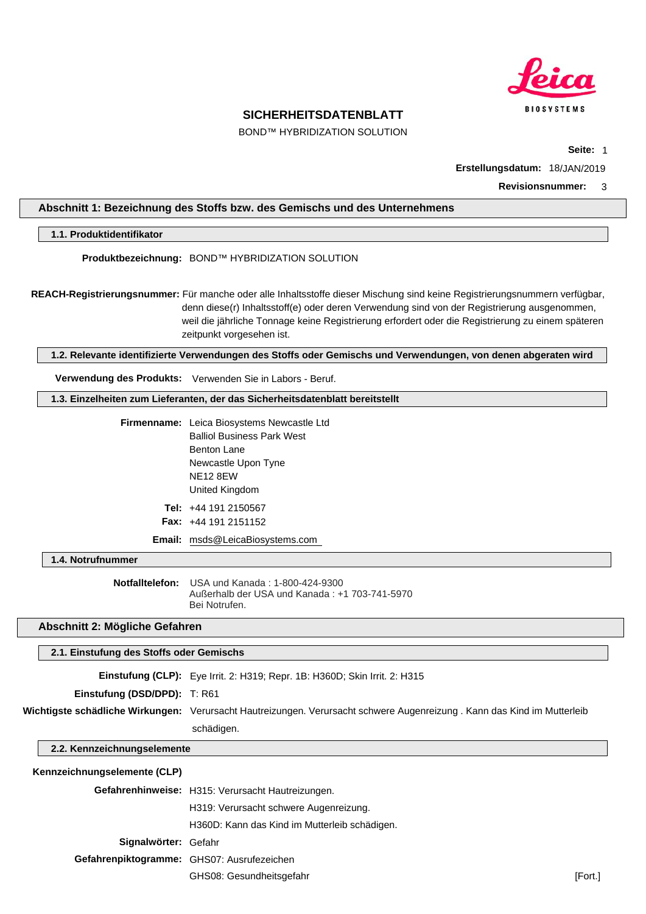# SICHERHEITSDATENBLATT

BOND™ HYBRIDIZATION SOLUTION

**Seite:** 1

**Erstellungsdatum:** 18/JAN/2019

**Revisionsnummer:** 3

## Abschnitt 1: Bezeichnung des Stoffs bzw. des Gemischs und des Unternehmens

### 1.1. Produktidentifikator

**Produktbezeichnung:** BOND™ HYBRIDIZATION SOLUTION

**REACH-Registrierungsnummer:** Für manche oder alle Inhaltsstoffe dieser Mischung sind keine Registrierungsnummern verfügbar, denn diese(r) Inhaltsstoff(e) oder deren Verwendung sind von der Registrierung ausgenommen, weil die jährliche Tonnage keine Registrierung erfordert oder die Registrierung zu einem späteren zeitpunkt vorgesehen ist.

### 1.2. Relevante identifizierte Verwendungen des Stoffs oder Gemischs und Verwendungen, von denen abgeraten wird

**Verwendung des Produkts:** Verwenden Sie in Labors - Beruf.

### 1.3. Einzelheiten zum Lieferanten, der das Sicherheitsdatenblatt bereitstellt

**Firmenname:** Leica Biosystems Newcastle Ltd
Balliol Business Park West
Benton Lane
Newcastle Upon Tyne
NE12 8EW
United Kingdom

**Tel:** +44 191 2150567
**Fax:** +44 191 2151152

**Email:** msds@LeicaBiosystems.com

### 1.4. Notrufnummer

**Notfalltelefon:** USA und Kanada : 1-800-424-9300
Außerhalb der USA und Kanada : +1 703-741-5970
Bei Notrufen.

## Abschnitt 2: Mögliche Gefahren

### 2.1. Einstufung des Stoffs oder Gemischs

**Einstufung (CLP):** Eye Irrit. 2: H319; Repr. 1B: H360D; Skin Irrit. 2: H315

**Einstufung (DSD/DPD):** T: R61

**Wichtigste schädliche Wirkungen:** Verursacht Hautreizungen. Verursacht schwere Augenreizung . Kann das Kind im Mutterleib schädigen.

### 2.2. Kennzeichnungselemente

**Kennzeichnungselemente (CLP)**

**Gefahrenhinweise:** H315: Verursacht Hautreizungen.
H319: Verursacht schwere Augenreizung.
H360D: Kann das Kind im Mutterleib schädigen.

**Signalwörter:** Gefahr

**Gefahrenpiktogramme:** GHS07: Ausrufezeichen
GHS08: Gesundheitsgefahr

[Fort.]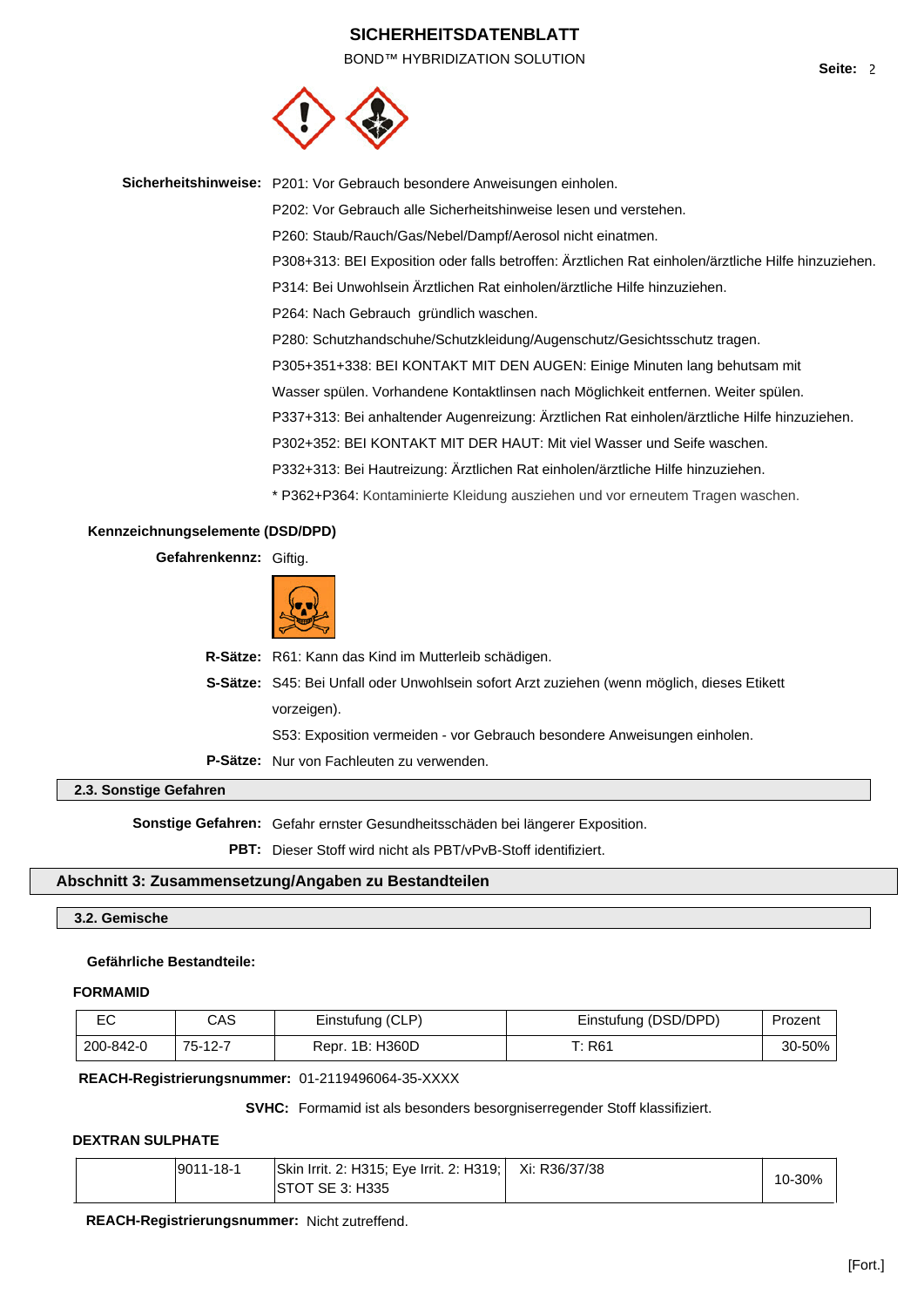**Sicherheitshinweise:** P201: Vor Gebrauch besondere Anweisungen einholen.

P202: Vor Gebrauch alle Sicherheitshinweise lesen und verstehen.

P260: Staub/Rauch/Gas/Nebel/Dampf/Aerosol nicht einatmen.

P308+313: BEI Exposition oder falls betroffen: Ärztlichen Rat einholen/ärztliche Hilfe hinzuziehen.

P314: Bei Unwohlsein Ärztlichen Rat einholen/ärztliche Hilfe hinzuziehen.

P264: Nach Gebrauch gründlich waschen.

P280: Schutzhandschuhe/Schutzkleidung/Augenschutz/Gesichtsschutz tragen.

P305+351+338: BEI KONTAKT MIT DEN AUGEN: Einige Minuten lang behutsam mit Wasser spülen. Vorhandene Kontaktlinsen nach Möglichkeit entfernen. Weiter spülen.

P337+313: Bei anhaltender Augenreizung: Ärztlichen Rat einholen/ärztliche Hilfe hinzuziehen.

P302+352: BEI KONTAKT MIT DER HAUT: Mit viel Wasser und Seife waschen.

P332+313: Bei Hautreizung: Ärztlichen Rat einholen/ärztliche Hilfe hinzuziehen.

* P362+P364: Kontaminierte Kleidung ausziehen und vor erneutem Tragen waschen.

**Kennzeichnungselemente (DSD/DPD)**

**Gefahrenkennz:** Giftig.

**R-Sätze:** R61: Kann das Kind im Mutterleib schädigen.

**S-Sätze:** S45: Bei Unfall oder Unwohlsein sofort Arzt zuziehen (wenn möglich, dieses Etikett vorzeigen).

S53: Exposition vermeiden - vor Gebrauch besondere Anweisungen einholen.

**P-Sätze:** Nur von Fachleuten zu verwenden.

### 2.3. Sonstige Gefahren

**Sonstige Gefahren:** Gefahr ernster Gesundheitsschäden bei längerer Exposition.

**PBT:** Dieser Stoff wird nicht als PBT/vPvB-Stoff identifiziert.

## Abschnitt 3: Zusammensetzung/Angaben zu Bestandteilen

### 3.2. Gemische

**Gefährliche Bestandteile:**

**FORMAMID**

| EC | CAS | Einstufung (CLP) | Einstufung (DSD/DPD) | Prozent |
|---|---|---|---|---|
| 200-842-0 | 75-12-7 | Repr. 1B: H360D | T: R61 | 30-50% |

**REACH-Registrierungsnummer:** 01-2119496064-35-XXXX

**SVHC:** Formamid ist als besonders besorgniserregender Stoff klassifiziert.

**DEXTRAN SULPHATE**

| | | | | |
|---|---|---|---|---|
| | 9011-18-1 | Skin Irrit. 2: H315; Eye Irrit. 2: H319; STOT SE 3: H335 | Xi: R36/37/38 | 10-30% |

**REACH-Registrierungsnummer:** Nicht zutreffend.

[Fort.]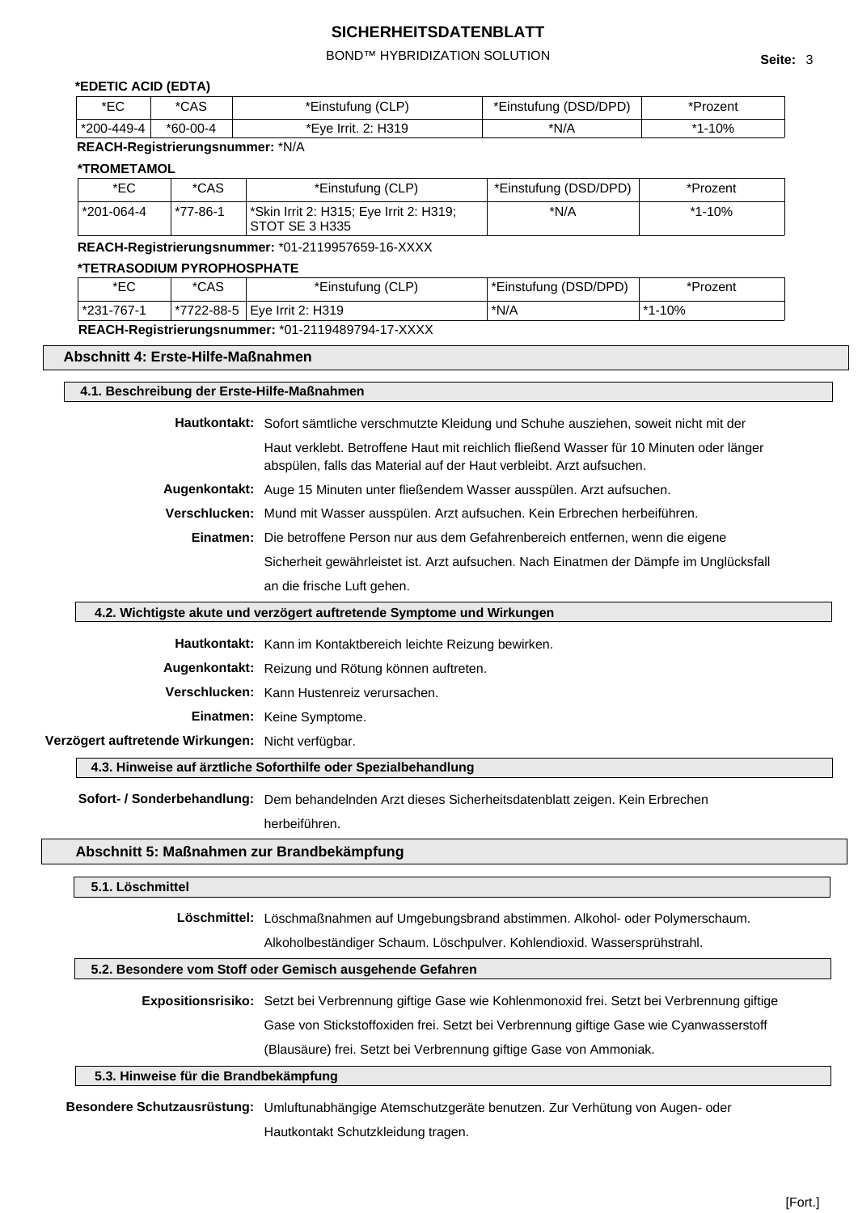**\*EDETIC ACID (EDTA)**

| \*EC | \*CAS | \*Einstufung (CLP) | \*Einstufung (DSD/DPD) | \*Prozent |
|---|---|---|---|---|
| \*200-449-4 | \*60-00-4 | \*Eye Irrit. 2: H319 | \*N/A | \*1-10% |

**REACH-Registrierungsnummer:** \*N/A

**\*TROMETAMOL**

| \*EC | \*CAS | \*Einstufung (CLP) | \*Einstufung (DSD/DPD) | \*Prozent |
|---|---|---|---|---|
| \*201-064-4 | \*77-86-1 | \*Skin Irrit 2: H315; Eye Irrit 2: H319; STOT SE 3 H335 | \*N/A | \*1-10% |

**REACH-Registrierungsnummer:** \*01-2119957659-16-XXXX

**\*TETRASODIUM PYROPHOSPHATE**

| \*EC | \*CAS | \*Einstufung (CLP) | \*Einstufung (DSD/DPD) | \*Prozent |
|---|---|---|---|---|
| \*231-767-1 | \*7722-88-5 | Eye Irrit 2: H319 | \*N/A | \*1-10% |

**REACH-Registrierungsnummer:** \*01-2119489794-17-XXXX

## Abschnitt 4: Erste-Hilfe-Maßnahmen

### 4.1. Beschreibung der Erste-Hilfe-Maßnahmen

**Hautkontakt:** Sofort sämtliche verschmutzte Kleidung und Schuhe ausziehen, soweit nicht mit der Haut verklebt. Betroffene Haut mit reichlich fließend Wasser für 10 Minuten oder länger abspülen, falls das Material auf der Haut verbleibt. Arzt aufsuchen.

**Augenkontakt:** Auge 15 Minuten unter fließendem Wasser ausspülen. Arzt aufsuchen.

**Verschlucken:** Mund mit Wasser ausspülen. Arzt aufsuchen. Kein Erbrechen herbeiführen.

**Einatmen:** Die betroffene Person nur aus dem Gefahrenbereich entfernen, wenn die eigene Sicherheit gewährleistet ist. Arzt aufsuchen. Nach Einatmen der Dämpfe im Unglücksfall an die frische Luft gehen.

### 4.2. Wichtigste akute und verzögert auftretende Symptome und Wirkungen

**Hautkontakt:** Kann im Kontaktbereich leichte Reizung bewirken.

**Augenkontakt:** Reizung und Rötung können auftreten.

**Verschlucken:** Kann Hustenreiz verursachen.

**Einatmen:** Keine Symptome.

**Verzögert auftretende Wirkungen:** Nicht verfügbar.

### 4.3. Hinweise auf ärztliche Soforthilfe oder Spezialbehandlung

**Sofort- / Sonderbehandlung:** Dem behandelnden Arzt dieses Sicherheitsdatenblatt zeigen. Kein Erbrechen herbeiführen.

## Abschnitt 5: Maßnahmen zur Brandbekämpfung

### 5.1. Löschmittel

**Löschmittel:** Löschmaßnahmen auf Umgebungsbrand abstimmen. Alkohol- oder Polymerschaum. Alkoholbeständiger Schaum. Löschpulver. Kohlendioxid. Wassersprühstrahl.

### 5.2. Besondere vom Stoff oder Gemisch ausgehende Gefahren

**Expositionsrisiko:** Setzt bei Verbrennung giftige Gase wie Kohlenmonoxid frei. Setzt bei Verbrennung giftige Gase von Stickstoffoxiden frei. Setzt bei Verbrennung giftige Gase wie Cyanwasserstoff (Blausäure) frei. Setzt bei Verbrennung giftige Gase von Ammoniak.

### 5.3. Hinweise für die Brandbekämpfung

**Besondere Schutzausrüstung:** Umluftunabhängige Atemschutzgeräte benutzen. Zur Verhütung von Augen- oder Hautkontakt Schutzkleidung tragen.

[Fort.]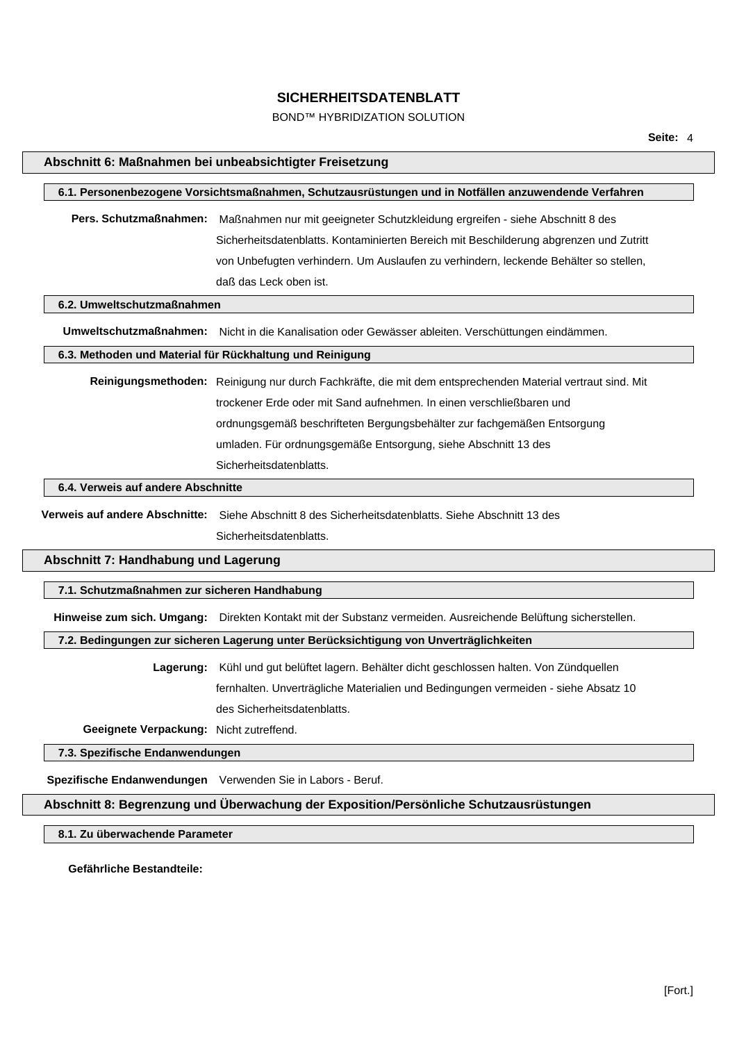**SICHERHEITSDATENBLATT**

BOND™ HYBRIDIZATION SOLUTION

## Abschnitt 6: Maßnahmen bei unbeabsichtigter Freisetzung

### 6.1. Personenbezogene Vorsichtsmaßnahmen, Schutzausrüstungen und in Notfällen anzuwendende Verfahren

**Pers. Schutzmaßnahmen:** Maßnahmen nur mit geeigneter Schutzkleidung ergreifen - siehe Abschnitt 8 des Sicherheitsdatenblatts. Kontaminierten Bereich mit Beschilderung abgrenzen und Zutritt von Unbefugten verhindern. Um Auslaufen zu verhindern, leckende Behälter so stellen, daß das Leck oben ist.

### 6.2. Umweltschutzmaßnahmen

**Umweltschutzmaßnahmen:** Nicht in die Kanalisation oder Gewässer ableiten. Verschüttungen eindämmen.

### 6.3. Methoden und Material für Rückhaltung und Reinigung

**Reinigungsmethoden:** Reinigung nur durch Fachkräfte, die mit dem entsprechenden Material vertraut sind. Mit trockener Erde oder mit Sand aufnehmen. In einen verschließbaren und ordnungsgemäß beschrifteten Bergungsbehälter zur fachgemäßen Entsorgung umladen. Für ordnungsgemäße Entsorgung, siehe Abschnitt 13 des Sicherheitsdatenblatts.

### 6.4. Verweis auf andere Abschnitte

**Verweis auf andere Abschnitte:** Siehe Abschnitt 8 des Sicherheitsdatenblatts. Siehe Abschnitt 13 des Sicherheitsdatenblatts.

## Abschnitt 7: Handhabung und Lagerung

### 7.1. Schutzmaßnahmen zur sicheren Handhabung

**Hinweise zum sich. Umgang:** Direkten Kontakt mit der Substanz vermeiden. Ausreichende Belüftung sicherstellen.

### 7.2. Bedingungen zur sicheren Lagerung unter Berücksichtigung von Unverträglichkeiten

**Lagerung:** Kühl und gut belüftet lagern. Behälter dicht geschlossen halten. Von Zündquellen fernhalten. Unverträgliche Materialien und Bedingungen vermeiden - siehe Absatz 10 des Sicherheitsdatenblatts.

**Geeignete Verpackung:** Nicht zutreffend.

### 7.3. Spezifische Endanwendungen

**Spezifische Endanwendungen** Verwenden Sie in Labors - Beruf.

## Abschnitt 8: Begrenzung und Überwachung der Exposition/Persönliche Schutzausrüstungen

### 8.1. Zu überwachende Parameter

**Gefährliche Bestandteile:**

[Fort.]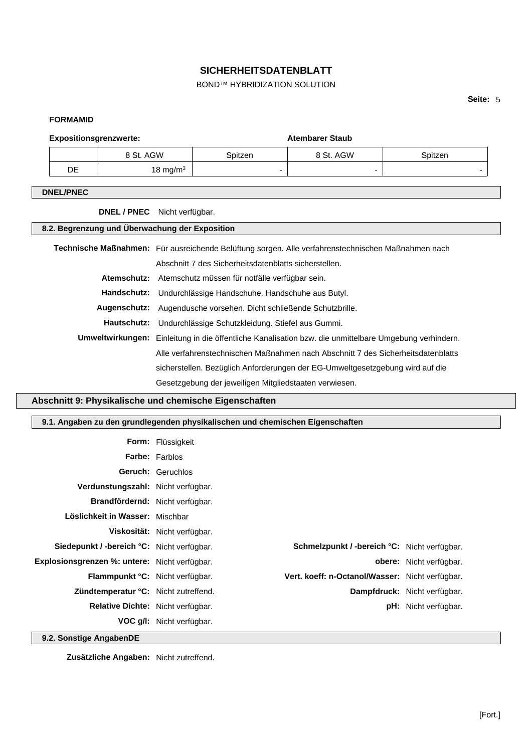**FORMAMID**

| Expositionsgrenzwerte: | | | Atembarer Staub | |
|---|---|---|---|---|
| | 8 St. AGW | Spitzen | 8 St. AGW | Spitzen |
| DE | 18 mg/m³ | - | - | - |

### DNEL/PNEC

**DNEL / PNEC** Nicht verfügbar.

### 8.2. Begrenzung und Überwachung der Exposition

**Technische Maßnahmen:** Für ausreichende Belüftung sorgen. Alle verfahrenstechnischen Maßnahmen nach Abschnitt 7 des Sicherheitsdatenblatts sicherstellen.

**Atemschutz:** Atemschutz müssen für notfälle verfügbar sein.

**Handschutz:** Undurchlässige Handschuhe. Handschuhe aus Butyl.

**Augenschutz:** Augendusche vorsehen. Dicht schließende Schutzbrille.

**Hautschutz:** Undurchlässige Schutzkleidung. Stiefel aus Gummi.

**Umweltwirkungen:** Einleitung in die öffentliche Kanalisation bzw. die unmittelbare Umgebung verhindern. Alle verfahrenstechnischen Maßnahmen nach Abschnitt 7 des Sicherheitsdatenblatts sicherstellen. Bezüglich Anforderungen der EG-Umweltgesetzgebung wird auf die Gesetzgebung der jeweiligen Mitgliedstaaten verwiesen.

## Abschnitt 9: Physikalische und chemische Eigenschaften

### 9.1. Angaben zu den grundlegenden physikalischen und chemischen Eigenschaften

**Form:** Flüssigkeit

**Farbe:** Farblos

**Geruch:** Geruchlos

**Verdunstungszahl:** Nicht verfügbar.

**Brandfördernd:** Nicht verfügbar.

**Löslichkeit in Wasser:** Mischbar

**Viskosität:** Nicht verfügbar.

**Siedepunkt / -bereich °C:** Nicht verfügbar.

**Schmelzpunkt / -bereich °C:** Nicht verfügbar.

**Explosionsgrenzen %: untere:** Nicht verfügbar.

**obere:** Nicht verfügbar.

**Flammpunkt °C:** Nicht verfügbar.

**Vert. koeff: n-Octanol/Wasser:** Nicht verfügbar.

**Zündtemperatur °C:** Nicht zutreffend.

**Dampfdruck:** Nicht verfügbar.

**Relative Dichte:** Nicht verfügbar.

**pH:** Nicht verfügbar.

**VOC g/l:** Nicht verfügbar.

### 9.2. Sonstige AngabenDE

**Zusätzliche Angaben:** Nicht zutreffend.

[Fort.]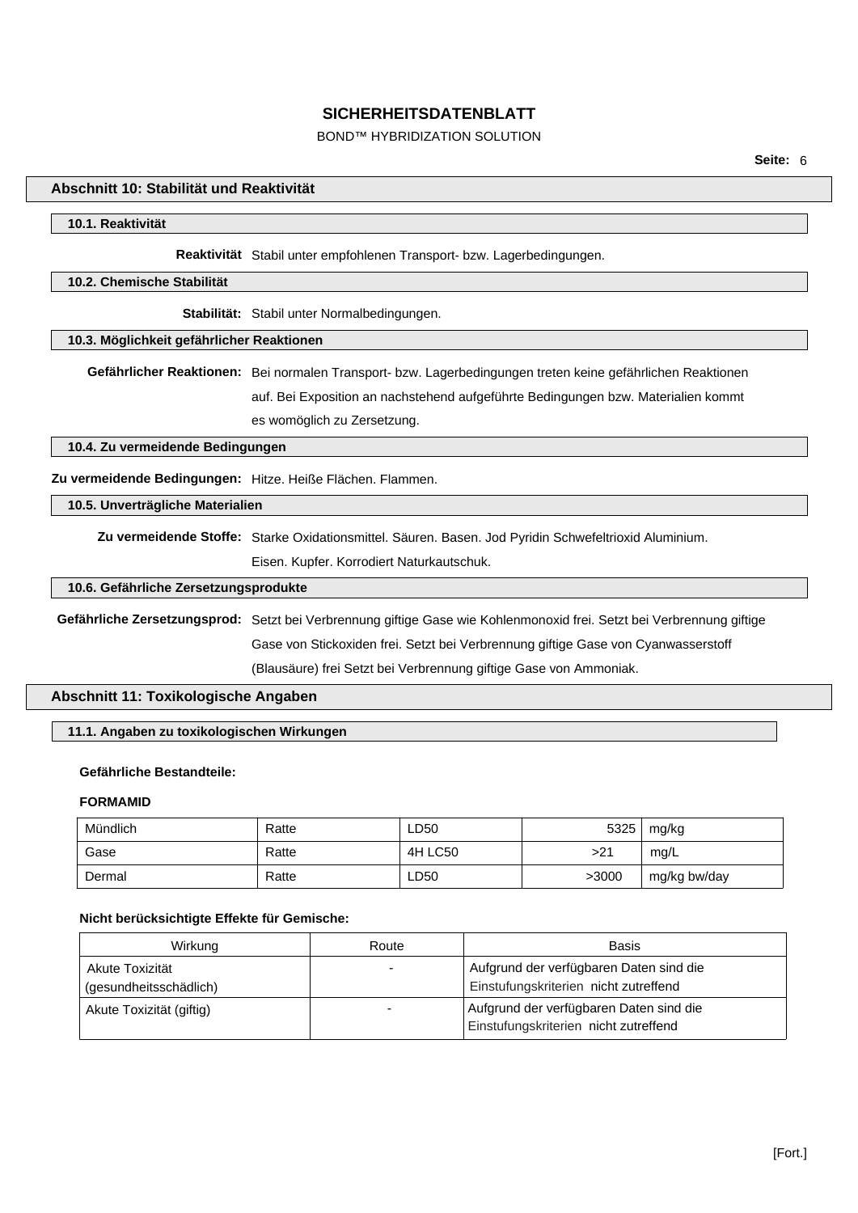## Abschnitt 10: Stabilität und Reaktivität

### 10.1. Reaktivität

**Reaktivität** Stabil unter empfohlenen Transport- bzw. Lagerbedingungen.

### 10.2. Chemische Stabilität

**Stabilität:** Stabil unter Normalbedingungen.

### 10.3. Möglichkeit gefährlicher Reaktionen

**Gefährlicher Reaktionen:** Bei normalen Transport- bzw. Lagerbedingungen treten keine gefährlichen Reaktionen auf. Bei Exposition an nachstehend aufgeführte Bedingungen bzw. Materialien kommt es womöglich zu Zersetzung.

### 10.4. Zu vermeidende Bedingungen

**Zu vermeidende Bedingungen:** Hitze. Heiße Flächen. Flammen.

### 10.5. Unverträgliche Materialien

**Zu vermeidende Stoffe:** Starke Oxidationsmittel. Säuren. Basen. Jod Pyridin Schwefeltrioxid Aluminium. Eisen. Kupfer. Korrodiert Naturkautschuk.

### 10.6. Gefährliche Zersetzungsprodukte

**Gefährliche Zersetzungsprod:** Setzt bei Verbrennung giftige Gase wie Kohlenmonoxid frei. Setzt bei Verbrennung giftige Gase von Stickoxiden frei. Setzt bei Verbrennung giftige Gase von Cyanwasserstoff (Blausäure) frei Setzt bei Verbrennung giftige Gase von Ammoniak.

## Abschnitt 11: Toxikologische Angaben

### 11.1. Angaben zu toxikologischen Wirkungen

**Gefährliche Bestandteile:**

**FORMAMID**

| | | | | |
|---|---|---|---|---|
| Mündlich | Ratte | LD50 | 5325 | mg/kg |
| Gase | Ratte | 4H LC50 | >21 | mg/L |
| Dermal | Ratte | LD50 | >3000 | mg/kg bw/day |

**Nicht berücksichtigte Effekte für Gemische:**

| Wirkung | Route | Basis |
|---|---|---|
| Akute Toxizität (gesundheitsschädlich) | - | Aufgrund der verfügbaren Daten sind die Einstufungskriterien nicht zutreffend |
| Akute Toxizität (giftig) | - | Aufgrund der verfügbaren Daten sind die Einstufungskriterien nicht zutreffend |

[Fort.]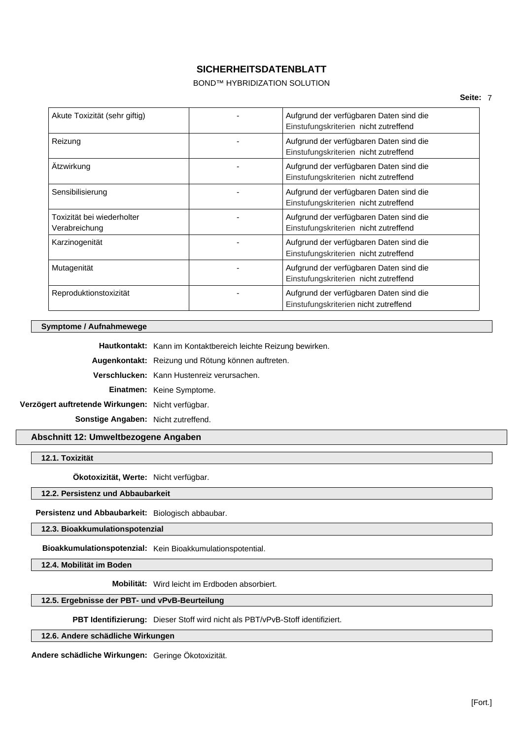| | | |
|---|---|---|
| Akute Toxizität (sehr giftig) | - | Aufgrund der verfügbaren Daten sind die Einstufungskriterien nicht zutreffend |
| Reizung | - | Aufgrund der verfügbaren Daten sind die Einstufungskriterien nicht zutreffend |
| Ätzwirkung | - | Aufgrund der verfügbaren Daten sind die Einstufungskriterien nicht zutreffend |
| Sensibilisierung | - | Aufgrund der verfügbaren Daten sind die Einstufungskriterien nicht zutreffend |
| Toxizität bei wiederholter Verabreichung | - | Aufgrund der verfügbaren Daten sind die Einstufungskriterien nicht zutreffend |
| Karzinogenität | - | Aufgrund der verfügbaren Daten sind die Einstufungskriterien nicht zutreffend |
| Mutagenität | - | Aufgrund der verfügbaren Daten sind die Einstufungskriterien nicht zutreffend |
| Reproduktionstoxizität | - | Aufgrund der verfügbaren Daten sind die Einstufungskriterien nicht zutreffend |

#### Symptome / Aufnahmewege

**Hautkontakt:** Kann im Kontaktbereich leichte Reizung bewirken.

**Augenkontakt:** Reizung und Rötung können auftreten.

**Verschlucken:** Kann Hustenreiz verursachen.

**Einatmen:** Keine Symptome.

**Verzögert auftretende Wirkungen:** Nicht verfügbar.

**Sonstige Angaben:** Nicht zutreffend.

## Abschnitt 12: Umweltbezogene Angaben

#### 12.1. Toxizität

**Ökotoxizität, Werte:** Nicht verfügbar.

#### 12.2. Persistenz und Abbaubarkeit

**Persistenz und Abbaubarkeit:** Biologisch abbaubar.

#### 12.3. Bioakkumulationspotenzial

**Bioakkumulationspotenzial:** Kein Bioakkumulationspotential.

#### 12.4. Mobilität im Boden

**Mobilität:** Wird leicht im Erdboden absorbiert.

#### 12.5. Ergebnisse der PBT- und vPvB-Beurteilung

**PBT Identifizierung:** Dieser Stoff wird nicht als PBT/vPvB-Stoff identifiziert.

#### 12.6. Andere schädliche Wirkungen

**Andere schädliche Wirkungen:** Geringe Ökotoxizität.

[Fort.]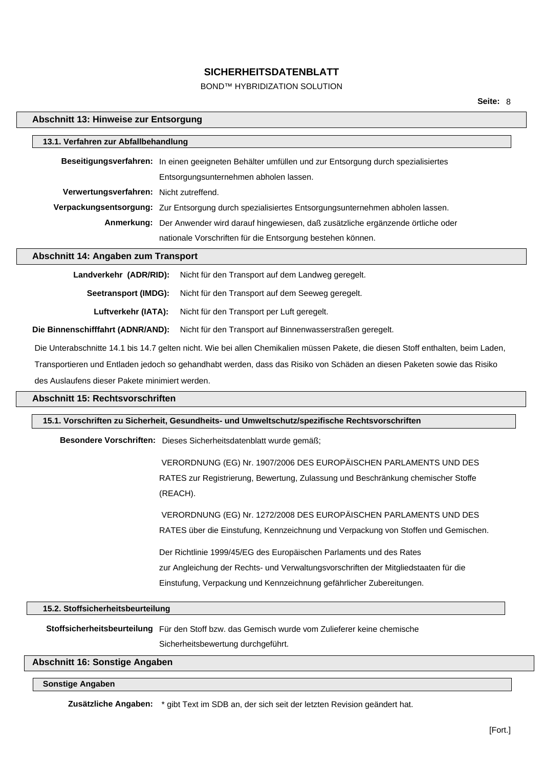## Abschnitt 13: Hinweise zur Entsorgung

### 13.1. Verfahren zur Abfallbehandlung

**Beseitigungsverfahren:** In einen geeigneten Behälter umfüllen und zur Entsorgung durch spezialisiertes Entsorgungsunternehmen abholen lassen.

**Verwertungsverfahren:** Nicht zutreffend.

**Verpackungsentsorgung:** Zur Entsorgung durch spezialisiertes Entsorgungsunternehmen abholen lassen.

**Anmerkung:** Der Anwender wird darauf hingewiesen, daß zusätzliche ergänzende örtliche oder nationale Vorschriften für die Entsorgung bestehen können.

## Abschnitt 14: Angaben zum Transport

**Landverkehr (ADR/RID):** Nicht für den Transport auf dem Landweg geregelt.

**Seetransport (IMDG):** Nicht für den Transport auf dem Seeweg geregelt.

**Luftverkehr (IATA):** Nicht für den Transport per Luft geregelt.

**Die Binnenschifffahrt (ADNR/AND):** Nicht für den Transport auf Binnenwasserstraßen geregelt.

Die Unterabschnitte 14.1 bis 14.7 gelten nicht. Wie bei allen Chemikalien müssen Pakete, die diesen Stoff enthalten, beim Laden, Transportieren und Entladen jedoch so gehandhabt werden, dass das Risiko von Schäden an diesen Paketen sowie das Risiko des Auslaufens dieser Pakete minimiert werden.

## Abschnitt 15: Rechtsvorschriften

### 15.1. Vorschriften zu Sicherheit, Gesundheits- und Umweltschutz/spezifische Rechtsvorschriften

**Besondere Vorschriften:** Dieses Sicherheitsdatenblatt wurde gemäß;

VERORDNUNG (EG) Nr. 1907/2006 DES EUROPÄISCHEN PARLAMENTS UND DES RATES zur Registrierung, Bewertung, Zulassung und Beschränkung chemischer Stoffe (REACH).

VERORDNUNG (EG) Nr. 1272/2008 DES EUROPÄISCHEN PARLAMENTS UND DES RATES über die Einstufung, Kennzeichnung und Verpackung von Stoffen und Gemischen.

Der Richtlinie 1999/45/EG des Europäischen Parlaments und des Rates zur Angleichung der Rechts- und Verwaltungsvorschriften der Mitgliedstaaten für die Einstufung, Verpackung und Kennzeichnung gefährlicher Zubereitungen.

### 15.2. Stoffsicherheitsbeurteilung

**Stoffsicherheitsbeurteilung** Für den Stoff bzw. das Gemisch wurde vom Zulieferer keine chemische Sicherheitsbewertung durchgeführt.

## Abschnitt 16: Sonstige Angaben

### Sonstige Angaben

**Zusätzliche Angaben:** * gibt Text im SDB an, der sich seit der letzten Revision geändert hat.

[Fort.]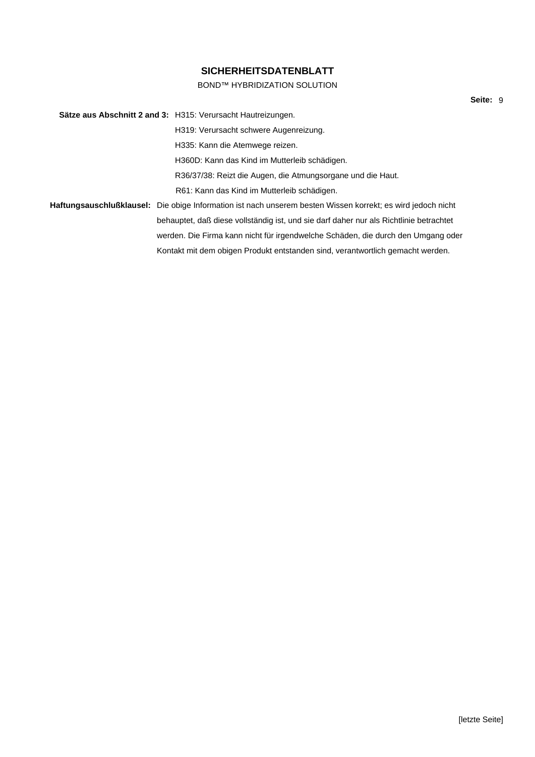**Sätze aus Abschnitt 2 and 3:** H315: Verursacht Hautreizungen.

H319: Verursacht schwere Augenreizung.

H335: Kann die Atemwege reizen.

H360D: Kann das Kind im Mutterleib schädigen.

R36/37/38: Reizt die Augen, die Atmungsorgane und die Haut.

R61: Kann das Kind im Mutterleib schädigen.

**Haftungsauschlußklausel:** Die obige Information ist nach unserem besten Wissen korrekt; es wird jedoch nicht behauptet, daß diese vollständig ist, und sie darf daher nur als Richtlinie betrachtet werden. Die Firma kann nicht für irgendwelche Schäden, die durch den Umgang oder Kontakt mit dem obigen Produkt entstanden sind, verantwortlich gemacht werden.

[letzte Seite]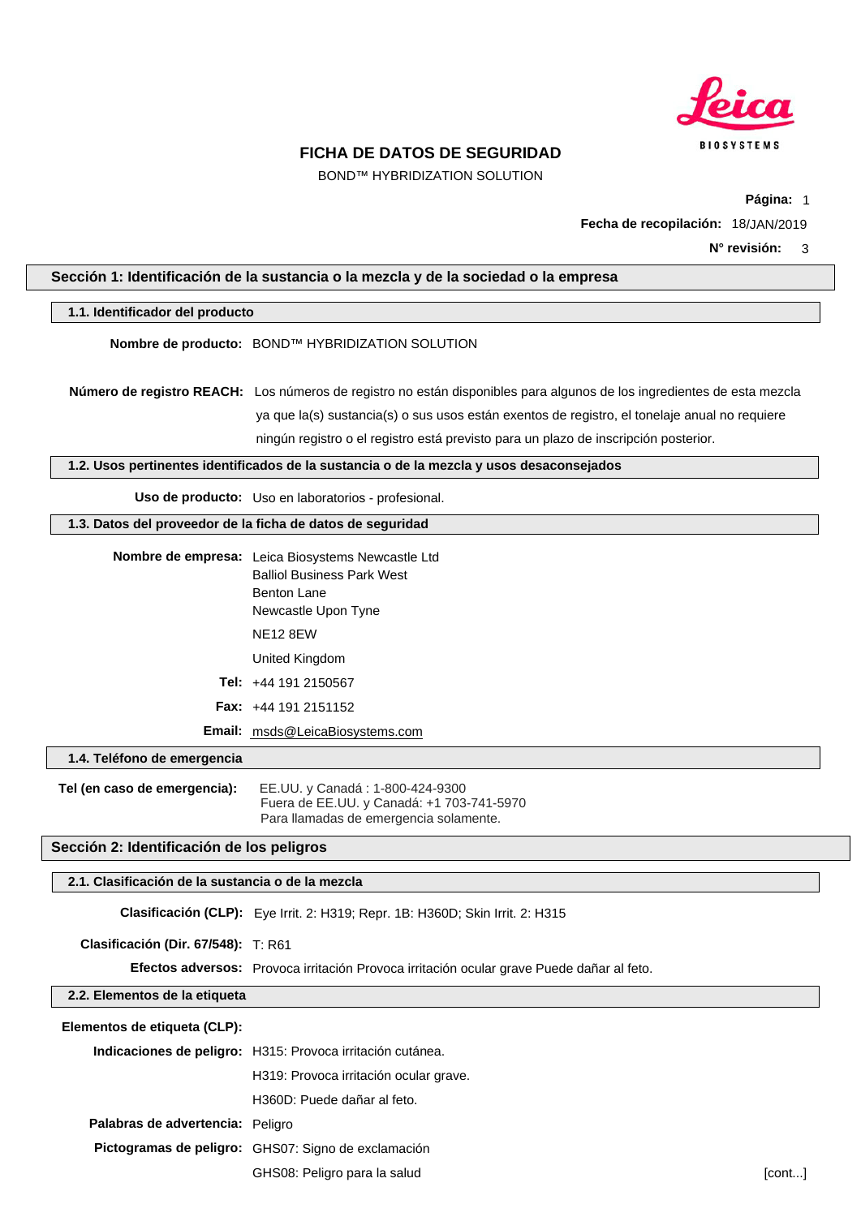# FICHA DE DATOS DE SEGURIDAD

BOND™ HYBRIDIZATION SOLUTION

**Fecha de recopilación:** 18/JAN/2019

**N° revisión:** 3

## Sección 1: Identificación de la sustancia o la mezcla y de la sociedad o la empresa

### 1.1. Identificador del producto

**Nombre de producto:** BOND™ HYBRIDIZATION SOLUTION

**Número de registro REACH:** Los números de registro no están disponibles para algunos de los ingredientes de esta mezcla ya que la(s) sustancia(s) o sus usos están exentos de registro, el tonelaje anual no requiere ningún registro o el registro está previsto para un plazo de inscripción posterior.

### 1.2. Usos pertinentes identificados de la sustancia o de la mezcla y usos desaconsejados

**Uso de producto:** Uso en laboratorios - profesional.

### 1.3. Datos del proveedor de la ficha de datos de seguridad

**Nombre de empresa:** Leica Biosystems Newcastle Ltd
Balliol Business Park West
Benton Lane
Newcastle Upon Tyne
NE12 8EW
United Kingdom

**Tel:** +44 191 2150567

**Fax:** +44 191 2151152

**Email:** msds@LeicaBiosystems.com

### 1.4. Teléfono de emergencia

**Tel (en caso de emergencia):** EE.UU. y Canadá : 1-800-424-9300
Fuera de EE.UU. y Canadá: +1 703-741-5970
Para llamadas de emergencia solamente.

## Sección 2: Identificación de los peligros

### 2.1. Clasificación de la sustancia o de la mezcla

**Clasificación (CLP):** Eye Irrit. 2: H319; Repr. 1B: H360D; Skin Irrit. 2: H315

**Clasificación (Dir. 67/548):** T: R61

**Efectos adversos:** Provoca irritación Provoca irritación ocular grave Puede dañar al feto.

### 2.2. Elementos de la etiqueta

**Elementos de etiqueta (CLP):**

**Indicaciones de peligro:** H315: Provoca irritación cutánea.
H319: Provoca irritación ocular grave.
H360D: Puede dañar al feto.

**Palabras de advertencia:** Peligro

**Pictogramas de peligro:** GHS07: Signo de exclamación
GHS08: Peligro para la salud

[cont...]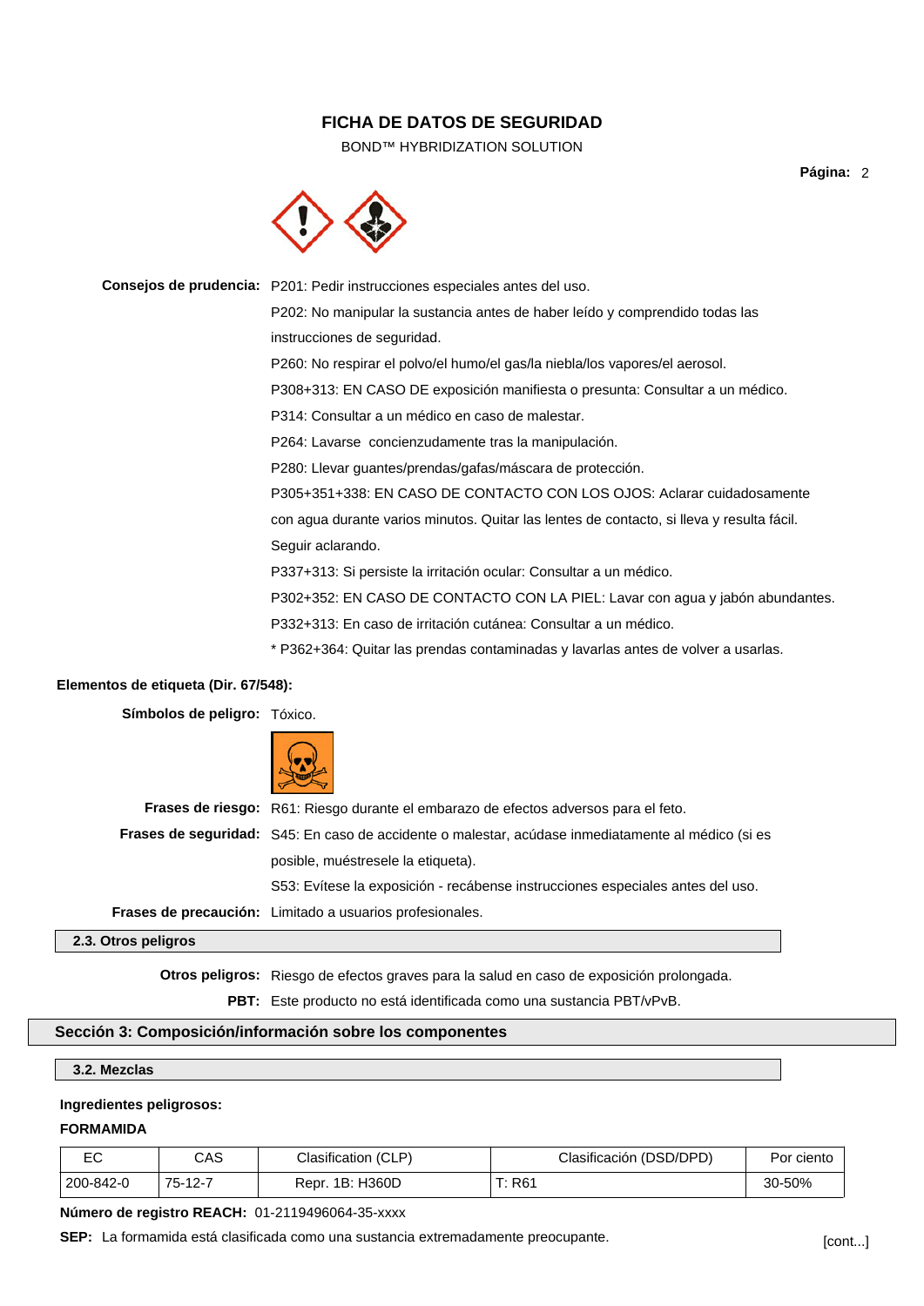# FICHA DE DATOS DE SEGURIDAD

BOND™ HYBRIDIZATION SOLUTION

**Consejos de prudencia:** P201: Pedir instrucciones especiales antes del uso.

P202: No manipular la sustancia antes de haber leído y comprendido todas las instrucciones de seguridad.

P260: No respirar el polvo/el humo/el gas/la niebla/los vapores/el aerosol.

P308+313: EN CASO DE exposición manifiesta o presunta: Consultar a un médico.

P314: Consultar a un médico en caso de malestar.

P264: Lavarse concienzudamente tras la manipulación.

P280: Llevar guantes/prendas/gafas/máscara de protección.

P305+351+338: EN CASO DE CONTACTO CON LOS OJOS: Aclarar cuidadosamente con agua durante varios minutos. Quitar las lentes de contacto, si lleva y resulta fácil. Seguir aclarando.

P337+313: Si persiste la irritación ocular: Consultar a un médico.

P302+352: EN CASO DE CONTACTO CON LA PIEL: Lavar con agua y jabón abundantes.

P332+313: En caso de irritación cutánea: Consultar a un médico.

* P362+364: Quitar las prendas contaminadas y lavarlas antes de volver a usarlas.

**Elementos de etiqueta (Dir. 67/548):**

**Símbolos de peligro:** Tóxico.

**Frases de riesgo:** R61: Riesgo durante el embarazo de efectos adversos para el feto.

**Frases de seguridad:** S45: En caso de accidente o malestar, acúdase inmediatamente al médico (si es posible, muéstresele la etiqueta).

S53: Evítese la exposición - recábense instrucciones especiales antes del uso.

**Frases de precaución:** Limitado a usuarios profesionales.

### 2.3. Otros peligros

**Otros peligros:** Riesgo de efectos graves para la salud en caso de exposición prolongada.

**PBT:** Este producto no está identificada como una sustancia PBT/vPvB.

## Sección 3: Composición/información sobre los componentes

### 3.2. Mezclas

**Ingredientes peligrosos:**

**FORMAMIDA**

| EC | CAS | Clasification (CLP) | Clasificación (DSD/DPD) | Por ciento |
|---|---|---|---|---|
| 200-842-0 | 75-12-7 | Repr. 1B: H360D | T: R61 | 30-50% |

**Número de registro REACH:** 01-2119496064-35-xxxx

**SEP:** La formamida está clasificada como una sustancia extremadamente preocupante.

[cont...]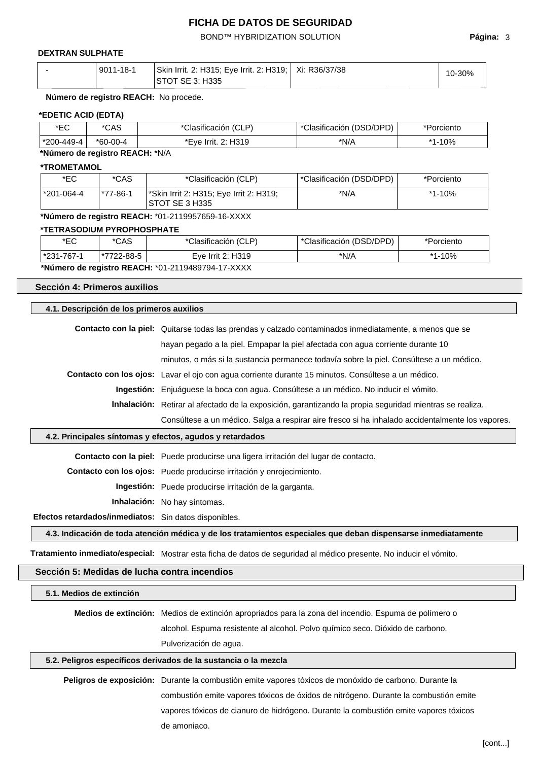**DEXTRAN SULPHATE**

| | | | | |
|---|---|---|---|---|
| - | 9011-18-1 | Skin Irrit. 2: H315; Eye Irrit. 2: H319; STOT SE 3: H335 | Xi: R36/37/38 | 10-30% |

**Número de registro REACH:** No procede.

**\*EDETIC ACID (EDTA)**

| *EC | *CAS | *Clasificación (CLP) | *Clasificación (DSD/DPD) | *Porciento |
|---|---|---|---|---|
| *200-449-4 | *60-00-4 | *Eye Irrit. 2: H319 | *N/A | *1-10% |

**\*Número de registro REACH:** *N/A

**\*TROMETAMOL**

| *EC | *CAS | *Clasificación (CLP) | *Clasificación (DSD/DPD) | *Porciento |
|---|---|---|---|---|
| *201-064-4 | *77-86-1 | *Skin Irrit 2: H315; Eye Irrit 2: H319; STOT SE 3 H335 | *N/A | *1-10% |

**\*Número de registro REACH:** *01-2119957659-16-XXXX

**\*TETRASODIUM PYROPHOSPHATE**

| *EC | *CAS | *Clasificación (CLP) | *Clasificación (DSD/DPD) | *Porciento |
|---|---|---|---|---|
| *231-767-1 | *7722-88-5 | Eye Irrit 2: H319 | *N/A | *1-10% |

**\*Número de registro REACH:** *01-2119489794-17-XXXX

## Sección 4: Primeros auxilios

### 4.1. Descripción de los primeros auxilios

**Contacto con la piel:** Quitarse todas las prendas y calzado contaminados inmediatamente, a menos que se hayan pegado a la piel. Empapar la piel afectada con agua corriente durante 10 minutos, o más si la sustancia permanece todavía sobre la piel. Consúltese a un médico.

**Contacto con los ojos:** Lavar el ojo con agua corriente durante 15 minutos. Consúltese a un médico.

**Ingestión:** Enjuáguese la boca con agua. Consúltese a un médico. No inducir el vómito.

**Inhalación:** Retirar al afectado de la exposición, garantizando la propia seguridad mientras se realiza. Consúltese a un médico. Salga a respirar aire fresco si ha inhalado accidentalmente los vapores.

### 4.2. Principales síntomas y efectos, agudos y retardados

**Contacto con la piel:** Puede producirse una ligera irritación del lugar de contacto.

**Contacto con los ojos:** Puede producirse irritación y enrojecimiento.

**Ingestión:** Puede producirse irritación de la garganta.

**Inhalación:** No hay síntomas.

**Efectos retardados/inmediatos:** Sin datos disponibles.

### 4.3. Indicación de toda atención médica y de los tratamientos especiales que deban dispensarse inmediatamente

**Tratamiento inmediato/especial:** Mostrar esta ficha de datos de seguridad al médico presente. No inducir el vómito.

## Sección 5: Medidas de lucha contra incendios

### 5.1. Medios de extinción

**Medios de extinción:** Medios de extinción apropriados para la zona del incendio. Espuma de polímero o alcohol. Espuma resistente al alcohol. Polvo químico seco. Dióxido de carbono. Pulverización de agua.

### 5.2. Peligros específicos derivados de la sustancia o la mezcla

**Peligros de exposición:** Durante la combustión emite vapores tóxicos de monóxido de carbono. Durante la combustión emite vapores tóxicos de óxidos de nitrógeno. Durante la combustión emite vapores tóxicos de cianuro de hidrógeno. Durante la combustión emite vapores tóxicos de amoniaco.

[cont...]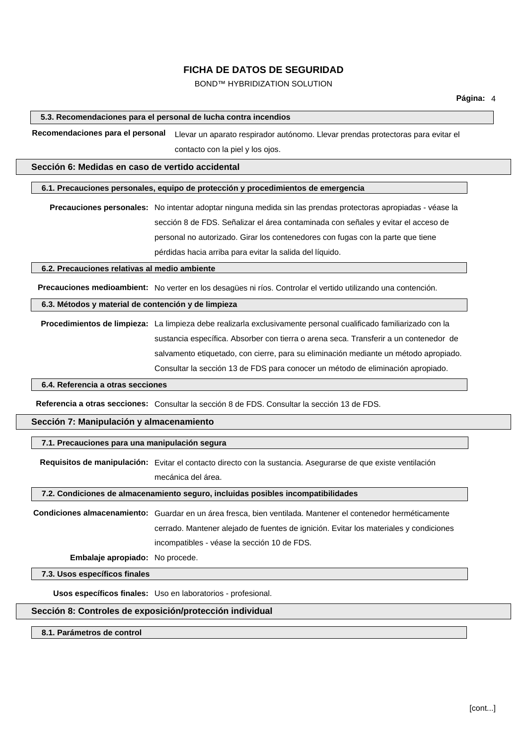### 5.3. Recomendaciones para el personal de lucha contra incendios

**Recomendaciones para el personal** Llevar un aparato respirador autónomo. Llevar prendas protectoras para evitar el contacto con la piel y los ojos.

## Sección 6: Medidas en caso de vertido accidental

### 6.1. Precauciones personales, equipo de protección y procedimientos de emergencia

**Precauciones personales:** No intentar adoptar ninguna medida sin las prendas protectoras apropiadas - véase la sección 8 de FDS. Señalizar el área contaminada con señales y evitar el acceso de personal no autorizado. Girar los contenedores con fugas con la parte que tiene pérdidas hacia arriba para evitar la salida del líquido.

### 6.2. Precauciones relativas al medio ambiente

**Precauciones medioambient:** No verter en los desagües ni ríos. Controlar el vertido utilizando una contención.

### 6.3. Métodos y material de contención y de limpieza

**Procedimientos de limpieza:** La limpieza debe realizarla exclusivamente personal cualificado familiarizado con la sustancia específica. Absorber con tierra o arena seca. Transferir a un contenedor de salvamento etiquetado, con cierre, para su eliminación mediante un método apropiado. Consultar la sección 13 de FDS para conocer un método de eliminación apropiado.

### 6.4. Referencia a otras secciones

**Referencia a otras secciones:** Consultar la sección 8 de FDS. Consultar la sección 13 de FDS.

## Sección 7: Manipulación y almacenamiento

### 7.1. Precauciones para una manipulación segura

**Requisitos de manipulación:** Evitar el contacto directo con la sustancia. Asegurarse de que existe ventilación mecánica del área.

### 7.2. Condiciones de almacenamiento seguro, incluidas posibles incompatibilidades

**Condiciones almacenamiento:** Guardar en un área fresca, bien ventilada. Mantener el contenedor herméticamente cerrado. Mantener alejado de fuentes de ignición. Evitar los materiales y condiciones incompatibles - véase la sección 10 de FDS.

**Embalaje apropiado:** No procede.

### 7.3. Usos específicos finales

**Usos específicos finales:** Uso en laboratorios - profesional.

## Sección 8: Controles de exposición/protección individual

### 8.1. Parámetros de control

[cont...]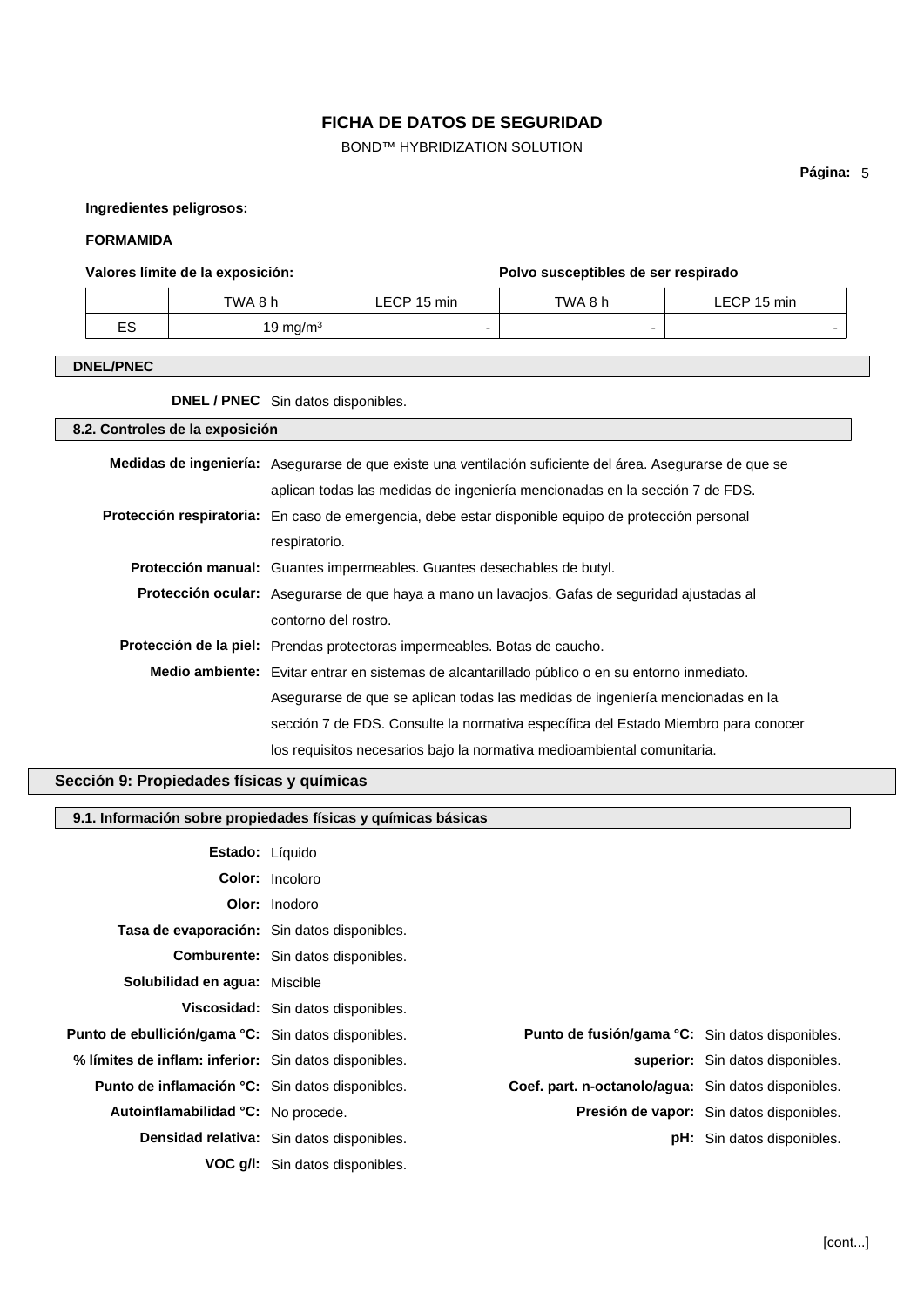**Ingredientes peligrosos:**

**FORMAMIDA**

| Valores límite de la exposición: | | | Polvo susceptibles de ser respirado | |
|---|---|---|---|---|
| | TWA 8 h | LECP 15 min | TWA 8 h | LECP 15 min |
| ES | 19 mg/m$^3$ | - | - | - |

**DNEL/PNEC**

**DNEL / PNEC** Sin datos disponibles.

**8.2. Controles de la exposición**

**Medidas de ingeniería:** Asegurarse de que existe una ventilación suficiente del área. Asegurarse de que se aplican todas las medidas de ingeniería mencionadas en la sección 7 de FDS.

**Protección respiratoria:** En caso de emergencia, debe estar disponible equipo de protección personal respiratorio.

**Protección manual:** Guantes impermeables. Guantes desechables de butyl.

**Protección ocular:** Asegurarse de que haya a mano un lavaojos. Gafas de seguridad ajustadas al contorno del rostro.

**Protección de la piel:** Prendas protectoras impermeables. Botas de caucho.

**Medio ambiente:** Evitar entrar en sistemas de alcantarillado público o en su entorno inmediato. Asegurarse de que se aplican todas las medidas de ingeniería mencionadas en la sección 7 de FDS. Consulte la normativa específica del Estado Miembro para conocer los requisitos necesarios bajo la normativa medioambiental comunitaria.

## Sección 9: Propiedades físicas y químicas

**9.1. Información sobre propiedades físicas y químicas básicas**

**Estado:** Líquido

**Color:** Incoloro

**Olor:** Inodoro

**Tasa de evaporación:** Sin datos disponibles.

**Comburente:** Sin datos disponibles.

**Solubilidad en agua:** Miscible

**Viscosidad:** Sin datos disponibles.

**Punto de ebullición/gama °C:** Sin datos disponibles.

**Punto de fusión/gama °C:** Sin datos disponibles.

**% límites de inflam: inferior:** Sin datos disponibles.

**superior:** Sin datos disponibles.

**Punto de inflamación °C:** Sin datos disponibles.

**Coef. part. n-octanolo/agua:** Sin datos disponibles.

**Autoinflamabilidad °C:** No procede.

**Presión de vapor:** Sin datos disponibles.

**Densidad relativa:** Sin datos disponibles.

**pH:** Sin datos disponibles.

**VOC g/l:** Sin datos disponibles.

[cont...]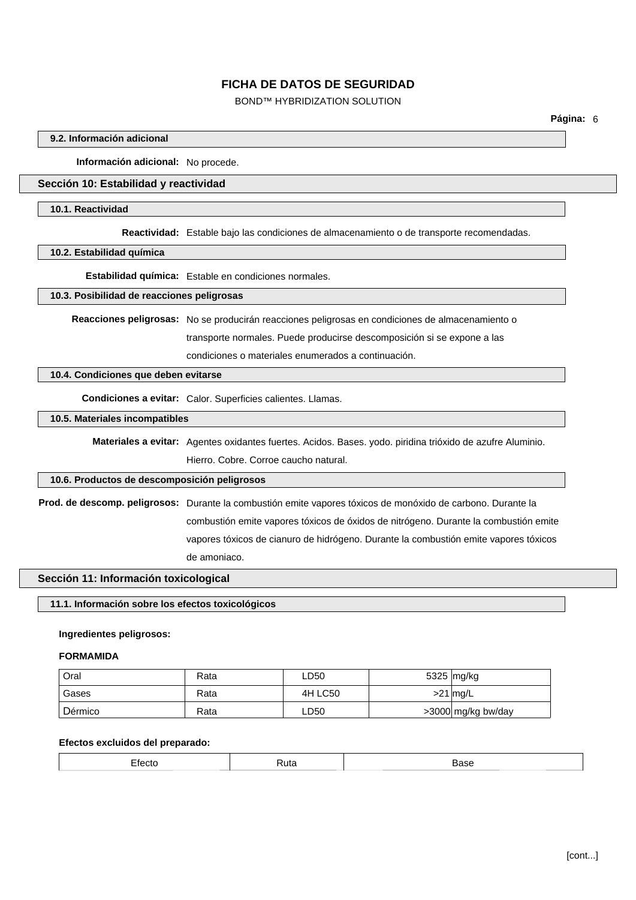### 9.2. Información adicional

**Información adicional:** No procede.

## Sección 10: Estabilidad y reactividad

### 10.1. Reactividad

**Reactividad:** Estable bajo las condiciones de almacenamiento o de transporte recomendadas.

### 10.2. Estabilidad química

**Estabilidad química:** Estable en condiciones normales.

### 10.3. Posibilidad de reacciones peligrosas

**Reacciones peligrosas:** No se producirán reacciones peligrosas en condiciones de almacenamiento o transporte normales. Puede producirse descomposición si se expone a las condiciones o materiales enumerados a continuación.

### 10.4. Condiciones que deben evitarse

**Condiciones a evitar:** Calor. Superficies calientes. Llamas.

### 10.5. Materiales incompatibles

**Materiales a evitar:** Agentes oxidantes fuertes. Acidos. Bases. yodo. piridina trióxido de azufre Aluminio. Hierro. Cobre. Corroe caucho natural.

### 10.6. Productos de descomposición peligrosos

**Prod. de descomp. peligrosos:** Durante la combustión emite vapores tóxicos de monóxido de carbono. Durante la combustión emite vapores tóxicos de óxidos de nitrógeno. Durante la combustión emite vapores tóxicos de cianuro de hidrógeno. Durante la combustión emite vapores tóxicos de amoniaco.

## Sección 11: Información toxicological

### 11.1. Información sobre los efectos toxicológicos

**Ingredientes peligrosos:**

**FORMAMIDA**

| | | | | |
|---|---|---|---|---|
| Oral | Rata | LD50 | 5325 | mg/kg |
| Gases | Rata | 4H LC50 | >21 | mg/L |
| Dérmico | Rata | LD50 | >3000 | mg/kg bw/day |

**Efectos excluidos del preparado:**

| Efecto | Ruta | Base |
|---|---|---|

[cont...]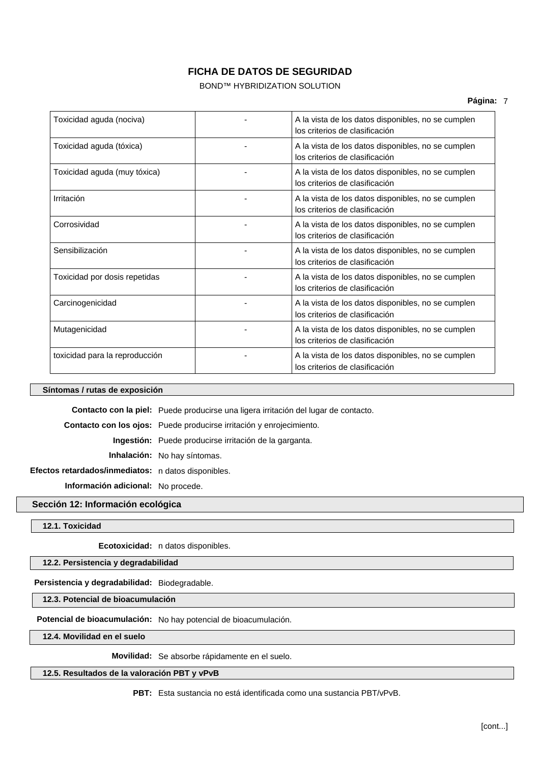| | | |
|---|---|---|
| Toxicidad aguda (nociva) | - | A la vista de los datos disponibles, no se cumplen los criterios de clasificación |
| Toxicidad aguda (tóxica) | - | A la vista de los datos disponibles, no se cumplen los criterios de clasificación |
| Toxicidad aguda (muy tóxica) | - | A la vista de los datos disponibles, no se cumplen los criterios de clasificación |
| Irritación | - | A la vista de los datos disponibles, no se cumplen los criterios de clasificación |
| Corrosividad | - | A la vista de los datos disponibles, no se cumplen los criterios de clasificación |
| Sensibilización | - | A la vista de los datos disponibles, no se cumplen los criterios de clasificación |
| Toxicidad por dosis repetidas | - | A la vista de los datos disponibles, no se cumplen los criterios de clasificación |
| Carcinogenicidad | - | A la vista de los datos disponibles, no se cumplen los criterios de clasificación |
| Mutagenicidad | - | A la vista de los datos disponibles, no se cumplen los criterios de clasificación |
| toxicidad para la reproducción | - | A la vista de los datos disponibles, no se cumplen los criterios de clasificación |

### Síntomas / rutas de exposición

**Contacto con la piel:** Puede producirse una ligera irritación del lugar de contacto.

**Contacto con los ojos:** Puede producirse irritación y enrojecimiento.

**Ingestión:** Puede producirse irritación de la garganta.

**Inhalación:** No hay síntomas.

**Efectos retardados/inmediatos:** n datos disponibles.

**Información adicional:** No procede.

## Sección 12: Información ecológica

### 12.1. Toxicidad

**Ecotoxicidad:** n datos disponibles.

### 12.2. Persistencia y degradabilidad

**Persistencia y degradabilidad:** Biodegradable.

### 12.3. Potencial de bioacumulación

**Potencial de bioacumulación:** No hay potencial de bioacumulación.

### 12.4. Movilidad en el suelo

**Movilidad:** Se absorbe rápidamente en el suelo.

### 12.5. Resultados de la valoración PBT y vPvB

**PBT:** Esta sustancia no está identificada como una sustancia PBT/vPvB.

[cont...]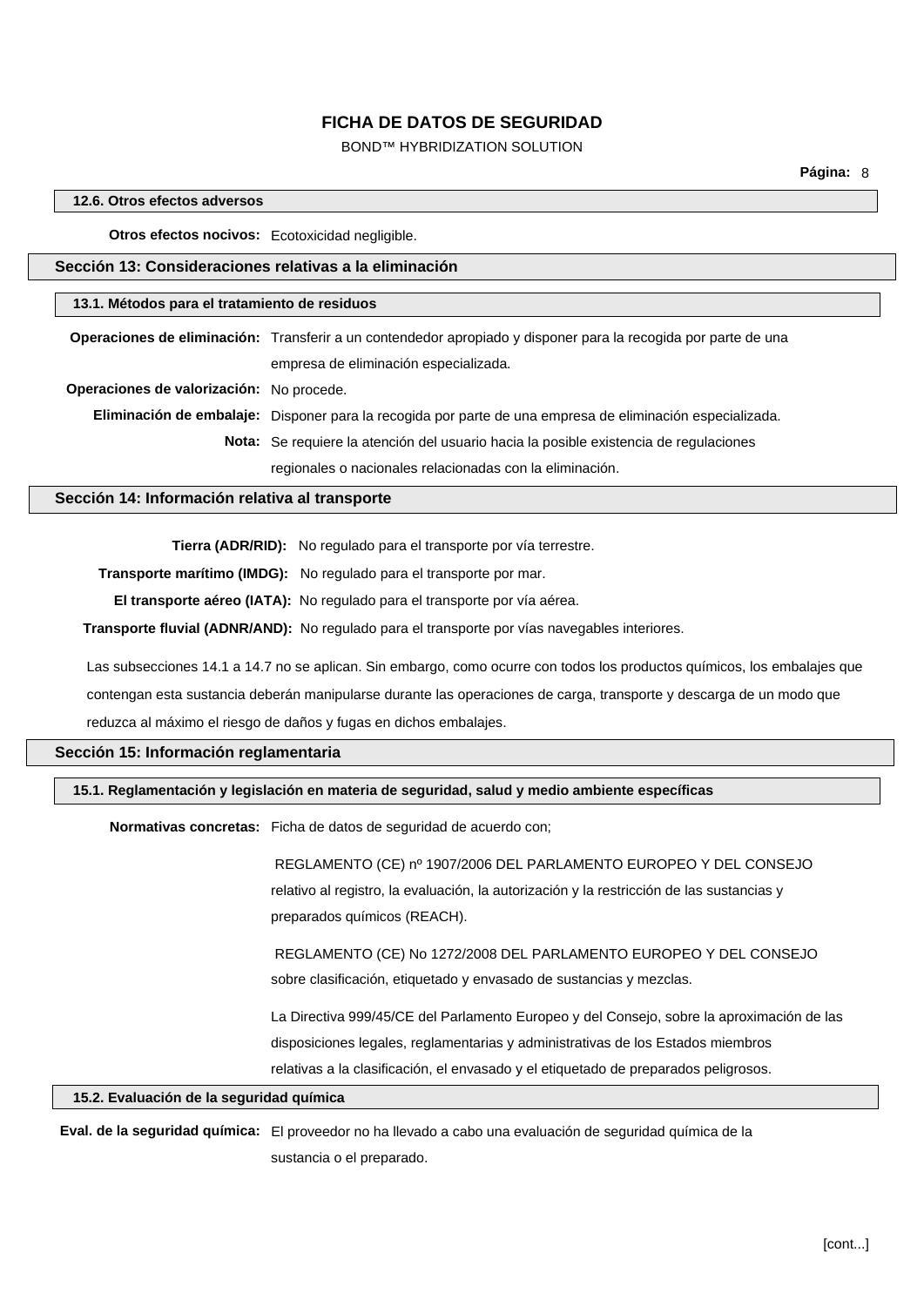#### 12.6. Otros efectos adversos

**Otros efectos nocivos:** Ecotoxicidad negligible.

## Sección 13: Consideraciones relativas a la eliminación

#### 13.1. Métodos para el tratamiento de residuos

**Operaciones de eliminación:** Transferir a un contendedor apropiado y disponer para la recogida por parte de una empresa de eliminación especializada.

**Operaciones de valorización:** No procede.

**Eliminación de embalaje:** Disponer para la recogida por parte de una empresa de eliminación especializada.

**Nota:** Se requiere la atención del usuario hacia la posible existencia de regulaciones regionales o nacionales relacionadas con la eliminación.

## Sección 14: Información relativa al transporte

**Tierra (ADR/RID):** No regulado para el transporte por vía terrestre.

**Transporte marítimo (IMDG):** No regulado para el transporte por mar.

**El transporte aéreo (IATA):** No regulado para el transporte por vía aérea.

**Transporte fluvial (ADNR/AND):** No regulado para el transporte por vías navegables interiores.

Las subsecciones 14.1 a 14.7 no se aplican. Sin embargo, como ocurre con todos los productos químicos, los embalajes que contengan esta sustancia deberán manipularse durante las operaciones de carga, transporte y descarga de un modo que reduzca al máximo el riesgo de daños y fugas en dichos embalajes.

## Sección 15: Información reglamentaria

#### 15.1. Reglamentación y legislación en materia de seguridad, salud y medio ambiente específicas

**Normativas concretas:** Ficha de datos de seguridad de acuerdo con;

REGLAMENTO (CE) nº 1907/2006 DEL PARLAMENTO EUROPEO Y DEL CONSEJO relativo al registro, la evaluación, la autorización y la restricción de las sustancias y preparados químicos (REACH).

REGLAMENTO (CE) No 1272/2008 DEL PARLAMENTO EUROPEO Y DEL CONSEJO sobre clasificación, etiquetado y envasado de sustancias y mezclas.

La Directiva 999/45/CE del Parlamento Europeo y del Consejo, sobre la aproximación de las disposiciones legales, reglamentarias y administrativas de los Estados miembros relativas a la clasificación, el envasado y el etiquetado de preparados peligrosos.

#### 15.2. Evaluación de la seguridad química

**Eval. de la seguridad química:** El proveedor no ha llevado a cabo una evaluación de seguridad química de la sustancia o el preparado.

[cont...]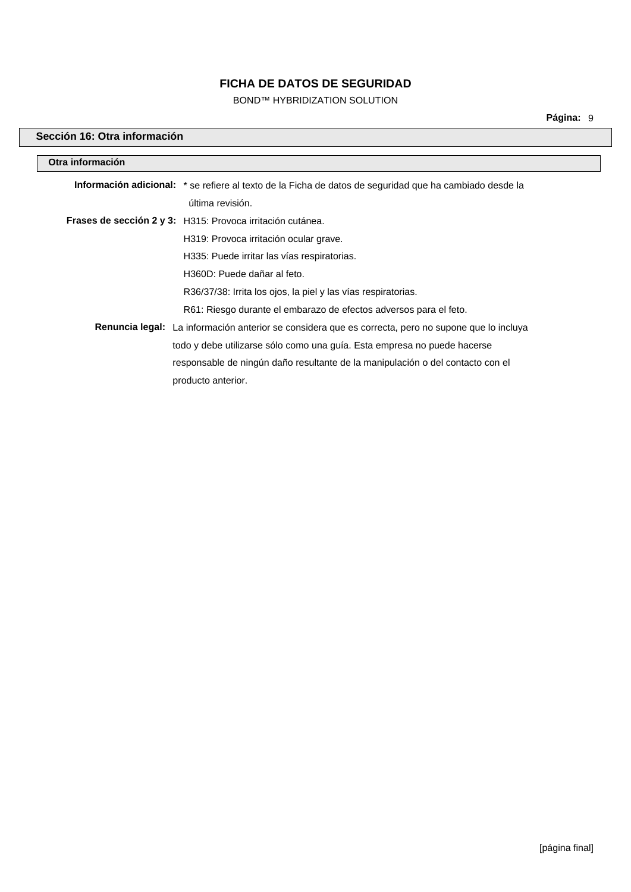## Sección 16: Otra información

### Otra información

**Información adicional:** * se refiere al texto de la Ficha de datos de seguridad que ha cambiado desde la última revisión.

**Frases de sección 2 y 3:** H315: Provoca irritación cutánea.

H319: Provoca irritación ocular grave.

H335: Puede irritar las vías respiratorias.

H360D: Puede dañar al feto.

R36/37/38: Irrita los ojos, la piel y las vías respiratorias.

R61: Riesgo durante el embarazo de efectos adversos para el feto.

**Renuncia legal:** La información anterior se considera que es correcta, pero no supone que lo incluya todo y debe utilizarse sólo como una guía. Esta empresa no puede hacerse responsable de ningún daño resultante de la manipulación o del contacto con el producto anterior.

[página final]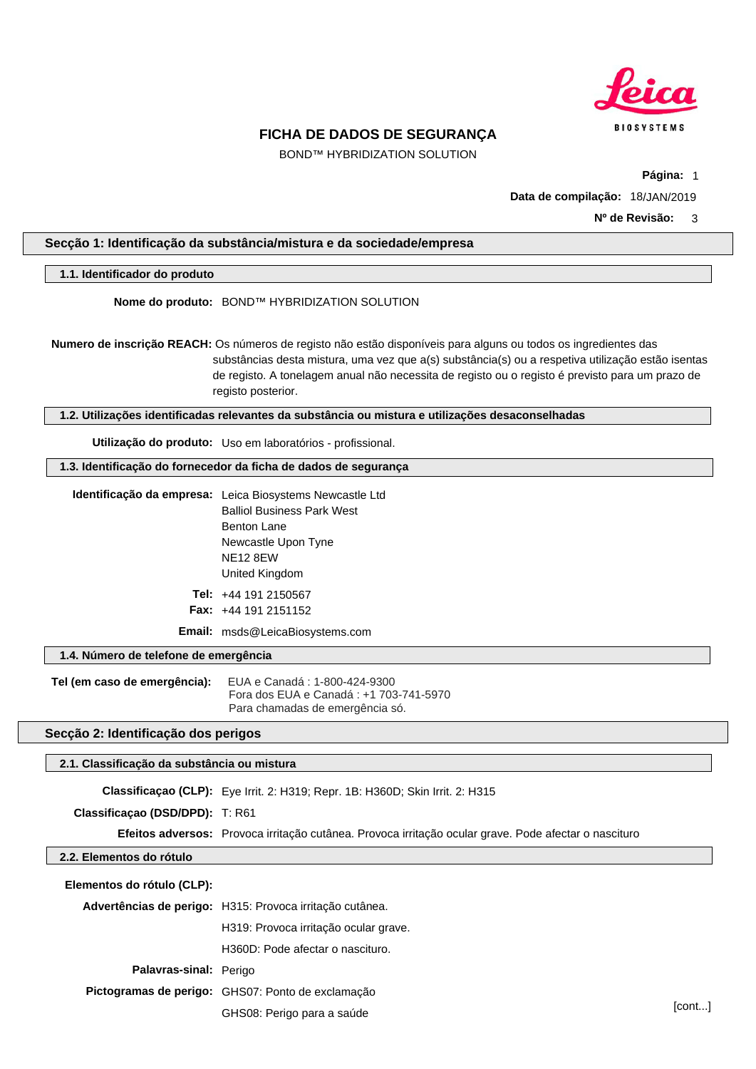# FICHA DE DADOS DE SEGURANÇA

BOND™ HYBRIDIZATION SOLUTION

**Página:** 1

**Data de compilação:** 18/JAN/2019

**Nº de Revisão:** 3

## Secção 1: Identificação da substância/mistura e da sociedade/empresa

### 1.1. Identificador do produto

**Nome do produto:** BOND™ HYBRIDIZATION SOLUTION

**Numero de inscrição REACH:** Os números de registo não estão disponíveis para alguns ou todos os ingredientes das substâncias desta mistura, uma vez que a(s) substância(s) ou a respetiva utilização estão isentas de registo. A tonelagem anual não necessita de registo ou o registo é previsto para um prazo de registo posterior.

### 1.2. Utilizações identificadas relevantes da substância ou mistura e utilizações desaconselhadas

**Utilização do produto:** Uso em laboratórios - profissional.

### 1.3. Identificação do fornecedor da ficha de dados de segurança

**Identificação da empresa:** Leica Biosystems Newcastle Ltd
Balliol Business Park West
Benton Lane
Newcastle Upon Tyne
NE12 8EW
United Kingdom

**Tel:** +44 191 2150567

**Fax:** +44 191 2151152

**Email:** msds@LeicaBiosystems.com

### 1.4. Número de telefone de emergência

**Tel (em caso de emergência):** EUA e Canadá : 1-800-424-9300
Fora dos EUA e Canadá : +1 703-741-5970
Para chamadas de emergência só.

## Secção 2: Identificação dos perigos

### 2.1. Classificação da substância ou mistura

**Classificaçao (CLP):** Eye Irrit. 2: H319; Repr. 1B: H360D; Skin Irrit. 2: H315

**Classificaçao (DSD/DPD):** T: R61

**Efeitos adversos:** Provoca irritação cutânea. Provoca irritação ocular grave. Pode afectar o nascituro

### 2.2. Elementos do rótulo

**Elementos do rótulo (CLP):**

**Advertências de perigo:** H315: Provoca irritação cutânea.
H319: Provoca irritação ocular grave.
H360D: Pode afectar o nascituro.

**Palavras-sinal:** Perigo

**Pictogramas de perigo:** GHS07: Ponto de exclamação
GHS08: Perigo para a saúde

[cont...]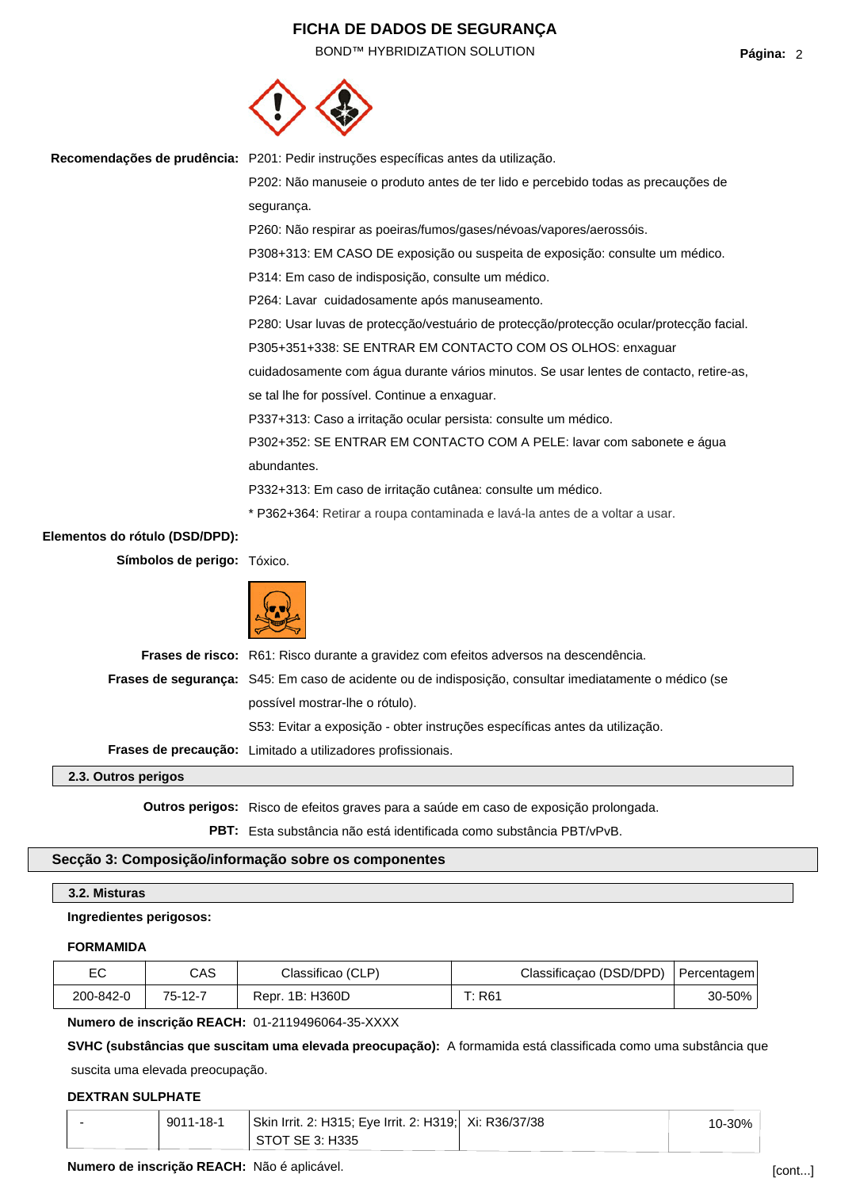Recomendações de prudência: P201: Pedir instruções específicas antes da utilização.

P202: Não manuseie o produto antes de ter lido e percebido todas as precauções de segurança.

P260: Não respirar as poeiras/fumos/gases/névoas/vapores/aerossóis.

P308+313: EM CASO DE exposição ou suspeita de exposição: consulte um médico.

P314: Em caso de indisposição, consulte um médico.

P264: Lavar cuidadosamente após manuseamento.

P280: Usar luvas de protecção/vestuário de protecção/protecção ocular/protecção facial.

P305+351+338: SE ENTRAR EM CONTACTO COM OS OLHOS: enxaguar cuidadosamente com água durante vários minutos. Se usar lentes de contacto, retire-as, se tal lhe for possível. Continue a enxaguar.

P337+313: Caso a irritação ocular persista: consulte um médico.

P302+352: SE ENTRAR EM CONTACTO COM A PELE: lavar com sabonete e água abundantes.

P332+313: Em caso de irritação cutânea: consulte um médico.

* P362+364: Retirar a roupa contaminada e lavá-la antes de a voltar a usar.

**Elementos do rótulo (DSD/DPD):**

**Símbolos de perigo:** Tóxico.

**Frases de risco:** R61: Risco durante a gravidez com efeitos adversos na descendência.

**Frases de segurança:** S45: Em caso de acidente ou de indisposição, consultar imediatamente o médico (se possível mostrar-lhe o rótulo).

S53: Evitar a exposição - obter instruções específicas antes da utilização.

**Frases de precaução:** Limitado a utilizadores profissionais.

### 2.3. Outros perigos

**Outros perigos:** Risco de efeitos graves para a saúde em caso de exposição prolongada.

**PBT:** Esta substância não está identificada como substância PBT/vPvB.

## Secção 3: Composição/informação sobre os componentes

### 3.2. Misturas

**Ingredientes perigosos:**

**FORMAMIDA**

| EC | CAS | Classificacao (CLP) | Classificaçao (DSD/DPD) | Percentagem |
|---|---|---|---|---|
| 200-842-0 | 75-12-7 | Repr. 1B: H360D | T: R61 | 30-50% |

**Numero de inscrição REACH:** 01-2119496064-35-XXXX

**SVHC (substâncias que suscitam uma elevada preocupação):** A formamida está classificada como uma substância que suscita uma elevada preocupação.

**DEXTRAN SULPHATE**

| | | | | |
|---|---|---|---|---|
| - | 9011-18-1 | Skin Irrit. 2: H315; Eye Irrit. 2: H319; STOT SE 3: H335 | Xi: R36/37/38 | 10-30% |

**Numero de inscrição REACH:** Não é aplicável.

[cont...]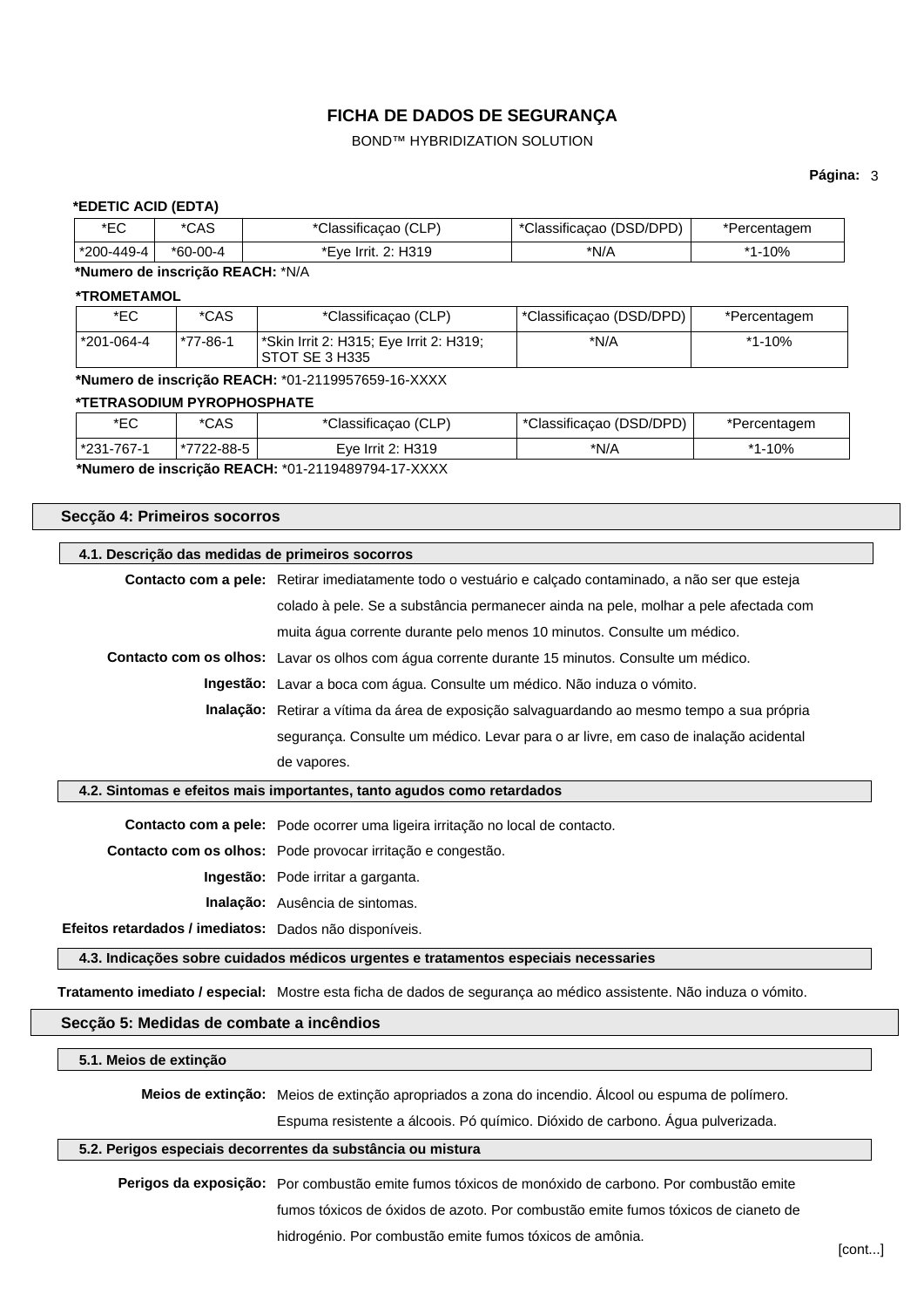**\*EDETIC ACID (EDTA)**

| \*EC | \*CAS | \*Classificaçao (CLP) | \*Classificaçao (DSD/DPD) | \*Percentagem |
|---|---|---|---|---|
| \*200-449-4 | \*60-00-4 | \*Eye Irrit. 2: H319 | \*N/A | \*1-10% |

**\*Numero de inscrição REACH:** \*N/A

**\*TROMETAMOL**

| \*EC | \*CAS | \*Classificaçao (CLP) | \*Classificaçao (DSD/DPD) | \*Percentagem |
|---|---|---|---|---|
| \*201-064-4 | \*77-86-1 | \*Skin Irrit 2: H315; Eye Irrit 2: H319; STOT SE 3 H335 | \*N/A | \*1-10% |

**\*Numero de inscrição REACH:** \*01-2119957659-16-XXXX

**\*TETRASODIUM PYROPHOSPHATE**

| \*EC | \*CAS | \*Classificaçao (CLP) | \*Classificaçao (DSD/DPD) | \*Percentagem |
|---|---|---|---|---|
| \*231-767-1 | \*7722-88-5 | Eye Irrit 2: H319 | \*N/A | \*1-10% |

**\*Numero de inscrição REACH:** \*01-2119489794-17-XXXX

## Secção 4: Primeiros socorros

### 4.1. Descrição das medidas de primeiros socorros

**Contacto com a pele:** Retirar imediatamente todo o vestuário e calçado contaminado, a não ser que esteja colado à pele. Se a substância permanecer ainda na pele, molhar a pele afectada com muita água corrente durante pelo menos 10 minutos. Consulte um médico.

**Contacto com os olhos:** Lavar os olhos com água corrente durante 15 minutos. Consulte um médico.

**Ingestão:** Lavar a boca com água. Consulte um médico. Não induza o vómito.

**Inalação:** Retirar a vítima da área de exposição salvaguardando ao mesmo tempo a sua própria segurança. Consulte um médico. Levar para o ar livre, em caso de inalação acidental de vapores.

### 4.2. Sintomas e efeitos mais importantes, tanto agudos como retardados

**Contacto com a pele:** Pode ocorrer uma ligeira irritação no local de contacto.

**Contacto com os olhos:** Pode provocar irritação e congestão.

**Ingestão:** Pode irritar a garganta.

**Inalação:** Ausência de sintomas.

**Efeitos retardados / imediatos:** Dados não disponíveis.

### 4.3. Indicações sobre cuidados médicos urgentes e tratamentos especiais necessaries

**Tratamento imediato / especial:** Mostre esta ficha de dados de segurança ao médico assistente. Não induza o vómito.

## Secção 5: Medidas de combate a incêndios

### 5.1. Meios de extinção

**Meios de extinção:** Meios de extinção apropriados a zona do incendio. Álcool ou espuma de polímero. Espuma resistente a álcoois. Pó químico. Dióxido de carbono. Água pulverizada.

### 5.2. Perigos especiais decorrentes da substância ou mistura

**Perigos da exposição:** Por combustão emite fumos tóxicos de monóxido de carbono. Por combustão emite fumos tóxicos de óxidos de azoto. Por combustão emite fumos tóxicos de cianeto de hidrogénio. Por combustão emite fumos tóxicos de amônia.

[cont...]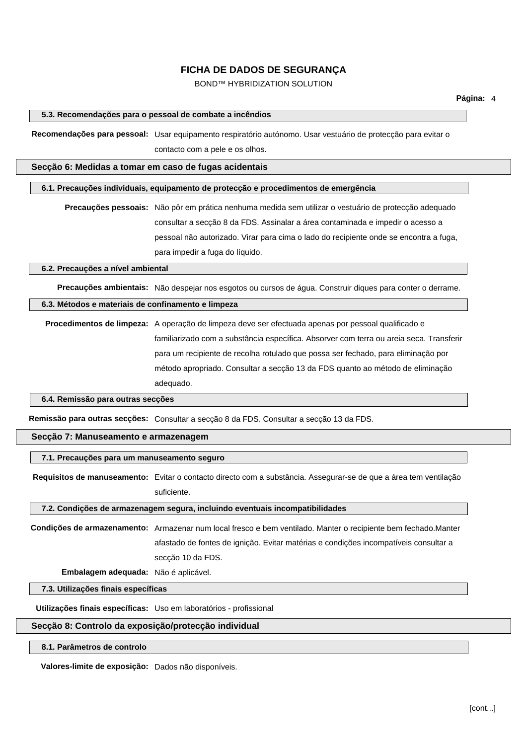### 5.3. Recomendações para o pessoal de combate a incêndios

**Recomendações para pessoal:** Usar equipamento respiratório autónomo. Usar vestuário de protecção para evitar o contacto com a pele e os olhos.

## Secção 6: Medidas a tomar em caso de fugas acidentais

### 6.1. Precauções individuais, equipamento de protecção e procedimentos de emergência

**Precauções pessoais:** Não pôr em prática nenhuma medida sem utilizar o vestuário de protecção adequado consultar a secção 8 da FDS. Assinalar a área contaminada e impedir o acesso a pessoal não autorizado. Virar para cima o lado do recipiente onde se encontra a fuga, para impedir a fuga do líquido.

### 6.2. Precauções a nível ambiental

**Precauções ambientais:** Não despejar nos esgotos ou cursos de água. Construir diques para conter o derrame.

### 6.3. Métodos e materiais de confinamento e limpeza

**Procedimentos de limpeza:** A operação de limpeza deve ser efectuada apenas por pessoal qualificado e familiarizado com a substância específica. Absorver com terra ou areia seca. Transferir para um recipiente de recolha rotulado que possa ser fechado, para eliminação por método apropriado. Consultar a secção 13 da FDS quanto ao método de eliminação adequado.

### 6.4. Remissão para outras secções

**Remissão para outras secções:** Consultar a secção 8 da FDS. Consultar a secção 13 da FDS.

## Secção 7: Manuseamento e armazenagem

### 7.1. Precauções para um manuseamento seguro

**Requisitos de manuseamento:** Evitar o contacto directo com a substância. Assegurar-se de que a área tem ventilação suficiente.

### 7.2. Condições de armazenagem segura, incluindo eventuais incompatibilidades

**Condições de armazenamento:** Armazenar num local fresco e bem ventilado. Manter o recipiente bem fechado.Manter afastado de fontes de ignição. Evitar matérias e condições incompatíveis consultar a secção 10 da FDS.

**Embalagem adequada:** Não é aplicável.

### 7.3. Utilizações finais específicas

**Utilizações finais específicas:** Uso em laboratórios - profissional

## Secção 8: Controlo da exposição/protecção individual

### 8.1. Parâmetros de controlo

**Valores-limite de exposição:** Dados não disponíveis.

[cont...]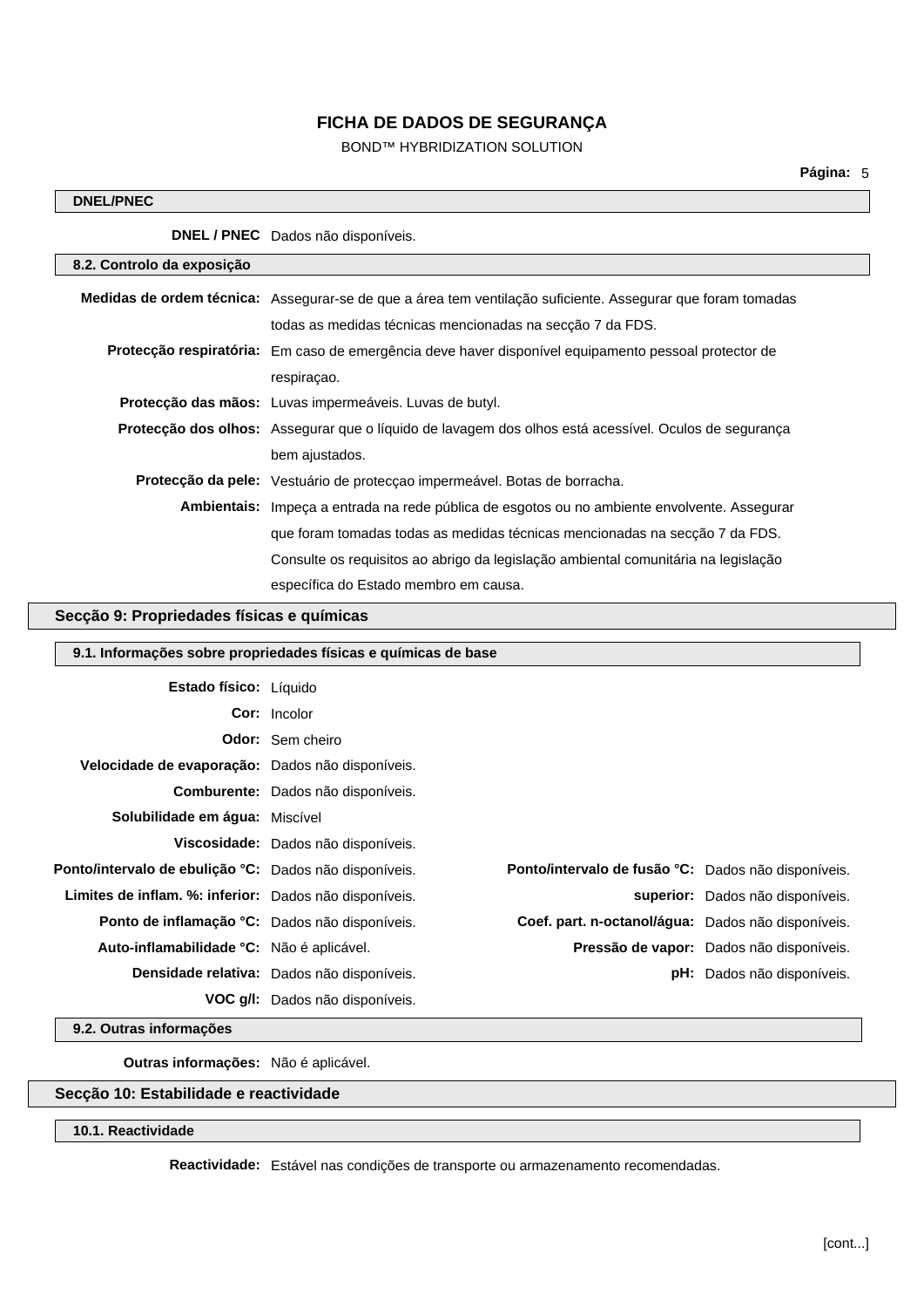#### DNEL/PNEC

**DNEL / PNEC** Dados não disponíveis.

#### 8.2. Controlo da exposição

**Medidas de ordem técnica:** Assegurar-se de que a área tem ventilação suficiente. Assegurar que foram tomadas todas as medidas técnicas mencionadas na secção 7 da FDS.

**Protecção respiratória:** Em caso de emergência deve haver disponível equipamento pessoal protector de respiraçao.

**Protecção das mãos:** Luvas impermeáveis. Luvas de butyl.

**Protecção dos olhos:** Assegurar que o líquido de lavagem dos olhos está acessível. Oculos de segurança bem ajustados.

**Protecção da pele:** Vestuário de protecçao impermeável. Botas de borracha.

**Ambientais:** Impeça a entrada na rede pública de esgotos ou no ambiente envolvente. Assegurar que foram tomadas todas as medidas técnicas mencionadas na secção 7 da FDS. Consulte os requisitos ao abrigo da legislação ambiental comunitária na legislação específica do Estado membro em causa.

## Secção 9: Propriedades físicas e químicas

#### 9.1. Informações sobre propriedades físicas e químicas de base

**Estado físico:** Líquido

**Cor:** Incolor

**Odor:** Sem cheiro

**Velocidade de evaporação:** Dados não disponíveis.

**Comburente:** Dados não disponíveis.

**Solubilidade em água:** Miscível

**Viscosidade:** Dados não disponíveis.

| | | | |
|---|---|---|---|
| **Ponto/intervalo de ebulição °C:** | Dados não disponíveis. | **Ponto/intervalo de fusão °C:** | Dados não disponíveis. |
| **Limites de inflam. %: inferior:** | Dados não disponíveis. | **superior:** | Dados não disponíveis. |
| **Ponto de inflamação °C:** | Dados não disponíveis. | **Coef. part. n-octanol/água:** | Dados não disponíveis. |
| **Auto-inflamabilidade °C:** | Não é aplicável. | **Pressão de vapor:** | Dados não disponíveis. |
| **Densidade relativa:** | Dados não disponíveis. | **pH:** | Dados não disponíveis. |
| **VOC g/l:** | Dados não disponíveis. | | |

#### 9.2. Outras informações

**Outras informações:** Não é aplicável.

## Secção 10: Estabilidade e reactividade

#### 10.1. Reactividade

**Reactividade:** Estável nas condições de transporte ou armazenamento recomendadas.

[cont...]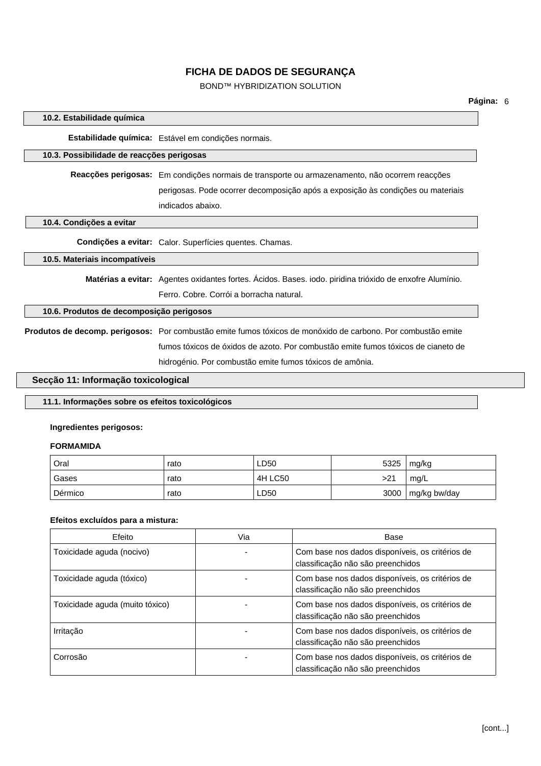### 10.2. Estabilidade química

**Estabilidade química:** Estável em condições normais.

### 10.3. Possibilidade de reacções perigosas

**Reacções perigosas:** Em condições normais de transporte ou armazenamento, não ocorrem reacções perigosas. Pode ocorrer decomposição após a exposição às condições ou materiais indicados abaixo.

### 10.4. Condições a evitar

**Condições a evitar:** Calor. Superfícies quentes. Chamas.

### 10.5. Materiais incompatíveis

**Matérias a evitar:** Agentes oxidantes fortes. Ácidos. Bases. iodo. piridina trióxido de enxofre Alumínio. Ferro. Cobre. Corrói a borracha natural.

### 10.6. Produtos de decomposição perigosos

**Produtos de decomp. perigosos:** Por combustão emite fumos tóxicos de monóxido de carbono. Por combustão emite fumos tóxicos de óxidos de azoto. Por combustão emite fumos tóxicos de cianeto de hidrogénio. Por combustão emite fumos tóxicos de amônia.

## Secção 11: Informação toxicological

### 11.1. Informações sobre os efeitos toxicológicos

**Ingredientes perigosos:**

**FORMAMIDA**

| | | | | |
|---|---|---|---|---|
| Oral | rato | LD50 | 5325 | mg/kg |
| Gases | rato | 4H LC50 | >21 | mg/L |
| Dérmico | rato | LD50 | 3000 | mg/kg bw/day |

**Efeitos excluídos para a mistura:**

| Efeito | Via | Base |
|---|---|---|
| Toxicidade aguda (nocivo) | - | Com base nos dados disponíveis, os critérios de classificação não são preenchidos |
| Toxicidade aguda (tóxico) | - | Com base nos dados disponíveis, os critérios de classificação não são preenchidos |
| Toxicidade aguda (muito tóxico) | - | Com base nos dados disponíveis, os critérios de classificação não são preenchidos |
| Irritação | - | Com base nos dados disponíveis, os critérios de classificação não são preenchidos |
| Corrosão | - | Com base nos dados disponíveis, os critérios de classificação não são preenchidos |

[cont...]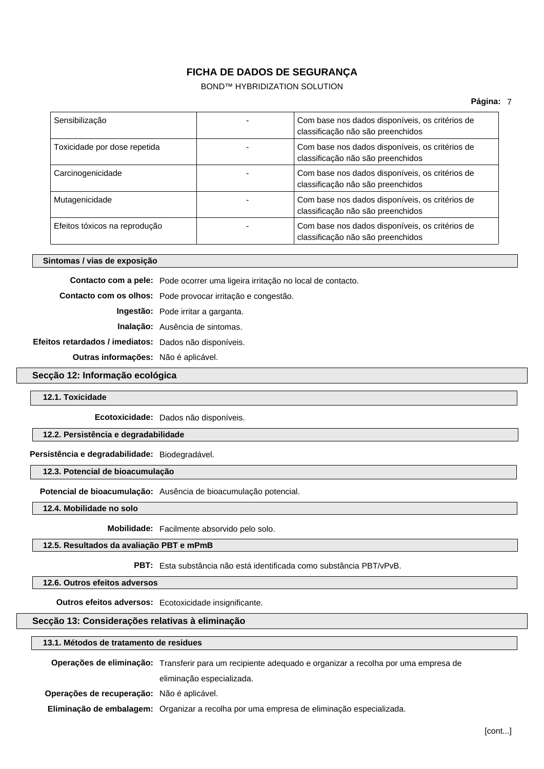| | | |
|---|---|---|
| Sensibilização | - | Com base nos dados disponíveis, os critérios de classificação não são preenchidos |
| Toxicidade por dose repetida | - | Com base nos dados disponíveis, os critérios de classificação não são preenchidos |
| Carcinogenicidade | - | Com base nos dados disponíveis, os critérios de classificação não são preenchidos |
| Mutagenicidade | - | Com base nos dados disponíveis, os critérios de classificação não são preenchidos |
| Efeitos tóxicos na reprodução | - | Com base nos dados disponíveis, os critérios de classificação não são preenchidos |

### Sintomas / vias de exposição

**Contacto com a pele:** Pode ocorrer uma ligeira irritação no local de contacto.

**Contacto com os olhos:** Pode provocar irritação e congestão.

**Ingestão:** Pode irritar a garganta.

**Inalação:** Ausência de sintomas.

**Efeitos retardados / imediatos:** Dados não disponíveis.

**Outras informações:** Não é aplicável.

## Secção 12: Informação ecológica

### 12.1. Toxicidade

**Ecotoxicidade:** Dados não disponíveis.

### 12.2. Persistência e degradabilidade

**Persistência e degradabilidade:** Biodegradável.

### 12.3. Potencial de bioacumulação

**Potencial de bioacumulação:** Ausência de bioacumulação potencial.

### 12.4. Mobilidade no solo

**Mobilidade:** Facilmente absorvido pelo solo.

### 12.5. Resultados da avaliação PBT e mPmB

**PBT:** Esta substância não está identificada como substância PBT/vPvB.

### 12.6. Outros efeitos adversos

**Outros efeitos adversos:** Ecotoxicidade insignificante.

## Secção 13: Considerações relativas à eliminação

### 13.1. Métodos de tratamento de residues

**Operações de eliminação:** Transferir para um recipiente adequado e organizar a recolha por uma empresa de eliminação especializada.

**Operações de recuperação:** Não é aplicável.

**Eliminação de embalagem:** Organizar a recolha por uma empresa de eliminação especializada.

[cont...]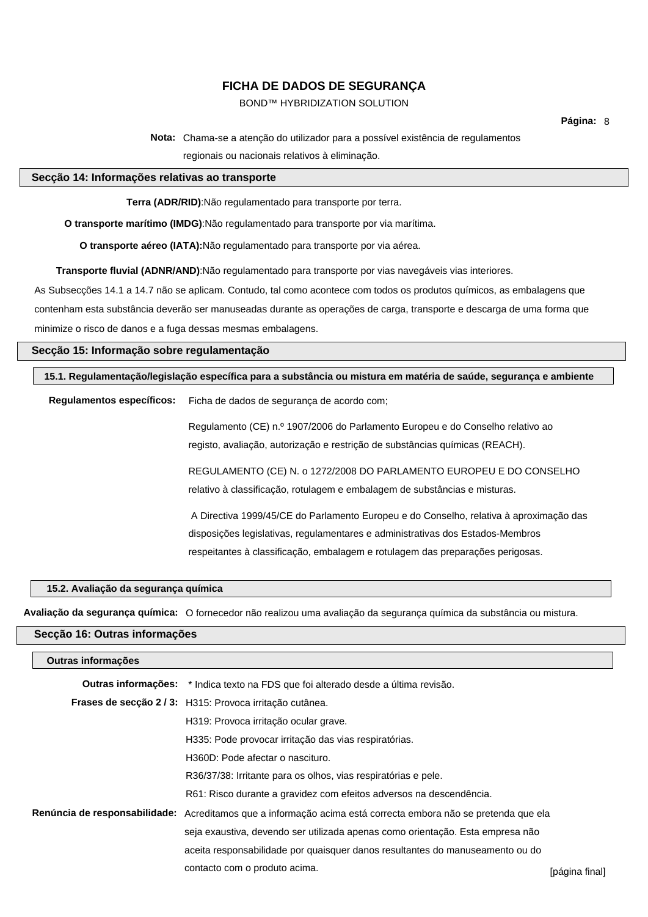**Nota:** Chama-se a atenção do utilizador para a possível existência de regulamentos regionais ou nacionais relativos à eliminação.

## Secção 14: Informações relativas ao transporte

**Terra (ADR/RID)**:Não regulamentado para transporte por terra.

**O transporte marítimo (IMDG)**:Não regulamentado para transporte por via marítima.

**O transporte aéreo (IATA):**Não regulamentado para transporte por via aérea.

**Transporte fluvial (ADNR/AND)**:Não regulamentado para transporte por vias navegáveis vias interiores.

As Subsecções 14.1 a 14.7 não se aplicam. Contudo, tal como acontece com todos os produtos químicos, as embalagens que contenham esta substância deverão ser manuseadas durante as operações de carga, transporte e descarga de uma forma que minimize o risco de danos e a fuga dessas mesmas embalagens.

## Secção 15: Informação sobre regulamentação

### 15.1. Regulamentação/legislação específica para a substância ou mistura em matéria de saúde, segurança e ambiente

**Regulamentos específicos:** Ficha de dados de segurança de acordo com;

Regulamento (CE) n.º 1907/2006 do Parlamento Europeu e do Conselho relativo ao registo, avaliação, autorização e restrição de substâncias químicas (REACH).

REGULAMENTO (CE) N. o 1272/2008 DO PARLAMENTO EUROPEU E DO CONSELHO relativo à classificação, rotulagem e embalagem de substâncias e misturas.

A Directiva 1999/45/CE do Parlamento Europeu e do Conselho, relativa à aproximação das disposições legislativas, regulamentares e administrativas dos Estados-Membros respeitantes à classificação, embalagem e rotulagem das preparações perigosas.

### 15.2. Avaliação da segurança química

**Avaliação da segurança química:** O fornecedor não realizou uma avaliação da segurança química da substância ou mistura.

## Secção 16: Outras informações

### Outras informações

**Outras informações:** * Indica texto na FDS que foi alterado desde a última revisão.

**Frases de secção 2 / 3:** H315: Provoca irritação cutânea.

H319: Provoca irritação ocular grave.

H335: Pode provocar irritação das vias respiratórias.

H360D: Pode afectar o nascituro.

R36/37/38: Irritante para os olhos, vias respiratórias e pele.

R61: Risco durante a gravidez com efeitos adversos na descendência.

**Renúncia de responsabilidade:** Acreditamos que a informação acima está correcta embora não se pretenda que ela seja exaustiva, devendo ser utilizada apenas como orientação. Esta empresa não aceita responsabilidade por quaisquer danos resultantes do manuseamento ou do contacto com o produto acima.

[página final]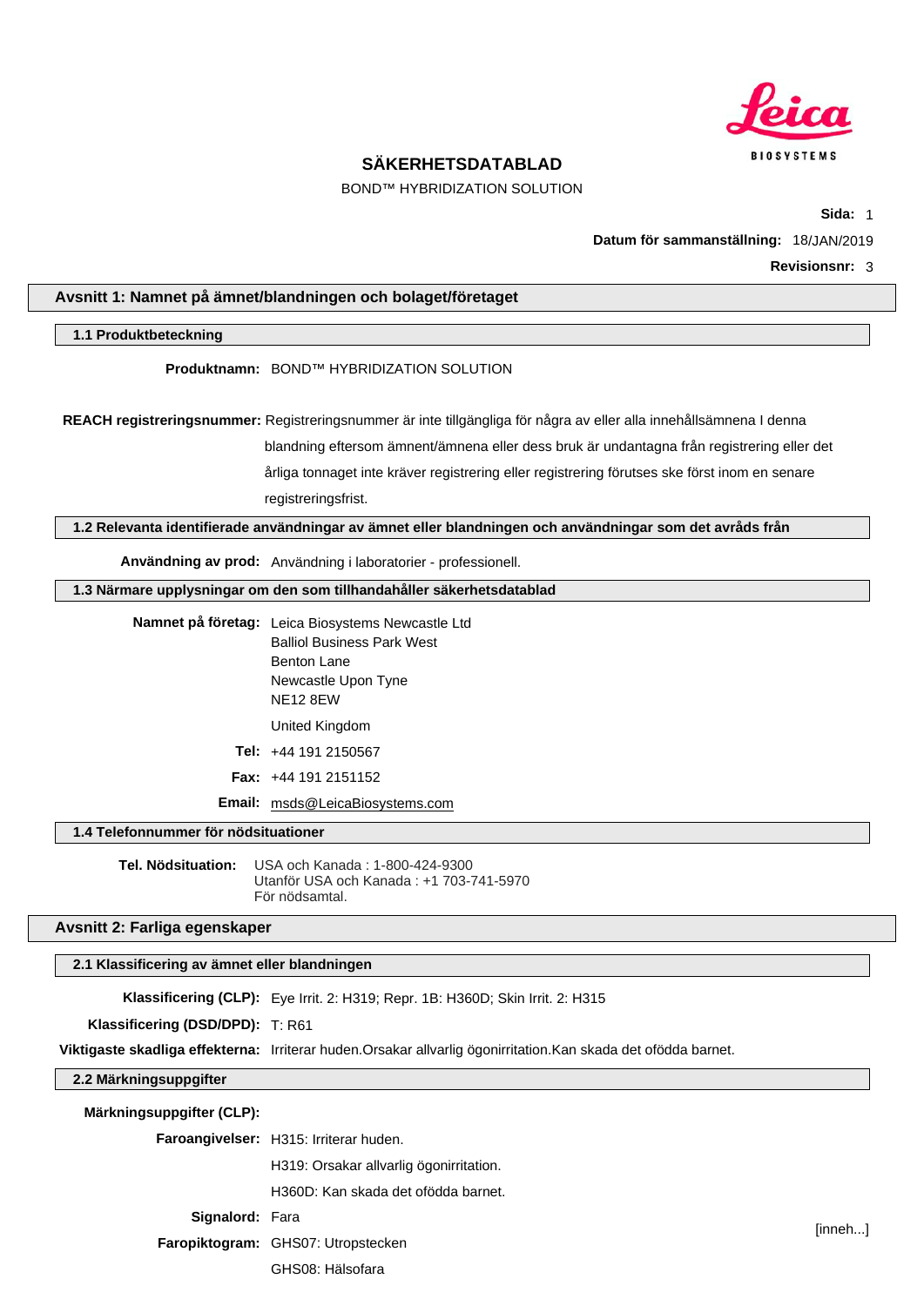# SÄKERHETSDATABLAD

BOND™ HYBRIDIZATION SOLUTION

**Sida:** 1

**Datum för sammanställning:** 18/JAN/2019

**Revisionsnr:** 3

## Avsnitt 1: Namnet på ämnet/blandningen och bolaget/företaget

### 1.1 Produktbeteckning

**Produktnamn:** BOND™ HYBRIDIZATION SOLUTION

**REACH registreringsnummer:** Registreringsnummer är inte tillgängliga för några av eller alla innehållsämnena I denna blandning eftersom ämnent/ämnena eller dess bruk är undantagna från registrering eller det årliga tonnaget inte kräver registrering eller registrering förutses ske först inom en senare registreringsfrist.

### 1.2 Relevanta identifierade användningar av ämnet eller blandningen och användningar som det avråds från

**Användning av prod:** Användning i laboratorier - professionell.

### 1.3 Närmare upplysningar om den som tillhandahåller säkerhetsdatablad

**Namnet på företag:** Leica Biosystems Newcastle Ltd
Balliol Business Park West
Benton Lane
Newcastle Upon Tyne
NE12 8EW
United Kingdom

**Tel:** +44 191 2150567

**Fax:** +44 191 2151152

**Email:** msds@LeicaBiosystems.com

### 1.4 Telefonnummer för nödsituationer

**Tel. Nödsituation:** USA och Kanada : 1-800-424-9300
Utanför USA och Kanada : +1 703-741-5970
För nödsamtal.

## Avsnitt 2: Farliga egenskaper

### 2.1 Klassificering av ämnet eller blandningen

**Klassificering (CLP):** Eye Irrit. 2: H319; Repr. 1B: H360D; Skin Irrit. 2: H315

**Klassificering (DSD/DPD):** T: R61

**Viktigaste skadliga effekterna:** Irriterar huden.Orsakar allvarlig ögonirritation.Kan skada det ofödda barnet.

### 2.2 Märkningsuppgifter

**Märkningsuppgifter (CLP):**

**Faroangivelser:** H315: Irriterar huden.
H319: Orsakar allvarlig ögonirritation.
H360D: Kan skada det ofödda barnet.

**Signalord:** Fara

**Faropiktogram:** GHS07: Utropstecken
GHS08: Hälsofara

[inneh...]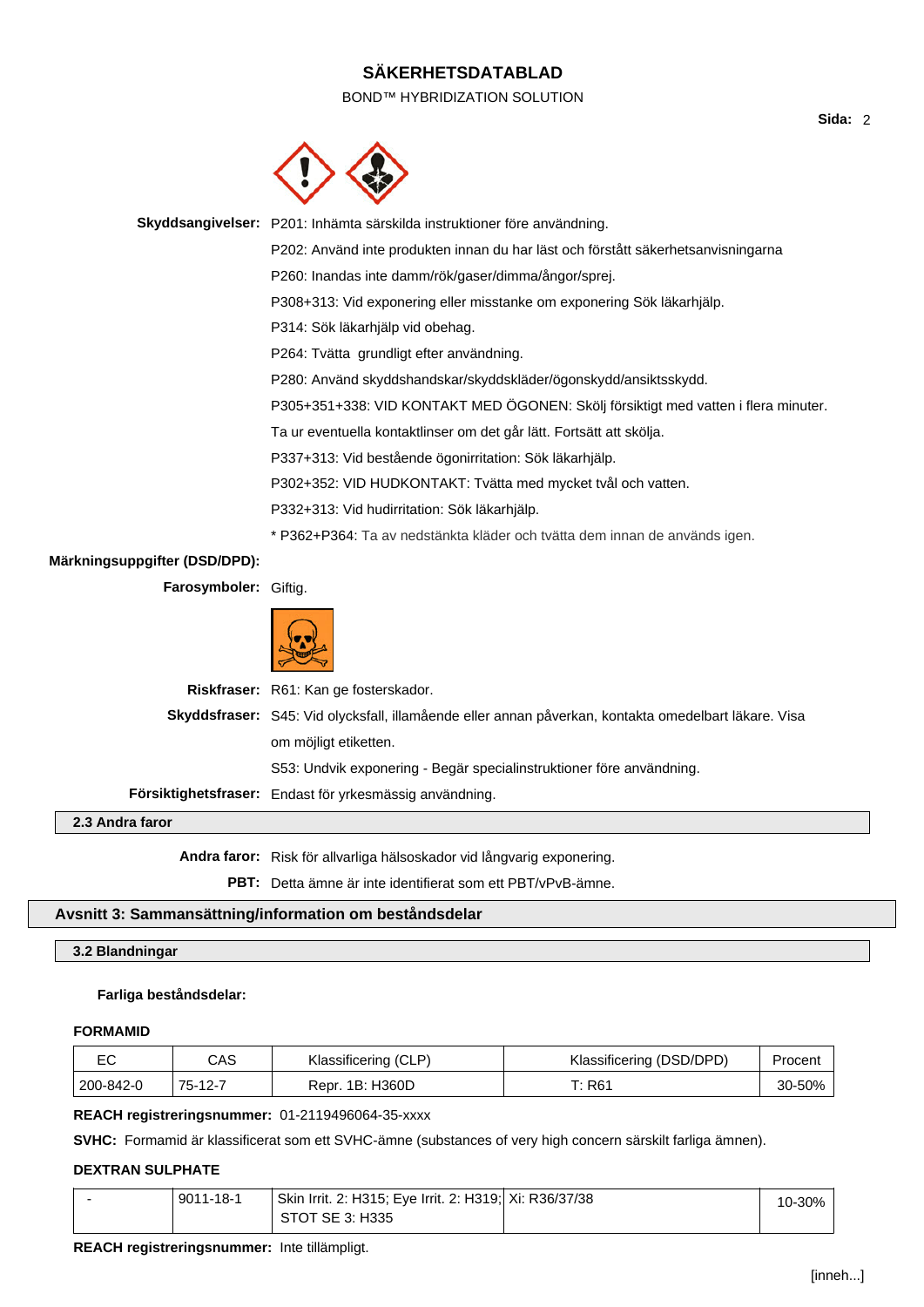**Skyddsangivelser:** P201: Inhämta särskilda instruktioner före användning.

P202: Använd inte produkten innan du har läst och förstått säkerhetsanvisningarna

P260: Inandas inte damm/rök/gaser/dimma/ångor/sprej.

P308+313: Vid exponering eller misstanke om exponering Sök läkarhjälp.

P314: Sök läkarhjälp vid obehag.

P264: Tvätta grundligt efter användning.

P280: Använd skyddshandskar/skyddskläder/ögonskydd/ansiktsskydd.

P305+351+338: VID KONTAKT MED ÖGONEN: Skölj försiktigt med vatten i flera minuter. Ta ur eventuella kontaktlinser om det går lätt. Fortsätt att skölja.

P337+313: Vid bestående ögonirritation: Sök läkarhjälp.

P302+352: VID HUDKONTAKT: Tvätta med mycket tvål och vatten.

P332+313: Vid hudirritation: Sök läkarhjälp.

* P362+P364: Ta av nedstänkta kläder och tvätta dem innan de används igen.

**Märkningsuppgifter (DSD/DPD):**

**Farosymboler:** Giftig.

**Riskfraser:** R61: Kan ge fosterskador.

**Skyddsfraser:** S45: Vid olycksfall, illamående eller annan påverkan, kontakta omedelbart läkare. Visa om möjligt etiketten.

S53: Undvik exponering - Begär specialinstruktioner före användning.

**Försiktighetsfraser:** Endast för yrkesmässig användning.

### 2.3 Andra faror

**Andra faror:** Risk för allvarliga hälsoskador vid långvarig exponering.

**PBT:** Detta ämne är inte identifierat som ett PBT/vPvB-ämne.

## Avsnitt 3: Sammansättning/information om beståndsdelar

### 3.2 Blandningar

**Farliga beståndsdelar:**

**FORMAMID**

| EC | CAS | Klassificering (CLP) | Klassificering (DSD/DPD) | Procent |
|---|---|---|---|---|
| 200-842-0 | 75-12-7 | Repr. 1B: H360D | T: R61 | 30-50% |

**REACH registreringsnummer:** 01-2119496064-35-xxxx

**SVHC:** Formamid är klassificerat som ett SVHC-ämne (substances of very high concern särskilt farliga ämnen).

**DEXTRAN SULPHATE**

| | | | | |
|---|---|---|---|---|
| - | 9011-18-1 | Skin Irrit. 2: H315; Eye Irrit. 2: H319; STOT SE 3: H335 | Xi: R36/37/38 | 10-30% |

**REACH registreringsnummer:** Inte tillämpligt.

[inneh...]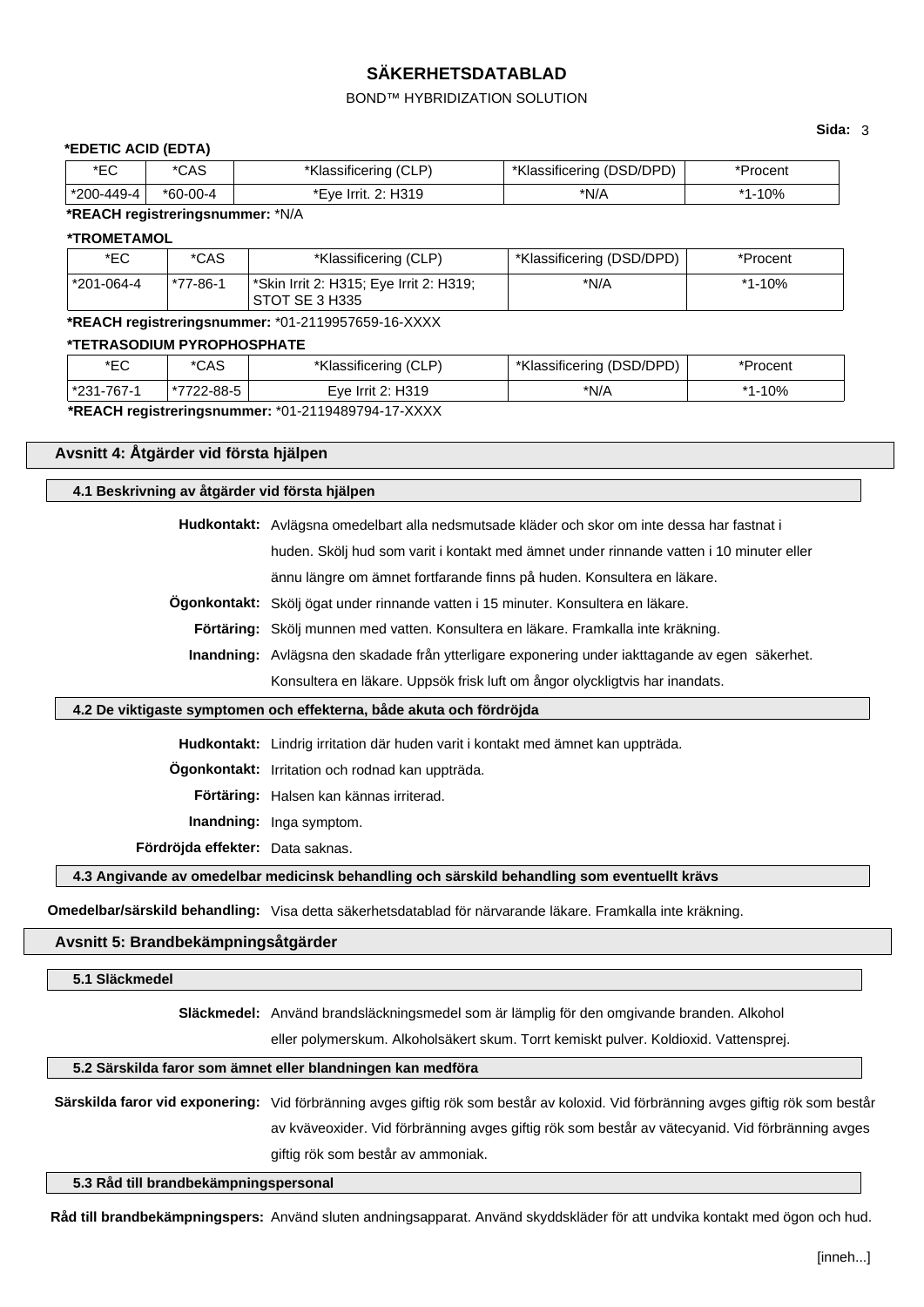**\*EDETIC ACID (EDTA)**

| \*EC | \*CAS | \*Klassificering (CLP) | \*Klassificering (DSD/DPD) | \*Procent |
|---|---|---|---|---|
| \*200-449-4 | \*60-00-4 | \*Eye Irrit. 2: H319 | \*N/A | \*1-10% |

**\*REACH registreringsnummer:** \*N/A

**\*TROMETAMOL**

| \*EC | \*CAS | \*Klassificering (CLP) | \*Klassificering (DSD/DPD) | \*Procent |
|---|---|---|---|---|
| \*201-064-4 | \*77-86-1 | \*Skin Irrit 2: H315; Eye Irrit 2: H319; STOT SE 3 H335 | \*N/A | \*1-10% |

**\*REACH registreringsnummer:** \*01-2119957659-16-XXXX

**\*TETRASODIUM PYROPHOSPHATE**

| \*EC | \*CAS | \*Klassificering (CLP) | \*Klassificering (DSD/DPD) | \*Procent |
|---|---|---|---|---|
| \*231-767-1 | \*7722-88-5 | Eye Irrit 2: H319 | \*N/A | \*1-10% |

**\*REACH registreringsnummer:** \*01-2119489794-17-XXXX

## Avsnitt 4: Åtgärder vid första hjälpen

### 4.1 Beskrivning av åtgärder vid första hjälpen

**Hudkontakt:** Avlägsna omedelbart alla nedsmutsade kläder och skor om inte dessa har fastnat i huden. Skölj hud som varit i kontakt med ämnet under rinnande vatten i 10 minuter eller ännu längre om ämnet fortfarande finns på huden. Konsultera en läkare.

**Ögonkontakt:** Skölj ögat under rinnande vatten i 15 minuter. Konsultera en läkare.

**Förtäring:** Skölj munnen med vatten. Konsultera en läkare. Framkalla inte kräkning.

**Inandning:** Avlägsna den skadade från ytterligare exponering under iakttagande av egen säkerhet. Konsultera en läkare. Uppsök frisk luft om ångor olyckligtvis har inandats.

### 4.2 De viktigaste symptomen och effekterna, både akuta och fördröjda

**Hudkontakt:** Lindrig irritation där huden varit i kontakt med ämnet kan uppträda.

**Ögonkontakt:** Irritation och rodnad kan uppträda.

**Förtäring:** Halsen kan kännas irriterad.

**Inandning:** Inga symptom.

**Fördröjda effekter:** Data saknas.

### 4.3 Angivande av omedelbar medicinsk behandling och särskild behandling som eventuellt krävs

**Omedelbar/särskild behandling:** Visa detta säkerhetsdatablad för närvarande läkare. Framkalla inte kräkning.

## Avsnitt 5: Brandbekämpningsåtgärder

### 5.1 Släckmedel

**Släckmedel:** Använd brandsläckningsmedel som är lämplig för den omgivande branden. Alkohol eller polymerskum. Alkoholsäkert skum. Torrt kemiskt pulver. Koldioxid. Vattensprej.

### 5.2 Särskilda faror som ämnet eller blandningen kan medföra

**Särskilda faror vid exponering:** Vid förbränning avges giftig rök som består av koloxid. Vid förbränning avges giftig rök som består av kväveoxider. Vid förbränning avges giftig rök som består av vätecyanid. Vid förbränning avges giftig rök som består av ammoniak.

### 5.3 Råd till brandbekämpningspersonal

**Råd till brandbekämpningspers:** Använd sluten andningsapparat. Använd skyddskläder för att undvika kontakt med ögon och hud.

[inneh...]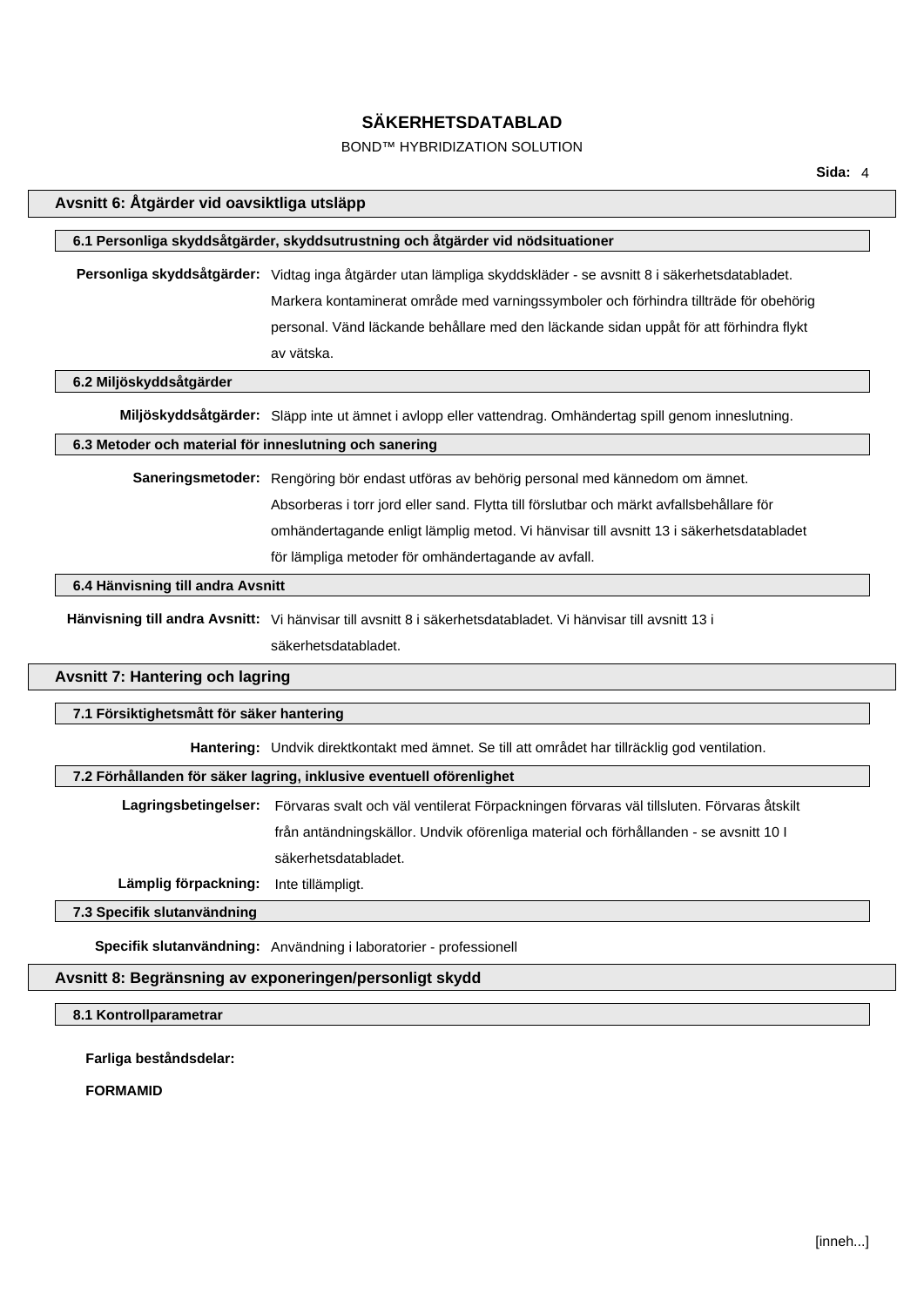## Avsnitt 6: Åtgärder vid oavsiktliga utsläpp

### 6.1 Personliga skyddsåtgärder, skyddsutrustning och åtgärder vid nödsituationer

**Personliga skyddsåtgärder:** Vidtag inga åtgärder utan lämpliga skyddskläder - se avsnitt 8 i säkerhetsdatabladet. Markera kontaminerat område med varningssymboler och förhindra tillträde för obehörig personal. Vänd läckande behållare med den läckande sidan uppåt för att förhindra flykt av vätska.

### 6.2 Miljöskyddsåtgärder

**Miljöskyddsåtgärder:** Släpp inte ut ämnet i avlopp eller vattendrag. Omhändertag spill genom inneslutning.

### 6.3 Metoder och material för inneslutning och sanering

**Saneringsmetoder:** Rengöring bör endast utföras av behörig personal med kännedom om ämnet. Absorberas i torr jord eller sand. Flytta till förslutbar och märkt avfallsbehållare för omhändertagande enligt lämplig metod. Vi hänvisar till avsnitt 13 i säkerhetsdatabladet för lämpliga metoder för omhändertagande av avfall.

### 6.4 Hänvisning till andra Avsnitt

**Hänvisning till andra Avsnitt:** Vi hänvisar till avsnitt 8 i säkerhetsdatabladet. Vi hänvisar till avsnitt 13 i säkerhetsdatabladet.

## Avsnitt 7: Hantering och lagring

### 7.1 Försiktighetsmått för säker hantering

**Hantering:** Undvik direktkontakt med ämnet. Se till att området har tillräcklig god ventilation.

### 7.2 Förhållanden för säker lagring, inklusive eventuell oförenlighet

**Lagringsbetingelser:** Förvaras svalt och väl ventilerat Förpackningen förvaras väl tillsluten. Förvaras åtskilt från antändningskällor. Undvik oförenliga material och förhållanden - se avsnitt 10 I säkerhetsdatabladet.

**Lämplig förpackning:** Inte tillämpligt.

### 7.3 Specifik slutanvändning

**Specifik slutanvändning:** Användning i laboratorier - professionell

## Avsnitt 8: Begränsning av exponeringen/personligt skydd

### 8.1 Kontrollparametrar

**Farliga beståndsdelar:**

**FORMAMID**

[inneh...]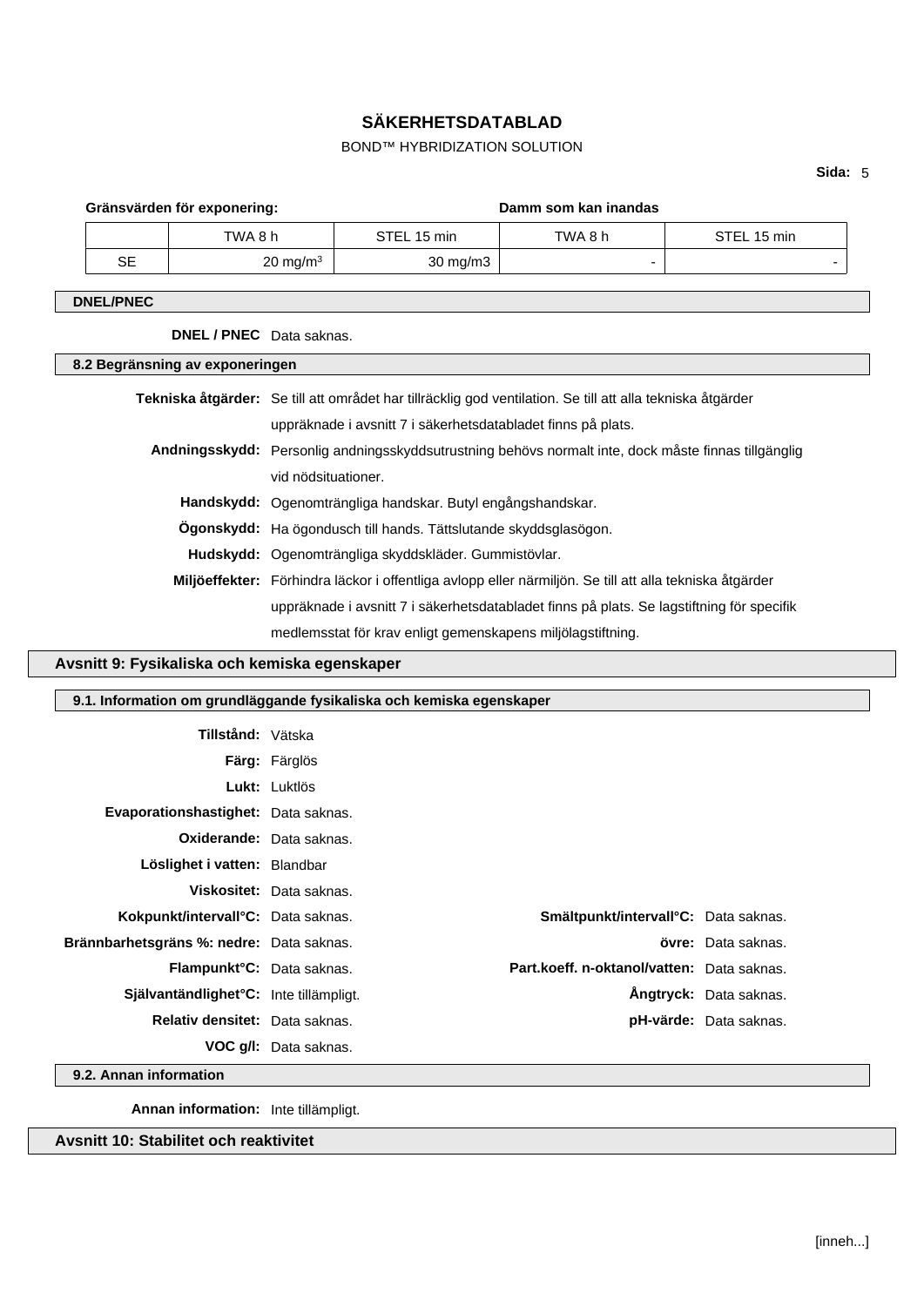**Gränsvärden för exponering:** **Damm som kan inandas**

| | TWA 8 h | STEL 15 min | TWA 8 h | STEL 15 min |
|---|---|---|---|---|
| SE | 20 mg/m³ | 30 mg/m3 | - | - |

**DNEL/PNEC**

**DNEL / PNEC** Data saknas.

**8.2 Begränsning av exponeringen**

**Tekniska åtgärder:** Se till att området har tillräcklig god ventilation. Se till att alla tekniska åtgärder uppräknade i avsnitt 7 i säkerhetsdatabladet finns på plats.

**Andningsskydd:** Personlig andningsskyddsutrustning behövs normalt inte, dock måste finnas tillgänglig vid nödsituationer.

**Handskydd:** Ogenomträngliga handskar. Butyl engångshandskar.

**Ögonskydd:** Ha ögondusch till hands. Tättslutande skyddsglasögon.

**Hudskydd:** Ogenomträngliga skyddskläder. Gummistövlar.

**Miljöeffekter:** Förhindra läckor i offentliga avlopp eller närmiljön. Se till att alla tekniska åtgärder uppräknade i avsnitt 7 i säkerhetsdatabladet finns på plats. Se lagstiftning för specifik medlemsstat för krav enligt gemenskapens miljölagstiftning.

## Avsnitt 9: Fysikaliska och kemiska egenskaper

**9.1. Information om grundläggande fysikaliska och kemiska egenskaper**

**Tillstånd:** Vätska

**Färg:** Färglös

**Lukt:** Luktlös

**Evaporationshastighet:** Data saknas.

**Oxiderande:** Data saknas.

**Löslighet i vatten:** Blandbar

**Viskositet:** Data saknas.

**Kokpunkt/intervall°C:** Data saknas.

**Smältpunkt/intervall°C:** Data saknas.

**Brännbarhetsgräns %: nedre:** Data saknas.

**övre:** Data saknas.

**Flampunkt°C:** Data saknas.

**Part.koeff. n-oktanol/vatten:** Data saknas.

**Självantändlighet°C:** Inte tillämpligt.

**Ångtryck:** Data saknas.

**Relativ densitet:** Data saknas.

**pH-värde:** Data saknas.

**VOC g/l:** Data saknas.

**9.2. Annan information**

**Annan information:** Inte tillämpligt.

## Avsnitt 10: Stabilitet och reaktivitet

[inneh...]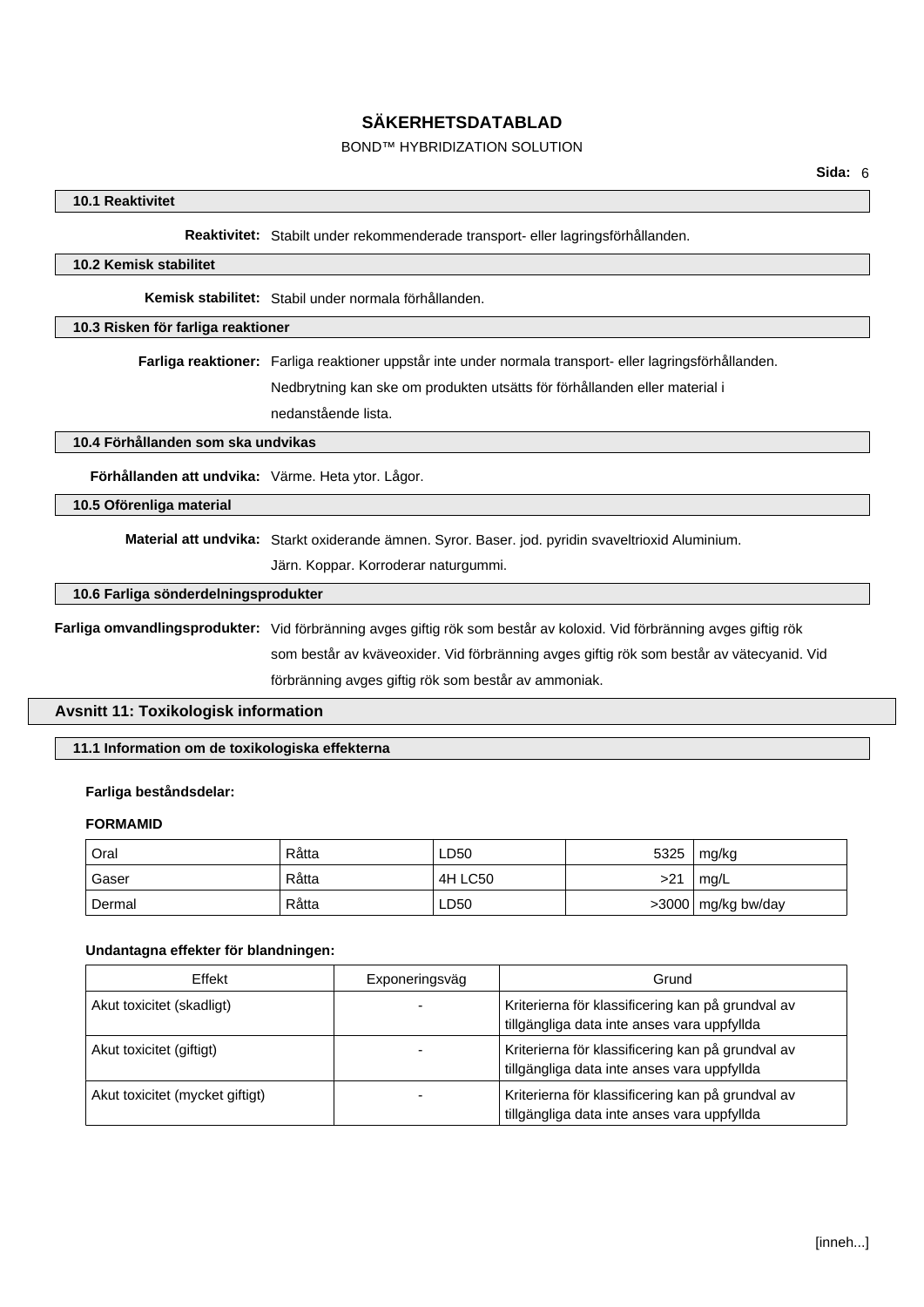### 10.1 Reaktivitet

**Reaktivitet:** Stabilt under rekommenderade transport- eller lagringsförhållanden.

### 10.2 Kemisk stabilitet

**Kemisk stabilitet:** Stabil under normala förhållanden.

### 10.3 Risken för farliga reaktioner

**Farliga reaktioner:** Farliga reaktioner uppstår inte under normala transport- eller lagringsförhållanden. Nedbrytning kan ske om produkten utsätts för förhållanden eller material i nedanstående lista.

### 10.4 Förhållanden som ska undvikas

**Förhållanden att undvika:** Värme. Heta ytor. Lågor.

### 10.5 Oförenliga material

**Material att undvika:** Starkt oxiderande ämnen. Syror. Baser. jod. pyridin svaveltrioxid Aluminium. Järn. Koppar. Korroderar naturgummi.

### 10.6 Farliga sönderdelningsprodukter

**Farliga omvandlingsprodukter:** Vid förbränning avges giftig rök som består av koloxid. Vid förbränning avges giftig rök som består av kväveoxider. Vid förbränning avges giftig rök som består av vätecyanid. Vid förbränning avges giftig rök som består av ammoniak.

## Avsnitt 11: Toxikologisk information

### 11.1 Information om de toxikologiska effekterna

**Farliga beståndsdelar:**

**FORMAMID**

| | | | | |
|---|---|---|---|---|
| Oral | Råtta | LD50 | 5325 | mg/kg |
| Gaser | Råtta | 4H LC50 | >21 | mg/L |
| Dermal | Råtta | LD50 | >3000 | mg/kg bw/day |

**Undantagna effekter för blandningen:**

| Effekt | Exponeringsväg | Grund |
|---|---|---|
| Akut toxicitet (skadligt) | - | Kriterierna för klassificering kan på grundval av tillgängliga data inte anses vara uppfyllda |
| Akut toxicitet (giftigt) | - | Kriterierna för klassificering kan på grundval av tillgängliga data inte anses vara uppfyllda |
| Akut toxicitet (mycket giftigt) | - | Kriterierna för klassificering kan på grundval av tillgängliga data inte anses vara uppfyllda |

[inneh...]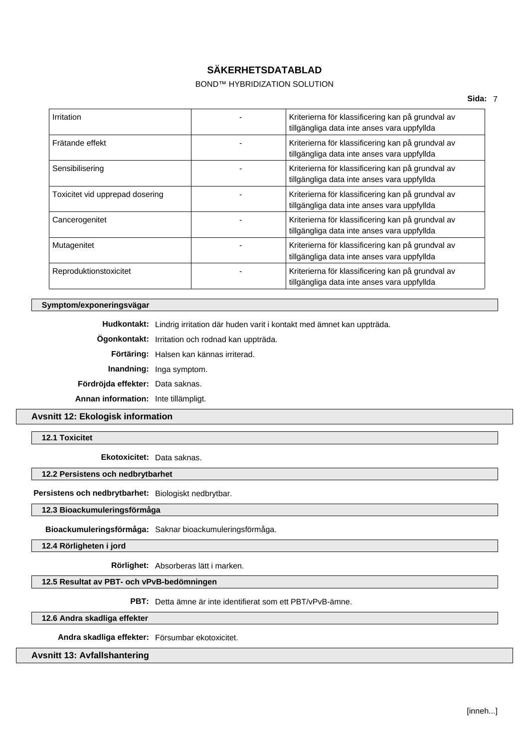| | | |
|---|---|---|
| Irritation | - | Kriterierna för klassificering kan på grundval av tillgängliga data inte anses vara uppfyllda |
| Frätande effekt | - | Kriterierna för klassificering kan på grundval av tillgängliga data inte anses vara uppfyllda |
| Sensibilisering | - | Kriterierna för klassificering kan på grundval av tillgängliga data inte anses vara uppfyllda |
| Toxicitet vid upprepad dosering | - | Kriterierna för klassificering kan på grundval av tillgängliga data inte anses vara uppfyllda |
| Cancerogenitet | - | Kriterierna för klassificering kan på grundval av tillgängliga data inte anses vara uppfyllda |
| Mutagenitet | - | Kriterierna för klassificering kan på grundval av tillgängliga data inte anses vara uppfyllda |
| Reproduktionstoxicitet | - | Kriterierna för klassificering kan på grundval av tillgängliga data inte anses vara uppfyllda |

### Symptom/exponeringsvägar

**Hudkontakt:** Lindrig irritation där huden varit i kontakt med ämnet kan uppträda.

**Ögonkontakt:** Irritation och rodnad kan uppträda.

**Förtäring:** Halsen kan kännas irriterad.

**Inandning:** Inga symptom.

**Fördröjda effekter:** Data saknas.

**Annan information:** Inte tillämpligt.

## Avsnitt 12: Ekologisk information

### 12.1 Toxicitet

**Ekotoxicitet:** Data saknas.

### 12.2 Persistens och nedbrytbarhet

**Persistens och nedbrytbarhet:** Biologiskt nedbrytbar.

### 12.3 Bioackumuleringsförmåga

**Bioackumuleringsförmåga:** Saknar bioackumuleringsförmåga.

### 12.4 Rörligheten i jord

**Rörlighet:** Absorberas lätt i marken.

### 12.5 Resultat av PBT- och vPvB-bedömningen

**PBT:** Detta ämne är inte identifierat som ett PBT/vPvB-ämne.

### 12.6 Andra skadliga effekter

**Andra skadliga effekter:** Försumbar ekotoxicitet.

## Avsnitt 13: Avfallshantering

[inneh...]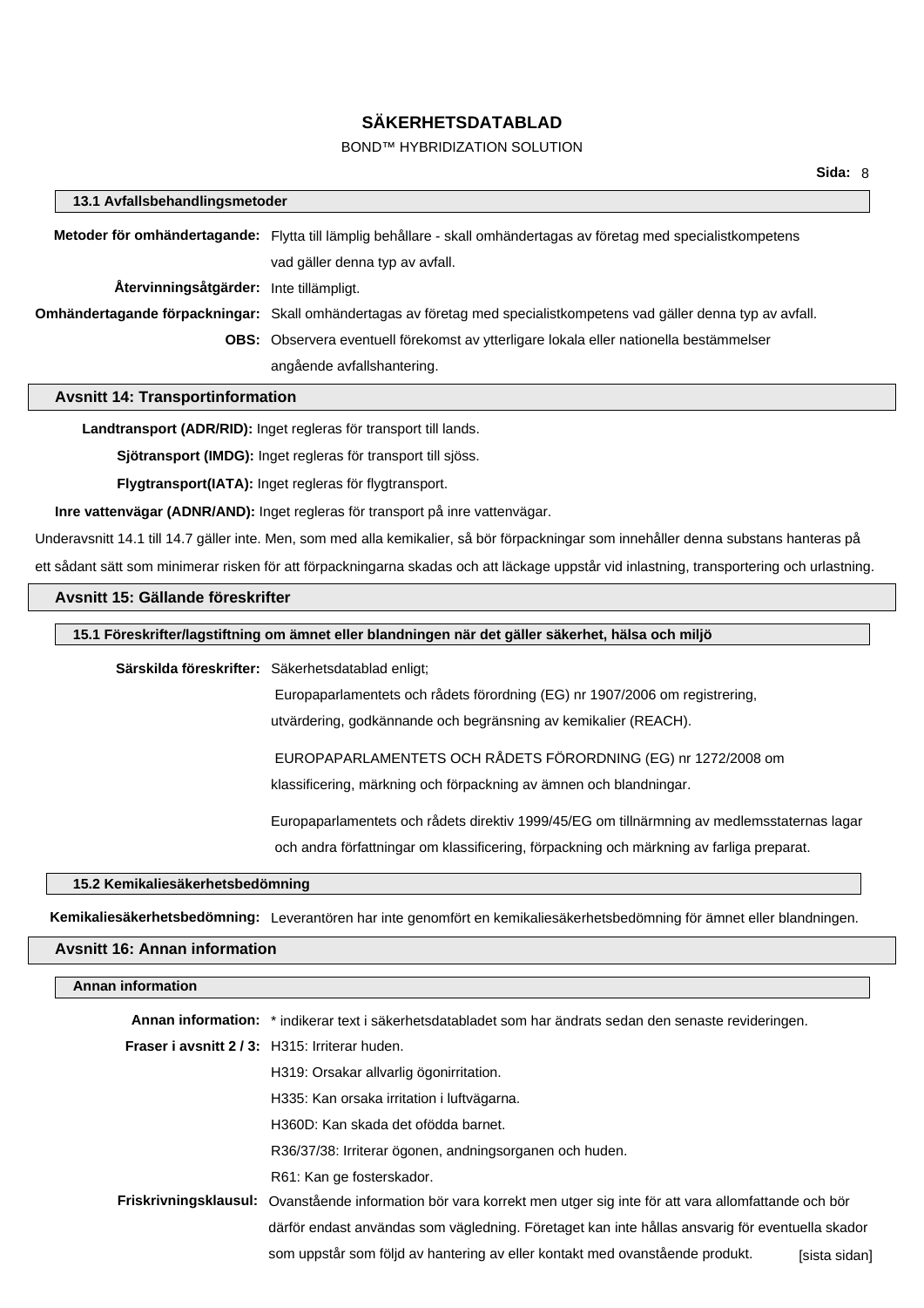### 13.1 Avfallsbehandlingsmetoder

**Metoder för omhändertagande:** Flytta till lämplig behållare - skall omhändertagas av företag med specialistkompetens vad gäller denna typ av avfall.

**Återvinningsåtgärder:** Inte tillämpligt.

**Omhändertagande förpackningar:** Skall omhändertagas av företag med specialistkompetens vad gäller denna typ av avfall.

**OBS:** Observera eventuell förekomst av ytterligare lokala eller nationella bestämmelser angående avfallshantering.

## Avsnitt 14: Transportinformation

**Landtransport (ADR/RID):** Inget regleras för transport till lands.

**Sjötransport (IMDG):** Inget regleras för transport till sjöss.

**Flygtransport(IATA):** Inget regleras för flygtransport.

**Inre vattenvägar (ADNR/AND):** Inget regleras för transport på inre vattenvägar.

Underavsnitt 14.1 till 14.7 gäller inte. Men, som med alla kemikalier, så bör förpackningar som innehåller denna substans hanteras på ett sådant sätt som minimerar risken för att förpackningarna skadas och att läckage uppstår vid inlastning, transportering och urlastning.

## Avsnitt 15: Gällande föreskrifter

### 15.1 Föreskrifter/lagstiftning om ämnet eller blandningen när det gäller säkerhet, hälsa och miljö

**Särskilda föreskrifter:** Säkerhetsdatablad enligt;

Europaparlamentets och rådets förordning (EG) nr 1907/2006 om registrering, utvärdering, godkännande och begränsning av kemikalier (REACH).

EUROPAPARLAMENTETS OCH RÅDETS FÖRORDNING (EG) nr 1272/2008 om klassificering, märkning och förpackning av ämnen och blandningar.

Europaparlamentets och rådets direktiv 1999/45/EG om tillnärmning av medlemsstaternas lagar och andra författningar om klassificering, förpackning och märkning av farliga preparat.

### 15.2 Kemikaliesäkerhetsbedömning

**Kemikaliesäkerhetsbedömning:** Leverantören har inte genomfört en kemikaliesäkerhetsbedömning för ämnet eller blandningen.

## Avsnitt 16: Annan information

### Annan information

**Annan information:** * indikerar text i säkerhetsdatabladet som har ändrats sedan den senaste revideringen.

**Fraser i avsnitt 2 / 3:** H315: Irriterar huden.

H319: Orsakar allvarlig ögonirritation.

H335: Kan orsaka irritation i luftvägarna.

H360D: Kan skada det ofödda barnet.

R36/37/38: Irriterar ögonen, andningsorganen och huden.

R61: Kan ge fosterskador.

**Friskrivningsklausul:** Ovanstående information bör vara korrekt men utger sig inte för att vara allomfattande och bör därför endast användas som vägledning. Företaget kan inte hållas ansvarig för eventuella skador som uppstår som följd av hantering av eller kontakt med ovanstående produkt.

[sista sidan]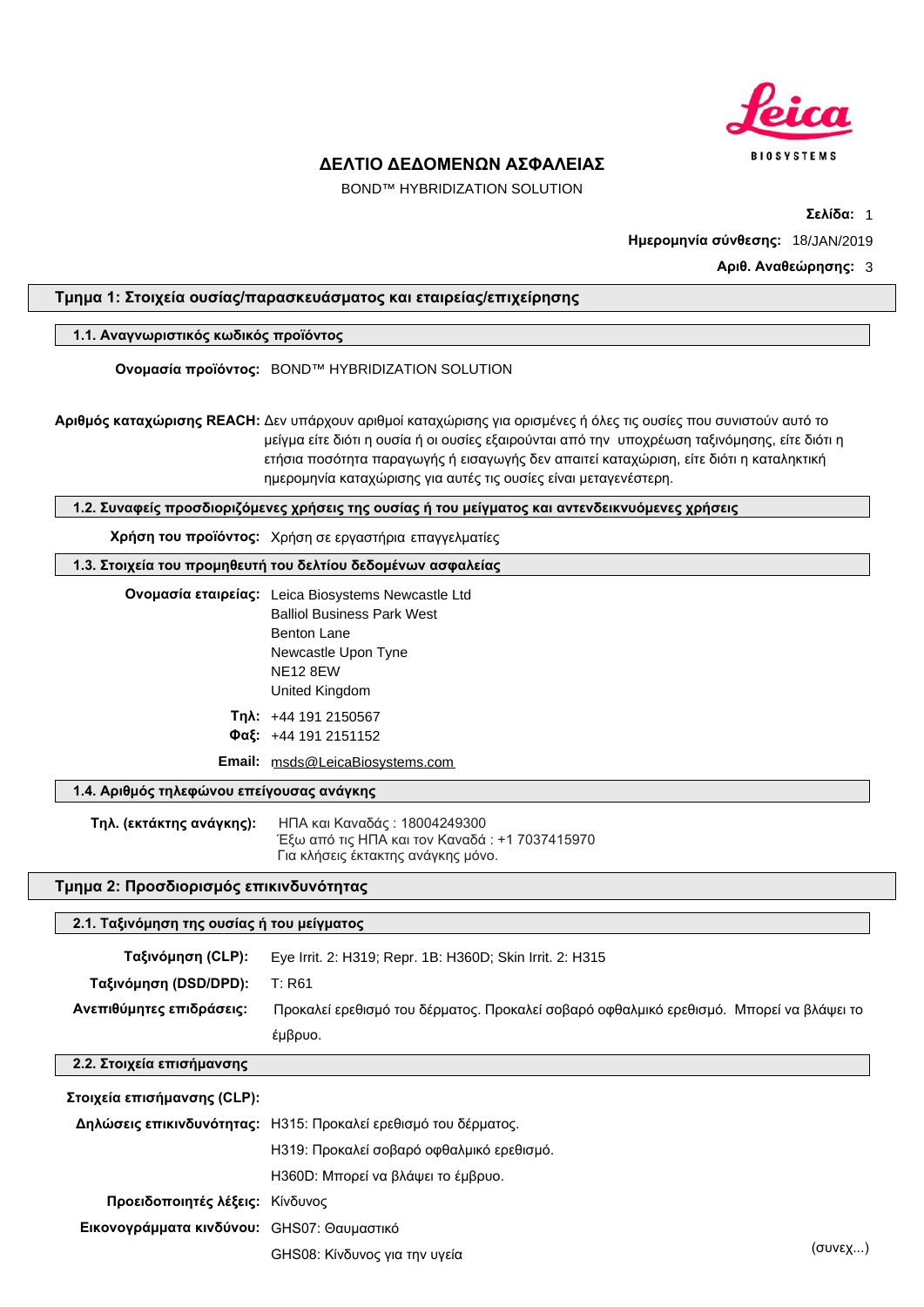# ΔΕΛΤΙΟ ΔΕΔΟΜΕΝΩΝ ΑΣΦΑΛΕΙΑΣ

BOND™ HYBRIDIZATION SOLUTION

**Σελίδα:** 1

**Ημερομηνία σύνθεσης:** 18/JAN/2019

**Αριθ. Αναθεώρησης:** 3

## Τμημα 1: Στοιχεία ουσίας/παρασκευάσματος και εταιρείας/επιχείρησης

### 1.1. Αναγνωριστικός κωδικός προϊόντος

**Ονομασία προϊόντος:** BOND™ HYBRIDIZATION SOLUTION

**Αριθμός καταχώρισης REACH:** Δεν υπάρχουν αριθμοί καταχώρισης για ορισμένες ή όλες τις ουσίες που συνιστούν αυτό το μείγμα είτε διότι η ουσία ή οι ουσίες εξαιρούνται από την υποχρέωση ταξινόμησης, είτε διότι η ετήσια ποσότητα παραγωγής ή εισαγωγής δεν απαιτεί καταχώριση, είτε διότι η καταληκτική ημερομηνία καταχώρισης για αυτές τις ουσίες είναι μεταγενέστερη.

### 1.2. Συναφείς προσδιοριζόμενες χρήσεις της ουσίας ή του μείγματος και αντενδεικνυόμενες χρήσεις

**Χρήση του προϊόντος:** Χρήση σε εργαστήρια επαγγελματίες

### 1.3. Στοιχεία του προμηθευτή του δελτίου δεδομένων ασφαλείας

**Ονομασία εταιρείας:** Leica Biosystems Newcastle Ltd
Balliol Business Park West
Benton Lane
Newcastle Upon Tyne
NE12 8EW
United Kingdom

**Τηλ:** +44 191 2150567

**Φαξ:** +44 191 2151152

**Email:** msds@LeicaBiosystems.com

### 1.4. Αριθμός τηλεφώνου επείγουσας ανάγκης

**Τηλ. (εκτάκτης ανάγκης):** ΗΠΑ και Καναδάς : 18004249300
Έξω από τις ΗΠΑ και τον Καναδά : +1 7037415970
Για κλήσεις έκτακτης ανάγκης μόνο.

## Τμημα 2: Προσδιορισμός επικινδυνότητας

### 2.1. Ταξινόμηση της ουσίας ή του μείγματος

**Ταξινόμηση (CLP):** Eye Irrit. 2: H319; Repr. 1B: H360D; Skin Irrit. 2: H315

**Ταξινόμηση (DSD/DPD):** T: R61

**Ανεπιθύμητες επιδράσεις:** Προκαλεί ερεθισμό του δέρματος. Προκαλεί σοβαρό οφθαλμικό ερεθισμό. Μπορεί να βλάψει το έμβρυο.

### 2.2. Στοιχεία επισήμανσης

**Στοιχεία επισήμανσης (CLP):**

**Δηλώσεις επικινδυνότητας:** H315: Προκαλεί ερεθισμό του δέρματος.
H319: Προκαλεί σοβαρό οφθαλμικό ερεθισμό.
H360D: Μπορεί να βλάψει το έμβρυο.

**Προειδοποιητές λέξεις:** Κίνδυνος

**Εικονογράμματα κινδύνου:** GHS07: Θαυμαστικό
GHS08: Κίνδυνος για την υγεία

(συνεχ...)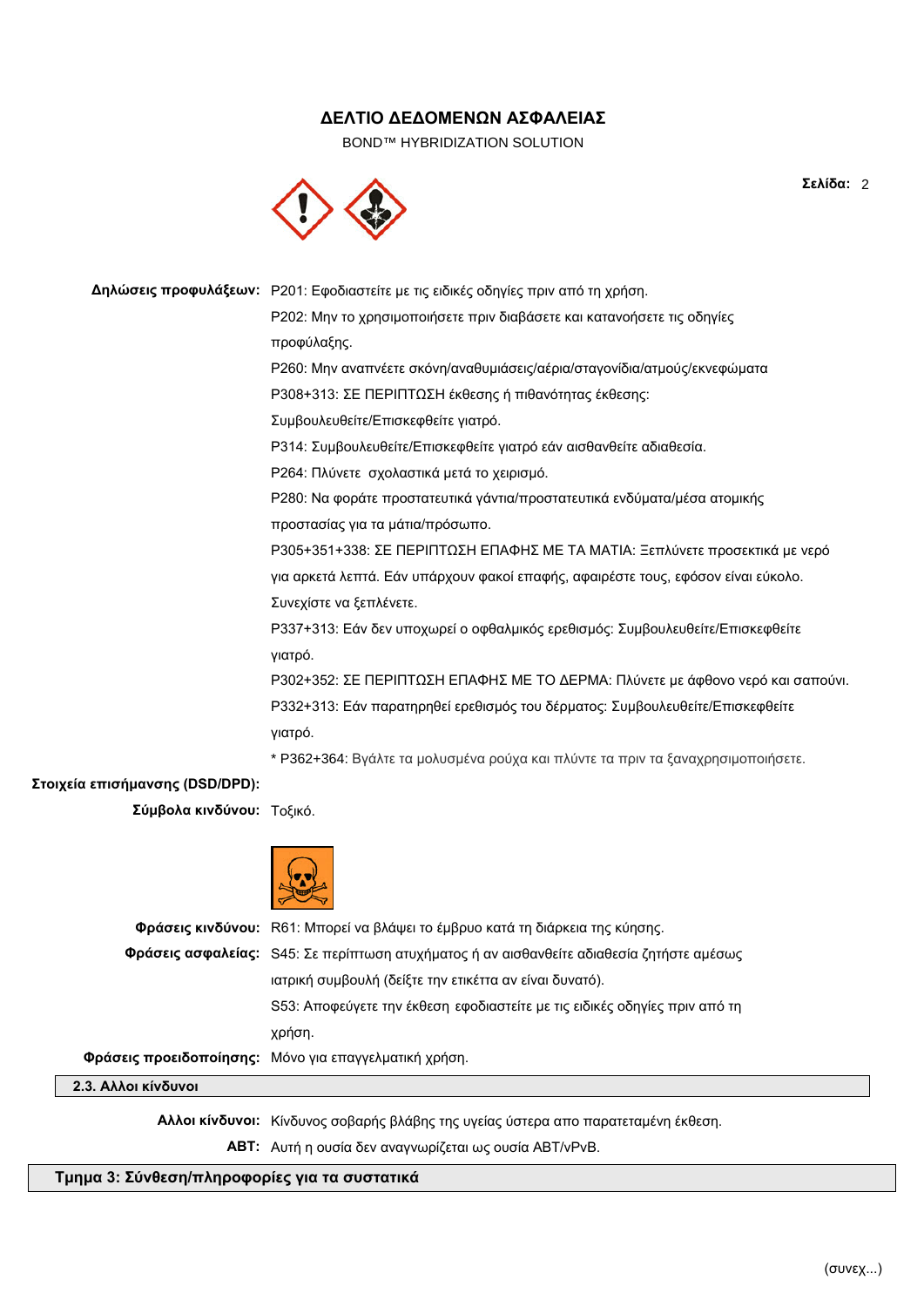# ΔΕΛΤΙΟ ΔΕΔΟΜΕΝΩΝ ΑΣΦΑΛΕΙΑΣ

BOND™ HYBRIDIZATION SOLUTION

**Δηλώσεις προφυλάξεων:** P201: Εφοδιαστείτε με τις ειδικές οδηγίες πριν από τη χρήση.

P202: Μην το χρησιμοποιήσετε πριν διαβάσετε και κατανοήσετε τις οδηγίες προφύλαξης.

P260: Μην αναπνέετε σκόνη/αναθυμιάσεις/αέρια/σταγονίδια/ατμούς/εκνεφώματα

P308+313: ΣΕ ΠΕΡΙΠΤΩΣΗ έκθεσης ή πιθανότητας έκθεσης: Συμβουλευθείτε/Επισκεφθείτε γιατρό.

P314: Συμβουλευθείτε/Επισκεφθείτε γιατρό εάν αισθανθείτε αδιαθεσία.

P264: Πλύνετε σχολαστικά μετά το χειρισμό.

P280: Να φοράτε προστατευτικά γάντια/προστατευτικά ενδύματα/μέσα ατομικής προστασίας για τα μάτια/πρόσωπο.

P305+351+338: ΣΕ ΠΕΡΙΠΤΩΣΗ ΕΠΑΦΗΣ ΜΕ ΤΑ ΜΑΤΙΑ: Ξεπλύνετε προσεκτικά με νερό για αρκετά λεπτά. Εάν υπάρχουν φακοί επαφής, αφαιρέστε τους, εφόσον είναι εύκολο. Συνεχίστε να ξεπλένετε.

P337+313: Εάν δεν υποχωρεί ο οφθαλμικός ερεθισμός: Συμβουλευθείτε/Επισκεφθείτε γιατρό.

P302+352: ΣΕ ΠΕΡΙΠΤΩΣΗ ΕΠΑΦΗΣ ΜΕ ΤΟ ΔΕΡΜΑ: Πλύνετε με άφθονο νερό και σαπούνι.

P332+313: Εάν παρατηρηθεί ερεθισμός του δέρματος: Συμβουλευθείτε/Επισκεφθείτε γιατρό.

* P362+364: Βγάλτε τα μολυσμένα ρούχα και πλύντε τα πριν τα ξαναχρησιμοποιήσετε.

**Στοιχεία επισήμανσης (DSD/DPD):**

**Σύμβολα κινδύνου:** Τοξικό.

**Φράσεις κινδύνου:** R61: Μπορεί να βλάψει το έμβρυο κατά τη διάρκεια της κύησης.

**Φράσεις ασφαλείας:** S45: Σε περίπτωση ατυχήματος ή αν αισθανθείτε αδιαθεσία ζητήστε αμέσως ιατρική συμβουλή (δείξτε την ετικέττα αν είναι δυνατό).

S53: Αποφεύγετε την έκθεση εφοδιαστείτε με τις ειδικές οδηγίες πριν από τη χρήση.

**Φράσεις προειδοποίησης:** Μόνο για επαγγελματική χρήση.

## 2.3. Αλλοι κίνδυνοι

**Αλλοι κίνδυνοι:** Κίνδυνος σοβαρής βλάβης της υγείας ύστερα απο παρατεταμένη έκθεση.

**ΑΒΤ:** Αυτή η ουσία δεν αναγνωρίζεται ως ουσία ΑΒΤ/vPvB.

## Τμημα 3: Σύνθεση/πληροφορίες για τα συστατικά

(συνεχ...)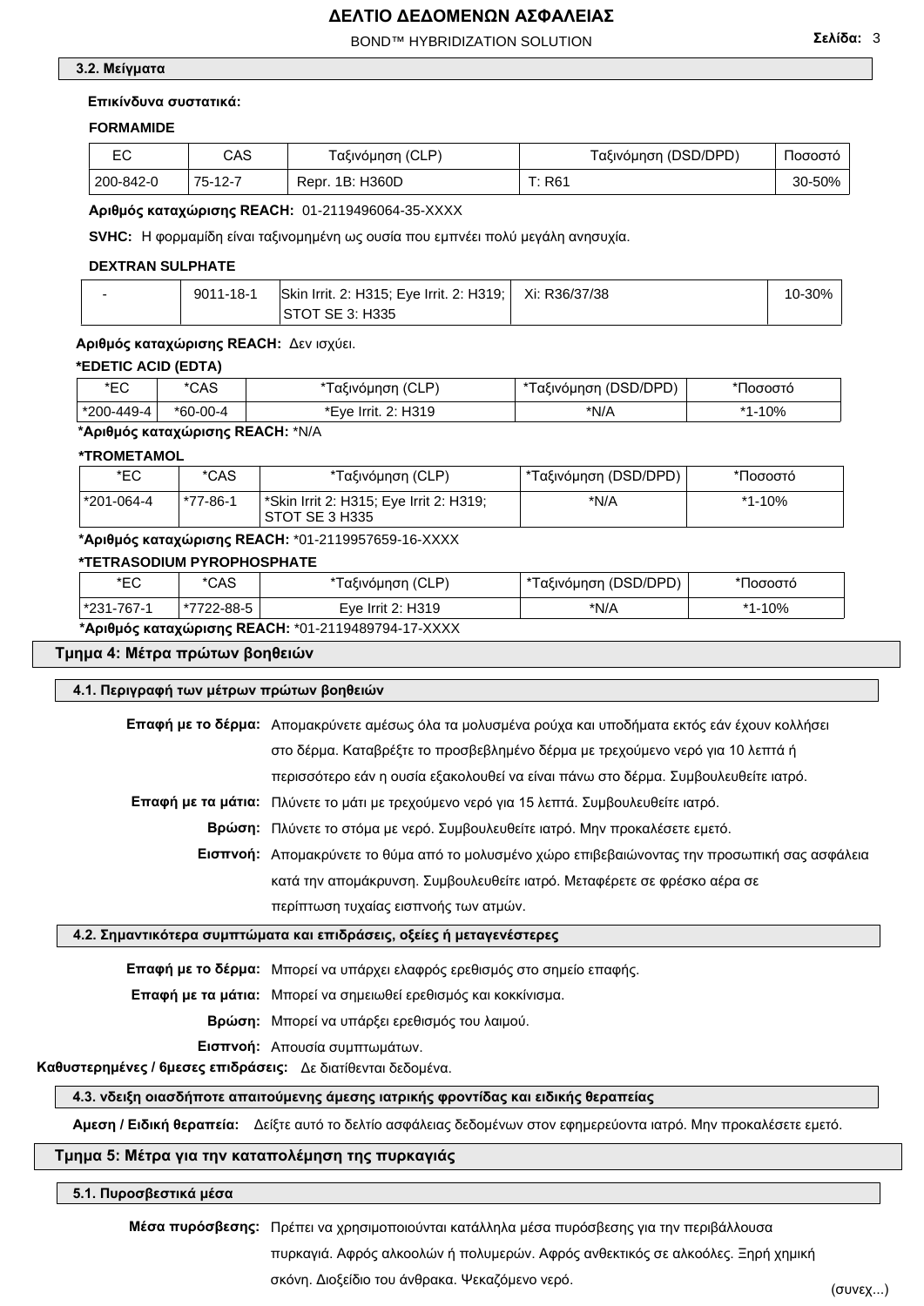### 3.2. Μείγματα

**Επικίνδυνα συστατικά:**

**FORMAMIDE**

| EC | CAS | Ταξινόμηση (CLP) | Ταξινόμηση (DSD/DPD) | Ποσοστό |
|---|---|---|---|---|
| 200-842-0 | 75-12-7 | Repr. 1B: H360D | T: R61 | 30-50% |

**Αριθμός καταχώρισης REACH:** 01-2119496064-35-XXXX

**SVHC:** Η φορμαμίδη είναι ταξινομημένη ως ουσία που εμπνέει πολύ μεγάλη ανησυχία.

**DEXTRAN SULPHATE**

| | | | | |
|---|---|---|---|---|
| - | 9011-18-1 | Skin Irrit. 2: H315; Eye Irrit. 2: H319; STOT SE 3: H335 | Xi: R36/37/38 | 10-30% |

**Αριθμός καταχώρισης REACH:** Δεν ισχύει.

**\*EDETIC ACID (EDTA)**

| \*EC | \*CAS | \*Ταξινόμηση (CLP) | \*Ταξινόμηση (DSD/DPD) | \*Ποσοστό |
|---|---|---|---|---|
| \*200-449-4 | \*60-00-4 | \*Eye Irrit. 2: H319 | \*N/A | \*1-10% |

**\*Αριθμός καταχώρισης REACH:** \*N/A

**\*TROMETAMOL**

| \*EC | \*CAS | \*Ταξινόμηση (CLP) | \*Ταξινόμηση (DSD/DPD) | \*Ποσοστό |
|---|---|---|---|---|
| \*201-064-4 | \*77-86-1 | \*Skin Irrit 2: H315; Eye Irrit 2: H319; STOT SE 3 H335 | \*N/A | \*1-10% |

**\*Αριθμός καταχώρισης REACH:** \*01-2119957659-16-XXXX

**\*TETRASODIUM PYROPHOSPHATE**

| \*EC | \*CAS | \*Ταξινόμηση (CLP) | \*Ταξινόμηση (DSD/DPD) | \*Ποσοστό |
|---|---|---|---|---|
| \*231-767-1 | \*7722-88-5 | Eye Irrit 2: H319 | \*N/A | \*1-10% |

**\*Αριθμός καταχώρισης REACH:** \*01-2119489794-17-XXXX

## Τμημα 4: Μέτρα πρώτων βοηθειών

### 4.1. Περιγραφή των μέτρων πρώτων βοηθειών

**Επαφή με το δέρμα:** Απομακρύνετε αμέσως όλα τα μολυσμένα ρούχα και υποδήματα εκτός εάν έχουν κολλήσει στο δέρμα. Καταβρέξτε το προσβεβλημένο δέρμα με τρεχούμενο νερό για 10 λεπτά ή περισσότερο εάν η ουσία εξακολουθεί να είναι πάνω στο δέρμα. Συμβουλευθείτε ιατρό.

**Επαφή με τα μάτια:** Πλύνετε το μάτι με τρεχούμενο νερό για 15 λεπτά. Συμβουλευθείτε ιατρό.

**Βρώση:** Πλύνετε το στόμα με νερό. Συμβουλευθείτε ιατρό. Μην προκαλέσετε εμετό.

**Εισπνοή:** Απομακρύνετε το θύμα από το μολυσμένο χώρο επιβεβαιώνοντας την προσωπική σας ασφάλεια κατά την απομάκρυνση. Συμβουλευθείτε ιατρό. Μεταφέρετε σε φρέσκο αέρα σε περίπτωση τυχαίας εισπνοής των ατμών.

### 4.2. Σημαντικότερα συμπτώματα και επιδράσεις, οξείες ή μεταγενέστερες

**Επαφή με το δέρμα:** Μπορεί να υπάρχει ελαφρός ερεθισμός στο σημείο επαφής.

**Επαφή με τα μάτια:** Μπορεί να σημειωθεί ερεθισμός και κοκκίνισμα.

**Βρώση:** Μπορεί να υπάρξει ερεθισμός του λαιμού.

**Εισπνοή:** Απουσία συμπτωμάτων.

**Καθυστερημένες / άμεσες επιδράσεις:** Δε διατίθενται δεδομένα.

### 4.3. νδειξη οιασδήποτε απαιτούμενης άμεσης ιατρικής φροντίδας και ειδικής θεραπείας

**Αμεση / Ειδική θεραπεία:** Δείξτε αυτό το δελτίο ασφάλειας δεδομένων στον εφημερεύοντα ιατρό. Μην προκαλέσετε εμετό.

## Τμημα 5: Μέτρα για την καταπολέμηση της πυρκαγιάς

### 5.1. Πυροσβεστικά μέσα

**Μέσα πυρόσβεσης:** Πρέπει να χρησιμοποιούνται κατάλληλα μέσα πυρόσβεσης για την περιβάλλουσα πυρκαγιά. Αφρός αλκοολών ή πολυμερών. Αφρός ανθεκτικός σε αλκοόλες. Ξηρή χημική σκόνη. Διοξείδιο του άνθρακα. Ψεκαζόμενο νερό.

(συνεχ...)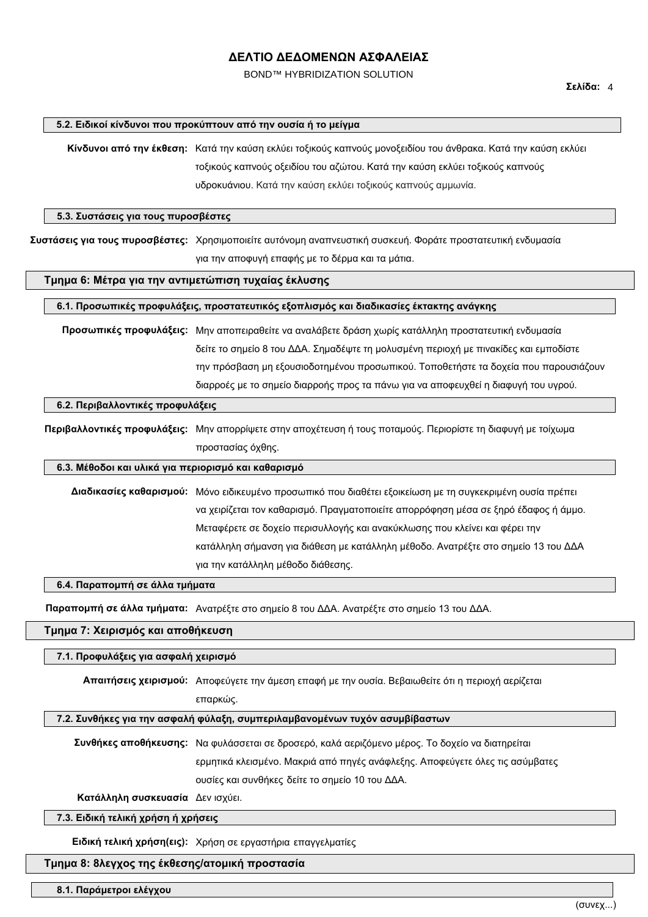### 5.2. Ειδικοί κίνδυνοι που προκύπτουν από την ουσία ή το μείγμα

**Κίνδυνοι από την έκθεση:** Κατά την καύση εκλύει τοξικούς καπνούς μονοξειδίου του άνθρακα. Κατά την καύση εκλύει τοξικούς καπνούς οξειδίου του αζώτου. Κατά την καύση εκλύει τοξικούς καπνούς υδροκυάνιου. Κατά την καύση εκλύει τοξικούς καπνούς αμμωνία.

### 5.3. Συστάσεις για τους πυροσβέστες

**Συστάσεις για τους πυροσβέστες:** Χρησιμοποιείτε αυτόνομη αναπνευστική συσκευή. Φοράτε προστατευτική ενδυμασία για την αποφυγή επαφής με το δέρμα και τα μάτια.

## Τμημα 6: Μέτρα για την αντιμετώπιση τυχαίας έκλυσης

### 6.1. Προσωπικές προφυλάξεις, προστατευτικός εξοπλισμός και διαδικασίες έκτακτης ανάγκης

**Προσωπικές προφυλάξεις:** Μην αποπειραθείτε να αναλάβετε δράση χωρίς κατάλληλη προστατευτική ενδυμασία δείτε το σημείο 8 του ΔΔΑ. Σημαδέψτε τη μολυσμένη περιοχή με πινακίδες και εμποδίστε την πρόσβαση μη εξουσιοδοτημένου προσωπικού. Τοποθετήστε τα δοχεία που παρουσιάζουν διαρροές με το σημείο διαρροής προς τα πάνω για να αποφευχθεί η διαφυγή του υγρού.

### 6.2. Περιβαλλοντικές προφυλάξεις

**Περιβαλλοντικές προφυλάξεις:** Μην απορρίψετε στην αποχέτευση ή τους ποταμούς. Περιορίστε τη διαφυγή με τοίχωμα προστασίας όχθης.

### 6.3. Μέθοδοι και υλικά για περιορισμό και καθαρισμό

**Διαδικασίες καθαρισμού:** Μόνο ειδικευμένο προσωπικό που διαθέτει εξοικείωση με τη συγκεκριμένη ουσία πρέπει να χειρίζεται τον καθαρισμό. Πραγματοποιείτε απορρόφηση μέσα σε ξηρό έδαφος ή άμμο. Μεταφέρετε σε δοχείο περισυλλογής και ανακύκλωσης που κλείνει και φέρει την κατάλληλη σήμανση για διάθεση με κατάλληλη μέθοδο. Ανατρέξτε στο σημείο 13 του ΔΔΑ για την κατάλληλη μέθοδο διάθεσης.

### 6.4. Παραπομπή σε άλλα τμήματα

**Παραπομπή σε άλλα τμήματα:** Ανατρέξτε στο σημείο 8 του ΔΔΑ. Ανατρέξτε στο σημείο 13 του ΔΔΑ.

## Τμημα 7: Χειρισμός και αποθήκευση

### 7.1. Προφυλάξεις για ασφαλή χειρισμό

**Απαιτήσεις χειρισμού:** Αποφεύγετε την άμεση επαφή με την ουσία. Βεβαιωθείτε ότι η περιοχή αερίζεται επαρκώς.

### 7.2. Συνθήκες για την ασφαλή φύλαξη, συμπεριλαμβανομένων τυχόν ασυμβίβαστων

**Συνθήκες αποθήκευσης:** Να φυλάσσεται σε δροσερό, καλά αεριζόμενο μέρος. Το δοχείο να διατηρείται ερμητικά κλεισμένο. Μακριά από πηγές ανάφλεξης. Αποφεύγετε όλες τις ασύμβατες ουσίες και συνθήκες δείτε το σημείο 10 του ΔΔΑ.

**Κατάλληλη συσκευασία** Δεν ισχύει.

### 7.3. Ειδική τελική χρήση ή χρήσεις

**Ειδική τελική χρήση(εις):** Χρήση σε εργαστήρια επαγγελματίες

## Τμημα 8: 8λεγχος της έκθεσης/ατομική προστασία

### 8.1. Παράμετροι ελέγχου

(συνεχ...)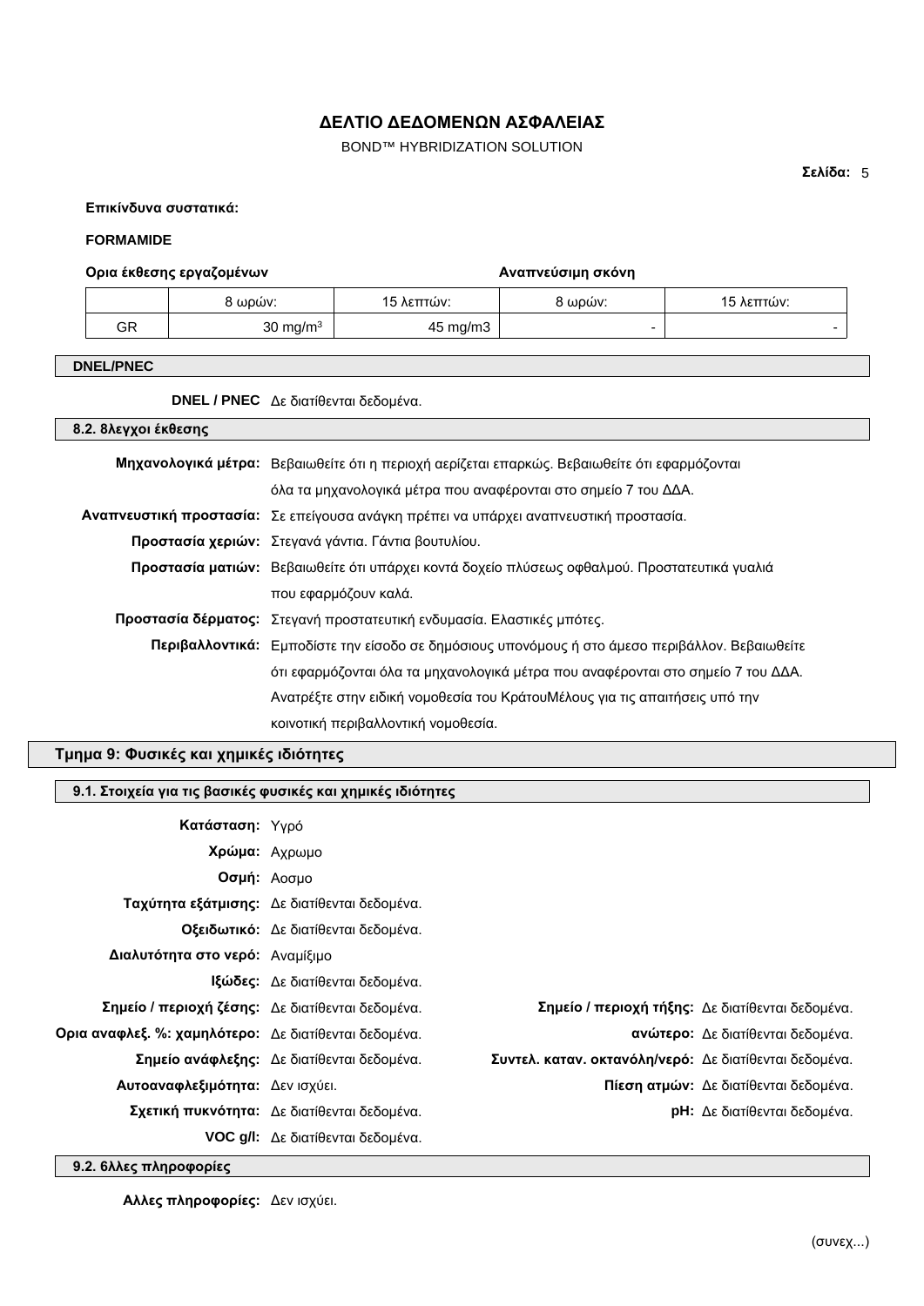**Επικίνδυνα συστατικά:**

**FORMAMIDE**

| Ορια έκθεσης εργαζομένων | | | Αναπνεύσιμη σκόνη | |
|---|---|---|---|---|
| | 8 ωρών: | 15 λεπτών: | 8 ωρών: | 15 λεπτών: |
| GR | 30 mg/m$^3$ | 45 mg/m3 | - | - |

**DNEL/PNEC**

**DNEL / PNEC** Δε διατίθενται δεδομένα.

**8.2. 8λεγχοι έκθεσης**

**Μηχανολογικά μέτρα:** Βεβαιωθείτε ότι η περιοχή αερίζεται επαρκώς. Βεβαιωθείτε ότι εφαρμόζονται όλα τα μηχανολογικά μέτρα που αναφέρονται στο σημείο 7 του ΔΔΑ.

**Αναπνευστική προστασία:** Σε επείγουσα ανάγκη πρέπει να υπάρχει αναπνευστική προστασία.

**Προστασία χεριών:** Στεγανά γάντια. Γάντια βουτυλίου.

**Προστασία ματιών:** Βεβαιωθείτε ότι υπάρχει κοντά δοχείο πλύσεως οφθαλμού. Προστατευτικά γυαλιά που εφαρμόζουν καλά.

**Προστασία δέρματος:** Στεγανή προστατευτική ενδυμασία. Ελαστικές μπότες.

**Περιβαλλοντικά:** Εμποδίστε την είσοδο σε δημόσιους υπονόμους ή στο άμεσο περιβάλλον. Βεβαιωθείτε ότι εφαρμόζονται όλα τα μηχανολογικά μέτρα που αναφέρονται στο σημείο 7 του ΔΔΑ. Ανατρέξτε στην ειδική νομοθεσία του ΚράτουΜέλους για τις απαιτήσεις υπό την κοινοτική περιβαλλοντική νομοθεσία.

## Τμημα 9: Φυσικές και χημικές ιδιότητες

**9.1. Στοιχεία για τις βασικές φυσικές και χημικές ιδιότητες**

**Κατάσταση:** Υγρό

**Χρώμα:** Αχρωμο

**Οσμή:** Αοσμο

**Ταχύτητα εξάτμισης:** Δε διατίθενται δεδομένα.

**Οξειδωτικό:** Δε διατίθενται δεδομένα.

**Διαλυτότητα στο νερό:** Αναμίξιμο

**Ιξώδες:** Δε διατίθενται δεδομένα.

**Σημείο / περιοχή ζέσης:** Δε διατίθενται δεδομένα.

**Σημείο / περιοχή τήξης:** Δε διατίθενται δεδομένα.

**Ορια αναφλεξ. %: χαμηλότερο:** Δε διατίθενται δεδομένα.

**ανώτερο:** Δε διατίθενται δεδομένα.

**Σημείο ανάφλεξης:** Δε διατίθενται δεδομένα.

**Συντελ. καταν. οκτανόλη/νερό:** Δε διατίθενται δεδομένα.

**Αυτοαναφλεξιμότητα:** Δεν ισχύει.

**Πίεση ατμών:** Δε διατίθενται δεδομένα.

**Σχετική πυκνότητα:** Δε διατίθενται δεδομένα.

**pH:** Δε διατίθενται δεδομένα.

**VOC g/l:** Δε διατίθενται δεδομένα.

**9.2. 6λλες πληροφορίες**

**Αλλες πληροφορίες:** Δεν ισχύει.

(συνεχ...)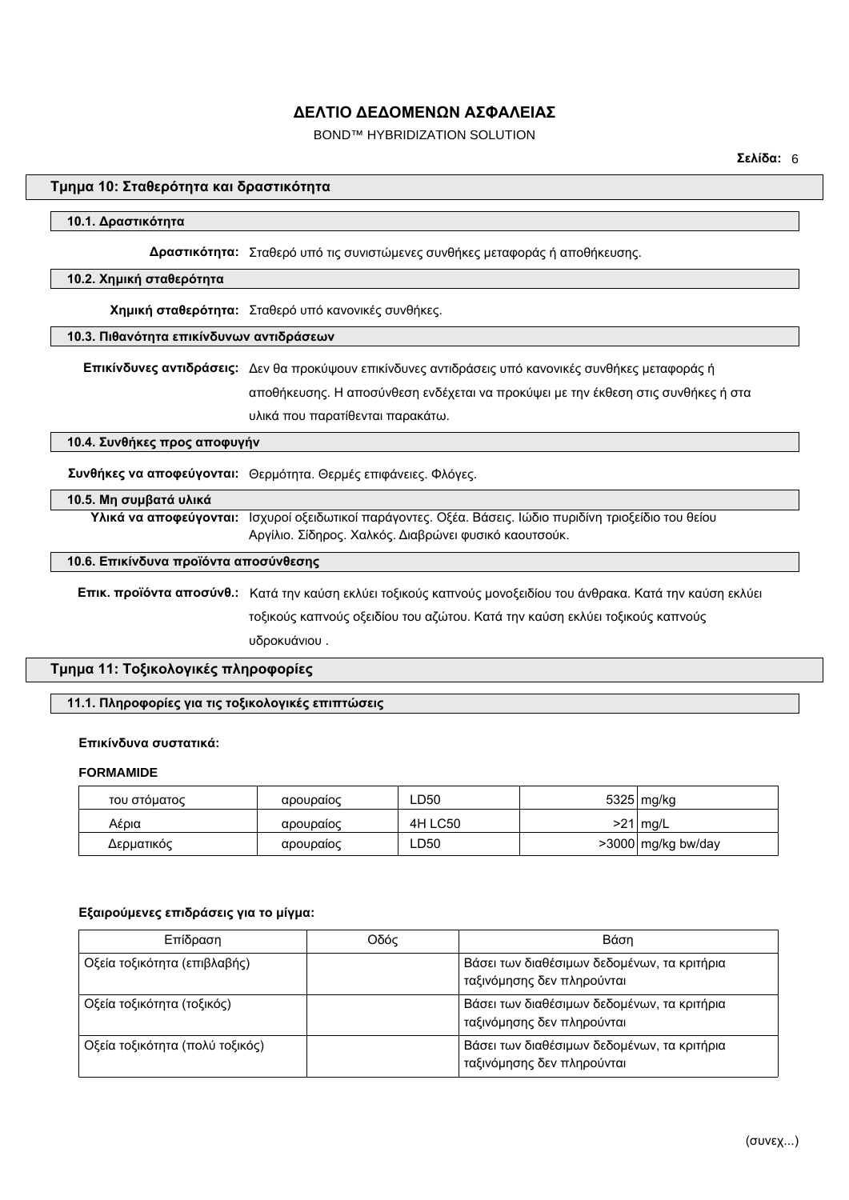## Τμημα 10: Σταθερότητα και δραστικότητα

### 10.1. Δραστικότητα

**Δραστικότητα:** Σταθερό υπό τις συνιστώμενες συνθήκες μεταφοράς ή αποθήκευσης.

### 10.2. Χημική σταθερότητα

**Χημική σταθερότητα:** Σταθερό υπό κανονικές συνθήκες.

### 10.3. Πιθανότητα επικίνδυνων αντιδράσεων

**Επικίνδυνες αντιδράσεις:** Δεν θα προκύψουν επικίνδυνες αντιδράσεις υπό κανονικές συνθήκες μεταφοράς ή αποθήκευσης. Η αποσύνθεση ενδέχεται να προκύψει με την έκθεση στις συνθήκες ή στα υλικά που παρατίθενται παρακάτω.

### 10.4. Συνθήκες προς αποφυγήν

**Συνθήκες να αποφεύγονται:** Θερμότητα. Θερμές επιφάνειες. Φλόγες.

### 10.5. Μη συμβατά υλικά

**Υλικά να αποφεύγονται:** Ισχυροί οξειδωτικοί παράγοντες. Οξέα. Βάσεις. Ιώδιο πυριδίνη τριοξείδιο του θείου Αργίλιο. Σίδηρος. Χαλκός. Διαβρώνει φυσικό καουτσούκ.

### 10.6. Επικίνδυνα προϊόντα αποσύνθεσης

**Επικ. προϊόντα αποσύνθ.:** Κατά την καύση εκλύει τοξικούς καπνούς μονοξειδίου του άνθρακα. Κατά την καύση εκλύει τοξικούς καπνούς οξειδίου του αζώτου. Κατά την καύση εκλύει τοξικούς καπνούς υδροκυάνιου .

## Τμημα 11: Τοξικολογικές πληροφορίες

### 11.1. Πληροφορίες για τις τοξικολογικές επιπτώσεις

**Επικίνδυνα συστατικά:**

**FORMAMIDE**

| | | | | |
|---|---|---|---|---|
| του στόματος | αρουραίος | LD50 | 5325 | mg/kg |
| Αέρια | αρουραίος | 4H LC50 | >21 | mg/L |
| Δερματικός | αρουραίος | LD50 | >3000 | mg/kg bw/day |

**Εξαιρούμενες επιδράσεις για το μίγμα:**

| Επίδραση | Οδός | Βάση |
|---|---|---|
| Οξεία τοξικότητα (επιβλαβής) | | Βάσει των διαθέσιμων δεδομένων, τα κριτήρια ταξινόμησης δεν πληρούνται |
| Οξεία τοξικότητα (τοξικός) | | Βάσει των διαθέσιμων δεδομένων, τα κριτήρια ταξινόμησης δεν πληρούνται |
| Οξεία τοξικότητα (πολύ τοξικός) | | Βάσει των διαθέσιμων δεδομένων, τα κριτήρια ταξινόμησης δεν πληρούνται |

(συνεχ...)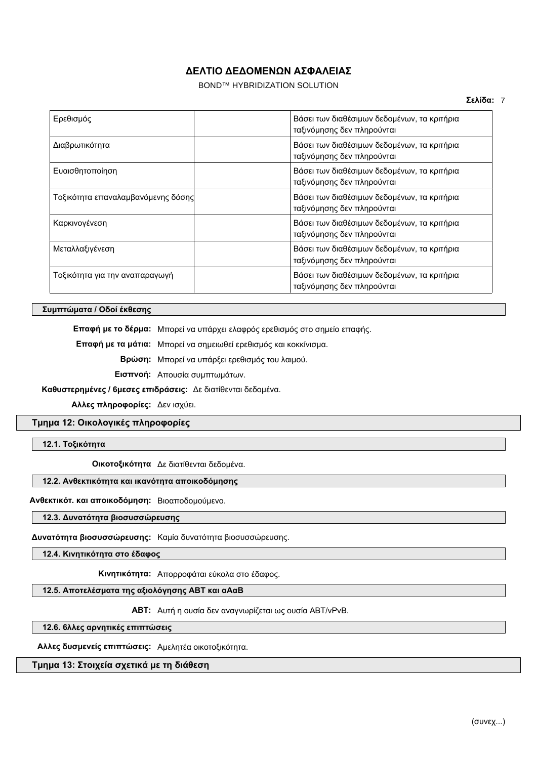| | | |
|---|---|---|
| Ερεθισμός | | Βάσει των διαθέσιμων δεδομένων, τα κριτήρια ταξινόμησης δεν πληρούνται |
| Διαβρωτικότητα | | Βάσει των διαθέσιμων δεδομένων, τα κριτήρια ταξινόμησης δεν πληρούνται |
| Ευαισθητοποίηση | | Βάσει των διαθέσιμων δεδομένων, τα κριτήρια ταξινόμησης δεν πληρούνται |
| Τοξικότητα επαναλαμβανόμενης δόσης | | Βάσει των διαθέσιμων δεδομένων, τα κριτήρια ταξινόμησης δεν πληρούνται |
| Καρκινογένεση | | Βάσει των διαθέσιμων δεδομένων, τα κριτήρια ταξινόμησης δεν πληρούνται |
| Μεταλλαξιγένεση | | Βάσει των διαθέσιμων δεδομένων, τα κριτήρια ταξινόμησης δεν πληρούνται |
| Τοξικότητα για την αναπαραγωγή | | Βάσει των διαθέσιμων δεδομένων, τα κριτήρια ταξινόμησης δεν πληρούνται |

**Συμπτώματα / Οδοί έκθεσης**

**Επαφή με το δέρμα:** Μπορεί να υπάρχει ελαφρός ερεθισμός στο σημείο επαφής.

**Επαφή με τα μάτια:** Μπορεί να σημειωθεί ερεθισμός και κοκκίνισμα.

**Βρώση:** Μπορεί να υπάρξει ερεθισμός του λαιμού.

**Εισπνοή:** Απουσία συμπτωμάτων.

**Καθυστερημένες / 6μεσες επιδράσεις:** Δε διατίθενται δεδομένα.

**Αλλες πληροφορίες:** Δεν ισχύει.

## Τμημα 12: Οικολογικές πληροφορίες

### 12.1. Τοξικότητα

**Οικοτοξικότητα** Δε διατίθενται δεδομένα.

### 12.2. Ανθεκτικότητα και ικανότητα αποικοδόμησης

**Ανθεκτικότ. και αποικοδόμηση:** Βιοαποδομούμενο.

### 12.3. Δυνατότητα βιοσυσσώρευσης

**Δυνατότητα βιοσυσσώρευσης:** Καμία δυνατότητα βιοσυσσώρευσης.

### 12.4. Κινητικότητα στο έδαφος

**Κινητικότητα:** Απορροφάται εύκολα στο έδαφος.

### 12.5. Αποτελέσματα της αξιολόγησης ΑΒΤ και αΑαΒ

**ΑΒΤ:** Αυτή η ουσία δεν αναγνωρίζεται ως ουσία ΑΒΤ/vPvB.

### 12.6. 6λλες αρνητικές επιπτώσεις

**Αλλες δυσμενείς επιπτώσεις:** Αμελητέα οικοτοξικότητα.

## Τμημα 13: Στοιχεία σχετικά με τη διάθεση

(συνεχ...)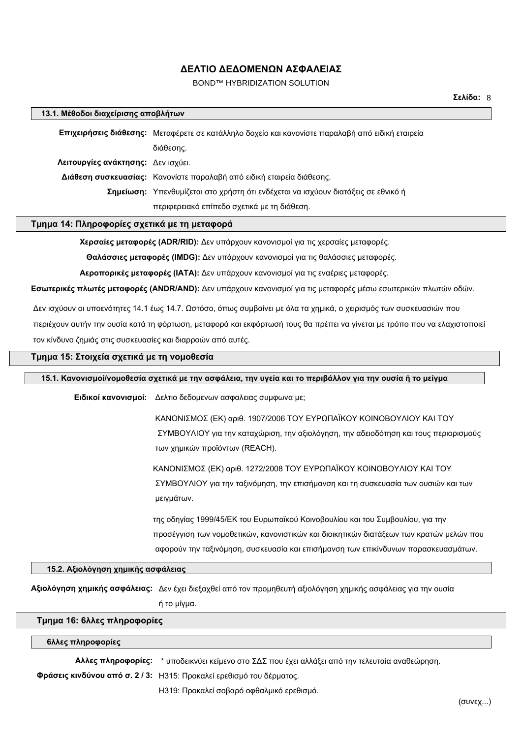### 13.1. Μέθοδοι διαχείρισης αποβλήτων

**Επιχειρήσεις διάθεσης:** Μεταφέρετε σε κατάλληλο δοχείο και κανονίστε παραλαβή από ειδική εταιρεία διάθεσης.

**Λειτουργίες ανάκτησης:** Δεν ισχύει.

**Διάθεση συσκευασίας:** Κανονίστε παραλαβή από ειδική εταιρεία διάθεσης.

**Σημείωση:** Υπενθυμίζεται στο χρήστη ότι ενδέχεται να ισχύουν διατάξεις σε εθνικό ή περιφερειακό επίπεδο σχετικά με τη διάθεση.

## Τμημα 14: Πληροφορίες σχετικά με τη μεταφορά

**Χερσαίες μεταφορές (ADR/RID):** Δεν υπάρχουν κανονισμοί για τις χερσαίες μεταφορές.

**Θαλάσσιες μεταφορές (IMDG):** Δεν υπάρχουν κανονισμοί για τις θαλάσσιες μεταφορές.

**Αεροπορικές μεταφορές (IATA):** Δεν υπάρχουν κανονισμοί για τις εναέριες μεταφορές.

**Εσωτερικές πλωτές μεταφορές (ANDR/AND):** Δεν υπάρχουν κανονισμοί για τις μεταφορές μέσω εσωτερικών πλωτών οδών.

Δεν ισχύουν οι υποενότητες 14.1 έως 14.7. Ωστόσο, όπως συμβαίνει με όλα τα χημικά, ο χειρισμός των συσκευασιών που περιέχουν αυτήν την ουσία κατά τη φόρτωση, μεταφορά και εκφόρτωσή τους θα πρέπει να γίνεται με τρόπο που να ελαχιστοποιεί τον κίνδυνο ζημιάς στις συσκευασίες και διαρροών από αυτές.

## Τμημα 15: Στοιχεία σχετικά με τη νομοθεσία

### 15.1. Κανονισμοί/νομοθεσία σχετικά με την ασφάλεια, την υγεία και το περιβάλλον για την ουσία ή το μείγμα

**Ειδικοί κανονισμοί:** Δελτιο δεδομενων ασφαλειας συμφωνα με;

ΚΑΝΟΝΙΣΜΟΣ (ΕΚ) αριθ. 1907/2006 ΤΟΥ ΕΥΡΩΠΑΪΚΟΥ ΚΟΙΝΟΒΟΥΛΙΟΥ ΚΑΙ ΤΟΥ ΣΥΜΒΟΥΛΙΟΥ για την καταχώριση, την αξιολόγηση, την αδειοδότηση και τους περιορισμούς των χημικών προϊόντων (REACH).

ΚΑΝΟΝΙΣΜΟΣ (ΕΚ) αριθ. 1272/2008 ΤΟΥ ΕΥΡΩΠΑΪΚΟΥ ΚΟΙΝΟΒΟΥΛΙΟΥ ΚΑΙ ΤΟΥ ΣΥΜΒΟΥΛΙΟΥ για την ταξινόμηση, την επισήμανση και τη συσκευασία των ουσιών και των μειγμάτων.

της οδηγίας 1999/45/ΕΚ του Ευρωπαϊκού Κοινοβουλίου και του Συμβουλίου, για την προσέγγιση των νομοθετικών, κανονιστικών και διοικητικών διατάξεων των κρατών μελών που αφορούν την ταξινόμηση, συσκευασία και επισήμανση των επικίνδυνων παρασκευασμάτων.

### 15.2. Αξιολόγηση χημικής ασφάλειας

**Αξιολόγηση χημικής ασφάλειας:** Δεν έχει διεξαχθεί από τον προμηθευτή αξιολόγηση χημικής ασφάλειας για την ουσία ή το μίγμα.

## Τμημα 16: 6λλες πληροφορίες

### 6λλες πληροφορίες

**Αλλες πληροφορίες:** * υποδεικνύει κείμενο στο ΣΔΣ που έχει αλλάξει από την τελευταία αναθεώρηση.

**Φράσεις κινδύνου από σ. 2 / 3:** H315: Προκαλεί ερεθισμό του δέρματος.

H319: Προκαλεί σοβαρό οφθαλμικό ερεθισμό.

(συνεχ...)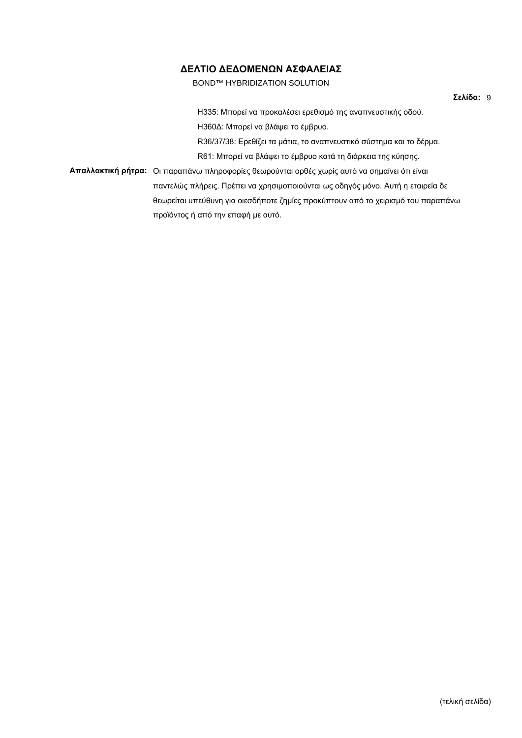H335: Μπορεί να προκαλέσει ερεθισμό της αναπνευστικής οδού.

H360Δ: Μπορεί να βλάψει το έμβρυο.

R36/37/38: Ερεθίζει τα μάτια, το αναπνευστικό σύστημα και το δέρμα.

R61: Μπορεί να βλάψει το έμβρυο κατά τη διάρκεια της κύησης.

**Απαλλακτική ρήτρα:** Οι παραπάνω πληροφορίες θεωρούνται ορθές χωρίς αυτό να σημαίνει ότι είναι παντελώς πλήρεις. Πρέπει να χρησιμοποιούνται ως οδηγός μόνο. Αυτή η εταιρεία δε θεωρείται υπεύθυνη για οιεσδήποτε ζημίες προκύπτουν από το χειρισμό του παραπάνω προϊόντος ή από την επαφή με αυτό.

(τελική σελίδα)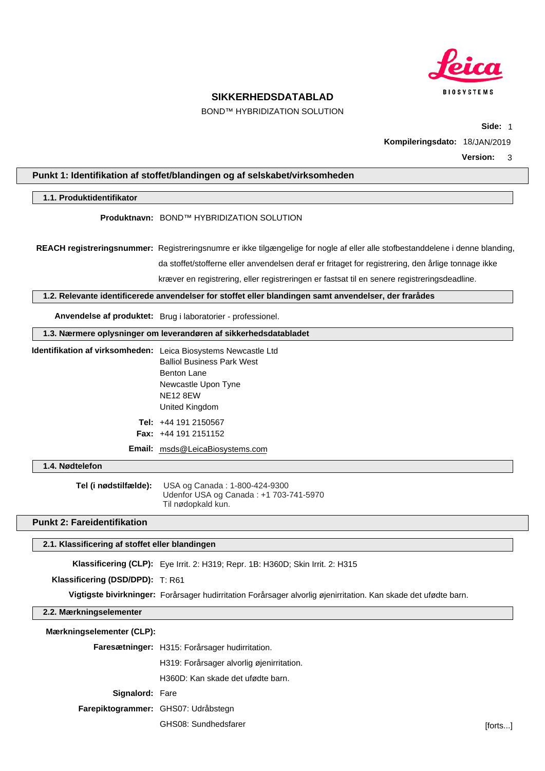# SIKKERHEDSDATABLAD

BOND™ HYBRIDIZATION SOLUTION

**Side:** 1

**Kompileringsdato:** 18/JAN/2019

**Version:** 3

## Punkt 1: Identifikation af stoffet/blandingen og af selskabet/virksomheden

### 1.1. Produktidentifikator

**Produktnavn:** BOND™ HYBRIDIZATION SOLUTION

**REACH registreringsnummer:** Registreringsnumre er ikke tilgængelige for nogle af eller alle stofbestanddelene i denne blanding, da stoffet/stofferne eller anvendelsen deraf er fritaget for registrering, den årlige tonnage ikke kræver en registrering, eller registreringen er fastsat til en senere registreringsdeadline.

### 1.2. Relevante identificerede anvendelser for stoffet eller blandingen samt anvendelser, der frarådes

**Anvendelse af produktet:** Brug i laboratorier - professionel.

### 1.3. Nærmere oplysninger om leverandøren af sikkerhedsdatabladet

**Identifikation af virksomheden:** Leica Biosystems Newcastle Ltd
Balliol Business Park West
Benton Lane
Newcastle Upon Tyne
NE12 8EW
United Kingdom

**Tel:** +44 191 2150567
**Fax:** +44 191 2151152

**Email:** msds@LeicaBiosystems.com

### 1.4. Nødtelefon

**Tel (i nødstilfælde):** USA og Canada : 1-800-424-9300
Udenfor USA og Canada : +1 703-741-5970
Til nødopkald kun.

## Punkt 2: Fareidentifikation

### 2.1. Klassificering af stoffet eller blandingen

**Klassificering (CLP):** Eye Irrit. 2: H319; Repr. 1B: H360D; Skin Irrit. 2: H315

**Klassificering (DSD/DPD):** T: R61

**Vigtigste bivirkninger:** Forårsager hudirritation Forårsager alvorlig øjenirritation. Kan skade det ufødte barn.

### 2.2. Mærkningselementer

**Mærkningselementer (CLP):**

**Faresætninger:** H315: Forårsager hudirritation.
H319: Forårsager alvorlig øjenirritation.
H360D: Kan skade det ufødte barn.

**Signalord:** Fare

**Farepiktogrammer:** GHS07: Udråbstegn
GHS08: Sundhedsfarer

[forts...]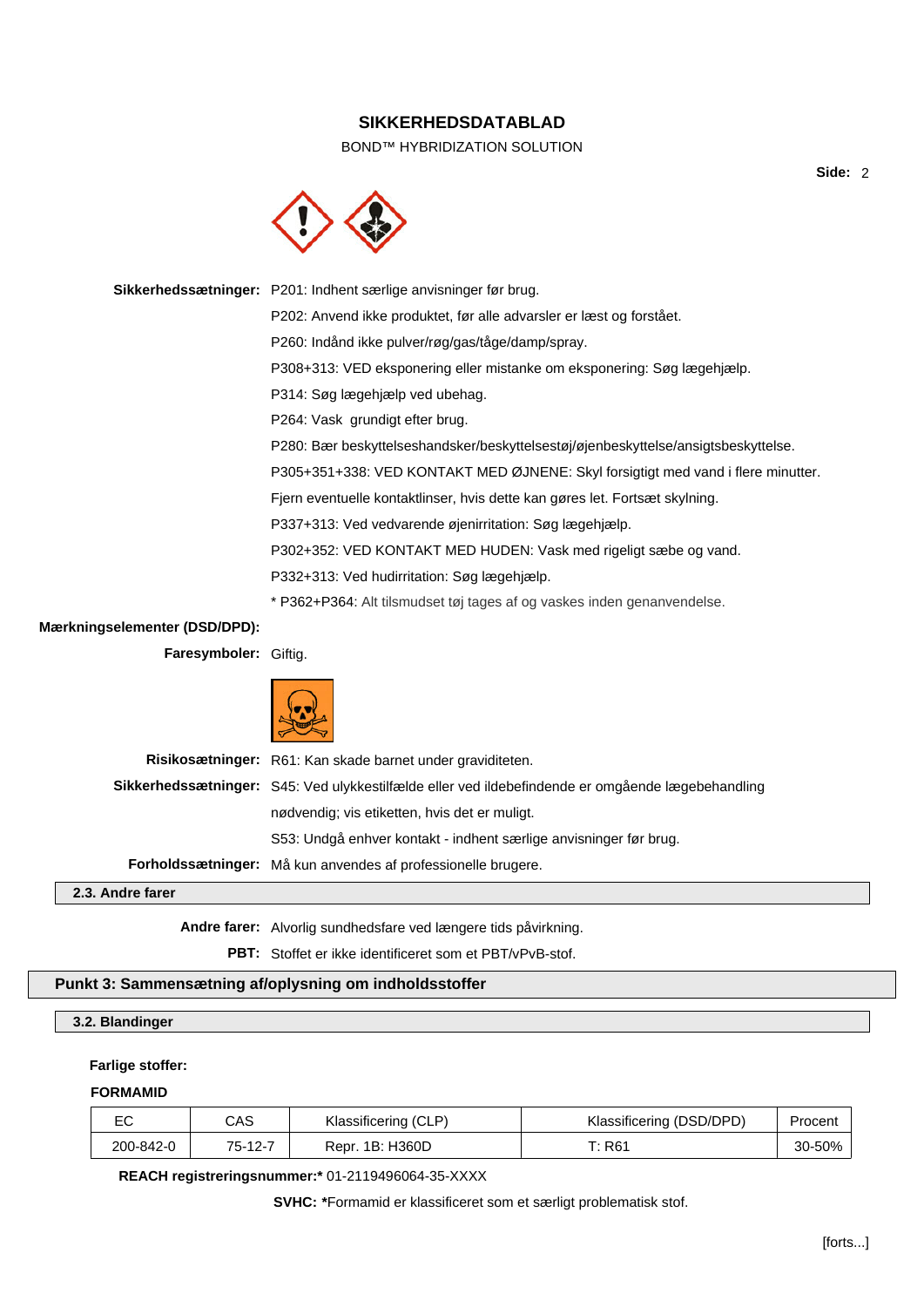**SIKKERHEDSDATABLAD**

BOND™ HYBRIDIZATION SOLUTION

**Sikkerhedssætninger:** P201: Indhent særlige anvisninger før brug.

P202: Anvend ikke produktet, før alle advarsler er læst og forstået.

P260: Indånd ikke pulver/røg/gas/tåge/damp/spray.

P308+313: VED eksponering eller mistanke om eksponering: Søg lægehjælp.

P314: Søg lægehjælp ved ubehag.

P264: Vask grundigt efter brug.

P280: Bær beskyttelseshandsker/beskyttelsestøj/øjenbeskyttelse/ansigtsbeskyttelse.

P305+351+338: VED KONTAKT MED ØJNENE: Skyl forsigtigt med vand i flere minutter. Fjern eventuelle kontaktlinser, hvis dette kan gøres let. Fortsæt skylning.

P337+313: Ved vedvarende øjenirritation: Søg lægehjælp.

P302+352: VED KONTAKT MED HUDEN: Vask med rigeligt sæbe og vand.

P332+313: Ved hudirritation: Søg lægehjælp.

* P362+P364: Alt tilsmudset tøj tages af og vaskes inden genanvendelse.

**Mærkningselementer (DSD/DPD):**

**Faresymboler:** Giftig.

**Risikosætninger:** R61: Kan skade barnet under graviditeten.

**Sikkerhedssætninger:** S45: Ved ulykkestilfælde eller ved ildebefindende er omgående lægebehandling nødvendig; vis etiketten, hvis det er muligt.

S53: Undgå enhver kontakt - indhent særlige anvisninger før brug.

**Forholdssætninger:** Må kun anvendes af professionelle brugere.

### 2.3. Andre farer

**Andre farer:** Alvorlig sundhedsfare ved længere tids påvirkning.

**PBT:** Stoffet er ikke identificeret som et PBT/vPvB-stof.

## Punkt 3: Sammensætning af/oplysning om indholdsstoffer

### 3.2. Blandinger

**Farlige stoffer:**

**FORMAMID**

| EC | CAS | Klassificering (CLP) | Klassificering (DSD/DPD) | Procent |
|---|---|---|---|---|
| 200-842-0 | 75-12-7 | Repr. 1B: H360D | T: R61 | 30-50% |

**REACH registreringsnummer:*** 01-2119496064-35-XXXX

**SVHC: ***Formamid er klassificeret som et særligt problematisk stof.

[forts...]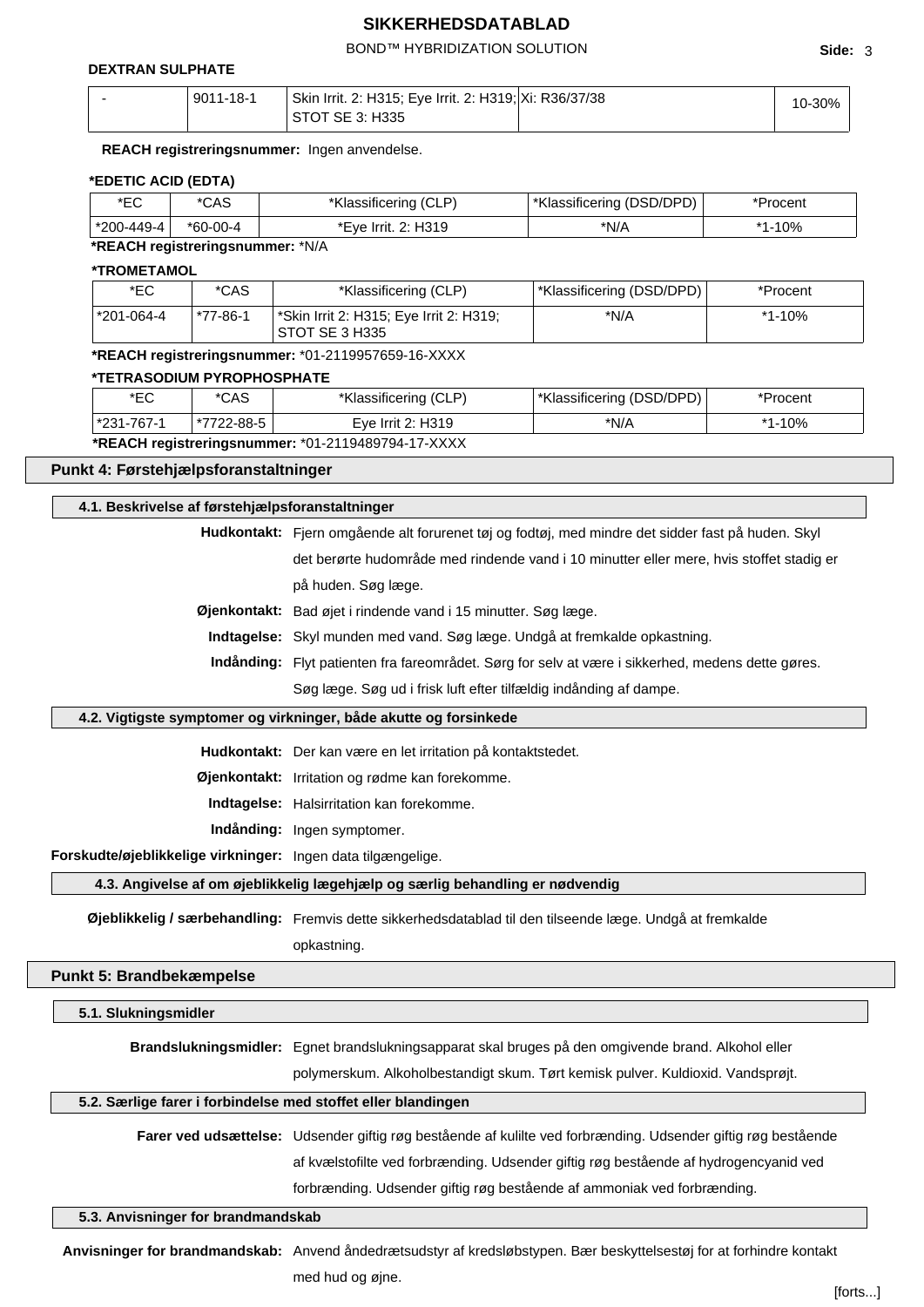**DEXTRAN SULPHATE**

| | | | | |
|---|---|---|---|---|
| - | 9011-18-1 | Skin Irrit. 2: H315; Eye Irrit. 2: H319; STOT SE 3: H335 | Xi: R36/37/38 | 10-30% |

**REACH registreringsnummer:** Ingen anvendelse.

**\*EDETIC ACID (EDTA)**

| *EC | *CAS | *Klassificering (CLP) | *Klassificering (DSD/DPD) | *Procent |
|---|---|---|---|---|
| *200-449-4 | *60-00-4 | *Eye Irrit. 2: H319 | *N/A | *1-10% |

**\*REACH registreringsnummer:** *N/A

**\*TROMETAMOL**

| *EC | *CAS | *Klassificering (CLP) | *Klassificering (DSD/DPD) | *Procent |
|---|---|---|---|---|
| *201-064-4 | *77-86-1 | *Skin Irrit 2: H315; Eye Irrit 2: H319; STOT SE 3 H335 | *N/A | *1-10% |

**\*REACH registreringsnummer:** *01-2119957659-16-XXXX

**\*TETRASODIUM PYROPHOSPHATE**

| *EC | *CAS | *Klassificering (CLP) | *Klassificering (DSD/DPD) | *Procent |
|---|---|---|---|---|
| *231-767-1 | *7722-88-5 | Eye Irrit 2: H319 | *N/A | *1-10% |

**\*REACH registreringsnummer:** *01-2119489794-17-XXXX

## Punkt 4: Førstehjælpsforanstaltninger

### 4.1. Beskrivelse af førstehjælpsforanstaltninger

**Hudkontakt:** Fjern omgående alt forurenet tøj og fodtøj, med mindre det sidder fast på huden. Skyl det berørte hudområde med rindende vand i 10 minutter eller mere, hvis stoffet stadig er på huden. Søg læge.

**Øjenkontakt:** Bad øjet i rindende vand i 15 minutter. Søg læge.

**Indtagelse:** Skyl munden med vand. Søg læge. Undgå at fremkalde opkastning.

**Indånding:** Flyt patienten fra fareområdet. Sørg for selv at være i sikkerhed, medens dette gøres. Søg læge. Søg ud i frisk luft efter tilfældig indånding af dampe.

### 4.2. Vigtigste symptomer og virkninger, både akutte og forsinkede

**Hudkontakt:** Der kan være en let irritation på kontaktstedet.

**Øjenkontakt:** Irritation og rødme kan forekomme.

**Indtagelse:** Halsirritation kan forekomme.

**Indånding:** Ingen symptomer.

**Forskudte/øjeblikkelige virkninger:** Ingen data tilgængelige.

### 4.3. Angivelse af om øjeblikkelig lægehjælp og særlig behandling er nødvendig

**Øjeblikkelig / særbehandling:** Fremvis dette sikkerhedsdatablad til den tilseende læge. Undgå at fremkalde opkastning.

## Punkt 5: Brandbekæmpelse

### 5.1. Slukningsmidler

**Brandslukningsmidler:** Egnet brandslukningsapparat skal bruges på den omgivende brand. Alkohol eller polymerskum. Alkoholbestandigt skum. Tørt kemisk pulver. Kuldioxid. Vandsprøjt.

### 5.2. Særlige farer i forbindelse med stoffet eller blandingen

**Farer ved udsættelse:** Udsender giftig røg bestående af kulilte ved forbrænding. Udsender giftig røg bestående af kvælstofilte ved forbrænding. Udsender giftig røg bestående af hydrogencyanid ved forbrænding. Udsender giftig røg bestående af ammoniak ved forbrænding.

### 5.3. Anvisninger for brandmandskab

**Anvisninger for brandmandskab:** Anvend åndedrætsudstyr af kredsløbstypen. Bær beskyttelsestøj for at forhindre kontakt med hud og øjne.

[forts...]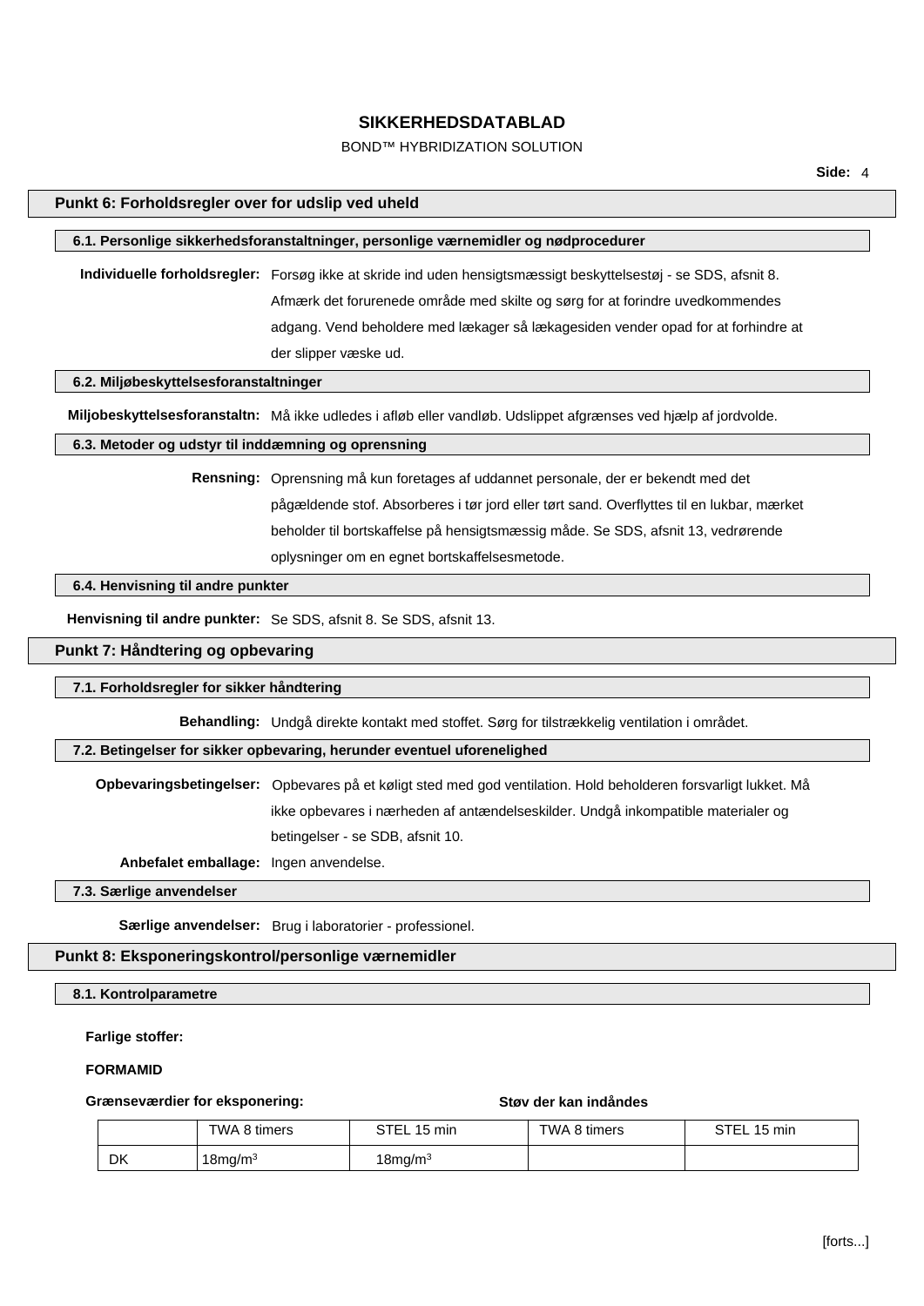## Punkt 6: Forholdsregler over for udslip ved uheld

### 6.1. Personlige sikkerhedsforanstaltninger, personlige værnemidler og nødprocedurer

**Individuelle forholdsregler:** Forsøg ikke at skride ind uden hensigtsmæssigt beskyttelsestøj - se SDS, afsnit 8. Afmærk det forurenede område med skilte og sørg for at forindre uvedkommendes adgang. Vend beholdere med lækager så lækagesiden vender opad for at forhindre at der slipper væske ud.

### 6.2. Miljøbeskyttelsesforanstaltninger

**Miljobeskyttelsesforanstaltn:** Må ikke udledes i afløb eller vandløb. Udslippet afgrænses ved hjælp af jordvolde.

### 6.3. Metoder og udstyr til inddæmning og oprensning

**Rensning:** Oprensning må kun foretages af uddannet personale, der er bekendt med det pågældende stof. Absorberes i tør jord eller tørt sand. Overflyttes til en lukbar, mærket beholder til bortskaffelse på hensigtsmæssig måde. Se SDS, afsnit 13, vedrørende oplysninger om en egnet bortskaffelsesmetode.

### 6.4. Henvisning til andre punkter

**Henvisning til andre punkter:** Se SDS, afsnit 8. Se SDS, afsnit 13.

## Punkt 7: Håndtering og opbevaring

### 7.1. Forholdsregler for sikker håndtering

**Behandling:** Undgå direkte kontakt med stoffet. Sørg for tilstrækkelig ventilation i området.

### 7.2. Betingelser for sikker opbevaring, herunder eventuel uforenelighed

**Opbevaringsbetingelser:** Opbevares på et køligt sted med god ventilation. Hold beholderen forsvarligt lukket. Må ikke opbevares i nærheden af antændelseskilder. Undgå inkompatible materialer og betingelser - se SDB, afsnit 10.

**Anbefalet emballage:** Ingen anvendelse.

### 7.3. Særlige anvendelser

**Særlige anvendelser:** Brug i laboratorier - professionel.

## Punkt 8: Eksponeringskontrol/personlige værnemidler

### 8.1. Kontrolparametre

**Farlige stoffer:**

**FORMAMID**

**Grænseværdier for eksponering:** | **Støv der kan indåndes**

| | TWA 8 timers | STEL 15 min | TWA 8 timers | STEL 15 min |
|---|---|---|---|---|
| DK | 18mg/m$^3$ | 18mg/m$^3$ | | |

[forts...]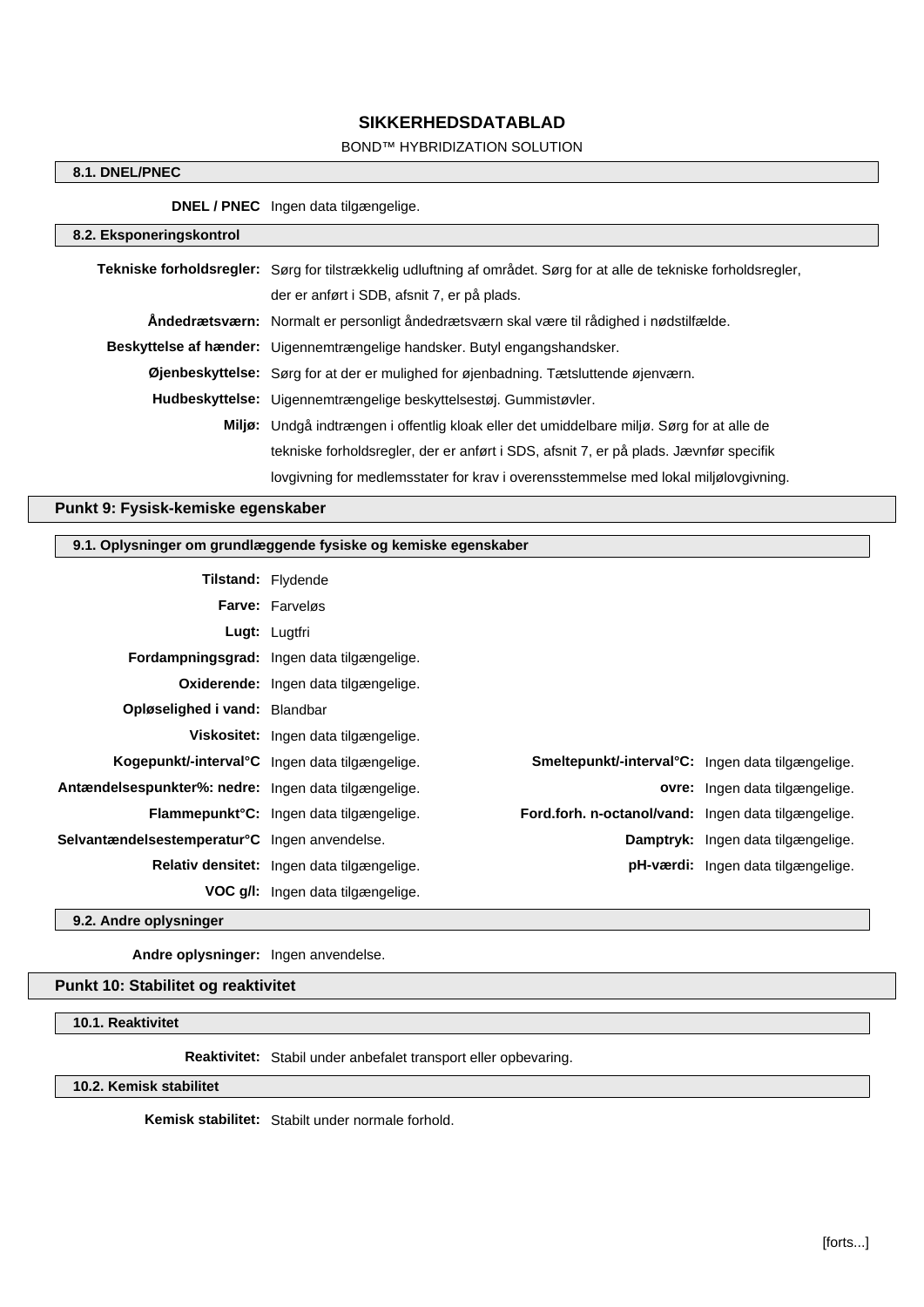### 8.1. DNEL/PNEC

**DNEL / PNEC** Ingen data tilgængelige.

### 8.2. Eksponeringskontrol

**Tekniske forholdsregler:** Sørg for tilstrækkelig udluftning af området. Sørg for at alle de tekniske forholdsregler, der er anført i SDB, afsnit 7, er på plads.

**Åndedrætsværn:** Normalt er personligt åndedrætsværn skal være til rådighed i nødstilfælde.

**Beskyttelse af hænder:** Uigennemtrængelige handsker. Butyl engangshandsker.

**Øjenbeskyttelse:** Sørg for at der er mulighed for øjenbadning. Tætsluttende øjenværn.

**Hudbeskyttelse:** Uigennemtrængelige beskyttelsestøj. Gummistøvler.

**Miljø:** Undgå indtrængen i offentlig kloak eller det umiddelbare miljø. Sørg for at alle de tekniske forholdsregler, der er anført i SDS, afsnit 7, er på plads. Jævnfør specifik lovgivning for medlemsstater for krav i overensstemmelse med lokal miljølovgivning.

## Punkt 9: Fysisk-kemiske egenskaber

### 9.1. Oplysninger om grundlæggende fysiske og kemiske egenskaber

**Tilstand:** Flydende

**Farve:** Farveløs

**Lugt:** Lugtfri

**Fordampningsgrad:** Ingen data tilgængelige.

**Oxiderende:** Ingen data tilgængelige.

**Opløselighed i vand:** Blandbar

**Viskositet:** Ingen data tilgængelige.

| | | | |
|---|---|---|---|
| **Kogepunkt/-interval°C** | Ingen data tilgængelige. | **Smeltepunkt/-interval°C:** | Ingen data tilgængelige. |
| **Antændelsespunkter%: nedre:** | Ingen data tilgængelige. | **ovre:** | Ingen data tilgængelige. |
| **Flammepunkt°C:** | Ingen data tilgængelige. | **Ford.forh. n-octanol/vand:** | Ingen data tilgængelige. |
| **Selvantændelsestemperatur°C** | Ingen anvendelse. | **Damptryk:** | Ingen data tilgængelige. |
| **Relativ densitet:** | Ingen data tilgængelige. | **pH-værdi:** | Ingen data tilgængelige. |
| **VOC g/l:** | Ingen data tilgængelige. | | |

### 9.2. Andre oplysninger

**Andre oplysninger:** Ingen anvendelse.

## Punkt 10: Stabilitet og reaktivitet

### 10.1. Reaktivitet

**Reaktivitet:** Stabil under anbefalet transport eller opbevaring.

### 10.2. Kemisk stabilitet

**Kemisk stabilitet:** Stabilt under normale forhold.

[forts...]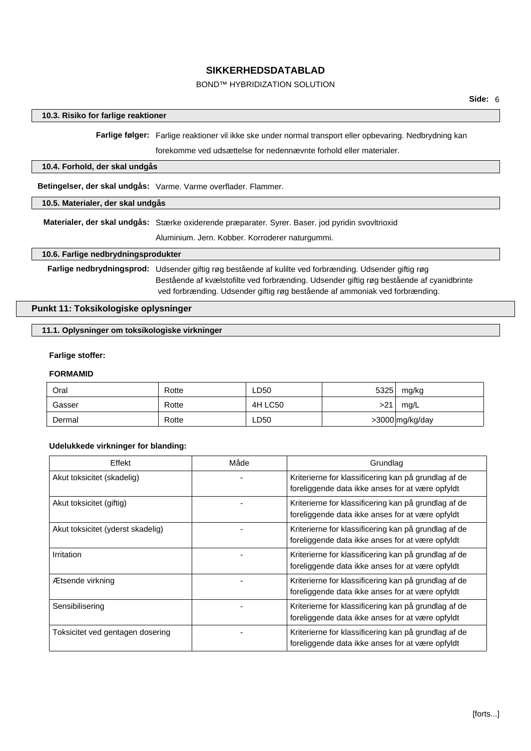### 10.3. Risiko for farlige reaktioner

**Farlige følger:** Farlige reaktioner vil ikke ske under normal transport eller opbevaring. Nedbrydning kan forekomme ved udsættelse for nedennævnte forhold eller materialer.

### 10.4. Forhold, der skal undgås

**Betingelser, der skal undgås:** Varme. Varme overflader. Flammer.

### 10.5. Materialer, der skal undgås

**Materialer, der skal undgås:** Stærke oxiderende præparater. Syrer. Baser. jod pyridin svovltrioxid

Aluminium. Jern. Kobber. Korroderer naturgummi.

### 10.6. Farlige nedbrydningsprodukter

**Farlige nedbrydningsprod:** Udsender giftig røg bestående af kulilte ved forbrænding. Udsender giftig røg Bestående af kvælstofilte ved forbrænding. Udsender giftig røg bestående af cyanidbrinte ved forbrænding. Udsender giftig røg bestående af ammoniak ved forbrænding.

## Punkt 11: Toksikologiske oplysninger

### 11.1. Oplysninger om toksikologiske virkninger

**Farlige stoffer:**

**FORMAMID**

| | | | | |
|---|---|---|---|---|
| Oral | Rotte | LD50 | 5325 | mg/kg |
| Gasser | Rotte | 4H LC50 | >21 | mg/L |
| Dermal | Rotte | LD50 | >3000 | mg/kg/day |

**Udelukkede virkninger for blanding:**

| Effekt | Måde | Grundlag |
|---|---|---|
| Akut toksicitet (skadelig) | - | Kriterierne for klassificering kan på grundlag af de foreliggende data ikke anses for at være opfyldt |
| Akut toksicitet (giftig) | - | Kriterierne for klassificering kan på grundlag af de foreliggende data ikke anses for at være opfyldt |
| Akut toksicitet (yderst skadelig) | - | Kriterierne for klassificering kan på grundlag af de foreliggende data ikke anses for at være opfyldt |
| Irritation | - | Kriterierne for klassificering kan på grundlag af de foreliggende data ikke anses for at være opfyldt |
| Ætsende virkning | - | Kriterierne for klassificering kan på grundlag af de foreliggende data ikke anses for at være opfyldt |
| Sensibilisering | - | Kriterierne for klassificering kan på grundlag af de foreliggende data ikke anses for at være opfyldt |
| Toksicitet ved gentagen dosering | - | Kriterierne for klassificering kan på grundlag af de foreliggende data ikke anses for at være opfyldt |

[forts...]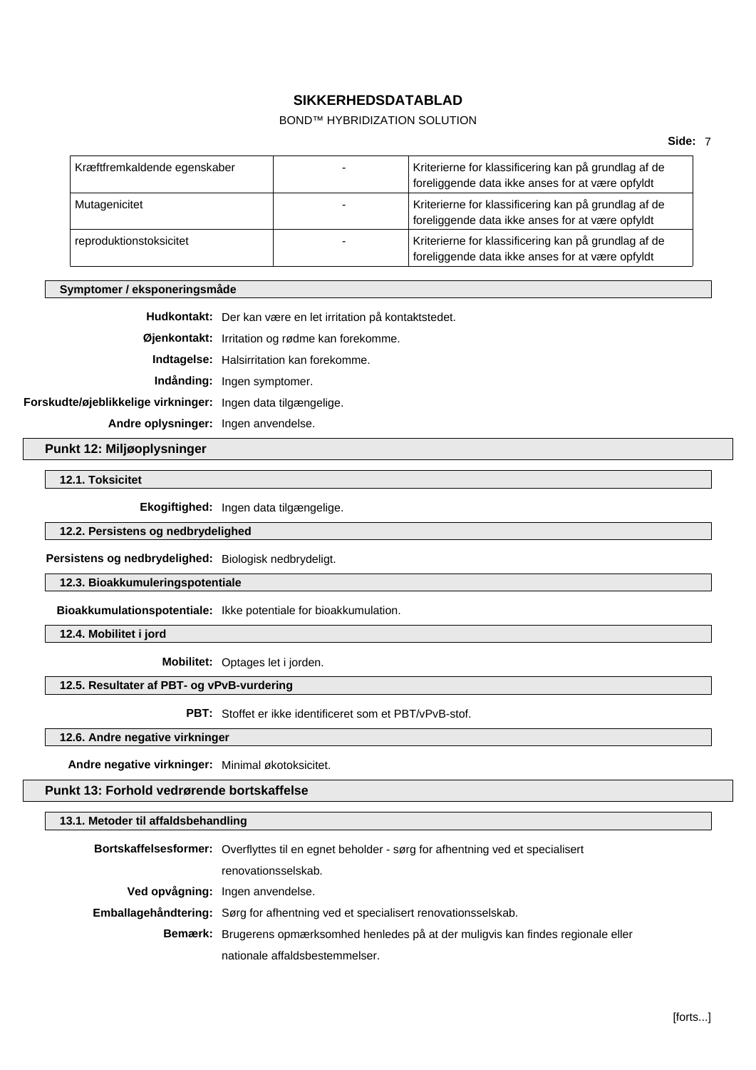| | | |
|---|---|---|
| Kræftfremkaldende egenskaber | - | Kriterierne for klassificering kan på grundlag af de foreliggende data ikke anses for at være opfyldt |
| Mutagenicitet | - | Kriterierne for klassificering kan på grundlag af de foreliggende data ikke anses for at være opfyldt |
| reproduktionstoksicitet | - | Kriterierne for klassificering kan på grundlag af de foreliggende data ikke anses for at være opfyldt |

### Symptomer / eksponeringsmåde

**Hudkontakt:** Der kan være en let irritation på kontaktstedet.

**Øjenkontakt:** Irritation og rødme kan forekomme.

**Indtagelse:** Halsirritation kan forekomme.

**Indånding:** Ingen symptomer.

**Forskudte/øjeblikkelige virkninger:** Ingen data tilgængelige.

**Andre oplysninger:** Ingen anvendelse.

## Punkt 12: Miljøoplysninger

### 12.1. Toksicitet

**Ekogiftighed:** Ingen data tilgængelige.

### 12.2. Persistens og nedbrydelighed

**Persistens og nedbrydelighed:** Biologisk nedbrydeligt.

### 12.3. Bioakkumuleringspotentiale

**Bioakkumulationspotentiale:** Ikke potentiale for bioakkumulation.

### 12.4. Mobilitet i jord

**Mobilitet:** Optages let i jorden.

### 12.5. Resultater af PBT- og vPvB-vurdering

**PBT:** Stoffet er ikke identificeret som et PBT/vPvB-stof.

### 12.6. Andre negative virkninger

**Andre negative virkninger:** Minimal økotoksicitet.

## Punkt 13: Forhold vedrørende bortskaffelse

### 13.1. Metoder til affaldsbehandling

**Bortskaffelsesformer:** Overflyttes til en egnet beholder - sørg for afhentning ved et specialiseret renovationsselskab.

**Ved opvågning:** Ingen anvendelse.

**Emballagehåndtering:** Sørg for afhentning ved et specialiseret renovationsselskab.

**Bemærk:** Brugerens opmærksomhed henledes på at der muligvis kan findes regionale eller nationale affaldsbestemmelser.

[forts...]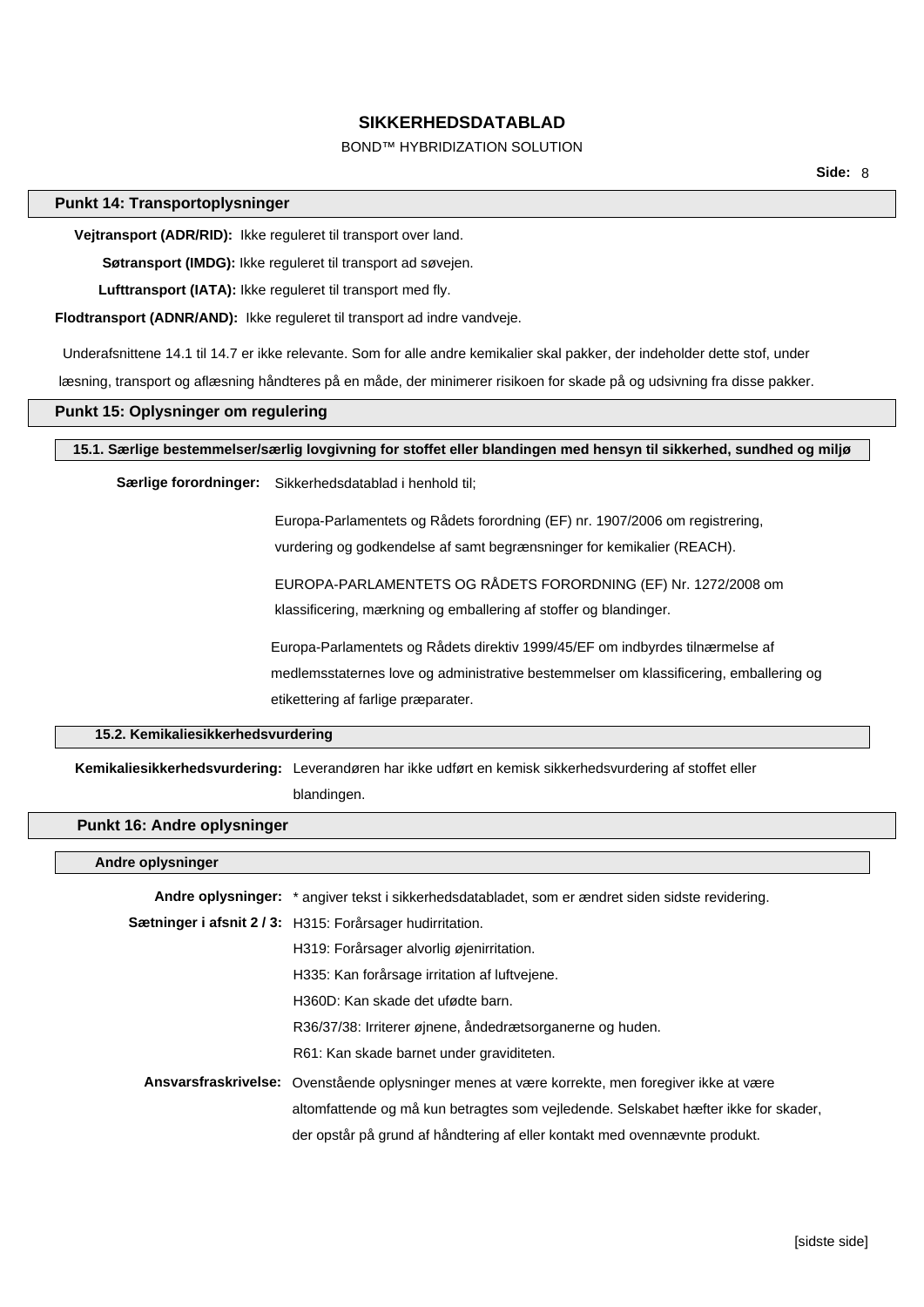## Punkt 14: Transportoplysninger

**Vejtransport (ADR/RID):** Ikke reguleret til transport over land.

**Søtransport (IMDG):** Ikke reguleret til transport ad søvejen.

**Lufttransport (IATA):** Ikke reguleret til transport med fly.

**Flodtransport (ADNR/AND):** Ikke reguleret til transport ad indre vandveje.

Underafsnittene 14.1 til 14.7 er ikke relevante. Som for alle andre kemikalier skal pakker, der indeholder dette stof, under læsning, transport og aflæsning håndteres på en måde, der minimerer risikoen for skade på og udsivning fra disse pakker.

## Punkt 15: Oplysninger om regulering

### 15.1. Særlige bestemmelser/særlig lovgivning for stoffet eller blandingen med hensyn til sikkerhed, sundhed og miljø

**Særlige forordninger:** Sikkerhedsdatablad i henhold til;

Europa-Parlamentets og Rådets forordning (EF) nr. 1907/2006 om registrering, vurdering og godkendelse af samt begrænsninger for kemikalier (REACH).

EUROPA-PARLAMENTETS OG RÅDETS FORORDNING (EF) Nr. 1272/2008 om klassificering, mærkning og emballering af stoffer og blandinger.

Europa-Parlamentets og Rådets direktiv 1999/45/EF om indbyrdes tilnærmelse af medlemsstaternes love og administrative bestemmelser om klassificering, emballering og etikettering af farlige præparater.

### 15.2. Kemikaliesikkerhedsvurdering

**Kemikaliesikkerhedsvurdering:** Leverandøren har ikke udført en kemisk sikkerhedsvurdering af stoffet eller blandingen.

## Punkt 16: Andre oplysninger

### Andre oplysninger

**Andre oplysninger:** * angiver tekst i sikkerhedsdatabladet, som er ændret siden sidste revidering.

**Sætninger i afsnit 2 / 3:** H315: Forårsager hudirritation.
H319: Forårsager alvorlig øjenirritation.
H335: Kan forårsage irritation af luftvejene.
H360D: Kan skade det ufødte barn.
R36/37/38: Irriterer øjnene, åndedrætsorganerne og huden.
R61: Kan skade barnet under graviditeten.

**Ansvarsfraskrivelse:** Ovenstående oplysninger menes at være korrekte, men foregiver ikke at være altomfattende og må kun betragtes som vejledende. Selskabet hæfter ikke for skader, der opstår på grund af håndtering af eller kontakt med ovennævnte produkt.

[sidste side]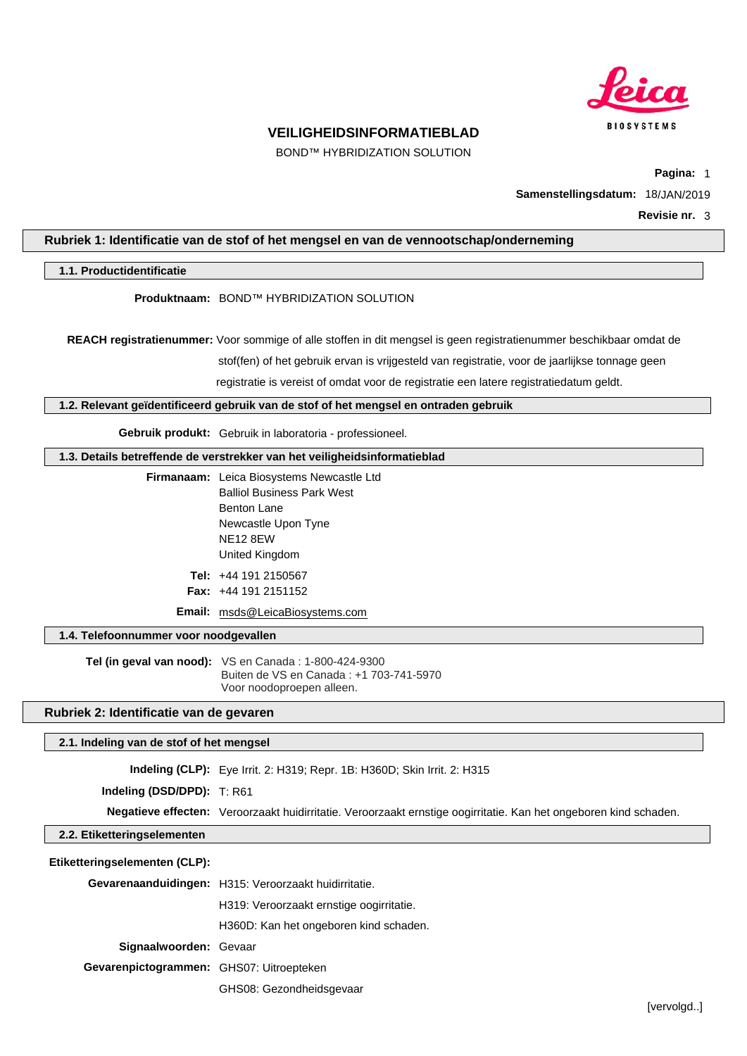# VEILIGHEIDSINFORMATIEBLAD

BOND™ HYBRIDIZATION SOLUTION

**Pagina:** 1

**Samenstellingsdatum:** 18/JAN/2019

**Revisie nr.** 3

## Rubriek 1: Identificatie van de stof of het mengsel en van de vennootschap/onderneming

### 1.1. Productidentificatie

**Produktnaam:** BOND™ HYBRIDIZATION SOLUTION

**REACH registratienummer:** Voor sommige of alle stoffen in dit mengsel is geen registratienummer beschikbaar omdat de stof(fen) of het gebruik ervan is vrijgesteld van registratie, voor de jaarlijkse tonnage geen registratie is vereist of omdat voor de registratie een latere registratiedatum geldt.

### 1.2. Relevant geïdentificeerd gebruik van de stof of het mengsel en ontraden gebruik

**Gebruik produkt:** Gebruik in laboratoria - professioneel.

### 1.3. Details betreffende de verstrekker van het veiligheidsinformatieblad

**Firmanaam:** Leica Biosystems Newcastle Ltd
Balliol Business Park West
Benton Lane
Newcastle Upon Tyne
NE12 8EW
United Kingdom

**Tel:** +44 191 2150567
**Fax:** +44 191 2151152

**Email:** msds@LeicaBiosystems.com

### 1.4. Telefoonnummer voor noodgevallen

**Tel (in geval van nood):** VS en Canada : 1-800-424-9300
Buiten de VS en Canada : +1 703-741-5970
Voor noodoproepen alleen.

## Rubriek 2: Identificatie van de gevaren

### 2.1. Indeling van de stof of het mengsel

**Indeling (CLP):** Eye Irrit. 2: H319; Repr. 1B: H360D; Skin Irrit. 2: H315

**Indeling (DSD/DPD):** T: R61

**Negatieve effecten:** Veroorzaakt huidirritatie. Veroorzaakt ernstige oogirritatie. Kan het ongeboren kind schaden.

### 2.2. Etiketteringselementen

**Etiketteringselementen (CLP):**

**Gevarenaanduidingen:** H315: Veroorzaakt huidirritatie.
H319: Veroorzaakt ernstige oogirritatie.
H360D: Kan het ongeboren kind schaden.

**Signaalwoorden:** Gevaar

**Gevarenpictogrammen:** GHS07: Uitroepteken
GHS08: Gezondheidsgevaar

[vervolgd..]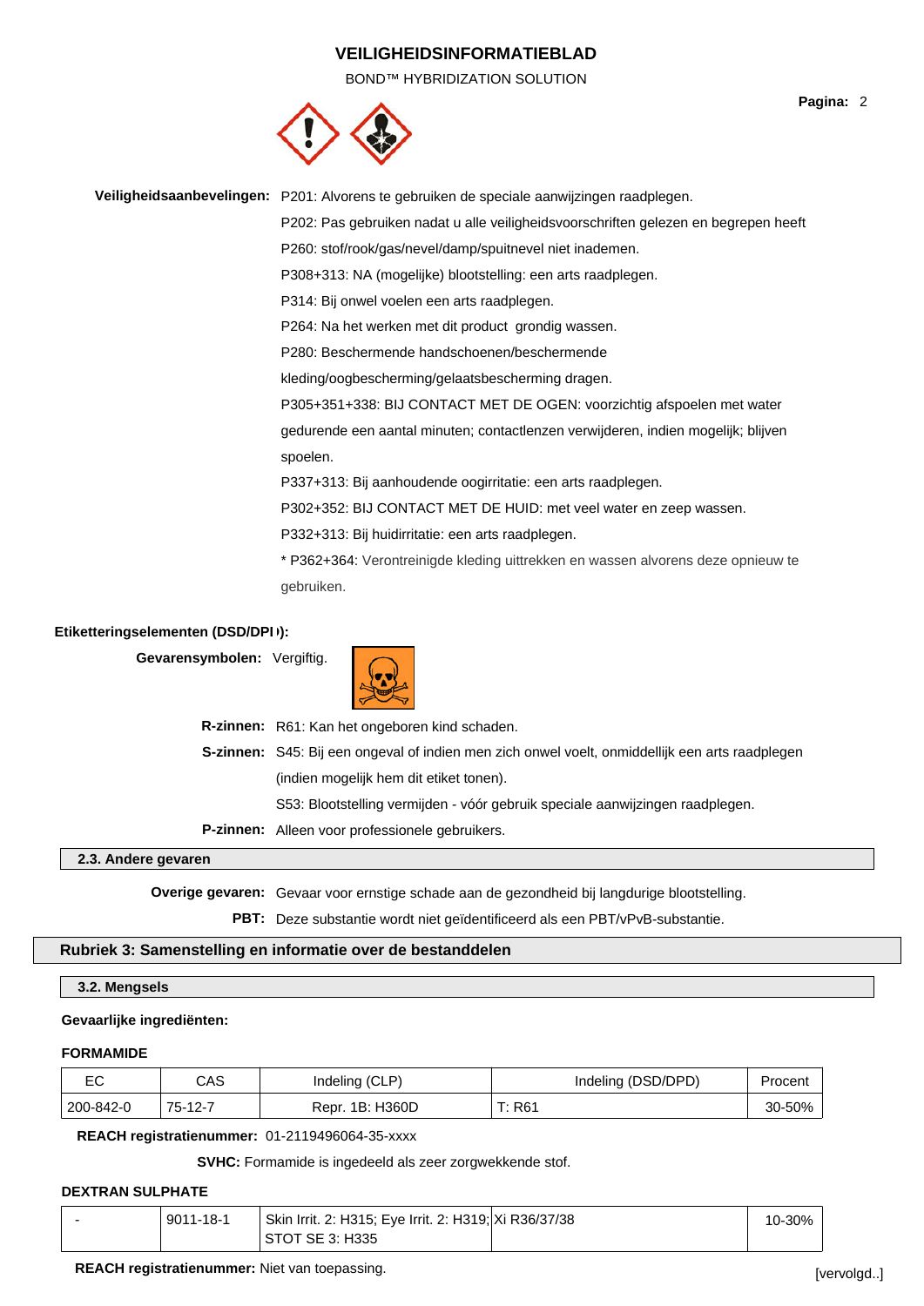**Veiligheidsaanbevelingen:** P201: Alvorens te gebruiken de speciale aanwijzingen raadplegen.

P202: Pas gebruiken nadat u alle veiligheidsvoorschriften gelezen en begrepen heeft

P260: stof/rook/gas/nevel/damp/spuitnevel niet inademen.

P308+313: NA (mogelijke) blootstelling: een arts raadplegen.

P314: Bij onwel voelen een arts raadplegen.

P264: Na het werken met dit product grondig wassen.

P280: Beschermende handschoenen/beschermende kleding/oogbescherming/gelaatsbescherming dragen.

P305+351+338: BIJ CONTACT MET DE OGEN: voorzichtig afspoelen met water gedurende een aantal minuten; contactlenzen verwijderen, indien mogelijk; blijven spoelen.

P337+313: Bij aanhoudende oogirritatie: een arts raadplegen.

P302+352: BIJ CONTACT MET DE HUID: met veel water en zeep wassen.

P332+313: Bij huidirritatie: een arts raadplegen.

* P362+364: Verontreinigde kleding uittrekken en wassen alvorens deze opnieuw te gebruiken.

**Etiketteringselementen (DSD/DPD):**

**Gevarensymbolen:** Vergiftig.

**R-zinnen:** R61: Kan het ongeboren kind schaden.

**S-zinnen:** S45: Bij een ongeval of indien men zich onwel voelt, onmiddellijk een arts raadplegen (indien mogelijk hem dit etiket tonen).

S53: Blootstelling vermijden - vóór gebruik speciale aanwijzingen raadplegen.

**P-zinnen:** Alleen voor professionele gebruikers.

### 2.3. Andere gevaren

**Overige gevaren:** Gevaar voor ernstige schade aan de gezondheid bij langdurige blootstelling.

**PBT:** Deze substantie wordt niet geïdentificeerd als een PBT/vPvB-substantie.

## Rubriek 3: Samenstelling en informatie over de bestanddelen

### 3.2. Mengsels

**Gevaarlijke ingrediënten:**

**FORMAMIDE**

| EC | CAS | Indeling (CLP) | Indeling (DSD/DPD) | Procent |
|---|---|---|---|---|
| 200-842-0 | 75-12-7 | Repr. 1B: H360D | T: R61 | 30-50% |

**REACH registratienummer:** 01-2119496064-35-xxxx

**SVHC:** Formamide is ingedeeld als zeer zorgwekkende stof.

**DEXTRAN SULPHATE**

| | | | | |
|---|---|---|---|---|
| - | 9011-18-1 | Skin Irrit. 2: H315; Eye Irrit. 2: H319; STOT SE 3: H335 | Xi R36/37/38 | 10-30% |

**REACH registratienummer:** Niet van toepassing.

[vervolgd..]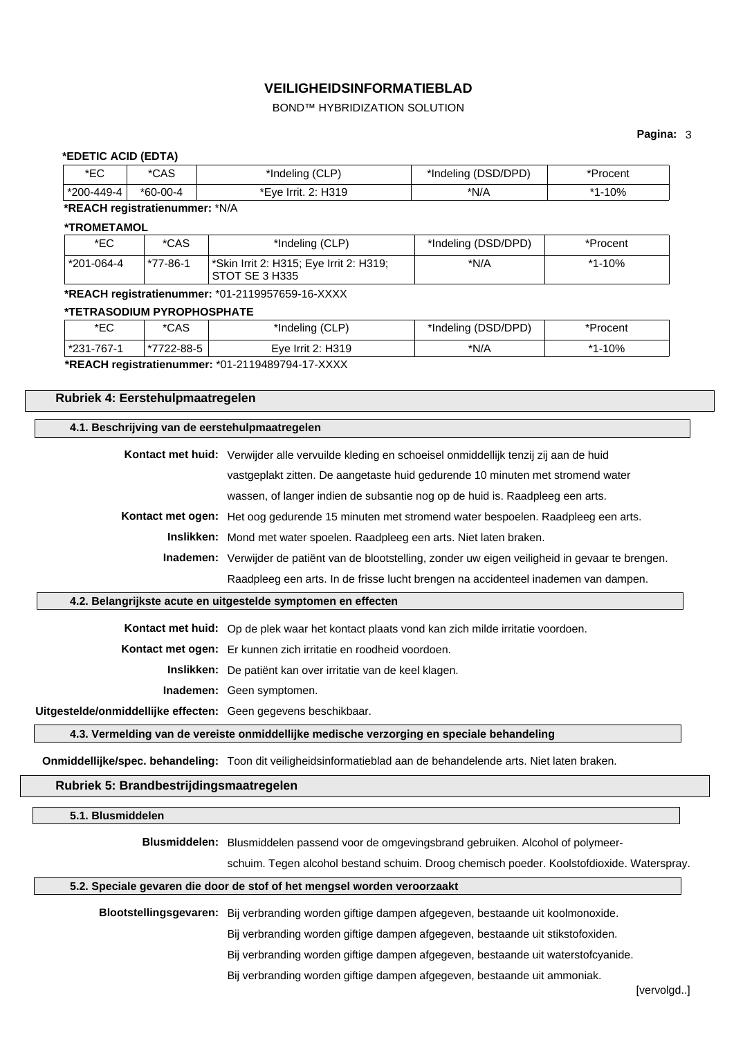**\*EDETIC ACID (EDTA)**

| *EC | *CAS | *Indeling (CLP) | *Indeling (DSD/DPD) | *Procent |
|---|---|---|---|---|
| *200-449-4 | *60-00-4 | *Eye Irrit. 2: H319 | *N/A | *1-10% |

**\*REACH registratienummer:** *N/A

**\*TROMETAMOL**

| *EC | *CAS | *Indeling (CLP) | *Indeling (DSD/DPD) | *Procent |
|---|---|---|---|---|
| *201-064-4 | *77-86-1 | *Skin Irrit 2: H315; Eye Irrit 2: H319; STOT SE 3 H335 | *N/A | *1-10% |

**\*REACH registratienummer:** *01-2119957659-16-XXXX

**\*TETRASODIUM PYROPHOSPHATE**

| *EC | *CAS | *Indeling (CLP) | *Indeling (DSD/DPD) | *Procent |
|---|---|---|---|---|
| *231-767-1 | *7722-88-5 | Eye Irrit 2: H319 | *N/A | *1-10% |

**\*REACH registratienummer:** *01-2119489794-17-XXXX

## Rubriek 4: Eerstehulpmaatregelen

### 4.1. Beschrijving van de eerstehulpmaatregelen

**Kontact met huid:** Verwijder alle vervuilde kleding en schoeisel onmiddellijk tenzij zij aan de huid vastgeplakt zitten. De aangetaste huid gedurende 10 minuten met stromend water wassen, of langer indien de subsantie nog op de huid is. Raadpleeg een arts.

**Kontact met ogen:** Het oog gedurende 15 minuten met stromend water bespoelen. Raadpleeg een arts.

**Inslikken:** Mond met water spoelen. Raadpleeg een arts. Niet laten braken.

**Inademen:** Verwijder de patiënt van de blootstelling, zonder uw eigen veiligheid in gevaar te brengen. Raadpleeg een arts. In de frisse lucht brengen na accidenteel inademen van dampen.

### 4.2. Belangrijkste acute en uitgestelde symptomen en effecten

**Kontact met huid:** Op de plek waar het kontact plaats vond kan zich milde irritatie voordoen.

**Kontact met ogen:** Er kunnen zich irritatie en roodheid voordoen.

**Inslikken:** De patiënt kan over irritatie van de keel klagen.

**Inademen:** Geen symptomen.

**Uitgestelde/onmiddellijke effecten:** Geen gegevens beschikbaar.

### 4.3. Vermelding van de vereiste onmiddellijke medische verzorging en speciale behandeling

**Onmiddellijke/spec. behandeling:** Toon dit veiligheidsinformatieblad aan de behandelende arts. Niet laten braken.

## Rubriek 5: Brandbestrijdingsmaatregelen

### 5.1. Blusmiddelen

**Blusmiddelen:** Blusmiddelen passend voor de omgevingsbrand gebruiken. Alcohol of polymeer-schuim. Tegen alcohol bestand schuim. Droog chemisch poeder. Koolstofdioxide. Waterspray.

### 5.2. Speciale gevaren die door de stof of het mengsel worden veroorzaakt

**Blootstellingsgevaren:** Bij verbranding worden giftige dampen afgegeven, bestaande uit koolmonoxide.
Bij verbranding worden giftige dampen afgegeven, bestaande uit stikstofoxiden.
Bij verbranding worden giftige dampen afgegeven, bestaande uit waterstofcyanide.
Bij verbranding worden giftige dampen afgegeven, bestaande uit ammoniak.

[vervolgd..]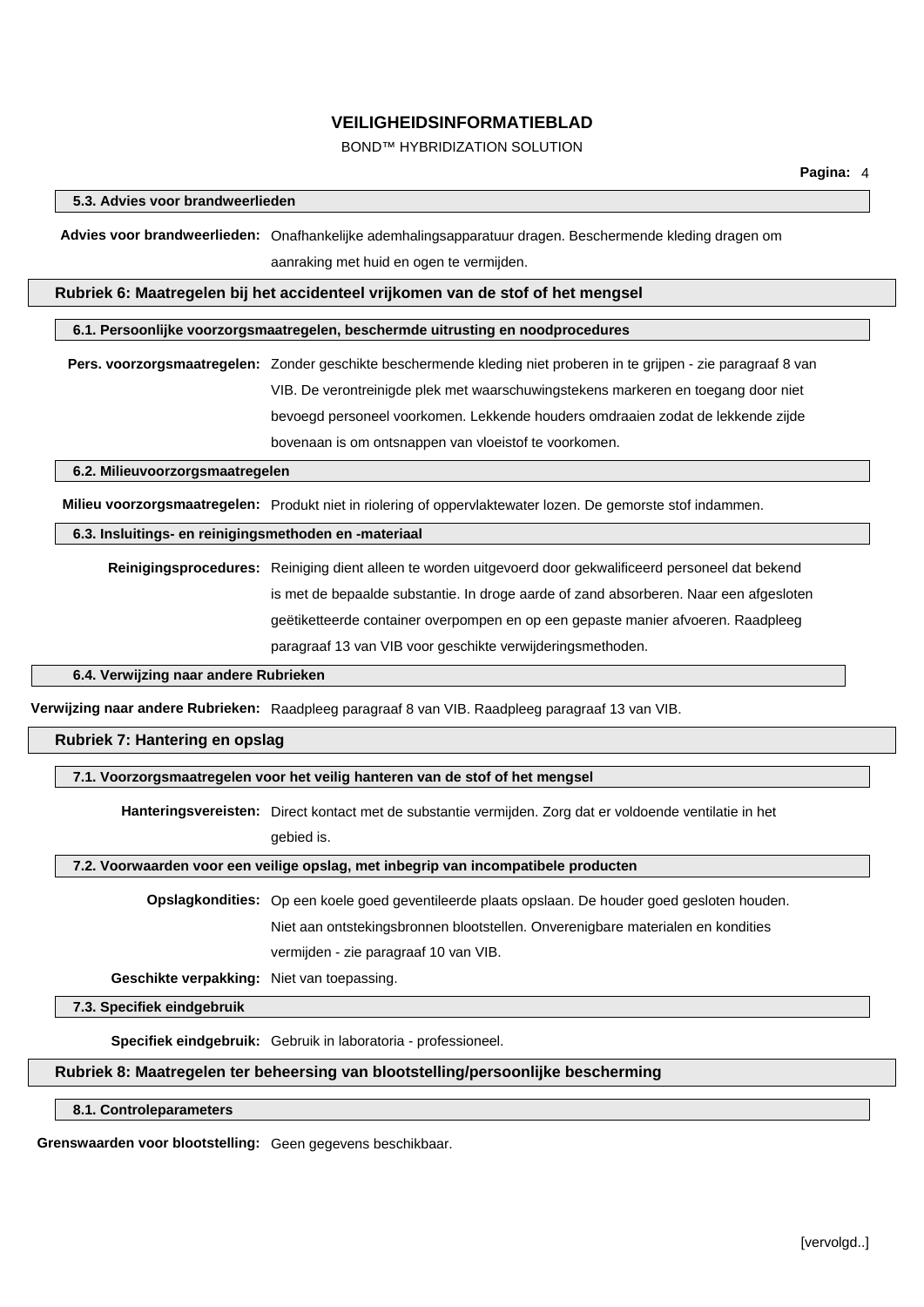### 5.3. Advies voor brandweerlieden

**Advies voor brandweerlieden:** Onafhankelijke ademhalingsapparatuur dragen. Beschermende kleding dragen om aanraking met huid en ogen te vermijden.

## Rubriek 6: Maatregelen bij het accidenteel vrijkomen van de stof of het mengsel

### 6.1. Persoonlijke voorzorgsmaatregelen, beschermde uitrusting en noodprocedures

**Pers. voorzorgsmaatregelen:** Zonder geschikte beschermende kleding niet proberen in te grijpen - zie paragraaf 8 van VIB. De verontreinigde plek met waarschuwingstekens markeren en toegang door niet bevoegd personeel voorkomen. Lekkende houders omdraaien zodat de lekkende zijde bovenaan is om ontsnappen van vloeistof te voorkomen.

### 6.2. Milieuvoorzorgsmaatregelen

**Milieu voorzorgsmaatregelen:** Produkt niet in riolering of oppervlaktewater lozen. De gemorste stof indammen.

### 6.3. Insluitings- en reinigingsmethoden en -materiaal

**Reinigingsprocedures:** Reiniging dient alleen te worden uitgevoerd door gekwalificeerd personeel dat bekend is met de bepaalde substantie. In droge aarde of zand absorberen. Naar een afgesloten geëtiketteerde container overpompen en op een gepaste manier afvoeren. Raadpleeg paragraaf 13 van VIB voor geschikte verwijderingsmethoden.

### 6.4. Verwijzing naar andere Rubrieken

**Verwijzing naar andere Rubrieken:** Raadpleeg paragraaf 8 van VIB. Raadpleeg paragraaf 13 van VIB.

## Rubriek 7: Hantering en opslag

### 7.1. Voorzorgsmaatregelen voor het veilig hanteren van de stof of het mengsel

**Hanteringsvereisten:** Direct kontact met de substantie vermijden. Zorg dat er voldoende ventilatie in het gebied is.

### 7.2. Voorwaarden voor een veilige opslag, met inbegrip van incompatibele producten

**Opslagkondities:** Op een koele goed geventileerde plaats opslaan. De houder goed gesloten houden. Niet aan ontstekingsbronnen blootstellen. Onverenigbare materialen en kondities vermijden - zie paragraaf 10 van VIB.

**Geschikte verpakking:** Niet van toepassing.

### 7.3. Specifiek eindgebruik

**Specifiek eindgebruik:** Gebruik in laboratoria - professioneel.

## Rubriek 8: Maatregelen ter beheersing van blootstelling/persoonlijke bescherming

### 8.1. Controleparameters

**Grenswaarden voor blootstelling:** Geen gegevens beschikbaar.

[vervolgd..]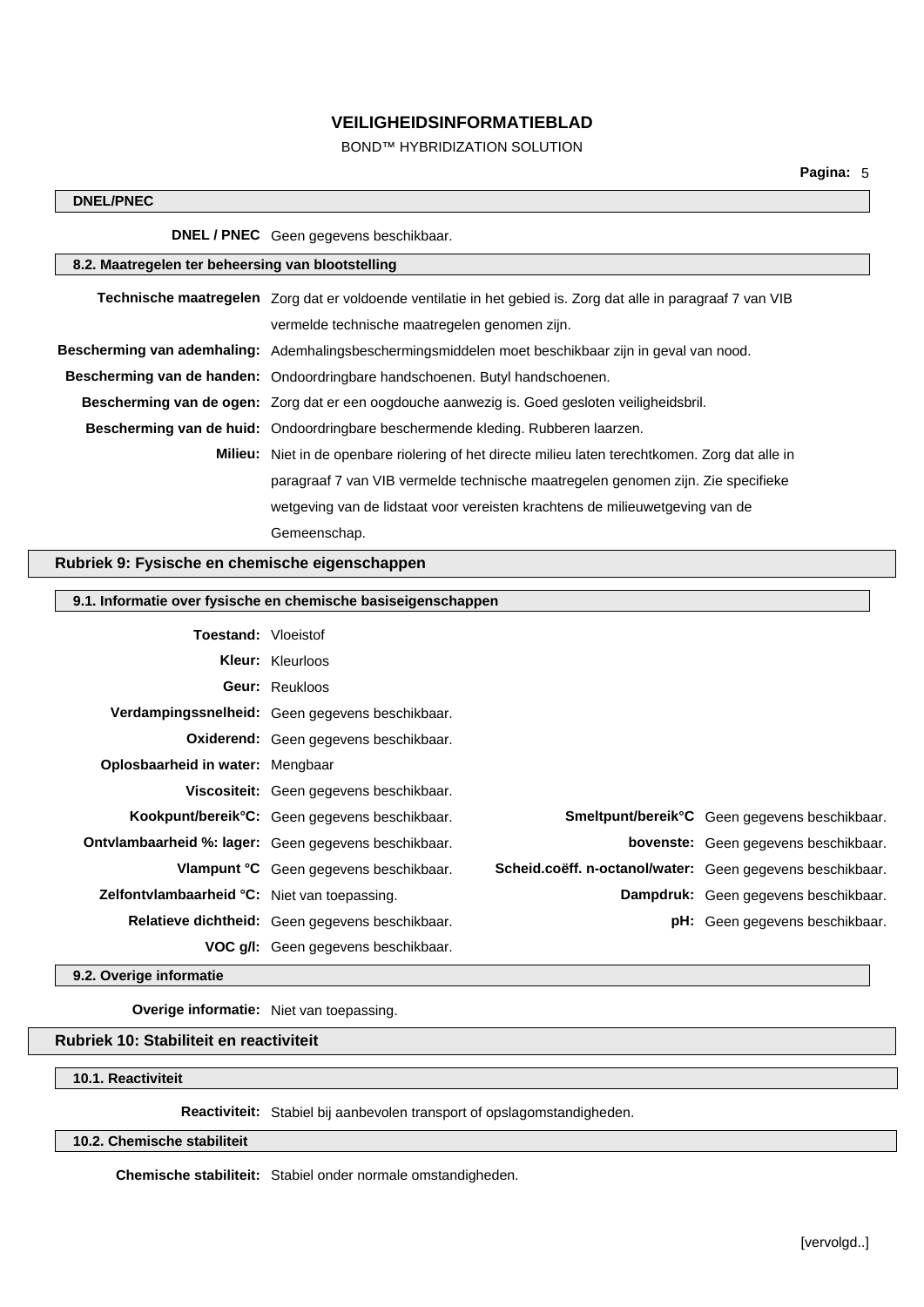#### DNEL/PNEC

**DNEL / PNEC** Geen gegevens beschikbaar.

#### 8.2. Maatregelen ter beheersing van blootstelling

**Technische maatregelen** Zorg dat er voldoende ventilatie in het gebied is. Zorg dat alle in paragraaf 7 van VIB vermelde technische maatregelen genomen zijn.

**Bescherming van ademhaling:** Ademhalingsbeschermingsmiddelen moet beschikbaar zijn in geval van nood.

**Bescherming van de handen:** Ondoordringbare handschoenen. Butyl handschoenen.

**Bescherming van de ogen:** Zorg dat er een oogdouche aanwezig is. Goed gesloten veiligheidsbril.

**Bescherming van de huid:** Ondoordringbare beschermende kleding. Rubberen laarzen.

**Milieu:** Niet in de openbare riolering of het directe milieu laten terechtkomen. Zorg dat alle in paragraaf 7 van VIB vermelde technische maatregelen genomen zijn. Zie specifieke wetgeving van de lidstaat voor vereisten krachtens de milieuwetgeving van de Gemeenschap.

## Rubriek 9: Fysische en chemische eigenschappen

#### 9.1. Informatie over fysische en chemische basiseigenschappen

**Toestand:** Vloeistof

**Kleur:** Kleurloos

**Geur:** Reukloos

**Verdampingssnelheid:** Geen gegevens beschikbaar.

**Oxiderend:** Geen gegevens beschikbaar.

**Oplosbaarheid in water:** Mengbaar

**Viscositeit:** Geen gegevens beschikbaar.

| | | | |
|---|---|---|---|
| **Kookpunt/bereik°C:** | Geen gegevens beschikbaar. | **Smeltpunt/bereik°C** | Geen gegevens beschikbaar. |
| **Ontvlambaarheid %: lager:** | Geen gegevens beschikbaar. | **bovenste:** | Geen gegevens beschikbaar. |
| **Vlampunt °C** | Geen gegevens beschikbaar. | **Scheid.coëff. n-octanol/water:** | Geen gegevens beschikbaar. |
| **Zelfontvlambaarheid °C:** | Niet van toepassing. | **Dampdruk:** | Geen gegevens beschikbaar. |
| **Relatieve dichtheid:** | Geen gegevens beschikbaar. | **pH:** | Geen gegevens beschikbaar. |
| **VOC g/l:** | Geen gegevens beschikbaar. | | |

#### 9.2. Overige informatie

**Overige informatie:** Niet van toepassing.

## Rubriek 10: Stabiliteit en reactiviteit

#### 10.1. Reactiviteit

**Reactiviteit:** Stabiel bij aanbevolen transport of opslagomstandigheden.

#### 10.2. Chemische stabiliteit

**Chemische stabiliteit:** Stabiel onder normale omstandigheden.

[vervolgd..]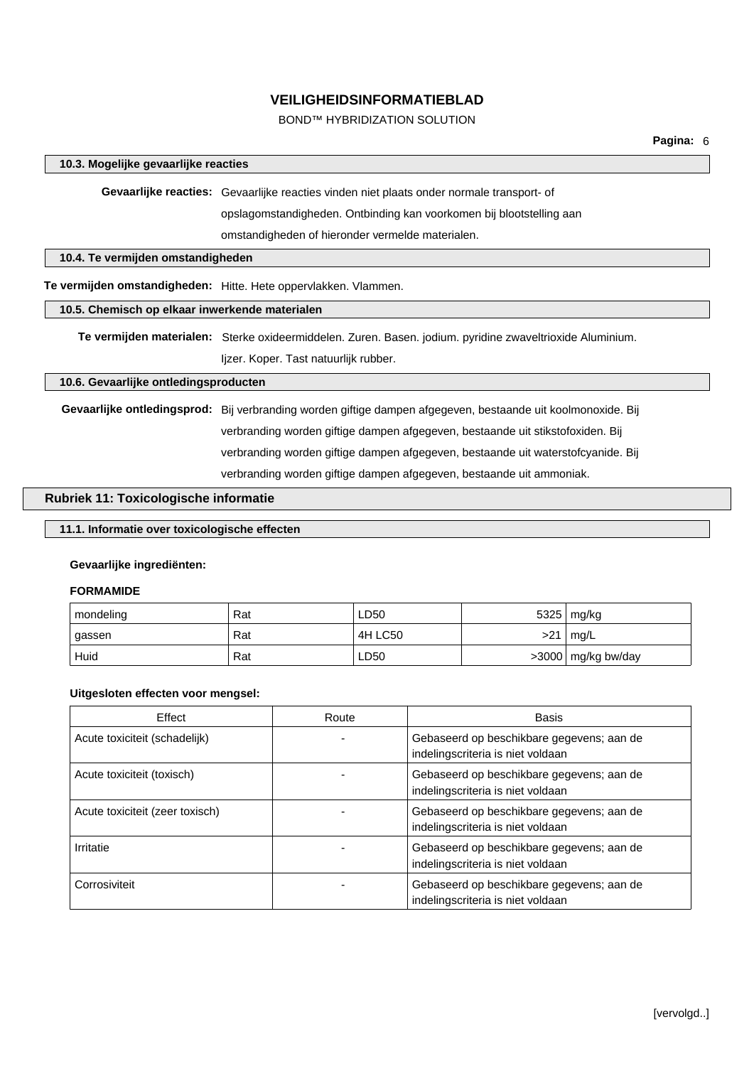### 10.3. Mogelijke gevaarlijke reacties

**Gevaarlijke reacties:** Gevaarlijke reacties vinden niet plaats onder normale transport- of opslagomstandigheden. Ontbinding kan voorkomen bij blootstelling aan omstandigheden of hieronder vermelde materialen.

### 10.4. Te vermijden omstandigheden

**Te vermijden omstandigheden:** Hitte. Hete oppervlakken. Vlammen.

### 10.5. Chemisch op elkaar inwerkende materialen

**Te vermijden materialen:** Sterke oxideermiddelen. Zuren. Basen. jodium. pyridine zwaveltrioxide Aluminium. Ijzer. Koper. Tast natuurlijk rubber.

### 10.6. Gevaarlijke ontledingsproducten

**Gevaarlijke ontledingsprod:** Bij verbranding worden giftige dampen afgegeven, bestaande uit koolmonoxide. Bij verbranding worden giftige dampen afgegeven, bestaande uit stikstofoxiden. Bij verbranding worden giftige dampen afgegeven, bestaande uit waterstofcyanide. Bij verbranding worden giftige dampen afgegeven, bestaande uit ammoniak.

## Rubriek 11: Toxicologische informatie

### 11.1. Informatie over toxicologische effecten

**Gevaarlijke ingrediënten:**

**FORMAMIDE**

| | | | | |
|---|---|---|---|---|
| mondeling | Rat | LD50 | 5325 | mg/kg |
| gassen | Rat | 4H LC50 | >21 | mg/L |
| Huid | Rat | LD50 | >3000 | mg/kg bw/day |

**Uitgesloten effecten voor mengsel:**

| Effect | Route | Basis |
|---|---|---|
| Acute toxiciteit (schadelijk) | - | Gebaseerd op beschikbare gegevens; aan de indelingscriteria is niet voldaan |
| Acute toxiciteit (toxisch) | - | Gebaseerd op beschikbare gegevens; aan de indelingscriteria is niet voldaan |
| Acute toxiciteit (zeer toxisch) | - | Gebaseerd op beschikbare gegevens; aan de indelingscriteria is niet voldaan |
| Irritatie | - | Gebaseerd op beschikbare gegevens; aan de indelingscriteria is niet voldaan |
| Corrosiviteit | - | Gebaseerd op beschikbare gegevens; aan de indelingscriteria is niet voldaan |

[vervolgd..]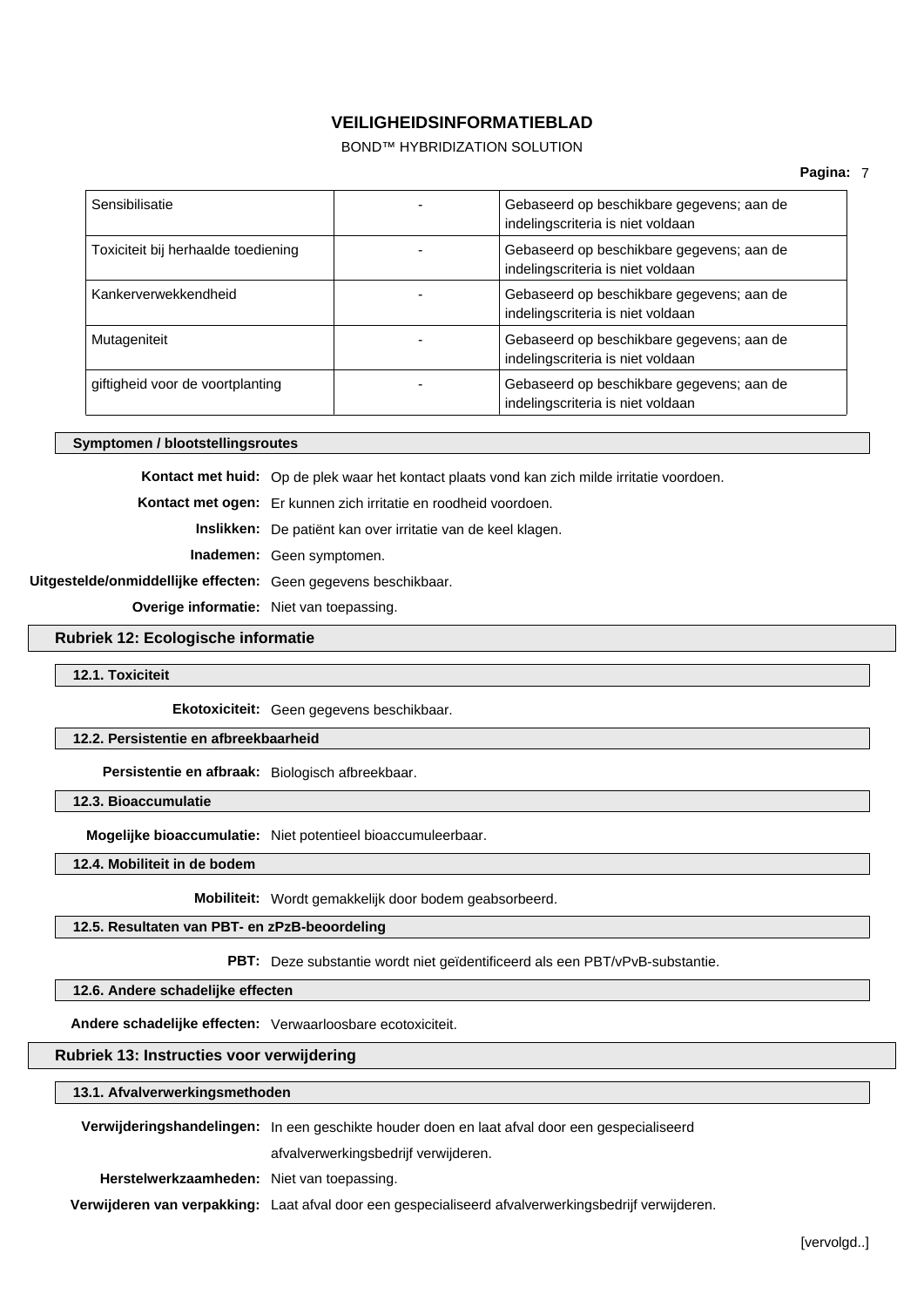| | | |
|---|---|---|
| Sensibilisatie | - | Gebaseerd op beschikbare gegevens; aan de indelingscriteria is niet voldaan |
| Toxiciteit bij herhaalde toediening | - | Gebaseerd op beschikbare gegevens; aan de indelingscriteria is niet voldaan |
| Kankerverwekkendheid | - | Gebaseerd op beschikbare gegevens; aan de indelingscriteria is niet voldaan |
| Mutageniteit | - | Gebaseerd op beschikbare gegevens; aan de indelingscriteria is niet voldaan |
| giftigheid voor de voortplanting | - | Gebaseerd op beschikbare gegevens; aan de indelingscriteria is niet voldaan |

### Symptomen / blootstellingsroutes

**Kontact met huid:** Op de plek waar het kontact plaats vond kan zich milde irritatie voordoen.

**Kontact met ogen:** Er kunnen zich irritatie en roodheid voordoen.

**Inslikken:** De patiënt kan over irritatie van de keel klagen.

**Inademen:** Geen symptomen.

**Uitgestelde/onmiddellijke effecten:** Geen gegevens beschikbaar.

**Overige informatie:** Niet van toepassing.

## Rubriek 12: Ecologische informatie

### 12.1. Toxiciteit

**Ekotoxiciteit:** Geen gegevens beschikbaar.

### 12.2. Persistentie en afbreekbaarheid

**Persistentie en afbraak:** Biologisch afbreekbaar.

### 12.3. Bioaccumulatie

**Mogelijke bioaccumulatie:** Niet potentieel bioaccumuleerbaar.

### 12.4. Mobiliteit in de bodem

**Mobiliteit:** Wordt gemakkelijk door bodem geabsorbeerd.

### 12.5. Resultaten van PBT- en zPzB-beoordeling

**PBT:** Deze substantie wordt niet geïdentificeerd als een PBT/vPvB-substantie.

### 12.6. Andere schadelijke effecten

**Andere schadelijke effecten:** Verwaarloosbare ecotoxiciteit.

## Rubriek 13: Instructies voor verwijdering

### 13.1. Afvalverwerkingsmethoden

**Verwijderingshandelingen:** In een geschikte houder doen en laat afval door een gespecialiseerd afvalverwerkingsbedrijf verwijderen.

**Herstelwerkzaamheden:** Niet van toepassing.

**Verwijderen van verpakking:** Laat afval door een gespecialiseerd afvalverwerkingsbedrijf verwijderen.

[vervolgd..]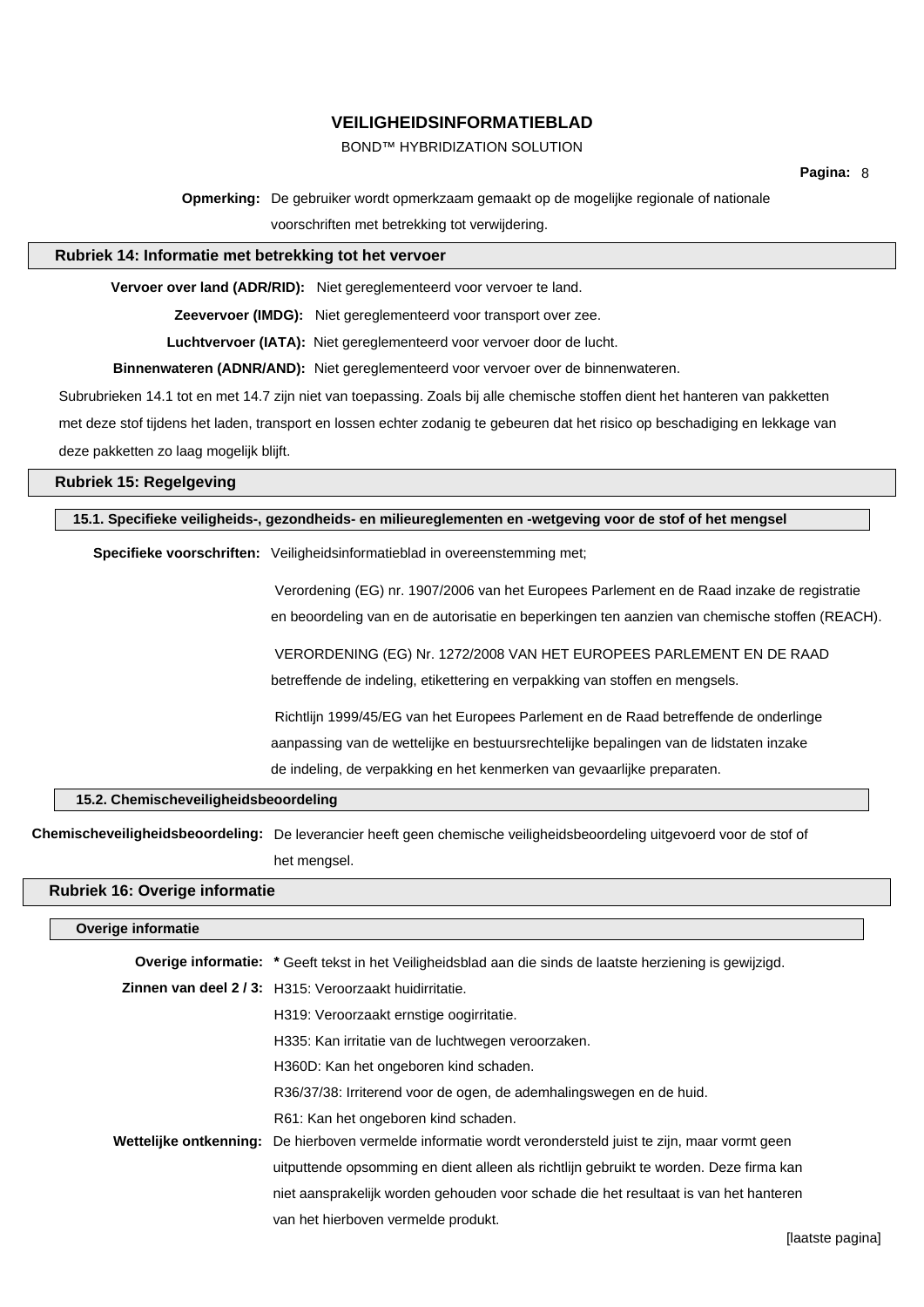**Opmerking:** De gebruiker wordt opmerkzaam gemaakt op de mogelijke regionale of nationale voorschriften met betrekking tot verwijdering.

## Rubriek 14: Informatie met betrekking tot het vervoer

**Vervoer over land (ADR/RID):** Niet gereglementeerd voor vervoer te land.

**Zeevervoer (IMDG):** Niet gereglementeerd voor transport over zee.

**Luchtvervoer (IATA):** Niet gereglementeerd voor vervoer door de lucht.

**Binnenwateren (ADNR/AND):** Niet gereglementeerd voor vervoer over de binnenwateren.

Subrubrieken 14.1 tot en met 14.7 zijn niet van toepassing. Zoals bij alle chemische stoffen dient het hanteren van pakketten met deze stof tijdens het laden, transport en lossen echter zodanig te gebeuren dat het risico op beschadiging en lekkage van deze pakketten zo laag mogelijk blijft.

## Rubriek 15: Regelgeving

### 15.1. Specifieke veiligheids-, gezondheids- en milieureglementen en -wetgeving voor de stof of het mengsel

**Specifieke voorschriften:** Veiligheidsinformatieblad in overeenstemming met;

Verordening (EG) nr. 1907/2006 van het Europees Parlement en de Raad inzake de registratie en beoordeling van en de autorisatie en beperkingen ten aanzien van chemische stoffen (REACH).

VERORDENING (EG) Nr. 1272/2008 VAN HET EUROPEES PARLEMENT EN DE RAAD betreffende de indeling, etikettering en verpakking van stoffen en mengsels.

Richtlijn 1999/45/EG van het Europees Parlement en de Raad betreffende de onderlinge aanpassing van de wettelijke en bestuursrechtelijke bepalingen van de lidstaten inzake de indeling, de verpakking en het kenmerken van gevaarlijke preparaten.

### 15.2. Chemischeveiligheidsbeoordeling

**Chemischeveiligheidsbeoordeling:** De leverancier heeft geen chemische veiligheidsbeoordeling uitgevoerd voor de stof of het mengsel.

## Rubriek 16: Overige informatie

### Overige informatie

**Overige informatie:** * Geeft tekst in het Veiligheidsblad aan die sinds de laatste herziening is gewijzigd.

**Zinnen van deel 2 / 3:** H315: Veroorzaakt huidirritatie.

H319: Veroorzaakt ernstige oogirritatie.

H335: Kan irritatie van de luchtwegen veroorzaken.

H360D: Kan het ongeboren kind schaden.

R36/37/38: Irriterend voor de ogen, de ademhalingswegen en de huid.

R61: Kan het ongeboren kind schaden.

**Wettelijke ontkenning:** De hierboven vermelde informatie wordt verondersteld juist te zijn, maar vormt geen uitputtende opsomming en dient alleen als richtlijn gebruikt te worden. Deze firma kan niet aansprakelijk worden gehouden voor schade die het resultaat is van het hanteren van het hierboven vermelde produkt.

[laatste pagina]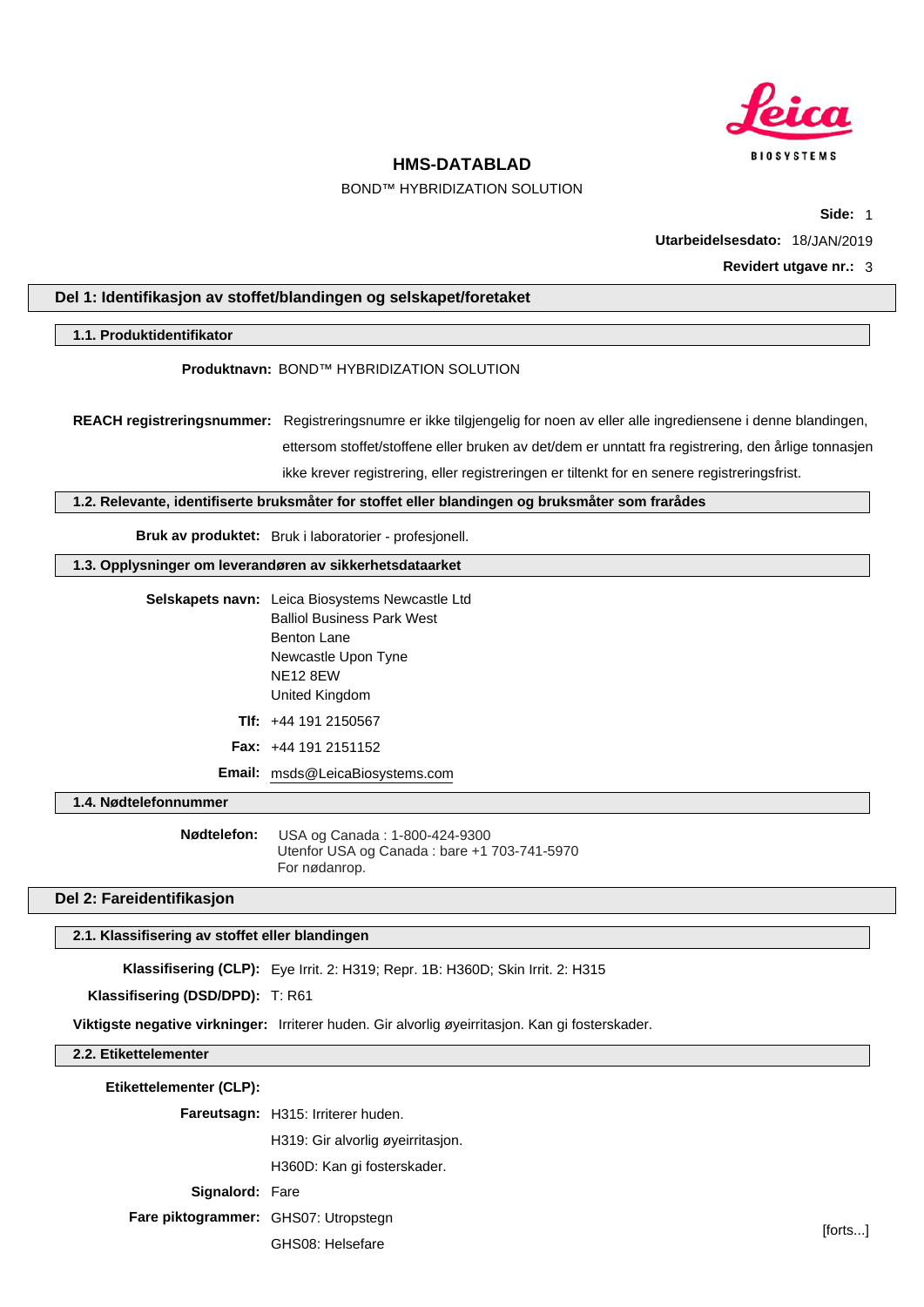# HMS-DATABLAD

BOND™ HYBRIDIZATION SOLUTION

**Side:** 1

**Utarbeidelsesdato:** 18/JAN/2019

**Revidert utgave nr.:** 3

## Del 1: Identifikasjon av stoffet/blandingen og selskapet/foretaket

### 1.1. Produktidentifikator

**Produktnavn:** BOND™ HYBRIDIZATION SOLUTION

**REACH registreringsnummer:** Registreringsnumre er ikke tilgjengelig for noen av eller alle ingrediensene i denne blandingen, ettersom stoffet/stoffene eller bruken av det/dem er unntatt fra registrering, den årlige tonnasjen ikke krever registrering, eller registreringen er tiltenkt for en senere registreringsfrist.

### 1.2. Relevante, identifiserte bruksmåter for stoffet eller blandingen og bruksmåter som frarådes

**Bruk av produktet:** Bruk i laboratorier - profesjonell.

### 1.3. Opplysninger om leverandøren av sikkerhetsdataarket

**Selskapets navn:** Leica Biosystems Newcastle Ltd
Balliol Business Park West
Benton Lane
Newcastle Upon Tyne
NE12 8EW
United Kingdom

**Tlf:** +44 191 2150567

**Fax:** +44 191 2151152

**Email:** msds@LeicaBiosystems.com

### 1.4. Nødtelefonnummer

**Nødtelefon:** USA og Canada : 1-800-424-9300
Utenfor USA og Canada : bare +1 703-741-5970
For nødanrop.

## Del 2: Fareidentifikasjon

### 2.1. Klassifisering av stoffet eller blandingen

**Klassifisering (CLP):** Eye Irrit. 2: H319; Repr. 1B: H360D; Skin Irrit. 2: H315

**Klassifisering (DSD/DPD):** T: R61

**Viktigste negative virkninger:** Irriterer huden. Gir alvorlig øyeirritasjon. Kan gi fosterskader.

### 2.2. Etikettelementer

**Etikettelementer (CLP):**

**Fareutsagn:** H315: Irriterer huden.

H319: Gir alvorlig øyeirritasjon.

H360D: Kan gi fosterskader.

**Signalord:** Fare

**Fare piktogrammer:** GHS07: Utropstegn

GHS08: Helsefare

[forts...]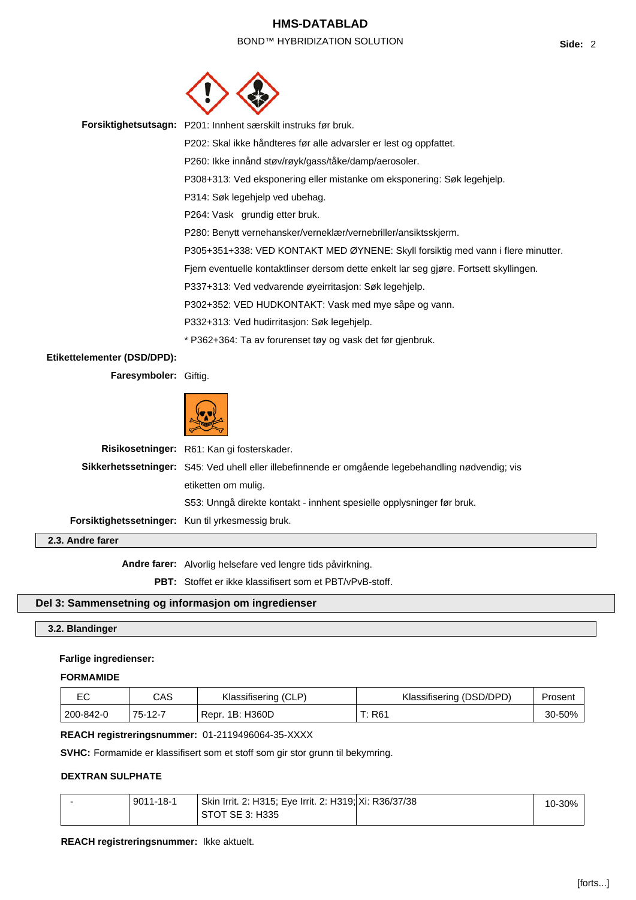**Forsiktighetsutsagn:** P201: Innhent særskilt instruks før bruk.

P202: Skal ikke håndteres før alle advarsler er lest og oppfattet.

P260: Ikke innånd støv/røyk/gass/tåke/damp/aerosoler.

P308+313: Ved eksponering eller mistanke om eksponering: Søk legehjelp.

P314: Søk legehjelp ved ubehag.

P264: Vask grundig etter bruk.

P280: Benytt vernehansker/verneklær/vernebriller/ansiktsskjerm.

P305+351+338: VED KONTAKT MED ØYNENE: Skyll forsiktig med vann i flere minutter. Fjern eventuelle kontaktlinser dersom dette enkelt lar seg gjøre. Fortsett skyllingen.

P337+313: Ved vedvarende øyeirritasjon: Søk legehjelp.

P302+352: VED HUDKONTAKT: Vask med mye såpe og vann.

P332+313: Ved hudirritasjon: Søk legehjelp.

* P362+364: Ta av forurenset tøy og vask det før gjenbruk.

**Etikettelementer (DSD/DPD):**

**Faresymboler:** Giftig.

**Risikosetninger:** R61: Kan gi fosterskader.

**Sikkerhetssetninger:** S45: Ved uhell eller illebefinnende er omgående legebehandling nødvendig; vis etiketten om mulig.

S53: Unngå direkte kontakt - innhent spesielle opplysninger før bruk.

**Forsiktighetssetninger:** Kun til yrkesmessig bruk.

### 2.3. Andre farer

**Andre farer:** Alvorlig helsefare ved lengre tids påvirkning.

**PBT:** Stoffet er ikke klassifisert som et PBT/vPvB-stoff.

## Del 3: Sammensetning og informasjon om ingredienser

### 3.2. Blandinger

**Farlige ingredienser:**

**FORMAMIDE**

| EC | CAS | Klassifisering (CLP) | Klassifisering (DSD/DPD) | Prosent |
|---|---|---|---|---|
| 200-842-0 | 75-12-7 | Repr. 1B: H360D | T: R61 | 30-50% |

**REACH registreringsnummer:** 01-2119496064-35-XXXX

**SVHC:** Formamide er klassifisert som et stoff som gir stor grunn til bekymring.

**DEXTRAN SULPHATE**

| | | | | |
|---|---|---|---|---|
| - | 9011-18-1 | Skin Irrit. 2: H315; Eye Irrit. 2: H319; STOT SE 3: H335 | Xi: R36/37/38 | 10-30% |

**REACH registreringsnummer:** Ikke aktuelt.

[forts...]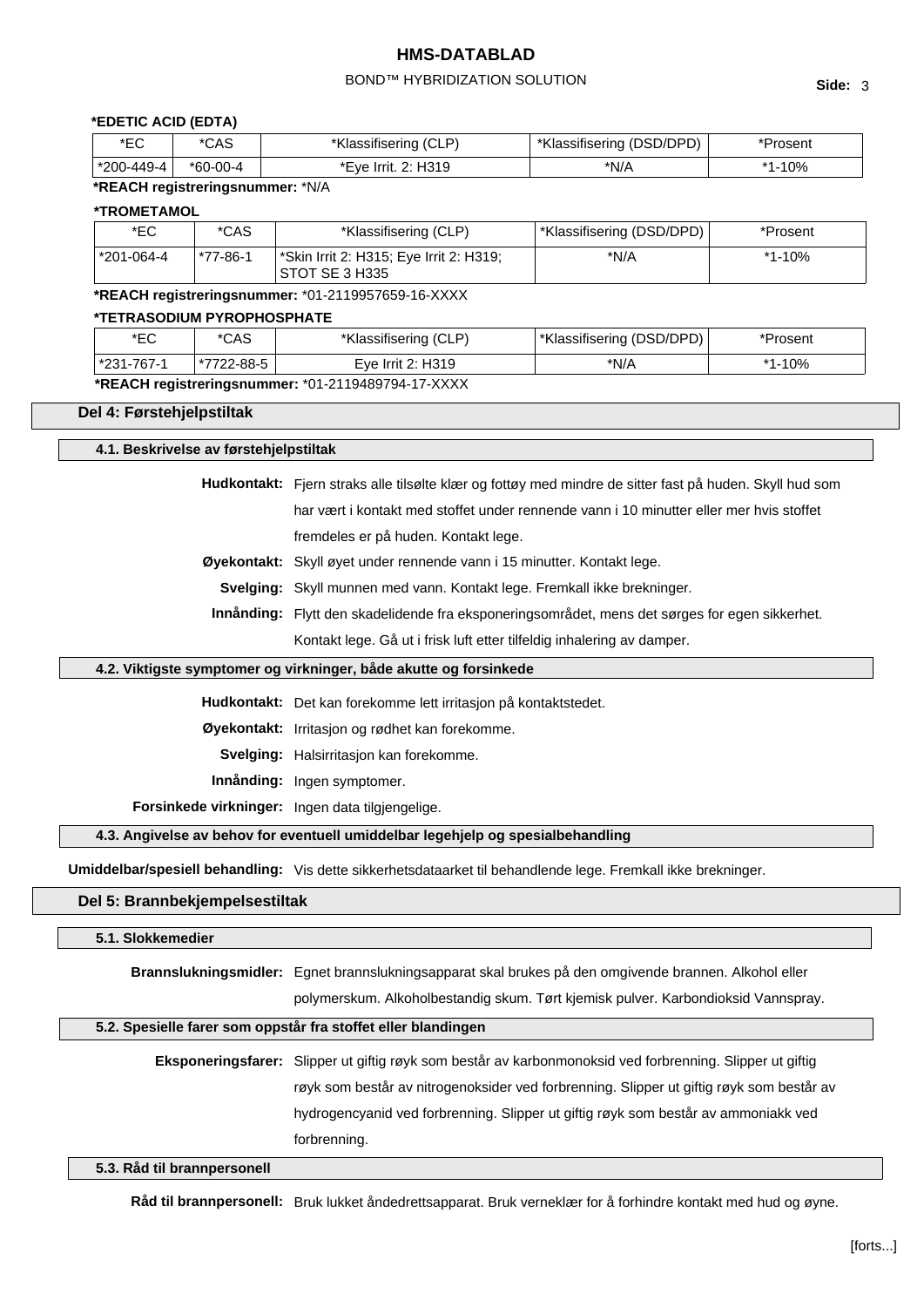**\*EDETIC ACID (EDTA)**

| \*EC | \*CAS | \*Klassifisering (CLP) | \*Klassifisering (DSD/DPD) | \*Prosent |
|---|---|---|---|---|
| \*200-449-4 | \*60-00-4 | \*Eye Irrit. 2: H319 | \*N/A | \*1-10% |

**\*REACH registreringsnummer:** \*N/A

**\*TROMETAMOL**

| \*EC | \*CAS | \*Klassifisering (CLP) | \*Klassifisering (DSD/DPD) | \*Prosent |
|---|---|---|---|---|
| \*201-064-4 | \*77-86-1 | \*Skin Irrit 2: H315; Eye Irrit 2: H319; STOT SE 3 H335 | \*N/A | \*1-10% |

**\*REACH registreringsnummer:** \*01-2119957659-16-XXXX

**\*TETRASODIUM PYROPHOSPHATE**

| \*EC | \*CAS | \*Klassifisering (CLP) | \*Klassifisering (DSD/DPD) | \*Prosent |
|---|---|---|---|---|
| \*231-767-1 | \*7722-88-5 | Eye Irrit 2: H319 | \*N/A | \*1-10% |

**\*REACH registreringsnummer:** \*01-2119489794-17-XXXX

## Del 4: Førstehjelpstiltak

### 4.1. Beskrivelse av førstehjelpstiltak

**Hudkontakt:** Fjern straks alle tilsølte klær og fottøy med mindre de sitter fast på huden. Skyll hud som har vært i kontakt med stoffet under rennende vann i 10 minutter eller mer hvis stoffet fremdeles er på huden. Kontakt lege.

**Øyekontakt:** Skyll øyet under rennende vann i 15 minutter. Kontakt lege.

**Svelging:** Skyll munnen med vann. Kontakt lege. Fremkall ikke brekninger.

**Innånding:** Flytt den skadelidende fra eksponeringsområdet, mens det sørges for egen sikkerhet. Kontakt lege. Gå ut i frisk luft etter tilfeldig inhalering av damper.

### 4.2. Viktigste symptomer og virkninger, både akutte og forsinkede

**Hudkontakt:** Det kan forekomme lett irritasjon på kontaktstedet.

**Øyekontakt:** Irritasjon og rødhet kan forekomme.

**Svelging:** Halsirritasjon kan forekomme.

**Innånding:** Ingen symptomer.

**Forsinkede virkninger:** Ingen data tilgjengelige.

### 4.3. Angivelse av behov for eventuell umiddelbar legehjelp og spesialbehandling

**Umiddelbar/spesiell behandling:** Vis dette sikkerhetsdataarket til behandlende lege. Fremkall ikke brekninger.

## Del 5: Brannbekjempelsestiltak

### 5.1. Slokkemedier

**Brannslukningsmidler:** Egnet brannslukningsapparat skal brukes på den omgivende brannen. Alkohol eller polymerskum. Alkoholbestandig skum. Tørt kjemisk pulver. Karbondioksid Vannspray.

### 5.2. Spesielle farer som oppstår fra stoffet eller blandingen

**Eksponeringsfarer:** Slipper ut giftig røyk som består av karbonmonoksid ved forbrenning. Slipper ut giftig røyk som består av nitrogenoksider ved forbrenning. Slipper ut giftig røyk som består av hydrogencyanid ved forbrenning. Slipper ut giftig røyk som består av ammoniakk ved forbrenning.

### 5.3. Råd til brannpersonell

**Råd til brannpersonell:** Bruk lukket åndedrettsapparat. Bruk verneklær for å forhindre kontakt med hud og øyne.

[forts...]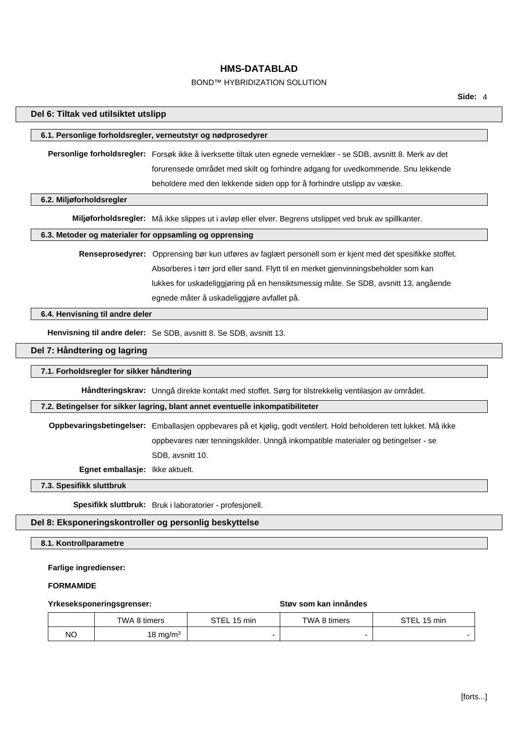## Del 6: Tiltak ved utilsiktet utslipp

### 6.1. Personlige forholdsregler, verneutstyr og nødprosedyrer

**Personlige forholdsregler:** Forsøk ikke å iverksette tiltak uten egnede verneklær - se SDB, avsnitt 8. Merk av det forurensede området med skilt og forhindre adgang for uvedkommende. Snu lekkende beholdere med den lekkende siden opp for å forhindre utslipp av væske.

### 6.2. Miljøforholdsregler

**Miljøforholdsregler:** Må ikke slippes ut i avløp eller elver. Begrens utslippet ved bruk av spillkanter.

### 6.3. Metoder og materialer for oppsamling og opprensing

**Renseprosedyrer:** Opprensing bør kun utføres av faglært personell som er kjent med det spesifikke stoffet. Absorberes i tørr jord eller sand. Flytt til en merket gjenvinningsbeholder som kan lukkes for uskadeliggjøring på en hensiktsmessig måte. Se SDB, avsnitt 13, angående egnede måter å uskadeliggjøre avfallet på.

### 6.4. Henvisning til andre deler

**Henvisning til andre deler:** Se SDB, avsnitt 8. Se SDB, avsnitt 13.

## Del 7: Håndtering og lagring

### 7.1. Forholdsregler for sikker håndtering

**Håndteringskrav:** Unngå direkte kontakt med stoffet. Sørg for tilstrekkelig ventilasjon av området.

### 7.2. Betingelser for sikker lagring, blant annet eventuelle inkompatibiliteter

**Oppbevaringsbetingelser:** Emballasjen oppbevares på et kjølig, godt ventilert. Hold beholderen tett lukket. Må ikke oppbevares nær tenningskilder. Unngå inkompatible materialer og betingelser - se SDB, avsnitt 10.

**Egnet emballasje:** Ikke aktuelt.

### 7.3. Spesifikk sluttbruk

**Spesifikk sluttbruk:** Bruk i laboratorier - profesjonell.

## Del 8: Eksponeringskontroller og personlig beskyttelse

### 8.1. Kontrollparametre

**Farlige ingredienser:**

**FORMAMIDE**

| Yrkeseksponeringsgrenser: | | | Støv som kan innåndes | |
|---|---|---|---|---|
| | TWA 8 timers | STEL 15 min | TWA 8 timers | STEL 15 min |
| NO | 18 mg/m³ | - | - | - |

[forts...]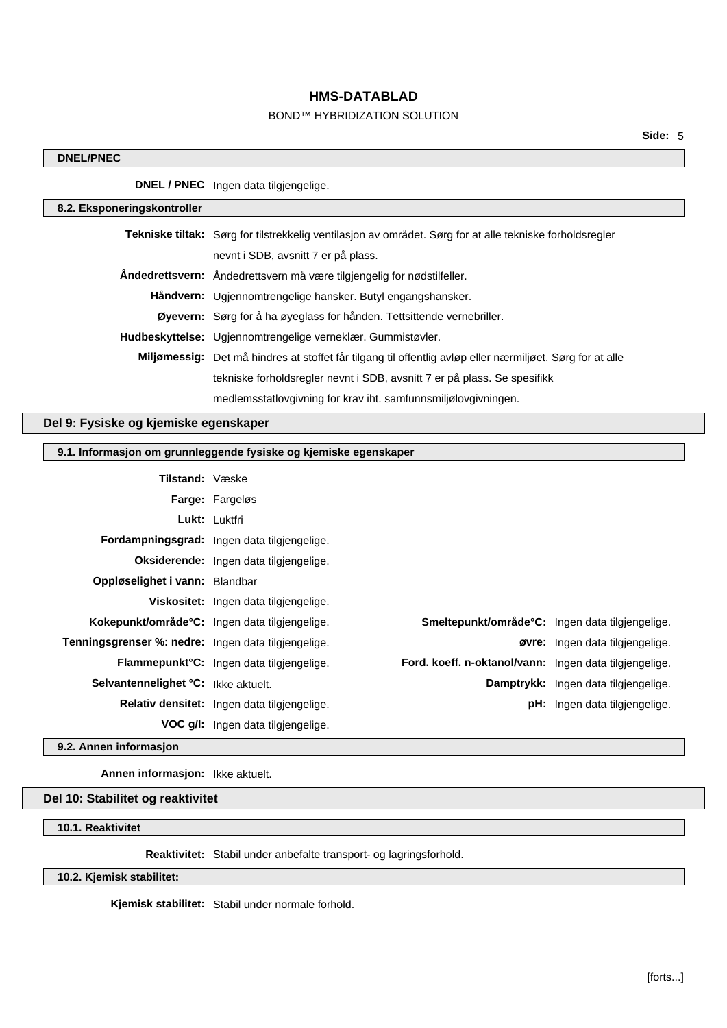### DNEL/PNEC

**DNEL / PNEC** Ingen data tilgjengelige.

### 8.2. Eksponeringskontroller

**Tekniske tiltak:** Sørg for tilstrekkelig ventilasjon av området. Sørg for at alle tekniske forholdsregler nevnt i SDB, avsnitt 7 er på plass.

**Åndedrettsvern:** Åndedrettsvern må være tilgjengelig for nødstilfeller.

**Håndvern:** Ugjennomtrengelige hansker. Butyl engangshansker.

**Øyevern:** Sørg for å ha øyeglass for hånden. Tettsittende vernebriller.

**Hudbeskyttelse:** Ugjennomtrengelige verneklær. Gummistøvler.

**Miljømessig:** Det må hindres at stoffet får tilgang til offentlig avløp eller nærmiljøet. Sørg for at alle tekniske forholdsregler nevnt i SDB, avsnitt 7 er på plass. Se spesifikk medlemsstatlovgivning for krav iht. samfunnsmiljølovgivningen.

## Del 9: Fysiske og kjemiske egenskaper

### 9.1. Informasjon om grunnleggende fysiske og kjemiske egenskaper

**Tilstand:** Væske

**Farge:** Fargeløs

**Lukt:** Luktfri

**Fordampningsgrad:** Ingen data tilgjengelige.

**Oksiderende:** Ingen data tilgjengelige.

**Oppløselighet i vann:** Blandbar

**Viskositet:** Ingen data tilgjengelige.

| | | | |
|---|---|---|---|
| **Kokepunkt/område°C:** | Ingen data tilgjengelige. | **Smeltepunkt/område°C:** | Ingen data tilgjengelige. |
| **Tenningsgrenser %: nedre:** | Ingen data tilgjengelige. | **øvre:** | Ingen data tilgjengelige. |
| **Flammepunkt°C:** | Ingen data tilgjengelige. | **Ford. koeff. n-oktanol/vann:** | Ingen data tilgjengelige. |
| **Selvantennelighet °C:** | Ikke aktuelt. | **Damptrykk:** | Ingen data tilgjengelige. |
| **Relativ densitet:** | Ingen data tilgjengelige. | **pH:** | Ingen data tilgjengelige. |
| **VOC g/l:** | Ingen data tilgjengelige. | | |

### 9.2. Annen informasjon

**Annen informasjon:** Ikke aktuelt.

## Del 10: Stabilitet og reaktivitet

### 10.1. Reaktivitet

**Reaktivitet:** Stabil under anbefalte transport- og lagringsforhold.

### 10.2. Kjemisk stabilitet:

**Kjemisk stabilitet:** Stabil under normale forhold.

[forts...]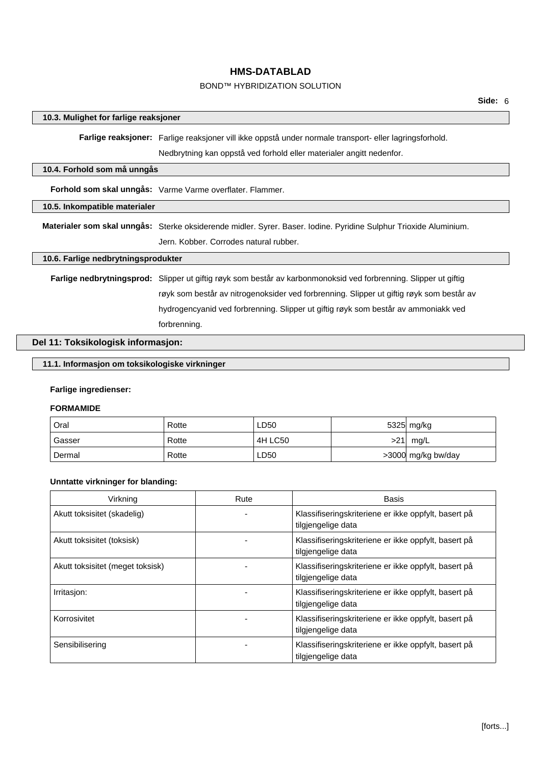### 10.3. Mulighet for farlige reaksjoner

**Farlige reaksjoner:** Farlige reaksjoner vill ikke oppstå under normale transport- eller lagringsforhold. Nedbrytning kan oppstå ved forhold eller materialer angitt nedenfor.

### 10.4. Forhold som må unngås

**Forhold som skal unngås:** Varme Varme overflater. Flammer.

### 10.5. Inkompatible materialer

**Materialer som skal unngås:** Sterke oksiderende midler. Syrer. Baser. Iodine. Pyridine Sulphur Trioxide Aluminium. Jern. Kobber. Corrodes natural rubber.

### 10.6. Farlige nedbrytningsprodukter

**Farlige nedbrytningsprod:** Slipper ut giftig røyk som består av karbonmonoksid ved forbrenning. Slipper ut giftig røyk som består av nitrogenoksider ved forbrenning. Slipper ut giftig røyk som består av hydrogencyanid ved forbrenning. Slipper ut giftig røyk som består av ammoniakk ved forbrenning.

## Del 11: Toksikologisk informasjon:

### 11.1. Informasjon om toksikologiske virkninger

**Farlige ingredienser:**

**FORMAMIDE**

| | | | | |
|---|---|---|---|---|
| Oral | Rotte | LD50 | 5325 | mg/kg |
| Gasser | Rotte | 4H LC50 | >21 | mg/L |
| Dermal | Rotte | LD50 | >3000 | mg/kg bw/day |

**Unntatte virkninger for blanding:**

| Virkning | Rute | Basis |
|---|---|---|
| Akutt toksisitet (skadelig) | - | Klassifiseringskriteriene er ikke oppfylt, basert på tilgjengelige data |
| Akutt toksisitet (toksisk) | - | Klassifiseringskriteriene er ikke oppfylt, basert på tilgjengelige data |
| Akutt toksisitet (meget toksisk) | - | Klassifiseringskriteriene er ikke oppfylt, basert på tilgjengelige data |
| Irritasjon: | - | Klassifiseringskriteriene er ikke oppfylt, basert på tilgjengelige data |
| Korrosivitet | - | Klassifiseringskriteriene er ikke oppfylt, basert på tilgjengelige data |
| Sensibilisering | - | Klassifiseringskriteriene er ikke oppfylt, basert på tilgjengelige data |

[forts...]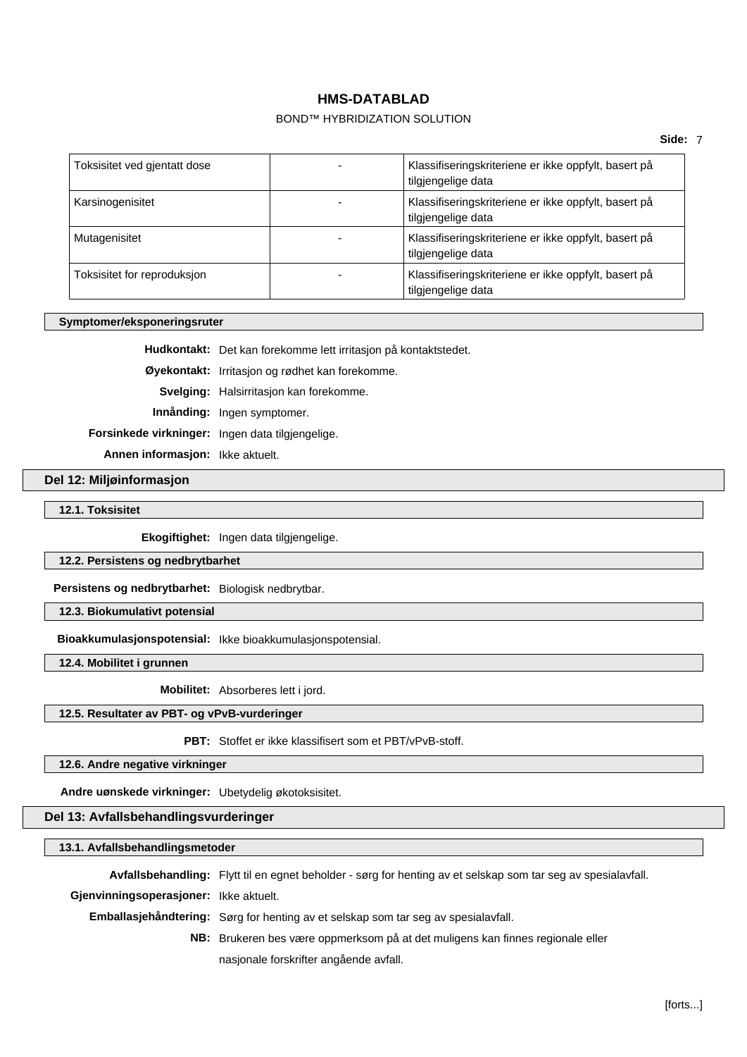| | | |
|---|---|---|
| Toksisitet ved gjentatt dose | - | Klassifiseringskriteriene er ikke oppfylt, basert på tilgjengelige data |
| Karsinogenisitet | - | Klassifiseringskriteriene er ikke oppfylt, basert på tilgjengelige data |
| Mutagenisitet | - | Klassifiseringskriteriene er ikke oppfylt, basert på tilgjengelige data |
| Toksisitet for reproduksjon | - | Klassifiseringskriteriene er ikke oppfylt, basert på tilgjengelige data |

#### Symptomer/eksponeringsruter

**Hudkontakt:** Det kan forekomme lett irritasjon på kontaktstedet.

**Øyekontakt:** Irritasjon og rødhet kan forekomme.

**Svelging:** Halsirritasjon kan forekomme.

**Innånding:** Ingen symptomer.

**Forsinkede virkninger:** Ingen data tilgjengelige.

**Annen informasjon:** Ikke aktuelt.

## Del 12: Miljøinformasjon

#### 12.1. Toksisitet

**Ekogiftighet:** Ingen data tilgjengelige.

#### 12.2. Persistens og nedbrytbarhet

**Persistens og nedbrytbarhet:** Biologisk nedbrytbar.

#### 12.3. Biokumulativt potensial

**Bioakkumulasjonspotensial:** Ikke bioakkumulasjonspotensial.

#### 12.4. Mobilitet i grunnen

**Mobilitet:** Absorberes lett i jord.

#### 12.5. Resultater av PBT- og vPvB-vurderinger

**PBT:** Stoffet er ikke klassifisert som et PBT/vPvB-stoff.

#### 12.6. Andre negative virkninger

**Andre uønskede virkninger:** Ubetydelig økotoksisitet.

## Del 13: Avfallsbehandlingsvurderinger

#### 13.1. Avfallsbehandlingsmetoder

**Avfallsbehandling:** Flytt til en egnet beholder - sørg for henting av et selskap som tar seg av spesialavfall.

**Gjenvinningsoperasjoner:** Ikke aktuelt.

**Emballasjehåndtering:** Sørg for henting av et selskap som tar seg av spesialavfall.

**NB:** Brukeren bes være oppmerksom på at det muligens kan finnes regionale eller nasjonale forskrifter angående avfall.

[forts...]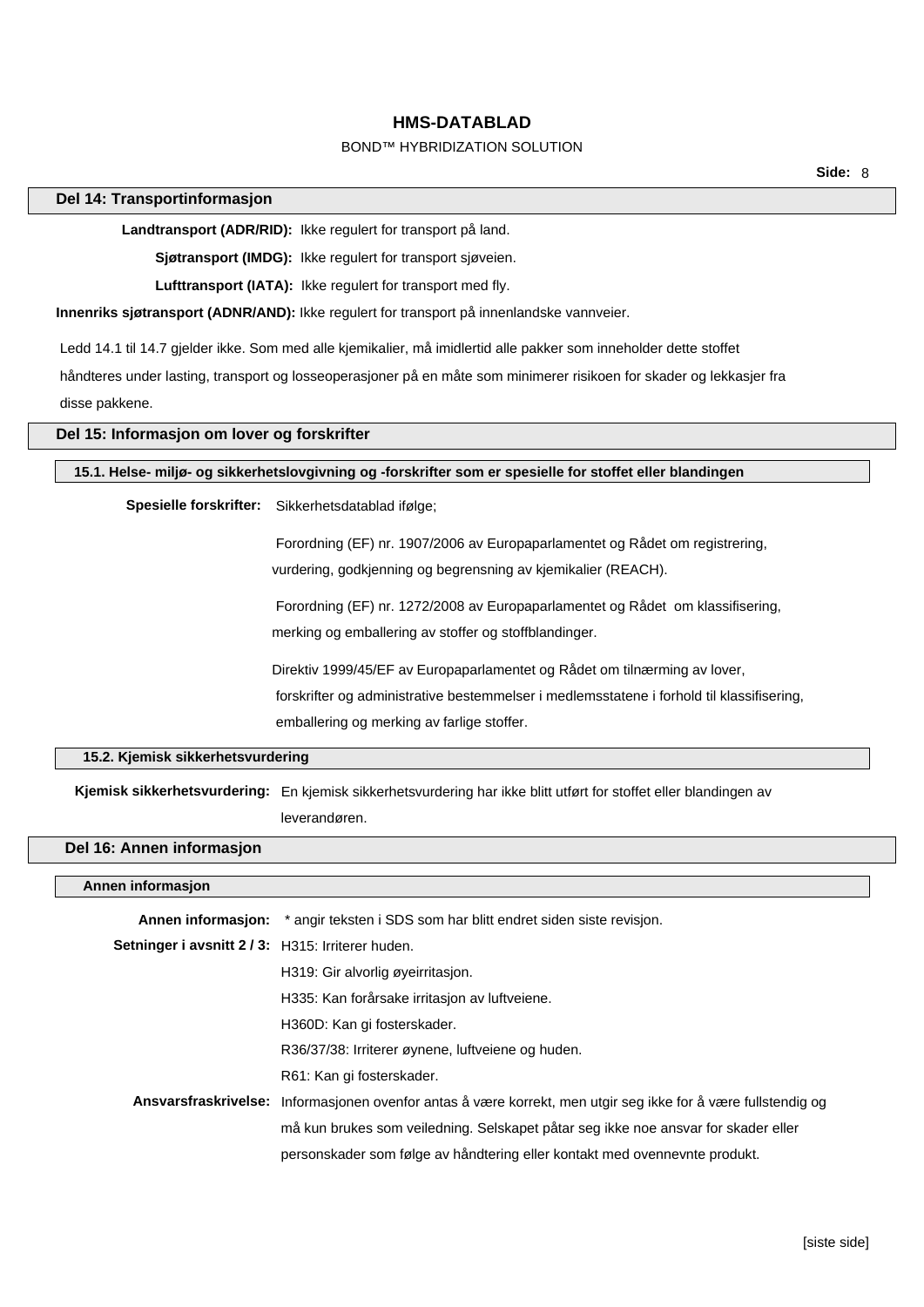## Del 14: Transportinformasjon

**Landtransport (ADR/RID):** Ikke regulert for transport på land.

**Sjøtransport (IMDG):** Ikke regulert for transport sjøveien.

**Lufttransport (IATA):** Ikke regulert for transport med fly.

**Innenriks sjøtransport (ADNR/AND):** Ikke regulert for transport på innenlandske vannveier.

Ledd 14.1 til 14.7 gjelder ikke. Som med alle kjemikalier, må imidlertid alle pakker som inneholder dette stoffet håndteres under lasting, transport og losseoperasjoner på en måte som minimerer risikoen for skader og lekkasjer fra disse pakkene.

## Del 15: Informasjon om lover og forskrifter

### 15.1. Helse- miljø- og sikkerhetslovgivning og -forskrifter som er spesielle for stoffet eller blandingen

**Spesielle forskrifter:** Sikkerhetsdatablad ifølge;

Forordning (EF) nr. 1907/2006 av Europaparlamentet og Rådet om registrering, vurdering, godkjenning og begrensning av kjemikalier (REACH).

Forordning (EF) nr. 1272/2008 av Europaparlamentet og Rådet om klassifisering, merking og emballering av stoffer og stoffblandinger.

Direktiv 1999/45/EF av Europaparlamentet og Rådet om tilnærming av lover, forskrifter og administrative bestemmelser i medlemsstatene i forhold til klassifisering, emballering og merking av farlige stoffer.

### 15.2. Kjemisk sikkerhetsvurdering

**Kjemisk sikkerhetsvurdering:** En kjemisk sikkerhetsvurdering har ikke blitt utført for stoffet eller blandingen av leverandøren.

## Del 16: Annen informasjon

### Annen informasjon

**Annen informasjon:** * angir teksten i SDS som har blitt endret siden siste revisjon.

**Setninger i avsnitt 2 / 3:** H315: Irriterer huden.

H319: Gir alvorlig øyeirritasjon.

H335: Kan forårsake irritasjon av luftveiene.

H360D: Kan gi fosterskader.

R36/37/38: Irriterer øynene, luftveiene og huden.

R61: Kan gi fosterskader.

**Ansvarsfraskrivelse:** Informasjonen ovenfor antas å være korrekt, men utgir seg ikke for å være fullstendig og må kun brukes som veiledning. Selskapet påtar seg ikke noe ansvar for skader eller personskader som følge av håndtering eller kontakt med ovennevnte produkt.

[siste side]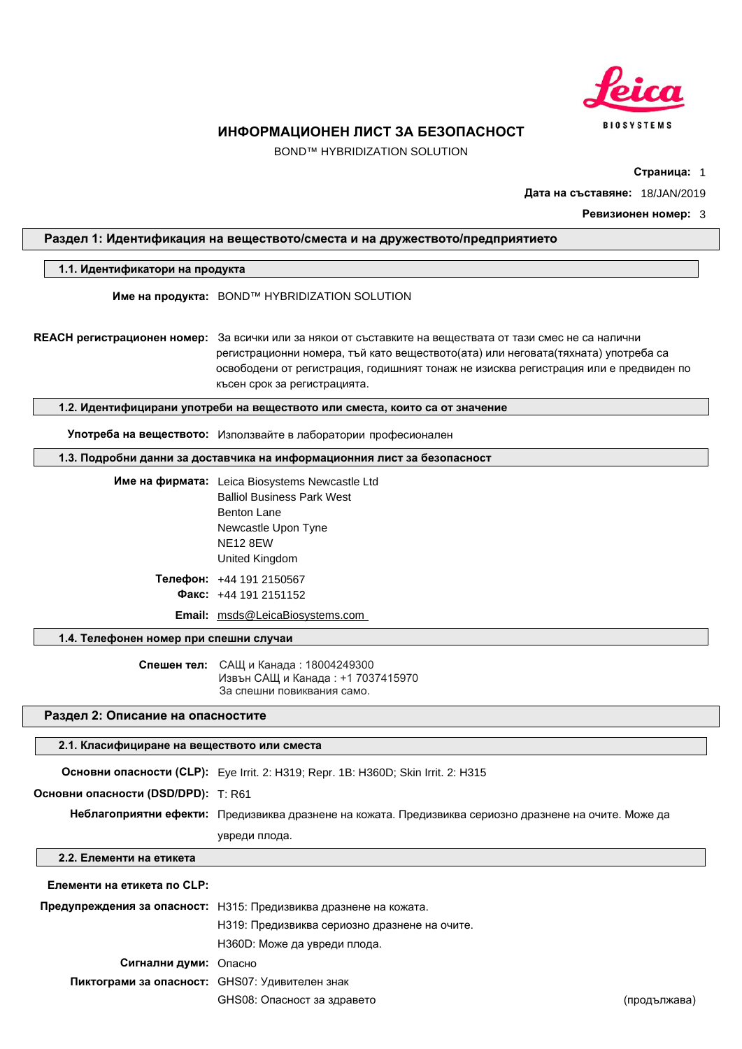# ИНФОРМАЦИОНЕН ЛИСТ ЗА БЕЗОПАСНОСТ

BOND™ HYBRIDIZATION SOLUTION

**Страница:** 1

**Дата на съставяне:** 18/JAN/2019

**Ревизионен номер:** 3

## Раздел 1: Идентификация на веществото/сместа и на дружеството/предприятието

### 1.1. Идентификатори на продукта

**Име на продукта:** BOND™ HYBRIDIZATION SOLUTION

**REACH регистрационен номер:** За всички или за някои от съставките на веществата от тази смес не са налични регистрационни номера, тъй като веществото(ата) или неговата(тяхната) употреба са освободени от регистрация, годишният тонаж не изисква регистрация или е предвиден по късен срок за регистрацията.

### 1.2. Идентифицирани употреби на веществото или сместа, които са от значение

**Употреба на веществото:** Използвайте в лаборатории професионален

### 1.3. Подробни данни за доставчика на информационния лист за безопасност

**Име на фирмата:** Leica Biosystems Newcastle Ltd
Balliol Business Park West
Benton Lane
Newcastle Upon Tyne
NE12 8EW
United Kingdom

**Телефон:** +44 191 2150567

**Факс:** +44 191 2151152

**Email:** msds@LeicaBiosystems.com

### 1.4. Телефонен номер при спешни случаи

**Спешен тел:** САЩ и Канада : 18004249300
Извън САЩ и Канада : +1 7037415970
За спешни повиквания само.

## Раздел 2: Описание на опасностите

### 2.1. Класифициране на веществото или сместа

**Основни опасности (CLP):** Eye Irrit. 2: H319; Repr. 1B: H360D; Skin Irrit. 2: H315

**Основни опасности (DSD/DPD):** T: R61

**Неблагоприятни ефекти:** Предизвиква дразнене на кожата. Предизвиква сериозно дразнене на очите. Може да увреди плода.

### 2.2. Елементи на етикета

**Елементи на етикета по CLP:**

**Предупреждения за опасност:** H315: Предизвиква дразнене на кожата.
H319: Предизвиква сериозно дразнене на очите.
H360D: Може да увреди плода.

**Сигнални думи:** Опасно

**Пиктограми за опасност:** GHS07: Удивителен знак
GHS08: Опасност за здравето

(продължава)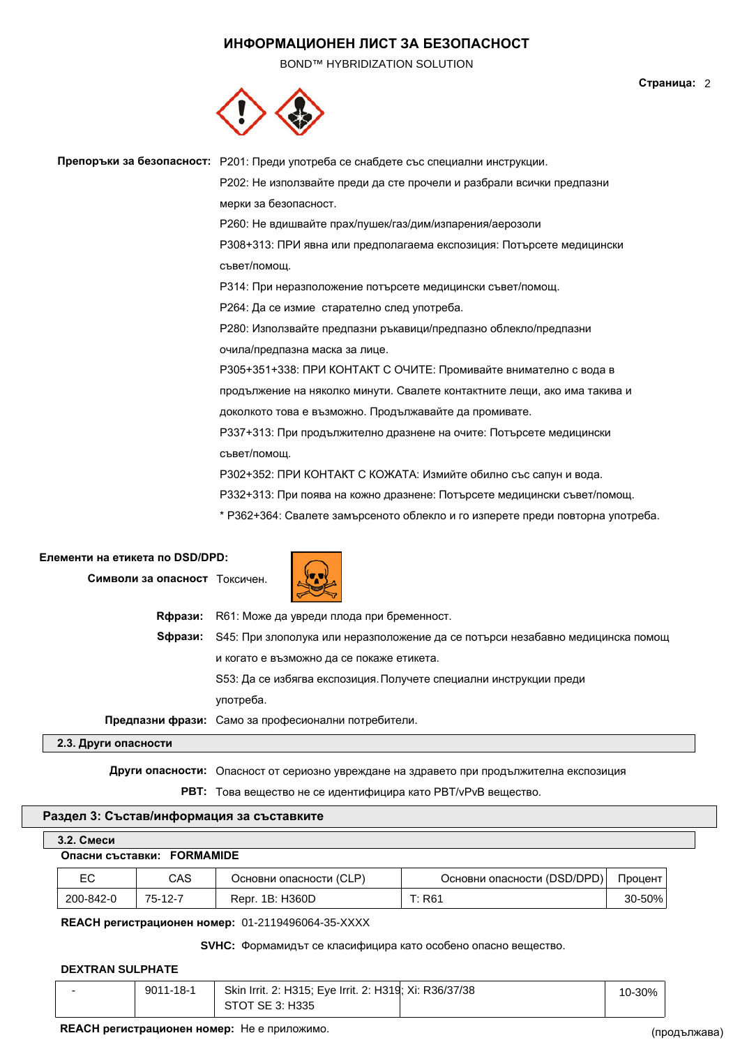**Препоръки за безопасност:** P201: Преди употреба се снабдете със специални инструкции.

P202: Не използвайте преди да сте прочели и разбрали всички предпазни мерки за безопасност.

P260: Не вдишвайте прах/пушек/газ/дим/изпарения/аерозоли

P308+313: ПРИ явна или предполагаема експозиция: Потърсете медицински съвет/помощ.

P314: При неразположение потърсете медицински съвет/помощ.

P264: Да се измие старателно след употреба.

P280: Използвайте предпазни ръкавици/предпазно облекло/предпазни очила/предпазна маска за лице.

P305+351+338: ПРИ КОНТАКТ С ОЧИТЕ: Промивайте внимателно с вода в продължение на няколко минути. Свалете контактните лещи, ако има такива и доколкото това е възможно. Продължавайте да промивате.

P337+313: При продължително дразнене на очите: Потърсете медицински съвет/помощ.

P302+352: ПРИ КОНТАКТ С КОЖАТА: Измийте обилно със сапун и вода.

P332+313: При поява на кожно дразнене: Потърсете медицински съвет/помощ.

* P362+364: Свалете замърсеното облекло и го изперете преди повторна употреба.

**Елементи на етикета по DSD/DPD:**

**Символи за опасност** Токсичен.

**Rфрази:** R61: Може да увреди плода при бременност.

**Sфрази:** S45: При злополука или неразположение да се потърси незабавно медицинска помощ и когато е възможно да се покаже етикета.

S53: Да се избягва експозиция. Получете специални инструкции преди употреба.

**Предпазни фрази:** Само за професионални потребители.

### 2.3. Други опасности

**Други опасности:** Опасност от сериозно увреждане на здравето при продължителна експозиция

**PBT:** Това вещество не се идентифицира като PBT/vPvB вещество.

## Раздел 3: Състав/информация за съставките

### 3.2. Смеси

**Опасни съставки:** **FORMAMIDE**

| EC | CAS | Основни опасности (CLP) | Основни опасности (DSD/DPD) | Процент |
|---|---|---|---|---|
| 200-842-0 | 75-12-7 | Repr. 1B: H360D | T: R61 | 30-50% |

**REACH регистрационен номер:** 01-2119496064-35-XXXX

**SVHC:** Формамидът се класифицира като особено опасно вещество.

**DEXTRAN SULPHATE**

| | | | | |
|---|---|---|---|---|
| - | 9011-18-1 | Skin Irrit. 2: H315; Eye Irrit. 2: H319; STOT SE 3: H335 | Xi: R36/37/38 | 10-30% |

**REACH регистрационен номер:** Не е приложимо.

(продължава)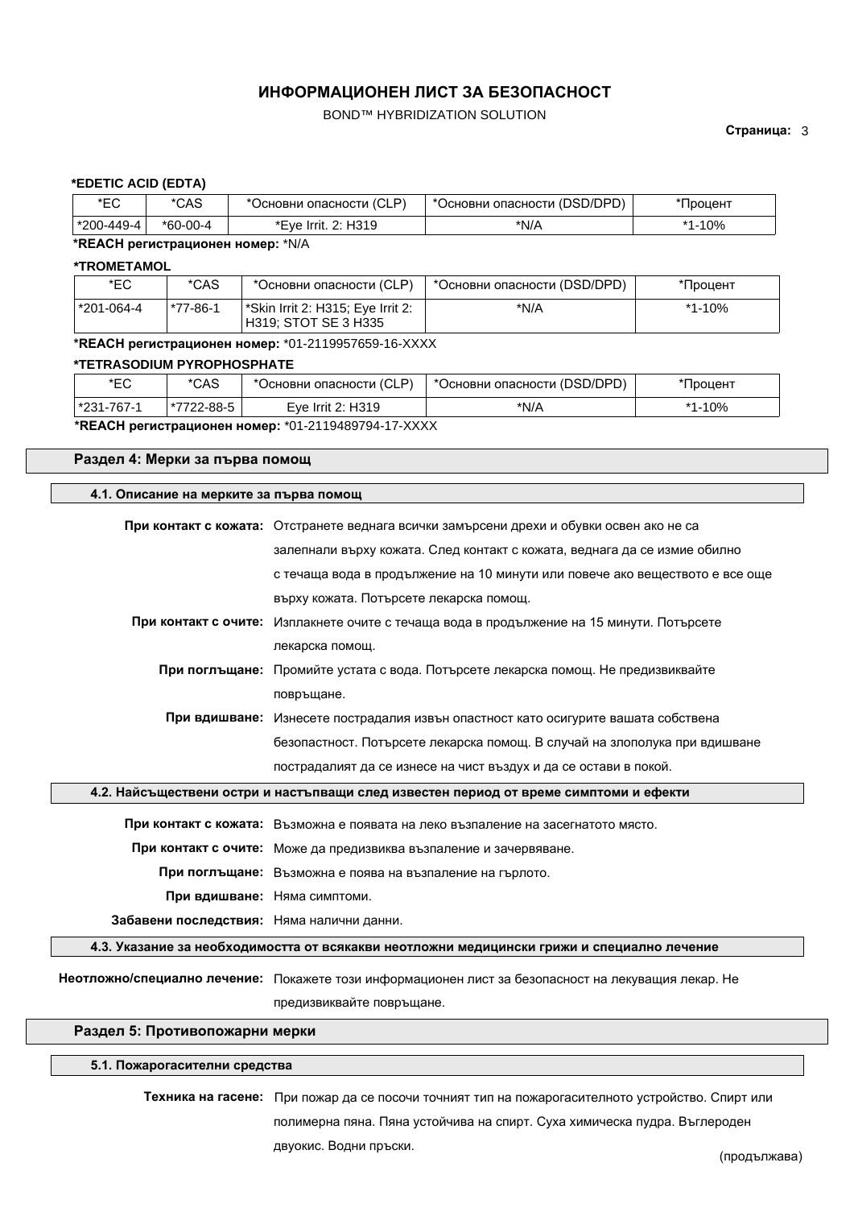**\*EDETIC ACID (EDTA)**

| \*EC | \*CAS | \*Основни опасности (CLP) | \*Основни опасности (DSD/DPD) | \*Процент |
|---|---|---|---|---|
| \*200-449-4 | \*60-00-4 | \*Eye Irrit. 2: H319 | \*N/A | \*1-10% |

**\*REACH регистрационен номер:** \*N/A

**\*TROMETAMOL**

| \*EC | \*CAS | \*Основни опасности (CLP) | \*Основни опасности (DSD/DPD) | \*Процент |
|---|---|---|---|---|
| \*201-064-4 | \*77-86-1 | \*Skin Irrit 2: H315; Eye Irrit 2: H319; STOT SE 3 H335 | \*N/A | \*1-10% |

**\*REACH регистрационен номер:** \*01-2119957659-16-XXXX

**\*TETRASODIUM PYROPHOSPHATE**

| \*EC | \*CAS | \*Основни опасности (CLP) | \*Основни опасности (DSD/DPD) | \*Процент |
|---|---|---|---|---|
| \*231-767-1 | \*7722-88-5 | Eye Irrit 2: H319 | \*N/A | \*1-10% |

**\*REACH регистрационен номер:** \*01-2119489794-17-XXXX

## Раздел 4: Мерки за първа помощ

### 4.1. Описание на мерките за първа помощ

**При контакт с кожата:** Отстранете веднага всички замърсени дрехи и обувки освен ако не са залепнали върху кожата. След контакт с кожата, веднага да се измие обилно с течаща вода в продължение на 10 минути или повече ако веществото е все още върху кожата. Потърсете лекарска помощ.

**При контакт с очите:** Изплакнете очите с течаща вода в продължение на 15 минути. Потърсете лекарска помощ.

**При поглъщане:** Промийте устата с вода. Потърсете лекарска помощ. Не предизвиквайте повръщане.

**При вдишване:** Изнесете пострадалия извън опастност като осигурите вашата собствена безопастност. Потърсете лекарска помощ. В случай на злополука при вдишване пострадалият да се изнесе на чист въздух и да се остави в покой.

### 4.2. Найсъществени остри и настъпващи след известен период от време симптоми и ефекти

**При контакт с кожата:** Възможна е появата на леко възпаление на засегнатото място.

**При контакт с очите:** Може да предизвиква възпаление и зачервяване.

**При поглъщане:** Възможна е поява на възпаление на гърлото.

**При вдишване:** Няма симптоми.

**Забавени последствия:** Няма налични данни.

### 4.3. Указание за необходимостта от всякакви неотложни медицински грижи и специално лечение

**Неотложно/специално лечение:** Покажете този информационен лист за безопасност на лекуващия лекар. Не предизвиквайте повръщане.

## Раздел 5: Противопожарни мерки

### 5.1. Пожарогасителни средства

**Техника на гасене:** При пожар да се посочи точният тип на пожарогасителното устройство. Спирт или полимерна пяна. Пяна устойчива на спирт. Суха химическа пудра. Въглероден двуокис. Водни пръски.

(продължава)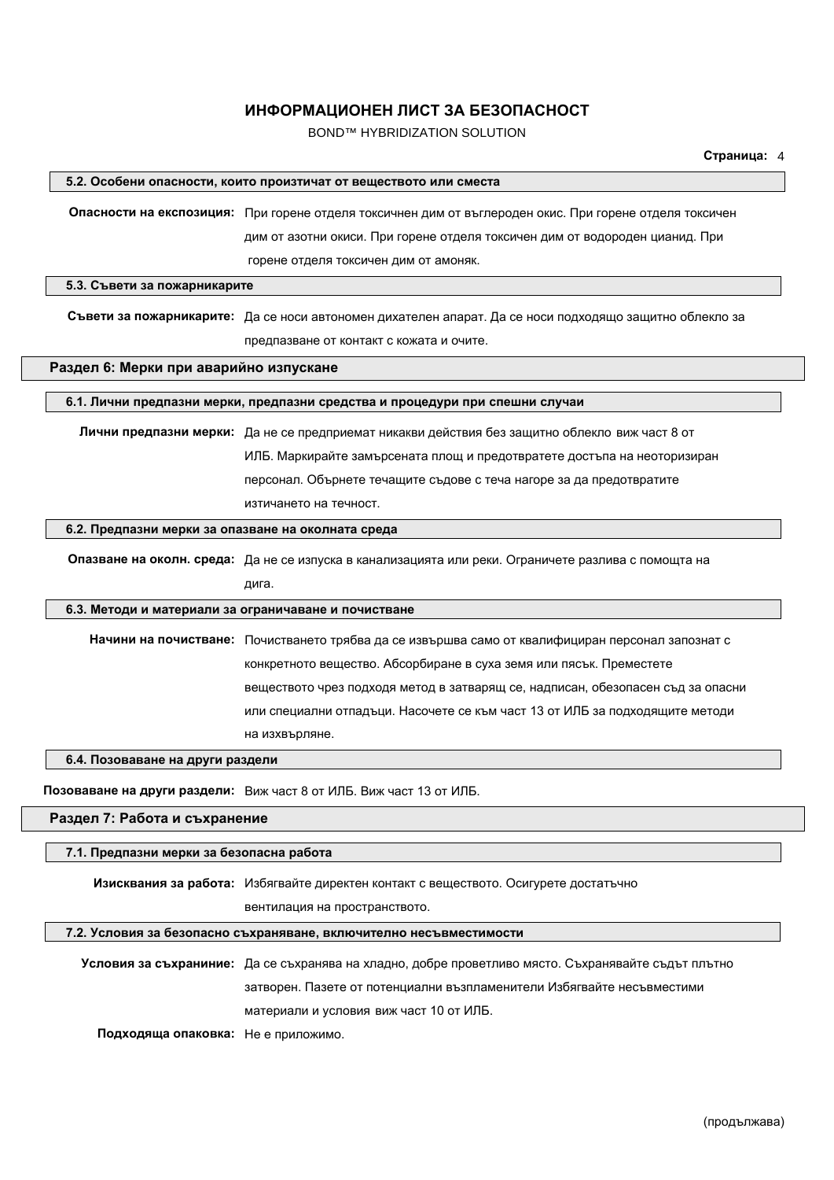#### 5.2. Особени опасности, които произтичат от веществото или сместа

**Опасности на експозиция:** При горене отделя токсичнен дим от въглероден окис. При горене отделя токсичен дим от азотни окиси. При горене отделя токсичен дим от водороден цианид. При горене отделя токсичен дим от амоняк.

#### 5.3. Съвети за пожарникарите

**Съвети за пожарникарите:** Да се носи автономен дихателен апарат. Да се носи подходящо защитно облекло за предпазване от контакт с кожата и очите.

### Раздел 6: Мерки при аварийно изпускане

#### 6.1. Лични предпазни мерки, предпазни средства и процедури при спешни случаи

**Лични предпазни мерки:** Да не се предприемат никакви действия без защитно облекло виж част 8 от ИЛБ. Маркирайте замърсената площ и предотвратете достъпа на неоторизиран персонал. Обърнете течащите съдове с теча нагоре за да предотвратите изтичането на течност.

#### 6.2. Предпазни мерки за опазване на околната среда

**Опазване на околн. среда:** Да не се изпуска в канализацията или реки. Ограничете разлива с помощта на дига.

#### 6.3. Методи и материали за ограничаване и почистване

**Начини на почистване:** Почистването трябва да се извършва само от квалифициран персонал запознат с конкретното вещество. Абсорбиране в суха земя или пясък. Преместете веществото чрез подходя метод в затварящ се, надписан, обезопасен съд за опасни или специални отпадъци. Насочете се към част 13 от ИЛБ за подходящите методи на изхвърляне.

#### 6.4. Позоваване на други раздели

**Позоваване на други раздели:** Виж част 8 от ИЛБ. Виж част 13 от ИЛБ.

### Раздел 7: Работа и съхранение

#### 7.1. Предпазни мерки за безопасна работа

**Изисквания за работа:** Избягвайте директен контакт с веществото. Осигурете достатъчно вентилация на пространството.

#### 7.2. Условия за безопасно съхраняване, включително несъвместимости

**Условия за съхраниние:** Да се съхранява на хладно, добре проветливо място. Съхранявайте съдът плътно затворен. Пазете от потенциални възпламенители Избягвайте несъвместими материали и условия виж част 10 от ИЛБ.

**Подходяща опаковка:** Не е приложимо.

(продължава)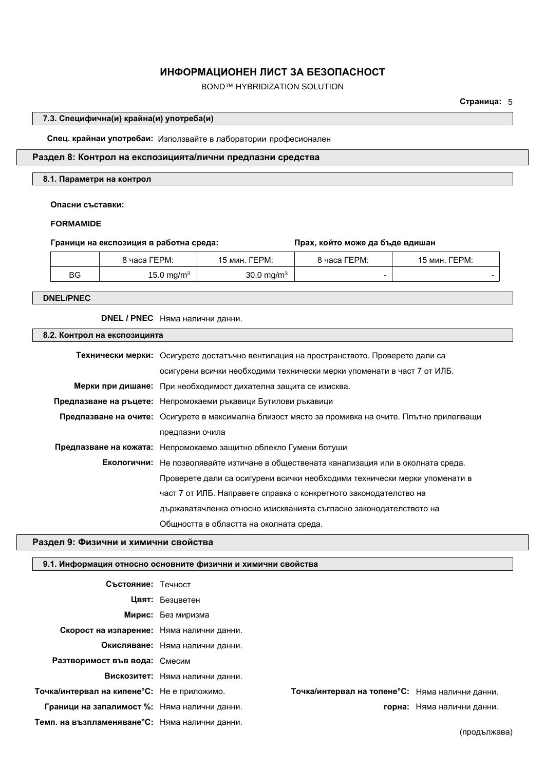## 7.3. Специфична(и) крайна(и) употреба(и)

**Спец. крайнаи употребаи:** Използвайте в лаборатории професионален

# Раздел 8: Контрол на експозицията/лични предпазни средства

## 8.1. Параметри на контрол

**Опасни съставки:**

**FORMAMIDE**

**Граници на експозиция в работна среда:** **Прах, който може да бъде вдишан**

| | 8 часа ГЕРМ: | 15 мин. ГЕРМ: | 8 часа ГЕРМ: | 15 мин. ГЕРМ: |
|---|---|---|---|---|
| BG | 15.0 mg/m$^3$ | 30.0 mg/m$^3$ | - | - |

## DNEL/PNEC

**DNEL / PNEC** Няма налични данни.

## 8.2. Контрол на експозицията

**Технически мерки:** Осигурете достатъчно вентилация на пространството. Проверете дали са осигурени всички необходими технически мерки упоменати в част 7 от ИЛБ.

**Мерки при дишане:** При необходимост дихателна защита се изисква.

**Предпазване на ръцете:** Непромокаеми ръкавици Бутилови ръкавици

**Предпазване на очите:** Осигурете в максимална близост място за промивка на очите. Плътно прилепващи предпазни очила

**Предпазване на кожата:** Непромокаемо защитно облекло Гумени ботуши

**Екологични:** Не позволявайте изтичане в обществената канализация или в околната среда. Проверете дали са осигурени всички необходими технически мерки упоменати в част 7 от ИЛБ. Направете справка с конкретното законодателство на държаватачленка относно изискванията съгласно законодателството на Общността в областта на околната среда.

# Раздел 9: Физични и химични свойства

## 9.1. Информация относно основните физични и химични свойства

**Състояние:** Течност

**Цвят:** Безцветен

**Мирис:** Без миризма

**Скорост на изпарение:** Няма налични данни.

**Окисляване:** Няма налични данни.

**Разтворимост във вода:** Смесим

**Вискозитет:** Няма налични данни.

**Точка/интервал на кипене°C:** Не е приложимо.

**Точка/интервал на топене°C:** Няма налични данни.

**Граници на запалимост %:** Няма налични данни.

**горна:** Няма налични данни.

**Темп. на възпламеняване°C:** Няма налични данни.

(продължава)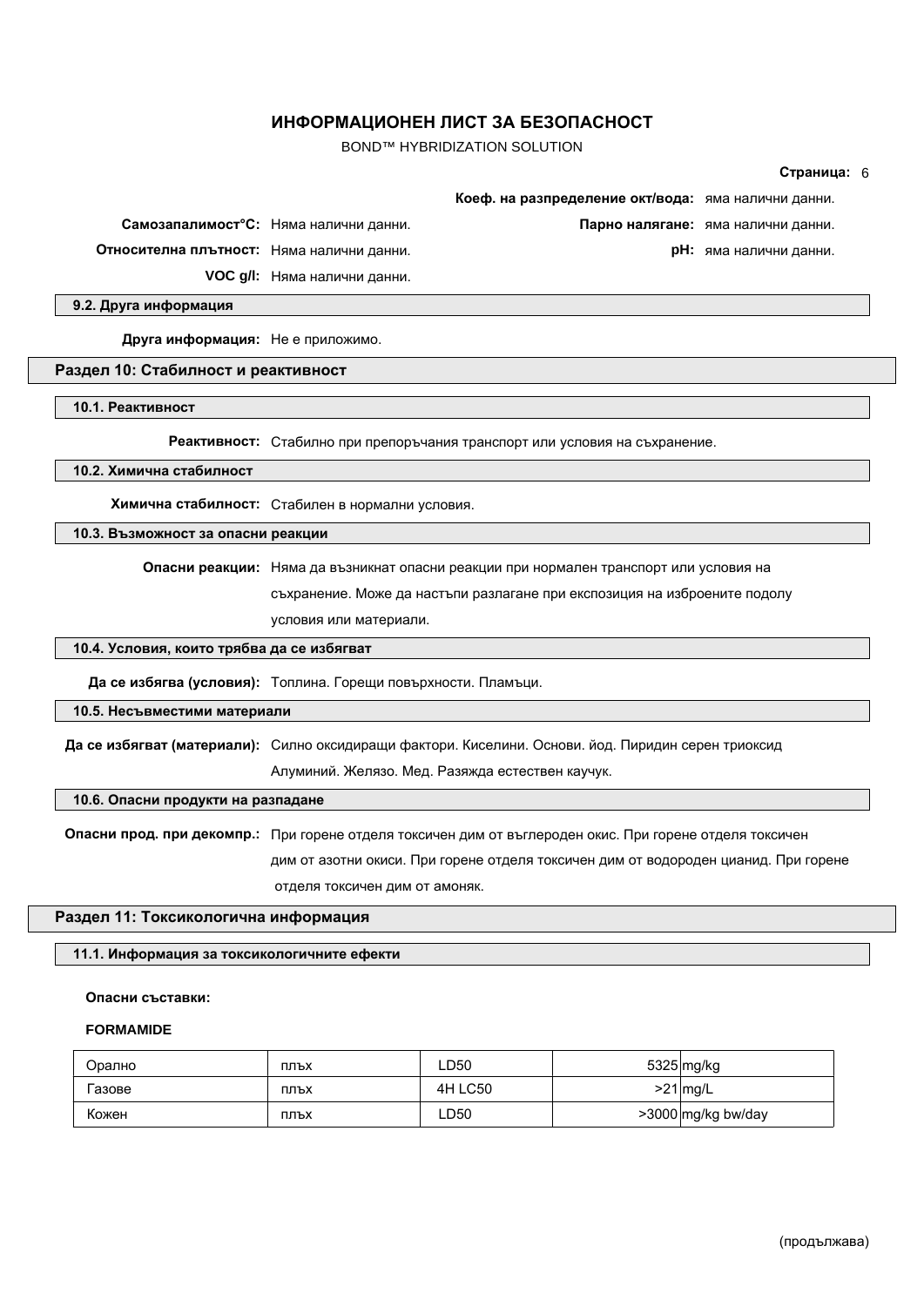**Коеф. на разпределение окт/вода:** яма налични данни.

**Самозапалимост°C:** Няма налични данни.

**Парно налягане:** яма налични данни.

**Относителна плътност:** Няма налични данни.

**pH:** яма налични данни.

**VOC g/l:** Няма налични данни.

### 9.2. Друга информация

**Друга информация:** Не е приложимо.

## Раздел 10: Стабилност и реактивност

### 10.1. Реактивност

**Реактивност:** Стабилно при препоръчания транспорт или условия на съхранение.

### 10.2. Химична стабилност

**Химична стабилност:** Стабилен в нормални условия.

### 10.3. Възможност за опасни реакции

**Опасни реакции:** Няма да възникнат опасни реакции при нормален транспорт или условия на съхранение. Може да настъпи разлагане при експозиция на изброените подолу условия или материали.

### 10.4. Условия, които трябва да се избягват

**Да се избягва (условия):** Топлина. Горещи повърхности. Пламъци.

### 10.5. Несъвместими материали

**Да се избягват (материали):** Силно оксидиращи фактори. Киселини. Основи. йод. Пиридин серен триоксид Алуминий. Желязо. Мед. Разяжда естествен каучук.

### 10.6. Опасни продукти на разпадане

**Опасни прод. при декомпр.:** При горене отделя токсичен дим от въглероден окис. При горене отделя токсичен дим от азотни окиси. При горене отделя токсичен дим от водороден цианид. При горене отделя токсичен дим от амоняк.

## Раздел 11: Токсикологична информация

### 11.1. Информация за токсикологичните ефекти

**Опасни съставки:**

**FORMAMIDE**

| | | | | |
|---|---|---|---|---|
| Орално | плъх | LD50 | 5325 | mg/kg |
| Газове | плъх | 4H LC50 | >21 | mg/L |
| Кожен | плъх | LD50 | >3000 | mg/kg bw/day |

(продължава)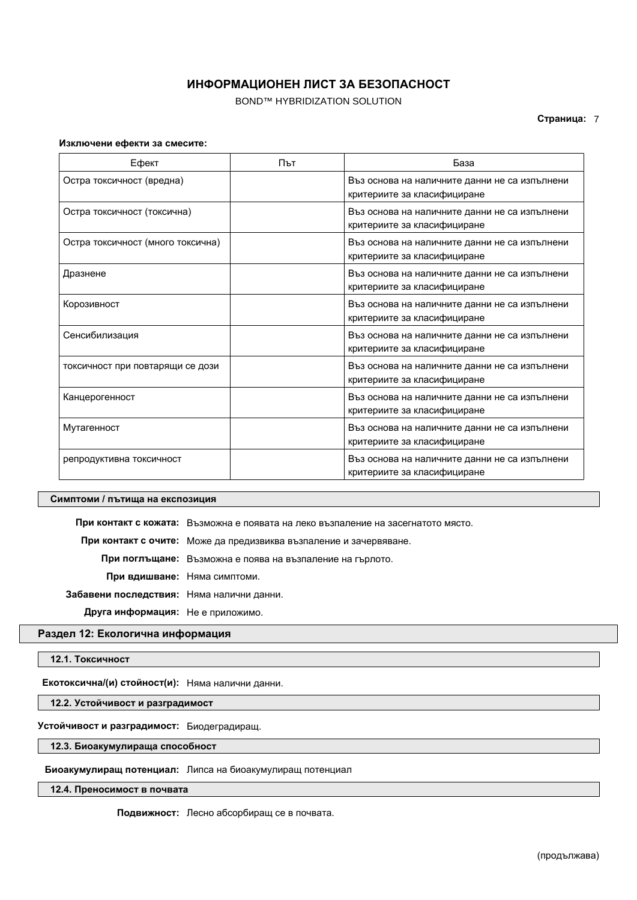**Изключени ефекти за смесите:**

| Ефект | Път | База |
|---|---|---|
| Остра токсичност (вредна) | | Въз основа на наличните данни не са изпълнени критериите за класифициране |
| Остра токсичност (токсична) | | Въз основа на наличните данни не са изпълнени критериите за класифициране |
| Остра токсичност (много токсична) | | Въз основа на наличните данни не са изпълнени критериите за класифициране |
| Дразнене | | Въз основа на наличните данни не са изпълнени критериите за класифициране |
| Корозивност | | Въз основа на наличните данни не са изпълнени критериите за класифициране |
| Сенсибилизация | | Въз основа на наличните данни не са изпълнени критериите за класифициране |
| токсичност при повтарящи се дози | | Въз основа на наличните данни не са изпълнени критериите за класифициране |
| Канцерогенност | | Въз основа на наличните данни не са изпълнени критериите за класифициране |
| Мутагенност | | Въз основа на наличните данни не са изпълнени критериите за класифициране |
| репродуктивна токсичност | | Въз основа на наличните данни не са изпълнени критериите за класифициране |

### Симптоми / пътища на експозиция

**При контакт с кожата:** Възможна е появата на леко възпаление на засегнатото място.

**При контакт с очите:** Може да предизвиква възпаление и зачервяване.

**При поглъщане:** Възможна е поява на възпаление на гърлото.

**При вдишване:** Няма симптоми.

**Забавени последствия:** Няма налични данни.

**Друга информация:** Не е приложимо.

## Раздел 12: Екологична информация

### 12.1. Токсичност

**Екотоксична/(и) стойност(и):** Няма налични данни.

### 12.2. Устойчивост и разградимост

**Устойчивост и разградимост:** Биодеградиращ.

### 12.3. Биоакумулираща способност

**Биоакумулиращ потенциал:** Липса на биоакумулиращ потенциал

### 12.4. Преносимост в почвата

**Подвижност:** Лесно абсорбиращ се в почвата.

(продължава)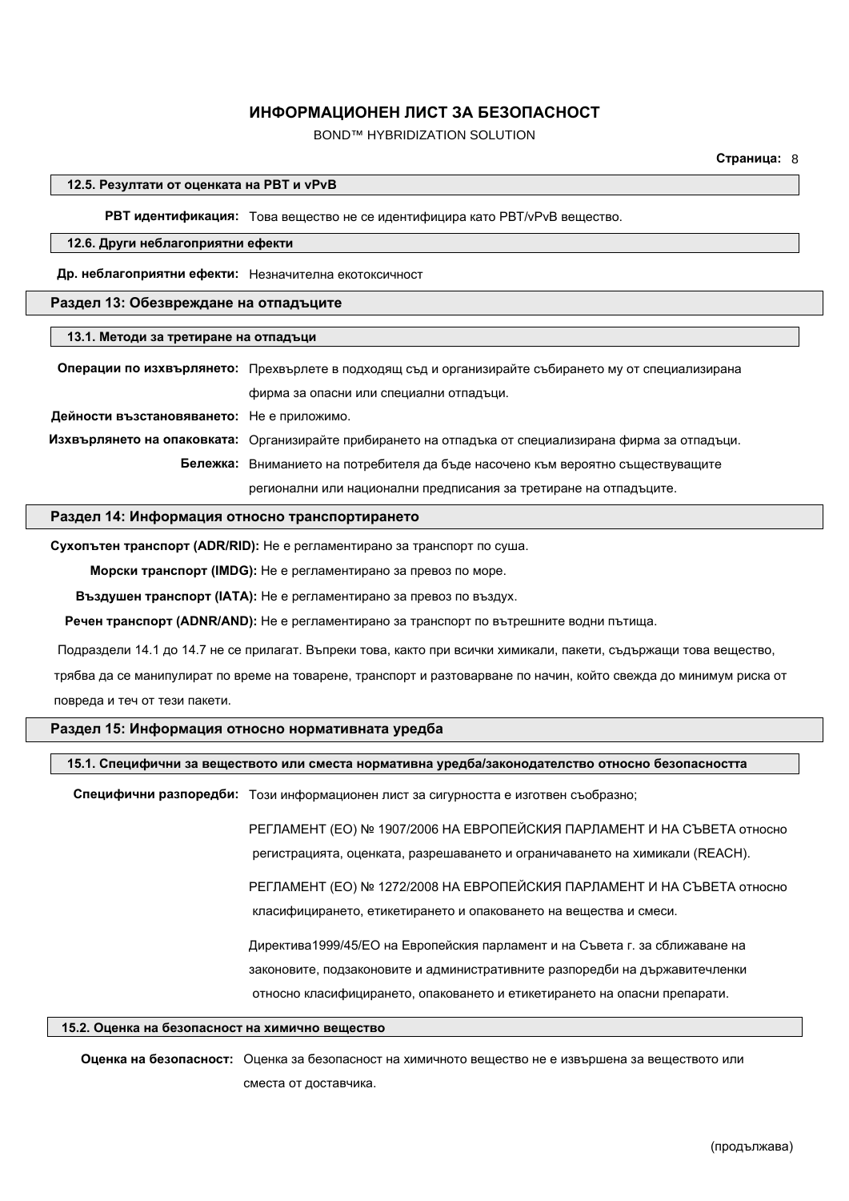### 12.5. Резултати от оценката на PBT и vPvB

**PBT идентификация:** Това вещество не се идентифицира като PBT/vPvB вещество.

### 12.6. Други неблагоприятни ефекти

**Др. неблагоприятни ефекти:** Незначителна екотоксичност

## Раздел 13: Обезвреждане на отпадъците

### 13.1. Методи за третиране на отпадъци

**Операции по изхвърлянето:** Прехвърлете в подходящ съд и организирайте събирането му от специализирана фирма за опасни или специални отпадъци.

**Дейности възстановяването:** Не е приложимо.

**Изхвърлянето на опаковката:** Организирайте прибирането на отпадъка от специализирана фирма за отпадъци.

**Бележка:** Вниманието на потребителя да бъде насочено към вероятно съществуващите регионални или национални предписания за третиране на отпадъците.

## Раздел 14: Информация относно транспортирането

**Сухопътен транспорт (ADR/RID):** Не е регламентирано за транспорт по суша.

**Морски транспорт (IMDG):** Не е регламентирано за превоз по море.

**Въздушен транспорт (IATA):** Не е регламентирано за превоз по въздух.

**Речен транспорт (ADNR/AND):** Не е регламентирано за транспорт по вътрешните водни пътища.

Подраздели 14.1 до 14.7 не се прилагат. Въпреки това, както при всички химикали, пакети, съдържащи това вещество, трябва да се манипулират по време на товарене, транспорт и разтоварване по начин, който свежда до минимум риска от повреда и теч от тези пакети.

## Раздел 15: Информация относно нормативната уредба

### 15.1. Специфични за веществото или сместа нормативна уредба/законодателство относно безопасността

**Специфични разпоредби:** Този информационен лист за сигурността е изготвен съобразно;

РЕГЛАМЕНТ (ЕО) № 1907/2006 НА ЕВРОПЕЙСКИЯ ПАРЛАМЕНТ И НА СЪВЕТА относно регистрацията, оценката, разрешаването и ограничаването на химикали (REACH).

РЕГЛАМЕНТ (ЕО) № 1272/2008 НА ЕВРОПЕЙСКИЯ ПАРЛАМЕНТ И НА СЪВЕТА относно класифицирането, етикетирането и опаковането на вещества и смеси.

Директива1999/45/ЕО на Европейския парламент и на Съвета г. за сближаване на законовите, подзаконовите и административните разпоредби на държавитечленки относно класифицирането, опаковането и етикетирането на опасни препарати.

### 15.2. Оценка на безопасност на химично вещество

**Оценка на безопасност:** Оценка за безопасност на химичното вещество не е извършена за веществото или сместа от доставчика.

(продължава)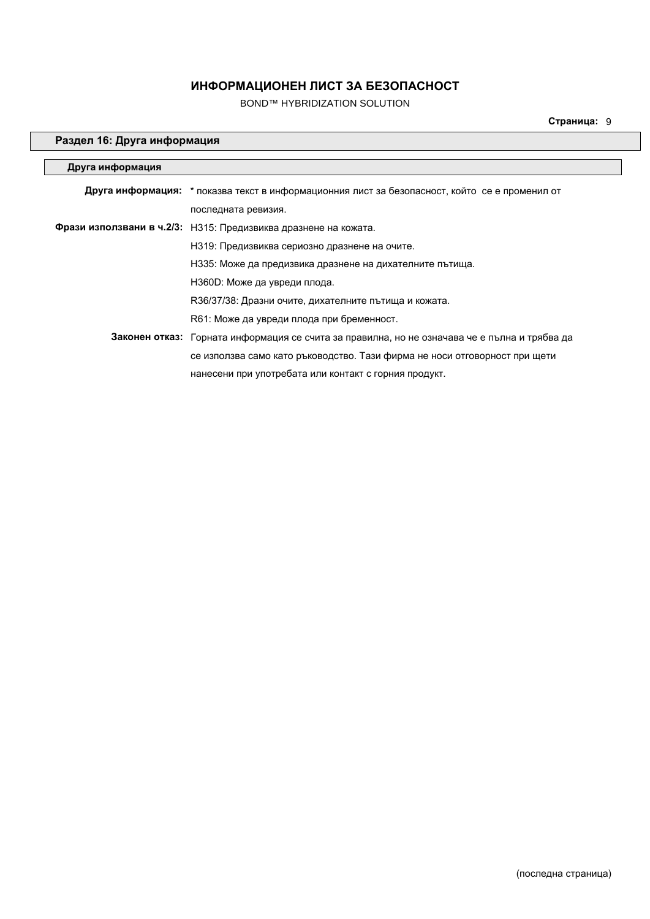# ИНФОРМАЦИОНЕН ЛИСТ ЗА БЕЗОПАСНОСТ

BOND™ HYBRIDIZATION SOLUTION

## Раздел 16: Друга информация

### Друга информация

**Друга информация:** * показва текст в информационния лист за безопасност, който се е променил от последната ревизия.

**Фрази използвани в ч.2/3:** H315: Предизвиква дразнене на кожата.

H319: Предизвиква сериозно дразнене на очите.

H335: Може да предизвика дразнене на дихателните пътища.

H360D: Може да увреди плода.

R36/37/38: Дразни очите, дихателните пътища и кожата.

R61: Може да увреди плода при бременност.

**Законен отказ:** Горната информация се счита за правилна, но не означава че е пълна и трябва да се използва само като ръководство. Тази фирма не носи отговорност при щети нанесени при употребата или контакт с горния продукт.

(последна страница)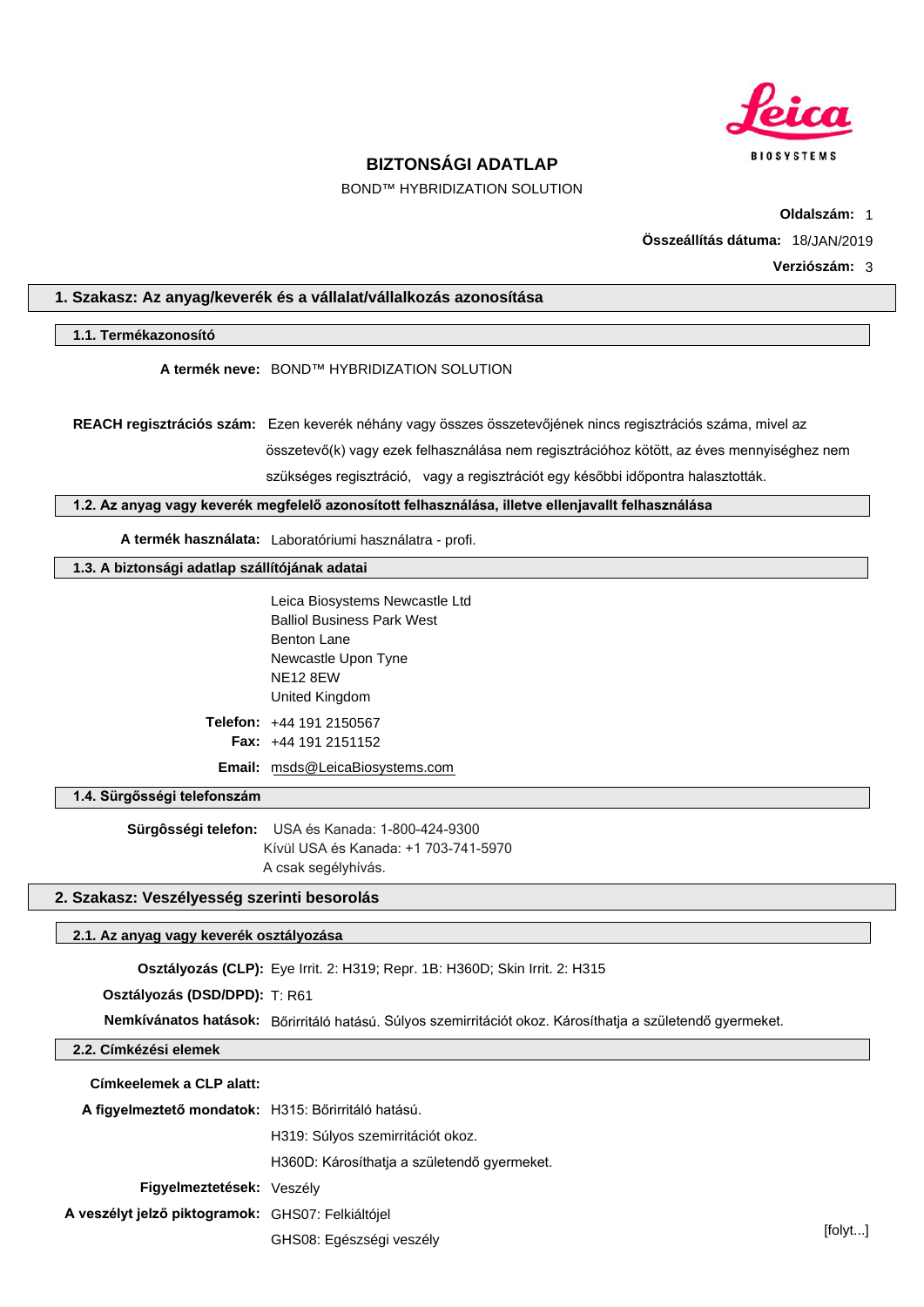Leica BIOSYSTEMS

# BIZTONSÁGI ADATLAP

BOND™ HYBRIDIZATION SOLUTION

**Oldalszám:** 1

**Összeállítás dátuma:** 18/JAN/2019

**Verziószám:** 3

## 1. Szakasz: Az anyag/keverék és a vállalat/vállalkozás azonosítása

### 1.1. Termékazonosító

**A termék neve:** BOND™ HYBRIDIZATION SOLUTION

**REACH regisztrációs szám:** Ezen keverék néhány vagy összes összetevőjének nincs regisztrációs száma, mivel az összetevő(k) vagy ezek felhasználása nem regisztrációhoz kötött, az éves mennyiséghez nem szükséges regisztráció, vagy a regisztrációt egy későbbi időpontra halasztották.

### 1.2. Az anyag vagy keverék megfelelő azonosított felhasználása, illetve ellenjavallt felhasználása

**A termék használata:** Laboratóriumi használatra - profi.

### 1.3. A biztonsági adatlap szállítójának adatai

Leica Biosystems Newcastle Ltd
Balliol Business Park West
Benton Lane
Newcastle Upon Tyne
NE12 8EW
United Kingdom

**Telefon:** +44 191 2150567
**Fax:** +44 191 2151152

**Email:** msds@LeicaBiosystems.com

### 1.4. Sürgősségi telefonszám

**Sürgôsségi telefon:** USA és Kanada: 1-800-424-9300
Kívül USA és Kanada: +1 703-741-5970
A csak segélyhívás.

## 2. Szakasz: Veszélyesség szerinti besorolás

### 2.1. Az anyag vagy keverék osztályozása

**Osztályozás (CLP):** Eye Irrit. 2: H319; Repr. 1B: H360D; Skin Irrit. 2: H315

**Osztályozás (DSD/DPD):** T: R61

**Nemkívánatos hatások:** Bőrirritáló hatású. Súlyos szemirritációt okoz. Károsíthatja a születendő gyermeket.

### 2.2. Címkézési elemek

**Címkeelemek a CLP alatt:**

**A figyelmeztető mondatok:** H315: Bőrirritáló hatású.
H319: Súlyos szemirritációt okoz.
H360D: Károsíthatja a születendő gyermeket.

**Figyelmeztetések:** Veszély

**A veszélyt jelző piktogramok:** GHS07: Felkiáltójel
GHS08: Egészségi veszély

[folyt...]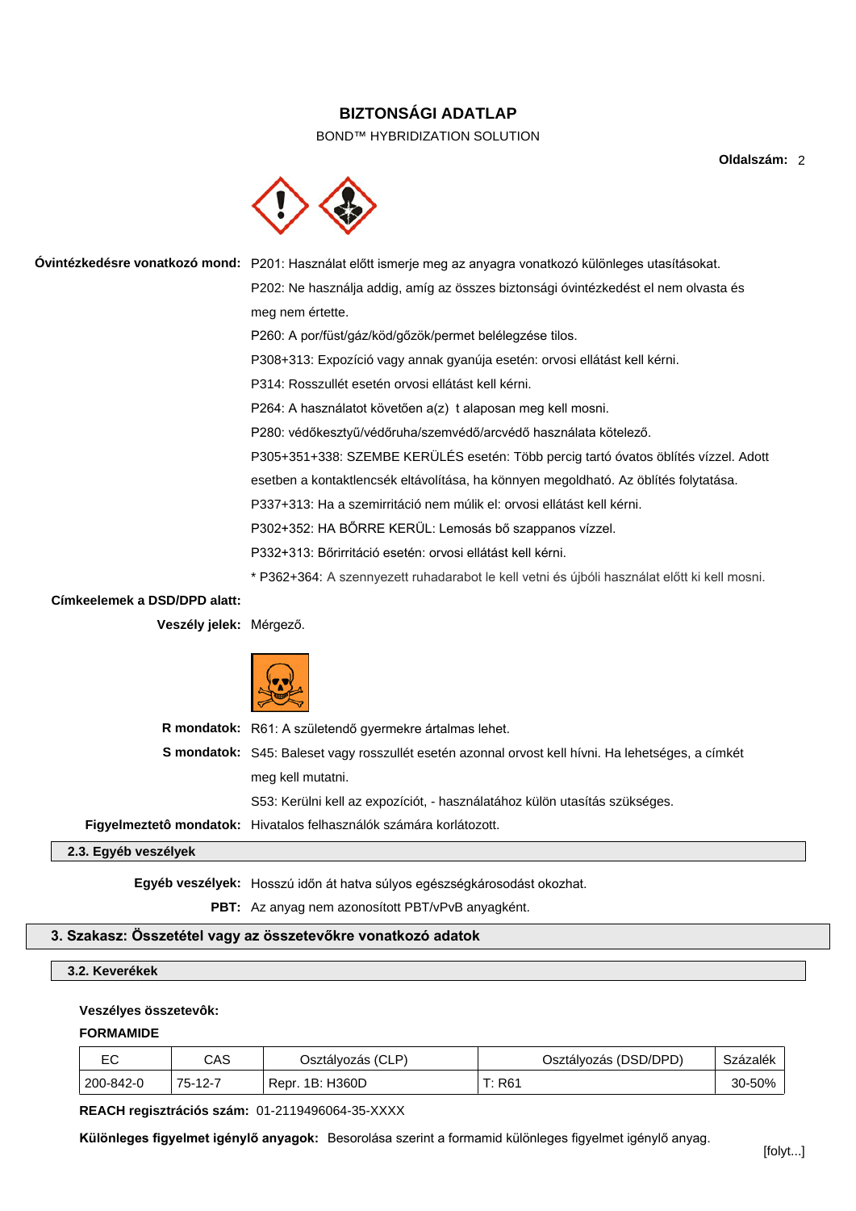**Óvintézkedésre vonatkozó mond:** P201: Használat előtt ismerje meg az anyagra vonatkozó különleges utasításokat.
P202: Ne használja addig, amíg az összes biztonsági óvintézkedést el nem olvasta és meg nem értette.
P260: A por/füst/gáz/köd/gőzök/permet belélegzése tilos.
P308+313: Expozíció vagy annak gyanúja esetén: orvosi ellátást kell kérni.
P314: Rosszullét esetén orvosi ellátást kell kérni.
P264: A használatot követően a(z) t alaposan meg kell mosni.
P280: védőkesztyű/védőruha/szemvédő/arcvédő használata kötelező.
P305+351+338: SZEMBE KERÜLÉS esetén: Több percig tartó óvatos öblítés vízzel. Adott esetben a kontaktlencsék eltávolítása, ha könnyen megoldható. Az öblítés folytatása.
P337+313: Ha a szemirritáció nem múlik el: orvosi ellátást kell kérni.
P302+352: HA BŐRRE KERÜL: Lemosás bő szappanos vízzel.
P332+313: Bőrirritáció esetén: orvosi ellátást kell kérni.
* P362+364: A szennyezett ruhadarabot le kell vetni és újbóli használat előtt ki kell mosni.

**Címkeelemek a DSD/DPD alatt:**

**Veszély jelek:** Mérgező.

**R mondatok:** R61: A születendő gyermekre ártalmas lehet.

**S mondatok:** S45: Baleset vagy rosszullét esetén azonnal orvost kell hívni. Ha lehetséges, a címkét meg kell mutatni.
S53: Kerülni kell az expozíciót, - használatához külön utasítás szükséges.

**Figyelmeztetô mondatok:** Hivatalos felhasználók számára korlátozott.

### 2.3. Egyéb veszélyek

**Egyéb veszélyek:** Hosszú időn át hatva súlyos egészségkárosodást okozhat.

**PBT:** Az anyag nem azonosított PBT/vPvB anyagként.

## 3. Szakasz: Összetétel vagy az összetevőkre vonatkozó adatok

### 3.2. Keverékek

**Veszélyes összetevôk:**

**FORMAMIDE**

| EC | CAS | Osztályozás (CLP) | Osztályozás (DSD/DPD) | Százalék |
|---|---|---|---|---|
| 200-842-0 | 75-12-7 | Repr. 1B: H360D | T: R61 | 30-50% |

**REACH regisztrációs szám:** 01-2119496064-35-XXXX

**Különleges figyelmet igénylő anyagok:** Besorolása szerint a formamid különleges figyelmet igénylő anyag.

[folyt...]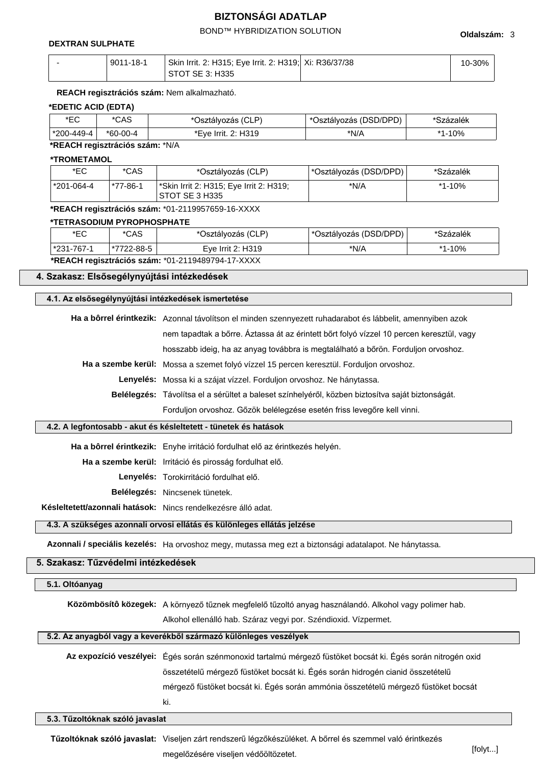**DEXTRAN SULPHATE**

| | | | | |
|---|---|---|---|---|
| - | 9011-18-1 | Skin Irrit. 2: H315; Eye Irrit. 2: H319; STOT SE 3: H335 | Xi: R36/37/38 | 10-30% |

**REACH regisztrációs szám:** Nem alkalmazható.

**\*EDETIC ACID (EDTA)**

| *EC | *CAS | *Osztályozás (CLP) | *Osztályozás (DSD/DPD) | *Százalék |
|---|---|---|---|---|
| *200-449-4 | *60-00-4 | *Eye Irrit. 2: H319 | *N/A | *1-10% |

**\*REACH regisztrációs szám:** *N/A

**\*TROMETAMOL**

| *EC | *CAS | *Osztályozás (CLP) | *Osztályozás (DSD/DPD) | *Százalék |
|---|---|---|---|---|
| *201-064-4 | *77-86-1 | *Skin Irrit 2: H315; Eye Irrit 2: H319; STOT SE 3 H335 | *N/A | *1-10% |

**\*REACH regisztrációs szám:** *01-2119957659-16-XXXX

**\*TETRASODIUM PYROPHOSPHATE**

| *EC | *CAS | *Osztályozás (CLP) | *Osztályozás (DSD/DPD) | *Százalék |
|---|---|---|---|---|
| *231-767-1 | *7722-88-5 | Eye Irrit 2: H319 | *N/A | *1-10% |

**\*REACH regisztrációs szám:** *01-2119489794-17-XXXX

## 4. Szakasz: Elsősegélynyújtási intézkedések

### 4.1. Az elsősegélynyújtási intézkedések ismertetése

**Ha a bôrrel érintkezik:** Azonnal távolítson el minden szennyezett ruhadarabot és lábbelit, amennyiben azok nem tapadtak a bőrre. Áztassa át az érintett bőrt folyó vízzel 10 percen keresztül, vagy hosszabb ideig, ha az anyag továbbra is megtalálható a bőrön. Forduljon orvoshoz.

**Ha a szembe kerül:** Mossa a szemet folyó vízzel 15 percen keresztül. Forduljon orvoshoz.

**Lenyelés:** Mossa ki a száját vízzel. Forduljon orvoshoz. Ne hánytassa.

**Belélegzés:** Távolítsa el a sérültet a baleset színhelyéről, közben biztosítva saját biztonságát. Forduljon orvoshoz. Gőzök belélegzése esetén friss levegőre kell vinni.

### 4.2. A legfontosabb - akut és késleltetett - tünetek és hatások

**Ha a bôrrel érintkezik:** Enyhe irritáció fordulhat elő az érintkezés helyén.

**Ha a szembe kerül:** Irritáció és pirosság fordulhat elő.

**Lenyelés:** Torokirritáció fordulhat elő.

**Belélegzés:** Nincsenek tünetek.

**Késleltetett/azonnali hatások:** Nincs rendelkezésre álló adat.

### 4.3. A szükséges azonnali orvosi ellátás és különleges ellátás jelzése

**Azonnali / speciális kezelés:** Ha orvoshoz megy, mutassa meg ezt a biztonsági adatalapot. Ne hánytassa.

## 5. Szakasz: Tűzvédelmi intézkedések

### 5.1. Oltóanyag

**Közömbösítô közegek:** A környező tűznek megfelelő tűzoltó anyag használandó. Alkohol vagy polimer hab. Alkohol ellenálló hab. Száraz vegyi por. Széndioxid. Vízpermet.

### 5.2. Az anyagból vagy a keverékből származó különleges veszélyek

**Az expozíció veszélyei:** Égés során szénmonoxid tartalmú mérgező füstöket bocsát ki. Égés során nitrogén oxid összetételű mérgező füstöket bocsát ki. Égés során hidrogén cianid összetételű mérgező füstöket bocsát ki. Égés során ammónia összetételű mérgező füstöket bocsát ki.

### 5.3. Tűzoltóknak szóló javaslat

**Tűzoltóknak szóló javaslat:** Viseljen zárt rendszerű légzőkészüléket. A bőrrel és szemmel való érintkezés megelőzésére viseljen védőöltözetet.

[folyt...]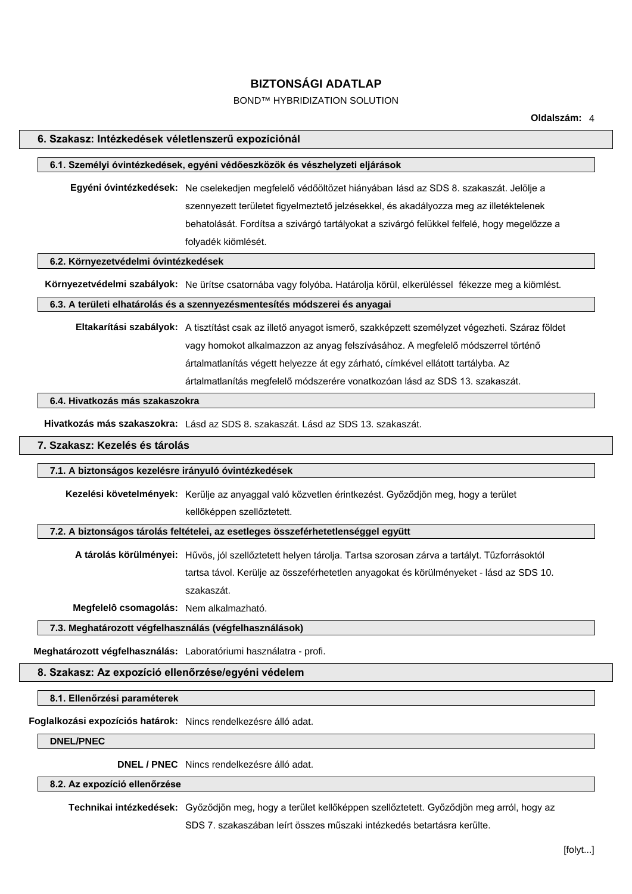## 6. Szakasz: Intézkedések véletlenszerű expozíciónál

### 6.1. Személyi óvintézkedések, egyéni védőeszközök és vészhelyzeti eljárások

**Egyéni óvintézkedések:** Ne cselekedjen megfelelő védőöltözet hiányában lásd az SDS 8. szakaszát. Jelölje a szennyezett területet figyelmeztető jelzésekkel, és akadályozza meg az illetéktelenek behatolását. Fordítsa a szivárgó tartályokat a szivárgó felükkel felfelé, hogy megelőzze a folyadék kiömlését.

### 6.2. Környezetvédelmi óvintézkedések

**Környezetvédelmi szabályok:** Ne ürítse csatornába vagy folyóba. Határolja körül, elkerüléssel fékezze meg a kiömlést.

### 6.3. A területi elhatárolás és a szennyezésmentesítés módszerei és anyagai

**Eltakarítási szabályok:** A tisztítást csak az illető anyagot ismerő, szakképzett személyzet végezheti. Száraz földet vagy homokot alkalmazzon az anyag felszívásához. A megfelelő módszerrel történő ártalmatlanítás végett helyezze át egy zárható, címkével ellátott tartályba. Az ártalmatlanítás megfelelő módszerére vonatkozóan lásd az SDS 13. szakaszát.

### 6.4. Hivatkozás más szakaszokra

**Hivatkozás más szakaszokra:** Lásd az SDS 8. szakaszát. Lásd az SDS 13. szakaszát.

## 7. Szakasz: Kezelés és tárolás

### 7.1. A biztonságos kezelésre irányuló óvintézkedések

**Kezelési követelmények:** Kerülje az anyaggal való közvetlen érintkezést. Győződjön meg, hogy a terület kellőképpen szellőztetett.

### 7.2. A biztonságos tárolás feltételei, az esetleges összeférhetetlenséggel együtt

**A tárolás körülményei:** Hűvös, jól szellőztetett helyen tárolja. Tartsa szorosan zárva a tartályt. Tűzforrásoktól tartsa távol. Kerülje az összeférhetetlen anyagokat és körülményeket - lásd az SDS 10. szakaszát.

**Megfelelô csomagolás:** Nem alkalmazható.

### 7.3. Meghatározott végfelhasználás (végfelhasználások)

**Meghatározott végfelhasználás:** Laboratóriumi használatra - profi.

## 8. Szakasz: Az expozíció ellenőrzése/egyéni védelem

### 8.1. Ellenőrzési paraméterek

**Foglalkozási expozíciós határok:** Nincs rendelkezésre álló adat.

### DNEL/PNEC

**DNEL / PNEC** Nincs rendelkezésre álló adat.

### 8.2. Az expozíció ellenőrzése

**Technikai intézkedések:** Győződjön meg, hogy a terület kellőképpen szellőztetett. Győződjön meg arról, hogy az SDS 7. szakaszában leírt összes műszaki intézkedés betartásra került.

[folyt...]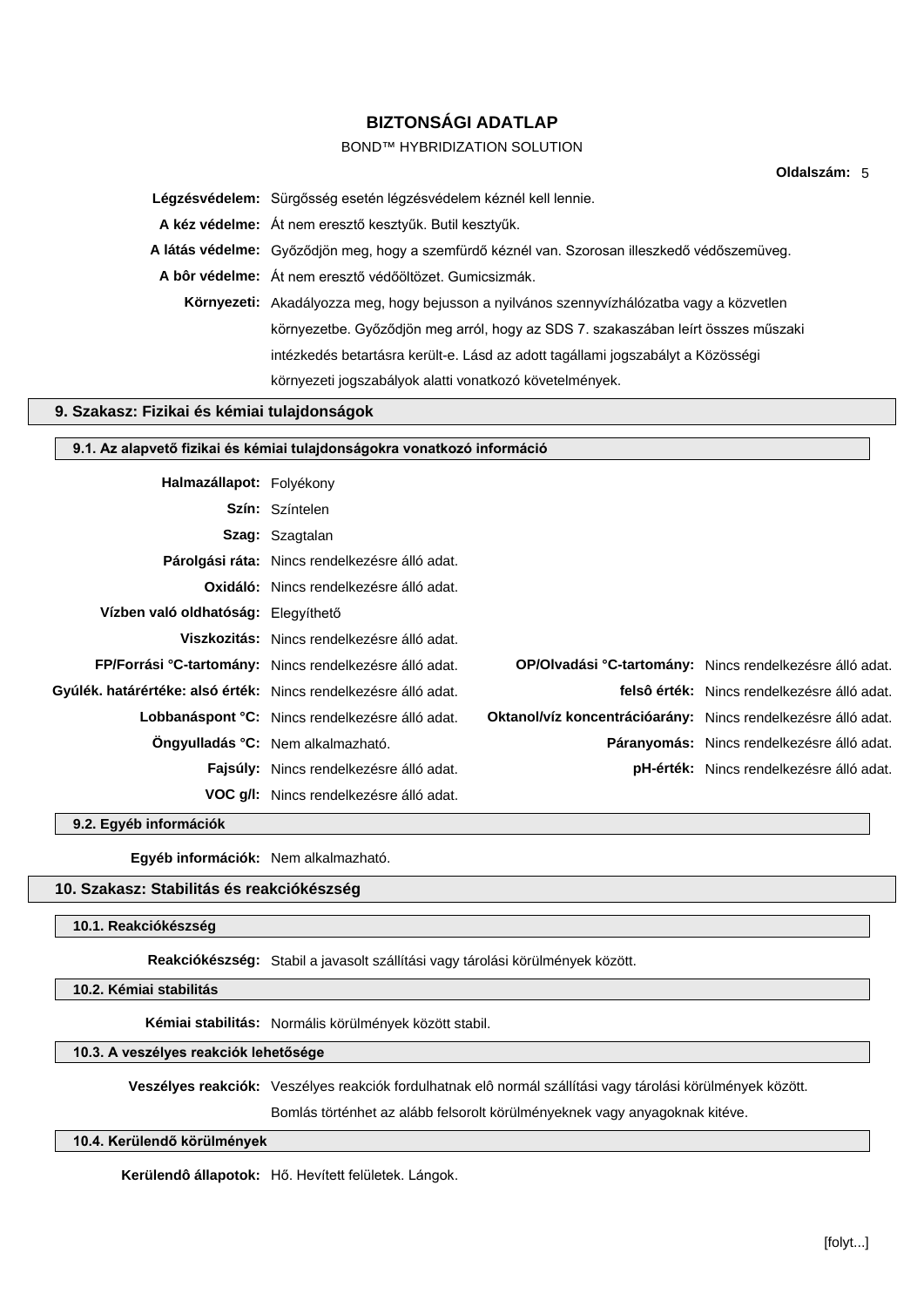**Légzésvédelem:** Sürgősség esetén légzésvédelem kéznél kell lennie.

**A kéz védelme:** Át nem eresztő kesztyűk. Butil kesztyűk.

**A látás védelme:** Győződjön meg, hogy a szemfürdő kéznél van. Szorosan illeszkedő védőszemüveg.

**A bôr védelme:** Át nem eresztő védőöltözet. Gumicsizmák.

**Környezeti:** Akadályozza meg, hogy bejusson a nyilvános szennyvízhálózatba vagy a közvetlen környezetbe. Győződjön meg arról, hogy az SDS 7. szakaszában leírt összes műszaki intézkedés betartásra került-e. Lásd az adott tagállami jogszabályt a Közösségi környezeti jogszabályok alatti vonatkozó követelmények.

## 9. Szakasz: Fizikai és kémiai tulajdonságok

### 9.1. Az alapvető fizikai és kémiai tulajdonságokra vonatkozó információ

**Halmazállapot:** Folyékony

**Szín:** Színtelen

**Szag:** Szagtalan

**Párolgási ráta:** Nincs rendelkezésre álló adat.

**Oxidáló:** Nincs rendelkezésre álló adat.

**Vízben való oldhatóság:** Elegyíthető

**Viszkozitás:** Nincs rendelkezésre álló adat.

| | | | |
|---|---|---|---|
| **FP/Forrási °C-tartomány:** | Nincs rendelkezésre álló adat. | **OP/Olvadási °C-tartomány:** | Nincs rendelkezésre álló adat. |
| **Gyúlék. határértéke: alsó érték:** | Nincs rendelkezésre álló adat. | **felső érték:** | Nincs rendelkezésre álló adat. |
| **Lobbanáspont °C:** | Nincs rendelkezésre álló adat. | **Oktanol/víz koncentrációarány:** | Nincs rendelkezésre álló adat. |
| **Öngyulladás °C:** | Nem alkalmazható. | **Páranyomás:** | Nincs rendelkezésre álló adat. |
| **Fajsúly:** | Nincs rendelkezésre álló adat. | **pH-érték:** | Nincs rendelkezésre álló adat. |
| **VOC g/l:** | Nincs rendelkezésre álló adat. | | |

### 9.2. Egyéb információk

**Egyéb információk:** Nem alkalmazható.

## 10. Szakasz: Stabilitás és reakciókészség

### 10.1. Reakciókészség

**Reakciókészség:** Stabil a javasolt szállítási vagy tárolási körülmények között.

### 10.2. Kémiai stabilitás

**Kémiai stabilitás:** Normális körülmények között stabil.

### 10.3. A veszélyes reakciók lehetősége

**Veszélyes reakciók:** Veszélyes reakciók fordulhatnak elô normál szállítási vagy tárolási körülmények között. Bomlás történhet az alább felsorolt körülményeknek vagy anyagoknak kitéve.

### 10.4. Kerülendő körülmények

**Kerülendô állapotok:** Hő. Hevített felületek. Lángok.

[folyt...]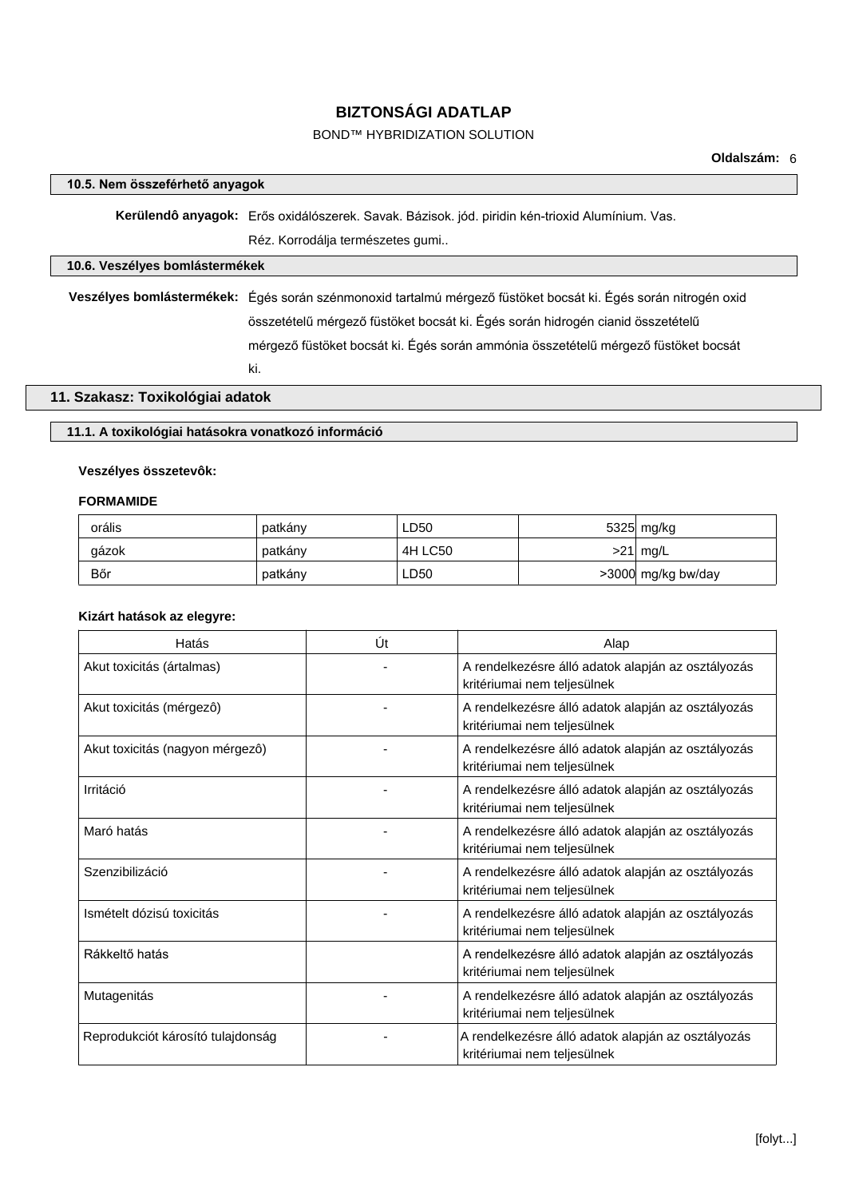### 10.5. Nem összeférhető anyagok

**Kerülendô anyagok:** Erős oxidálószerek. Savak. Bázisok. jód. piridin kén-trioxid Alumínium. Vas. Réz. Korrodálja természetes gumi..

### 10.6. Veszélyes bomlástermékek

**Veszélyes bomlástermékek:** Égés során szénmonoxid tartalmú mérgező füstöket bocsát ki. Égés során nitrogén oxid összetételű mérgező füstöket bocsát ki. Égés során hidrogén cianid összetételű mérgező füstöket bocsát ki. Égés során ammónia összetételű mérgező füstöket bocsát ki.

## 11. Szakasz: Toxikológiai adatok

### 11.1. A toxikológiai hatásokra vonatkozó információ

**Veszélyes összetevôk:**

**FORMAMIDE**

| | | | | |
|---|---|---|---|---|
| orális | patkány | LD50 | 5325 | mg/kg |
| gázok | patkány | 4H LC50 | >21 | mg/L |
| Bőr | patkány | LD50 | >3000 | mg/kg bw/day |

**Kizárt hatások az elegyre:**

| Hatás | Út | Alap |
|---|---|---|
| Akut toxicitás (ártalmas) | - | A rendelkezésre álló adatok alapján az osztályozás kritériumai nem teljesülnek |
| Akut toxicitás (mérgezô) | - | A rendelkezésre álló adatok alapján az osztályozás kritériumai nem teljesülnek |
| Akut toxicitás (nagyon mérgezô) | - | A rendelkezésre álló adatok alapján az osztályozás kritériumai nem teljesülnek |
| Irritáció | - | A rendelkezésre álló adatok alapján az osztályozás kritériumai nem teljesülnek |
| Maró hatás | - | A rendelkezésre álló adatok alapján az osztályozás kritériumai nem teljesülnek |
| Szenzibilizáció | - | A rendelkezésre álló adatok alapján az osztályozás kritériumai nem teljesülnek |
| Ismételt dózisú toxicitás | - | A rendelkezésre álló adatok alapján az osztályozás kritériumai nem teljesülnek |
| Rákkeltő hatás | | A rendelkezésre álló adatok alapján az osztályozás kritériumai nem teljesülnek |
| Mutagenitás | - | A rendelkezésre álló adatok alapján az osztályozás kritériumai nem teljesülnek |
| Reprodukciót károsító tulajdonság | - | A rendelkezésre álló adatok alapján az osztályozás kritériumai nem teljesülnek |

[folyt...]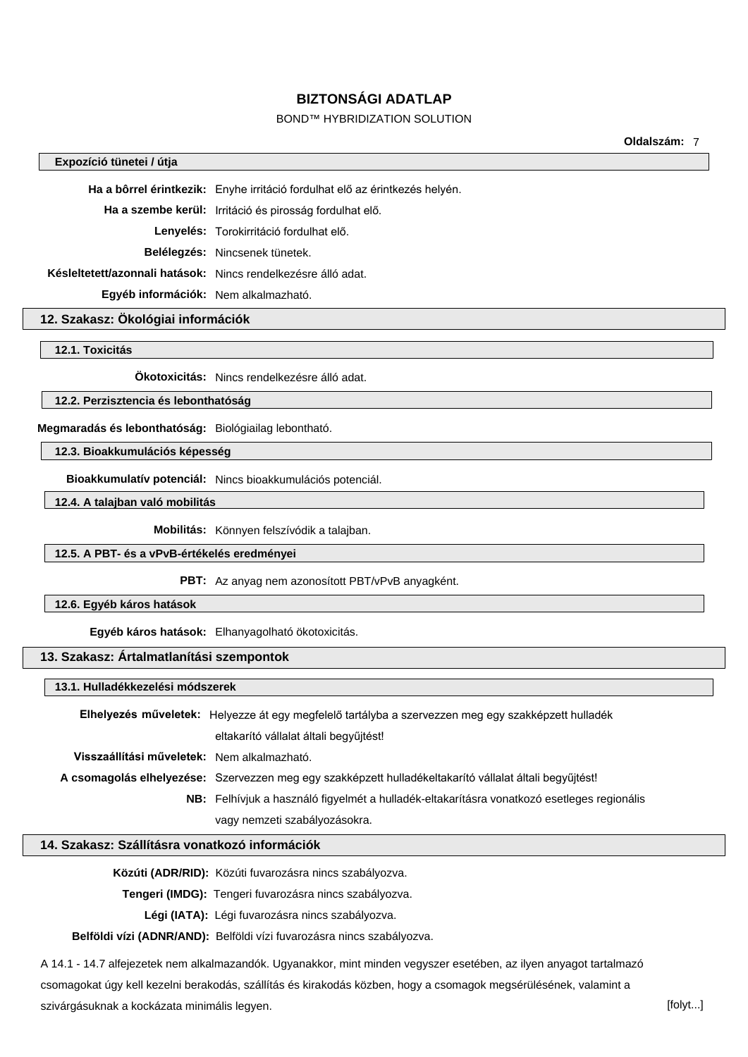#### Expozíció tünetei / útja

**Ha a bôrrel érintkezik:** Enyhe irritáció fordulhat elő az érintkezés helyén.

**Ha a szembe kerül:** Irritáció és pirosság fordulhat elő.

**Lenyelés:** Torokirritáció fordulhat elő.

**Belélegzés:** Nincsenek tünetek.

**Késleltetett/azonnali hatások:** Nincs rendelkezésre álló adat.

**Egyéb információk:** Nem alkalmazható.

## 12. Szakasz: Ökológiai információk

### 12.1. Toxicitás

**Ökotoxicitás:** Nincs rendelkezésre álló adat.

### 12.2. Perzisztencia és lebonthatóság

**Megmaradás és lebonthatóság:** Biológiailag lebontható.

### 12.3. Bioakkumulációs képesség

**Bioakkumulatív potenciál:** Nincs bioakkumulációs potenciál.

### 12.4. A talajban való mobilitás

**Mobilitás:** Könnyen felszívódik a talajban.

### 12.5. A PBT- és a vPvB-értékelés eredményei

**PBT:** Az anyag nem azonosított PBT/vPvB anyagként.

### 12.6. Egyéb káros hatások

**Egyéb káros hatások:** Elhanyagolható ökotoxicitás.

## 13. Szakasz: Ártalmatlanítási szempontok

### 13.1. Hulladékkezelési módszerek

**Elhelyezés műveletek:** Helyezze át egy megfelelő tartályba a szervezzen meg egy szakképzett hulladék eltakarító vállalat általi begyűjtést!

**Visszaállítási műveletek:** Nem alkalmazható.

**A csomagolás elhelyezése:** Szervezzen meg egy szakképzett hulladékeltakarító vállalat általi begyűjtést!

**NB:** Felhívjuk a használó figyelmét a hulladék-eltakarításra vonatkozó esetleges regionális vagy nemzeti szabályozásokra.

## 14. Szakasz: Szállításra vonatkozó információk

**Közúti (ADR/RID):** Közúti fuvarozásra nincs szabályozva.

**Tengeri (IMDG):** Tengeri fuvarozásra nincs szabályozva.

**Légi (IATA):** Légi fuvarozásra nincs szabályozva.

**Belföldi vízi (ADNR/AND):** Belföldi vízi fuvarozásra nincs szabályozva.

A 14.1 - 14.7 alfejezetek nem alkalmazandók. Ugyanakkor, mint minden vegyszer esetében, az ilyen anyagot tartalmazó csomagokat úgy kell kezelni berakodás, szállítás és kirakodás közben, hogy a csomagok megsérülésének, valamint a szivárgásuknak a kockázata minimális legyen.

[folyt...]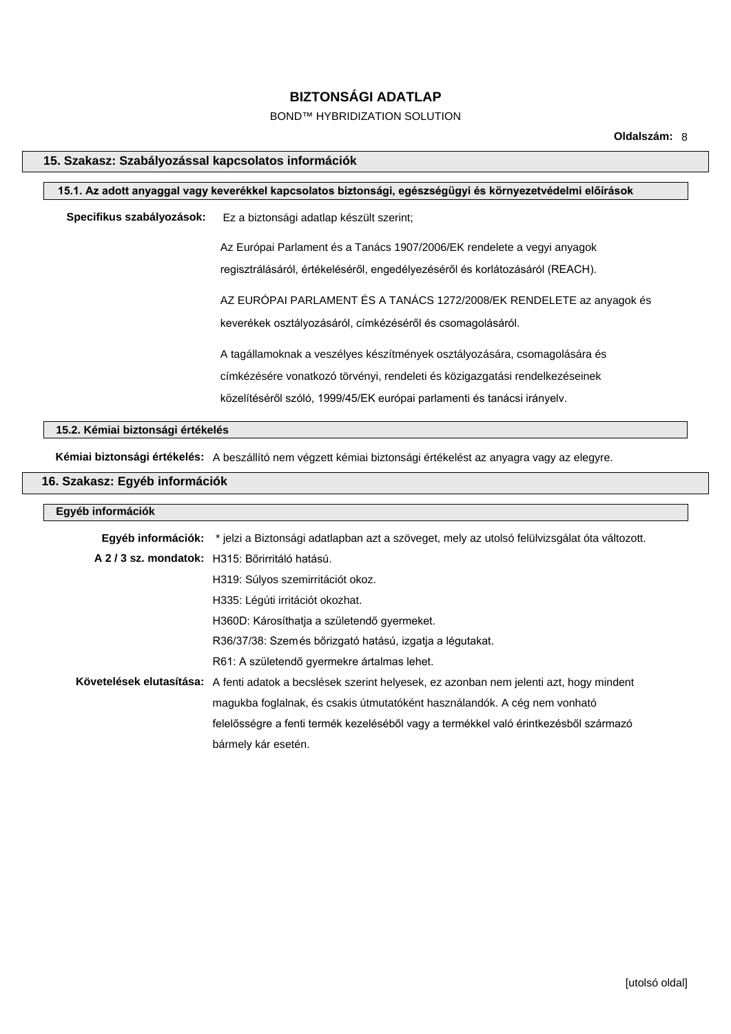## 15. Szakasz: Szabályozással kapcsolatos információk

### 15.1. Az adott anyaggal vagy keverékkel kapcsolatos biztonsági, egészségügyi és környezetvédelmi előírások

**Specifikus szabályozások:** Ez a biztonsági adatlap készült szerint;

Az Európai Parlament és a Tanács 1907/2006/EK rendelete a vegyi anyagok regisztrálásáról, értékeléséről, engedélyezéséről és korlátozásáról (REACH).

AZ EURÓPAI PARLAMENT ÉS A TANÁCS 1272/2008/EK RENDELETE az anyagok és keverékek osztályozásáról, címkézéséről és csomagolásáról.

A tagállamoknak a veszélyes készítmények osztályozására, csomagolására és címkézésére vonatkozó törvényi, rendeleti és közigazgatási rendelkezéseinek közelítéséről szóló, 1999/45/EK európai parlamenti és tanácsi irányelv.

### 15.2. Kémiai biztonsági értékelés

**Kémiai biztonsági értékelés:** A beszállító nem végzett kémiai biztonsági értékelést az anyagra vagy az elegyre.

## 16. Szakasz: Egyéb információk

### Egyéb információk

**Egyéb információk:** * jelzi a Biztonsági adatlapban azt a szöveget, mely az utolsó felülvizsgálat óta változott.

**A 2 / 3 sz. mondatok:** H315: Bőrirritáló hatású.

H319: Súlyos szemirritációt okoz.

H335: Légúti irritációt okozhat.

H360D: Károsíthatja a születendő gyermeket.

R36/37/38: Szem és bőrizgató hatású, izgatja a légutakat.

R61: A születendő gyermekre ártalmas lehet.

**Követelések elutasítása:** A fenti adatok a becslések szerint helyesek, ez azonban nem jelenti azt, hogy mindent magukba foglalnak, és csakis útmutatóként használandók. A cég nem vonható felelősségre a fenti termék kezeléséből vagy a termékkel való érintkezésből származó bármely kár esetén.

[utolsó oldal]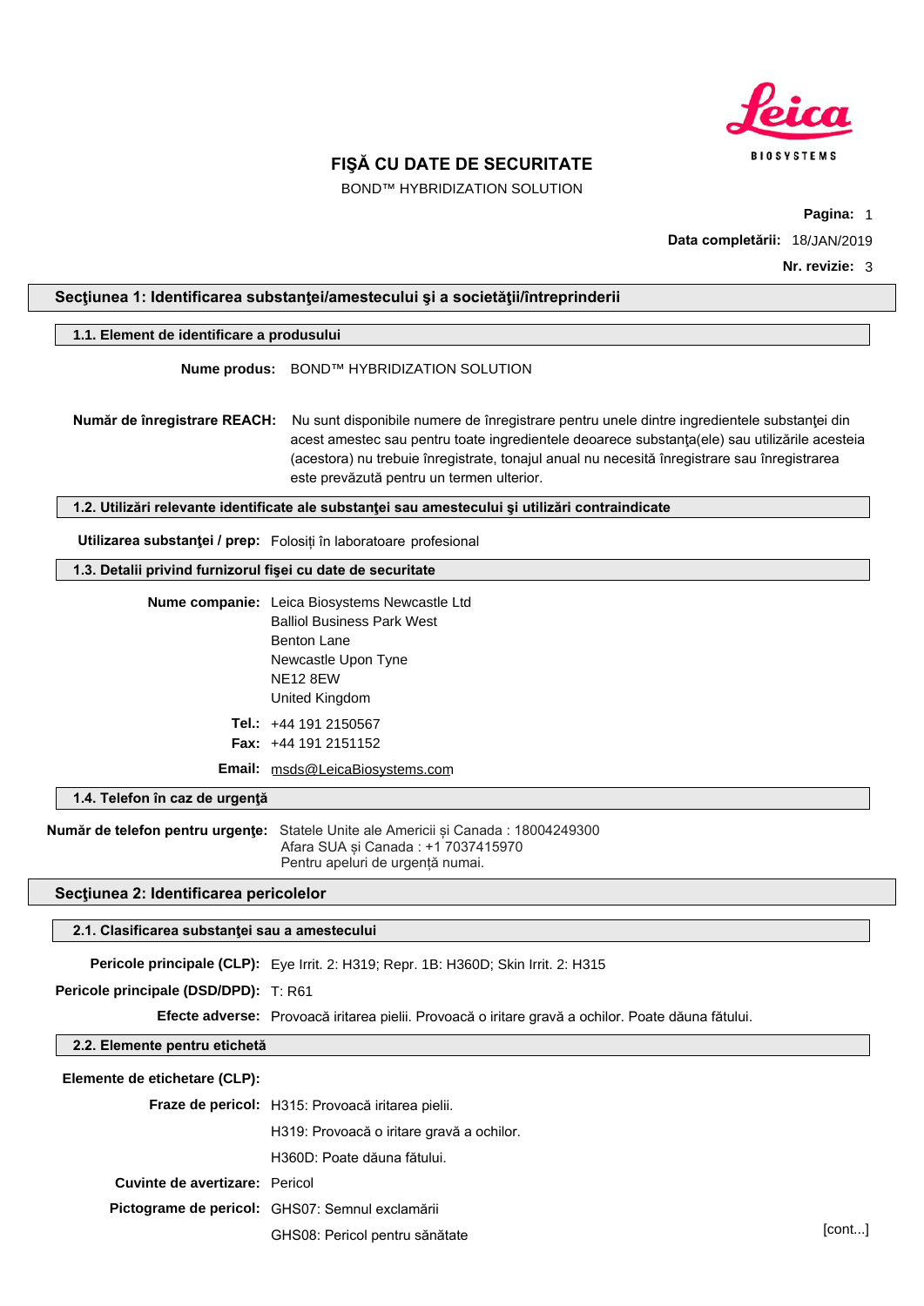# FIŞĂ CU DATE DE SECURITATE

BOND™ HYBRIDIZATION SOLUTION

**Pagina:** 1

**Data completării:** 18/JAN/2019

**Nr. revizie:** 3

## Secţiunea 1: Identificarea substanţei/amestecului şi a societăţii/întreprinderii

### 1.1. Element de identificare a produsului

**Nume produs:** BOND™ HYBRIDIZATION SOLUTION

**Număr de înregistrare REACH:** Nu sunt disponibile numere de înregistrare pentru unele dintre ingredientele substanţei din acest amestec sau pentru toate ingredientele deoarece substanţa(ele) sau utilizările acesteia (acestora) nu trebuie înregistrate, tonajul anual nu necesită înregistrare sau înregistrarea este prevăzută pentru un termen ulterior.

### 1.2. Utilizări relevante identificate ale substanţei sau amestecului şi utilizări contraindicate

**Utilizarea substanţei / prep:** Folosiți în laboratoare profesional

### 1.3. Detalii privind furnizorul fişei cu date de securitate

**Nume companie:** Leica Biosystems Newcastle Ltd
Balliol Business Park West
Benton Lane
Newcastle Upon Tyne
NE12 8EW
United Kingdom

**Tel.:** +44 191 2150567

**Fax:** +44 191 2151152

**Email:** msds@LeicaBiosystems.com

### 1.4. Telefon în caz de urgenţă

**Număr de telefon pentru urgenţe:** Statele Unite ale Americii și Canada : 18004249300
Afara SUA și Canada : +1 7037415970
Pentru apeluri de urgență numai.

## Secţiunea 2: Identificarea pericolelor

### 2.1. Clasificarea substanţei sau a amestecului

**Pericole principale (CLP):** Eye Irrit. 2: H319; Repr. 1B: H360D; Skin Irrit. 2: H315

**Pericole principale (DSD/DPD):** T: R61

**Efecte adverse:** Provoacă iritarea pielii. Provoacă o iritare gravă a ochilor. Poate dăuna fătului.

### 2.2. Elemente pentru etichetă

**Elemente de etichetare (CLP):**

**Fraze de pericol:** H315: Provoacă iritarea pielii.

H319: Provoacă o iritare gravă a ochilor.

H360D: Poate dăuna fătului.

**Cuvinte de avertizare:** Pericol

**Pictograme de pericol:** GHS07: Semnul exclamării

GHS08: Pericol pentru sănătate

[cont...]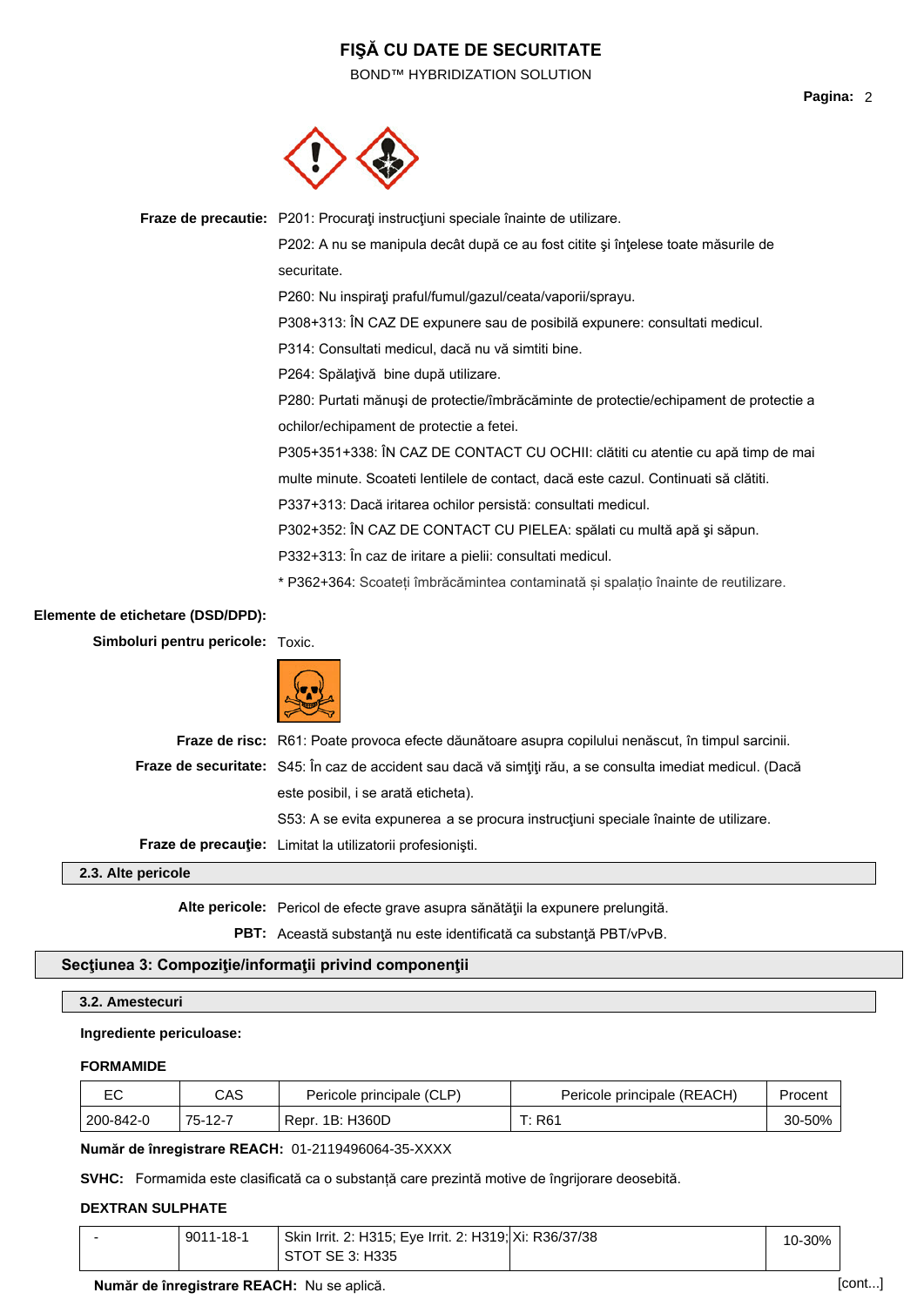**Fraze de precautie:** P201: Procuraţi instrucţiuni speciale înainte de utilizare.

P202: A nu se manipula decât după ce au fost citite şi înţelese toate măsurile de securitate.

P260: Nu inspiraţi praful/fumul/gazul/ceata/vaporii/sprayu.

P308+313: ÎN CAZ DE expunere sau de posibilă expunere: consultati medicul.

P314: Consultati medicul, dacă nu vă simtiti bine.

P264: Spălaţivă bine după utilizare.

P280: Purtati mănuşi de protectie/îmbrăcăminte de protectie/echipament de protectie a ochilor/echipament de protectie a fetei.

P305+351+338: ÎN CAZ DE CONTACT CU OCHII: clătiti cu atentie cu apă timp de mai multe minute. Scoateti lentilele de contact, dacă este cazul. Continuati să clătiti.

P337+313: Dacă iritarea ochilor persistă: consultati medicul.

P302+352: ÎN CAZ DE CONTACT CU PIELEA: spălati cu multă apă şi săpun.

P332+313: În caz de iritare a pielii: consultati medicul.

* P362+364: Scoateți îmbrăcămintea contaminată și spalațio înainte de reutilizare.

**Elemente de etichetare (DSD/DPD):**

**Simboluri pentru pericole:** Toxic.

**Fraze de risc:** R61: Poate provoca efecte dăunătoare asupra copilului nenăscut, în timpul sarcinii.

**Fraze de securitate:** S45: În caz de accident sau dacă vă simţiţi rău, a se consulta imediat medicul. (Dacă este posibil, i se arată eticheta).

S53: A se evita expunerea a se procura instrucţiuni speciale înainte de utilizare.

**Fraze de precauţie:** Limitat la utilizatorii profesionişti.

### 2.3. Alte pericole

**Alte pericole:** Pericol de efecte grave asupra sănătăţii la expunere prelungită.

**PBT:** Această substanţă nu este identificată ca substanţă PBT/vPvB.

## Secţiunea 3: Compoziţie/informaţii privind componenţii

### 3.2. Amestecuri

**Ingrediente periculoase:**

**FORMAMIDE**

| EC | CAS | Pericole principale (CLP) | Pericole principale (REACH) | Procent |
|---|---|---|---|---|
| 200-842-0 | 75-12-7 | Repr. 1B: H360D | T: R61 | 30-50% |

**Număr de înregistrare REACH:** 01-2119496064-35-XXXX

**SVHC:** Formamida este clasificată ca o substanţă care prezintă motive de îngrijorare deosebită.

**DEXTRAN SULPHATE**

| | | | | |
|---|---|---|---|---|
| - | 9011-18-1 | Skin Irrit. 2: H315; Eye Irrit. 2: H319; STOT SE 3: H335 | Xi: R36/37/38 | 10-30% |

**Număr de înregistrare REACH:** Nu se aplică.

[cont...]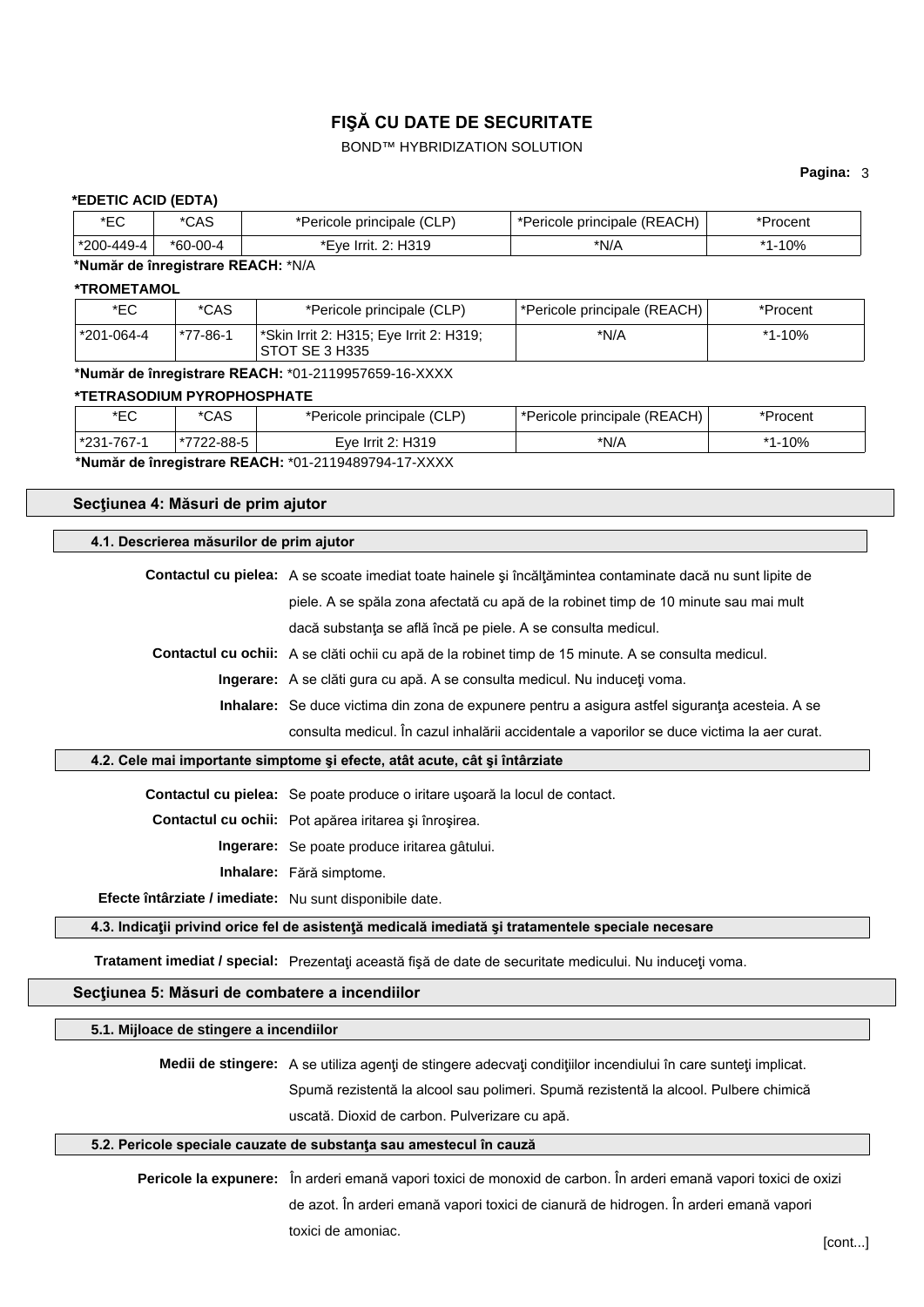**\*EDETIC ACID (EDTA)**

| \*EC | \*CAS | \*Pericole principale (CLP) | \*Pericole principale (REACH) | \*Procent |
|---|---|---|---|---|
| \*200-449-4 | \*60-00-4 | \*Eye Irrit. 2: H319 | \*N/A | \*1-10% |

**\*Număr de înregistrare REACH:** \*N/A

**\*TROMETAMOL**

| \*EC | \*CAS | \*Pericole principale (CLP) | \*Pericole principale (REACH) | \*Procent |
|---|---|---|---|---|
| \*201-064-4 | \*77-86-1 | \*Skin Irrit 2: H315; Eye Irrit 2: H319; STOT SE 3 H335 | \*N/A | \*1-10% |

**\*Număr de înregistrare REACH:** \*01-2119957659-16-XXXX

**\*TETRASODIUM PYROPHOSPHATE**

| \*EC | \*CAS | \*Pericole principale (CLP) | \*Pericole principale (REACH) | \*Procent |
|---|---|---|---|---|
| \*231-767-1 | \*7722-88-5 | Eye Irrit 2: H319 | \*N/A | \*1-10% |

**\*Număr de înregistrare REACH:** \*01-2119489794-17-XXXX

## Secţiunea 4: Măsuri de prim ajutor

### 4.1. Descrierea măsurilor de prim ajutor

**Contactul cu pielea:** A se scoate imediat toate hainele şi încălţămintea contaminate dacă nu sunt lipite de piele. A se spăla zona afectată cu apă de la robinet timp de 10 minute sau mai mult dacă substanţa se află încă pe piele. A se consulta medicul.

**Contactul cu ochii:** A se clăti ochii cu apă de la robinet timp de 15 minute. A se consulta medicul.

**Ingerare:** A se clăti gura cu apă. A se consulta medicul. Nu induceţi voma.

**Inhalare:** Se duce victima din zona de expunere pentru a asigura astfel siguranţa acesteia. A se consulta medicul. În cazul inhalării accidentale a vaporilor se duce victima la aer curat.

### 4.2. Cele mai importante simptome şi efecte, atât acute, cât şi întârziate

**Contactul cu pielea:** Se poate produce o iritare uşoară la locul de contact.

**Contactul cu ochii:** Pot apărea iritarea şi înroşirea.

**Ingerare:** Se poate produce iritarea gâtului.

**Inhalare:** Fără simptome.

**Efecte întârziate / imediate:** Nu sunt disponibile date.

### 4.3. Indicaţii privind orice fel de asistenţă medicală imediată şi tratamentele speciale necesare

**Tratament imediat / special:** Prezentaţi această fişă de date de securitate medicului. Nu induceţi voma.

## Secţiunea 5: Măsuri de combatere a incendiilor

### 5.1. Mijloace de stingere a incendiilor

**Medii de stingere:** A se utiliza agenţi de stingere adecvaţi condiţiilor incendiului în care sunteţi implicat. Spumă rezistentă la alcool sau polimeri. Spumă rezistentă la alcool. Pulbere chimică uscată. Dioxid de carbon. Pulverizare cu apă.

### 5.2. Pericole speciale cauzate de substanţa sau amestecul în cauză

**Pericole la expunere:** În arderi emană vapori toxici de monoxid de carbon. În arderi emană vapori toxici de oxizi de azot. În arderi emană vapori toxici de cianură de hidrogen. În arderi emană vapori toxici de amoniac.

[cont...]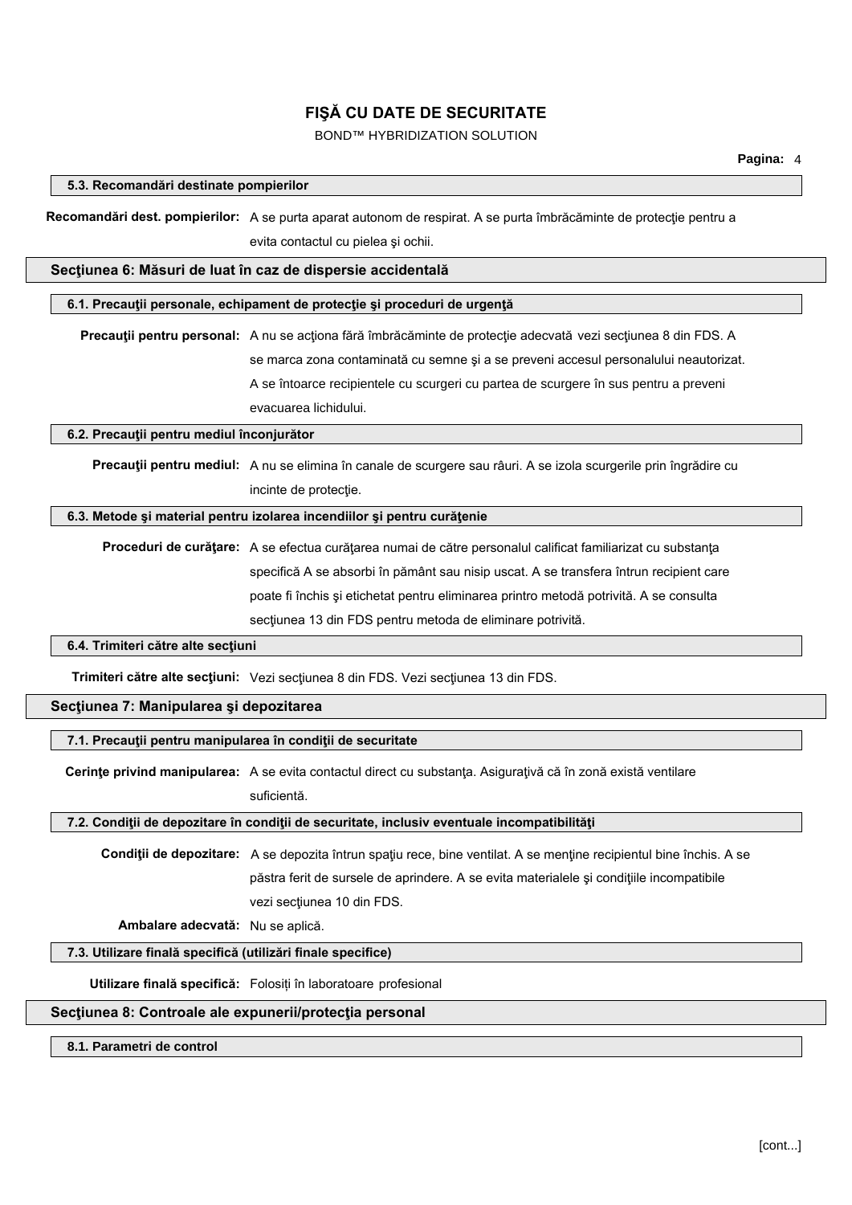### 5.3. Recomandări destinate pompierilor

**Recomandări dest. pompierilor:** A se purta aparat autonom de respirat. A se purta îmbrăcăminte de protecţie pentru a evita contactul cu pielea şi ochii.

## Secţiunea 6: Măsuri de luat în caz de dispersie accidentală

### 6.1. Precauţii personale, echipament de protecţie şi proceduri de urgenţă

**Precauţii pentru personal:** A nu se acţiona fără îmbrăcăminte de protecţie adecvată vezi secţiunea 8 din FDS. A se marca zona contaminată cu semne şi a se preveni accesul personalului neautorizat. A se întoarce recipientele cu scurgeri cu partea de scurgere în sus pentru a preveni evacuarea lichidului.

### 6.2. Precauţii pentru mediul înconjurător

**Precauţii pentru mediul:** A nu se elimina în canale de scurgere sau râuri. A se izola scurgerile prin îngrădire cu incinte de protecţie.

### 6.3. Metode şi material pentru izolarea incendiilor şi pentru curăţenie

**Proceduri de curăţare:** A se efectua curăţarea numai de către personalul calificat familiarizat cu substanţa specifică A se absorbi în pământ sau nisip uscat. A se transfera întrun recipient care poate fi închis şi etichetat pentru eliminarea printro metodă potrivită. A se consulta secţiunea 13 din FDS pentru metoda de eliminare potrivită.

### 6.4. Trimiteri către alte secţiuni

**Trimiteri către alte secţiuni:** Vezi secţiunea 8 din FDS. Vezi secţiunea 13 din FDS.

## Secţiunea 7: Manipularea şi depozitarea

### 7.1. Precauţii pentru manipularea în condiţii de securitate

**Cerinţe privind manipularea:** A se evita contactul direct cu substanţa. Asiguraţivă că în zonă există ventilare suficientă.

### 7.2. Condiţii de depozitare în condiţii de securitate, inclusiv eventuale incompatibilităţi

**Condiţii de depozitare:** A se depozita întrun spaţiu rece, bine ventilat. A se menţine recipientul bine închis. A se păstra ferit de sursele de aprindere. A se evita materialele şi condiţiile incompatibile vezi secţiunea 10 din FDS.

**Ambalare adecvată:** Nu se aplică.

### 7.3. Utilizare finală specifică (utilizări finale specifice)

**Utilizare finală specifică:** Folosiți în laboratoare profesional

## Secţiunea 8: Controale ale expunerii/protecţia personal

### 8.1. Parametri de control

[cont...]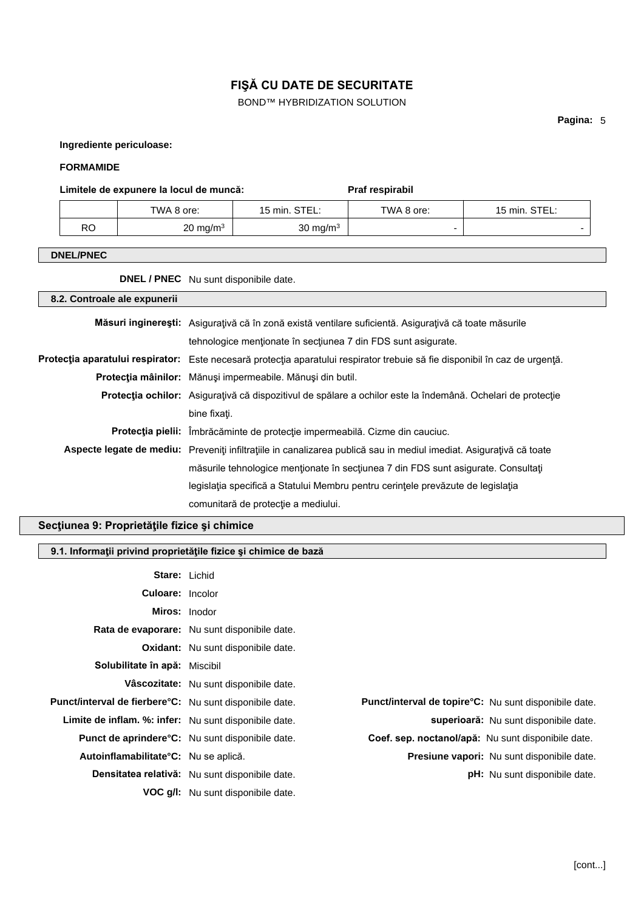**Ingrediente periculoase:**

**FORMAMIDE**

**Limitele de expunere la locul de muncă:** **Praf respirabil**

| | TWA 8 ore: | 15 min. STEL: | TWA 8 ore: | 15 min. STEL: |
|---|---|---|---|---|
| RO | 20 mg/m$^3$ | 30 mg/m$^3$ | - | - |

**DNEL/PNEC**

**DNEL / PNEC** Nu sunt disponibile date.

**8.2. Controale ale expunerii**

**Măsuri inginereşti:** Asiguraţivă că în zonă există ventilare suficientă. Asiguraţivă că toate măsurile tehnologice menţionate în secţiunea 7 din FDS sunt asigurate.

**Protecţia aparatului respirator:** Este necesară protecţia aparatului respirator trebuie să fie disponibil în caz de urgenţă.

**Protecţia mâinilor:** Mănuşi impermeabile. Mănuşi din butil.

**Protecţia ochilor:** Asiguraţivă că dispozitivul de spălare a ochilor este la îndemână. Ochelari de protecţie bine fixaţi.

**Protecţia pielii:** Îmbrăcăminte de protecţie impermeabilă. Cizme din cauciuc.

**Aspecte legate de mediu:** Preveniţi infiltraţiile in canalizarea publică sau in mediul imediat. Asiguraţivă că toate măsurile tehnologice menţionate în secţiunea 7 din FDS sunt asigurate. Consultaţi legislaţia specifică a Statului Membru pentru cerinţele prevăzute de legislaţia comunitară de protecţie a mediului.

## Secţiunea 9: Proprietăţile fizice şi chimice

**9.1. Informaţii privind proprietăţile fizice şi chimice de bază**

**Stare:** Lichid

**Culoare:** Incolor

**Miros:** Inodor

**Rata de evaporare:** Nu sunt disponibile date.

**Oxidant:** Nu sunt disponibile date.

**Solubilitate în apă:** Miscibil

**Vâscozitate:** Nu sunt disponibile date.

**Punct/interval de fierbere°C:** Nu sunt disponibile date.

**Punct/interval de topire°C:** Nu sunt disponibile date.

**Limite de inflam. %: infer:** Nu sunt disponibile date.

**superioară:** Nu sunt disponibile date.

**Punct de aprindere°C:** Nu sunt disponibile date.

**Coef. sep. noctanol/apă:** Nu sunt disponibile date.

**Autoinflamabilitate°C:** Nu se aplică.

**Presiune vapori:** Nu sunt disponibile date.

**Densitatea relativă:** Nu sunt disponibile date.

**pH:** Nu sunt disponibile date.

**VOC g/l:** Nu sunt disponibile date.

[cont...]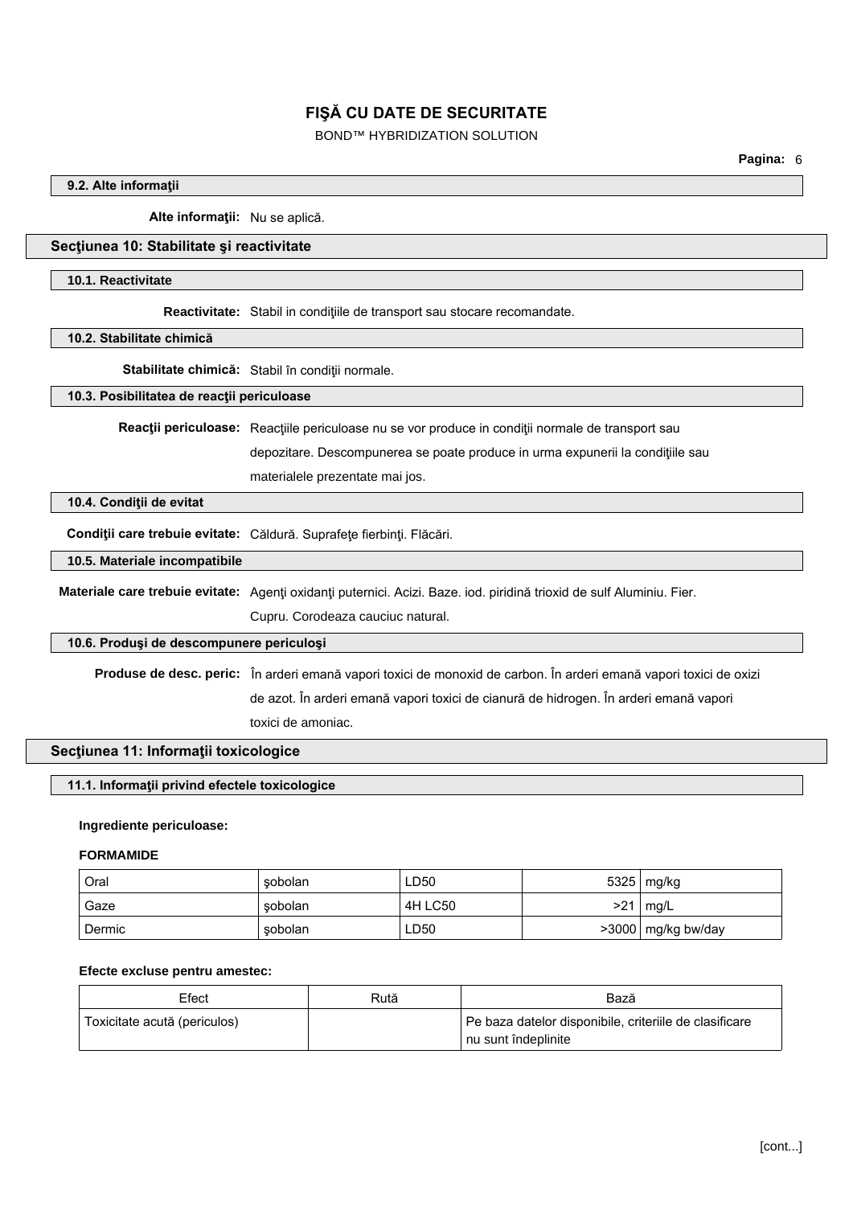### 9.2. Alte informaţii

**Alte informaţii:** Nu se aplică.

## Secţiunea 10: Stabilitate şi reactivitate

### 10.1. Reactivitate

**Reactivitate:** Stabil in condiţiile de transport sau stocare recomandate.

### 10.2. Stabilitate chimică

**Stabilitate chimică:** Stabil în condiţii normale.

### 10.3. Posibilitatea de reacţii periculoase

**Reacţii periculoase:** Reacţiile periculoase nu se vor produce in condiţii normale de transport sau depozitare. Descompunerea se poate produce in urma expunerii la condiţiile sau materialele prezentate mai jos.

### 10.4. Condiţii de evitat

**Condiţii care trebuie evitate:** Căldură. Suprafeţe fierbinţi. Flăcări.

### 10.5. Materiale incompatibile

**Materiale care trebuie evitate:** Agenţi oxidanţi puternici. Acizi. Baze. iod. piridină trioxid de sulf Aluminiu. Fier. Cupru. Corodeaza cauciuc natural.

### 10.6. Produşi de descompunere periculoşi

**Produse de desc. peric:** În arderi emană vapori toxici de monoxid de carbon. În arderi emană vapori toxici de oxizi de azot. În arderi emană vapori toxici de cianură de hidrogen. În arderi emană vapori toxici de amoniac.

## Secţiunea 11: Informaţii toxicologice

### 11.1. Informaţii privind efectele toxicologice

**Ingrediente periculoase:**

**FORMAMIDE**

| | | | | |
|---|---|---|---|---|
| Oral | şobolan | LD50 | 5325 | mg/kg |
| Gaze | şobolan | 4H LC50 | >21 | mg/L |
| Dermic | şobolan | LD50 | >3000 | mg/kg bw/day |

**Efecte excluse pentru amestec:**

| Efect | Rută | Bază |
|---|---|---|
| Toxicitate acută (periculos) | | Pe baza datelor disponibile, criteriile de clasificare nu sunt îndeplinite |

[cont...]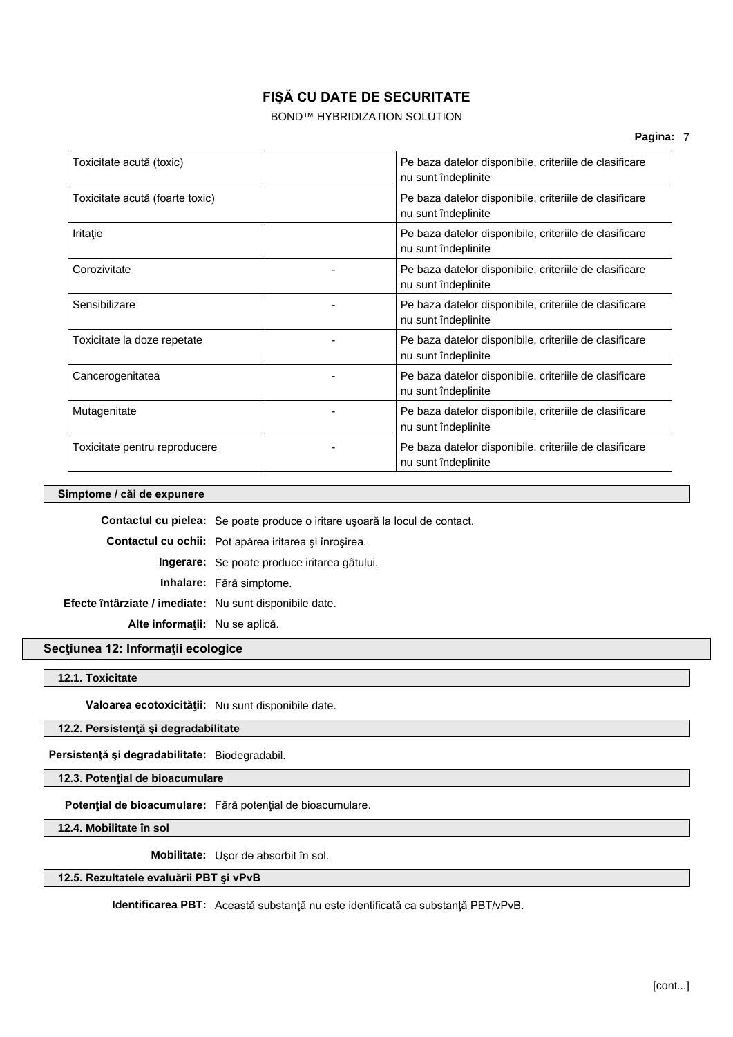| | | |
|---|---|---|
| Toxicitate acută (toxic) | | Pe baza datelor disponibile, criteriile de clasificare nu sunt îndeplinite |
| Toxicitate acută (foarte toxic) | | Pe baza datelor disponibile, criteriile de clasificare nu sunt îndeplinite |
| Iritaţie | | Pe baza datelor disponibile, criteriile de clasificare nu sunt îndeplinite |
| Corozivitate | - | Pe baza datelor disponibile, criteriile de clasificare nu sunt îndeplinite |
| Sensibilizare | - | Pe baza datelor disponibile, criteriile de clasificare nu sunt îndeplinite |
| Toxicitate la doze repetate | - | Pe baza datelor disponibile, criteriile de clasificare nu sunt îndeplinite |
| Cancerogenitatea | - | Pe baza datelor disponibile, criteriile de clasificare nu sunt îndeplinite |
| Mutagenitate | - | Pe baza datelor disponibile, criteriile de clasificare nu sunt îndeplinite |
| Toxicitate pentru reproducere | - | Pe baza datelor disponibile, criteriile de clasificare nu sunt îndeplinite |

### Simptome / căi de expunere

**Contactul cu pielea:** Se poate produce o iritare uşoară la locul de contact.

**Contactul cu ochii:** Pot apărea iritarea şi înroşirea.

**Ingerare:** Se poate produce iritarea gâtului.

**Inhalare:** Fără simptome.

**Efecte întârziate / imediate:** Nu sunt disponibile date.

**Alte informaţii:** Nu se aplică.

## Secţiunea 12: Informaţii ecologice

### 12.1. Toxicitate

**Valoarea ecotoxicităţii:** Nu sunt disponibile date.

### 12.2. Persistenţă şi degradabilitate

**Persistenţă şi degradabilitate:** Biodegradabil.

### 12.3. Potenţial de bioacumulare

**Potenţial de bioacumulare:** Fără potenţial de bioacumulare.

### 12.4. Mobilitate în sol

**Mobilitate:** Uşor de absorbit în sol.

### 12.5. Rezultatele evaluării PBT şi vPvB

**Identificarea PBT:** Această substanţă nu este identificată ca substanţă PBT/vPvB.

[cont...]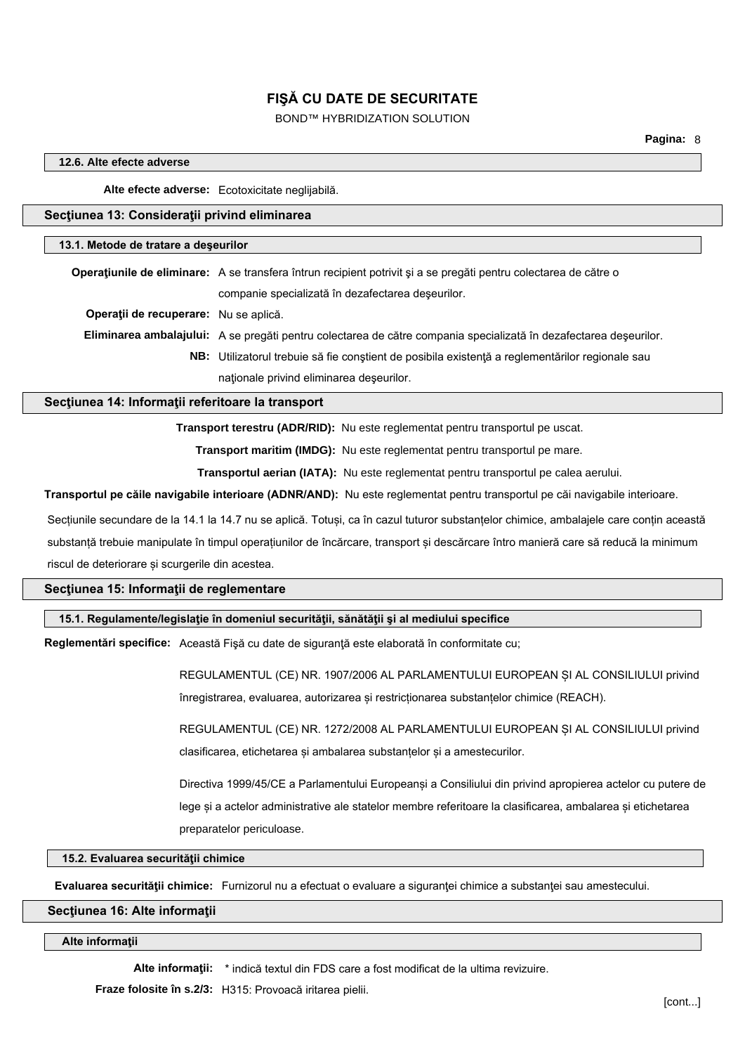### 12.6. Alte efecte adverse

**Alte efecte adverse:** Ecotoxicitate neglijabilă.

## Secţiunea 13: Consideraţii privind eliminarea

### 13.1. Metode de tratare a deşeurilor

**Operaţiunile de eliminare:** A se transfera întrun recipient potrivit şi a se pregăti pentru colectarea de către o companie specializată în dezafectarea deşeurilor.

**Operaţii de recuperare:** Nu se aplică.

**Eliminarea ambalajului:** A se pregăti pentru colectarea de către compania specializată în dezafectarea deşeurilor.

**NB:** Utilizatorul trebuie să fie conştient de posibila existenţă a reglementărilor regionale sau naţionale privind eliminarea deşeurilor.

## Secţiunea 14: Informaţii referitoare la transport

**Transport terestru (ADR/RID):** Nu este reglementat pentru transportul pe uscat.

**Transport maritim (IMDG):** Nu este reglementat pentru transportul pe mare.

**Transportul aerian (IATA):** Nu este reglementat pentru transportul pe calea aerului.

**Transportul pe căile navigabile interioare (ADNR/AND):** Nu este reglementat pentru transportul pe căi navigabile interioare.

Secțiunile secundare de la 14.1 la 14.7 nu se aplică. Totuși, ca în cazul tuturor substanțelor chimice, ambalajele care conțin această substanță trebuie manipulate în timpul operațiunilor de încărcare, transport și descărcare întro manieră care să reducă la minimum riscul de deteriorare și scurgerile din acestea.

## Secţiunea 15: Informaţii de reglementare

### 15.1. Regulamente/legislaţie în domeniul securităţii, sănătăţii şi al mediului specifice

**Reglementări specifice:** Această Fişă cu date de siguranţă este elaborată în conformitate cu;

REGULAMENTUL (CE) NR. 1907/2006 AL PARLAMENTULUI EUROPEAN ȘI AL CONSILIULUI privind înregistrarea, evaluarea, autorizarea și restricționarea substanțelor chimice (REACH).

REGULAMENTUL (CE) NR. 1272/2008 AL PARLAMENTULUI EUROPEAN ȘI AL CONSILIULUI privind clasificarea, etichetarea și ambalarea substanțelor și a amestecurilor.

Directiva 1999/45/CE a Parlamentului Europeanși a Consiliului din privind apropierea actelor cu putere de lege și a actelor administrative ale statelor membre referitoare la clasificarea, ambalarea și etichetarea preparatelor periculoase.

### 15.2. Evaluarea securităţii chimice

**Evaluarea securităţii chimice:** Furnizorul nu a efectuat o evaluare a siguranţei chimice a substanţei sau amestecului.

## Secţiunea 16: Alte informaţii

### Alte informaţii

**Alte informaţii:** * indică textul din FDS care a fost modificat de la ultima revizuire.

**Fraze folosite în s.2/3:** H315: Provoacă iritarea pielii.

[cont...]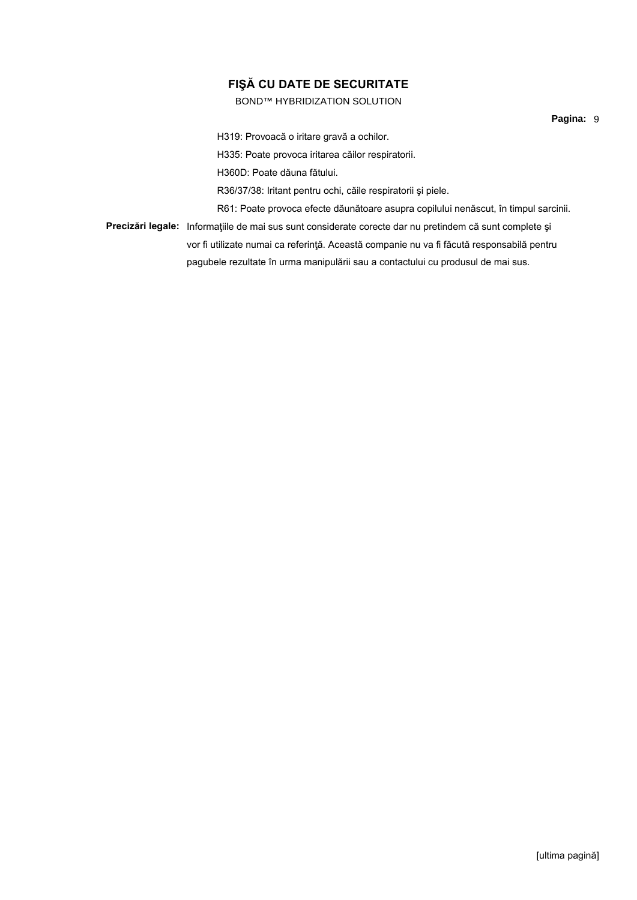H319: Provoacă o iritare gravă a ochilor.

H335: Poate provoca iritarea căilor respiratorii.

H360D: Poate dăuna fătului.

R36/37/38: Iritant pentru ochi, căile respiratorii şi piele.

R61: Poate provoca efecte dăunătoare asupra copilului nenăscut, în timpul sarcinii.

**Precizări legale:** Informaţiile de mai sus sunt considerate corecte dar nu pretindem că sunt complete şi vor fi utilizate numai ca referinţă. Această companie nu va fi făcută responsabilă pentru pagubele rezultate în urma manipulării sau a contactului cu produsul de mai sus.

[ultima pagină]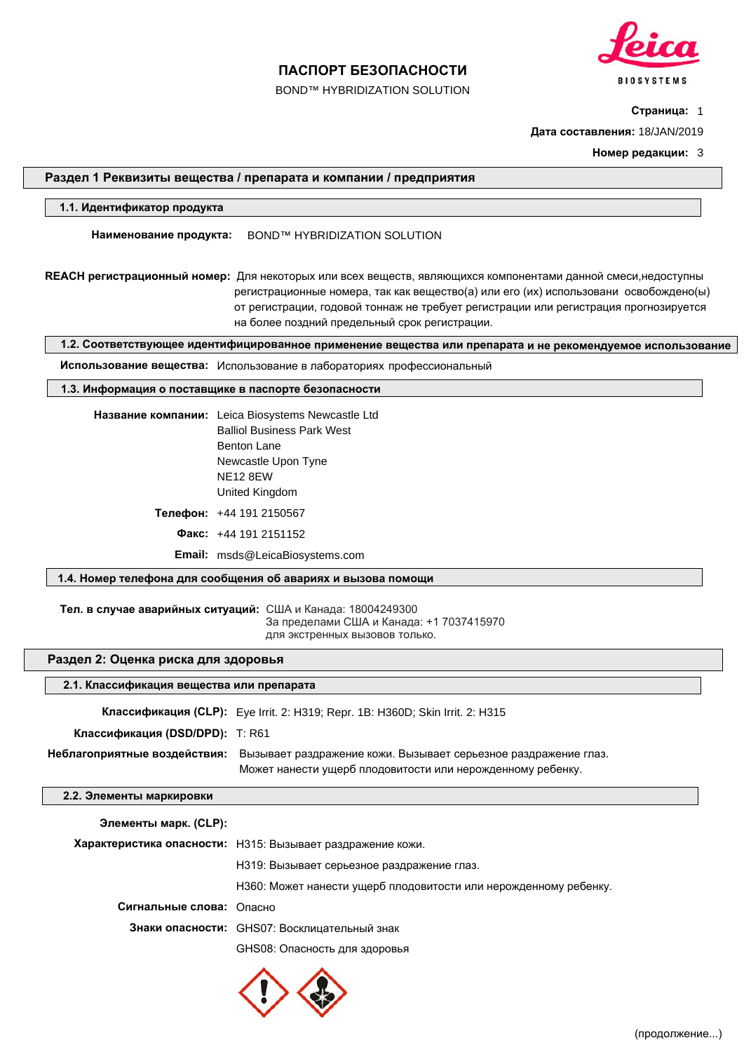# ПАСПОРТ БЕЗОПАСНОСТИ

BOND™ HYBRIDIZATION SOLUTION

**Страница:** 1

**Дата составления:** 18/JAN/2019

**Номер редакции:** 3

## Раздел 1 Реквизиты вещества / препарата и компании / предприятия

### 1.1. Идентификатор продукта

**Наименование продукта:** BOND™ HYBRIDIZATION SOLUTION

**REACH регистрационный номер:** Для некоторых или всех веществ, являющихся компонентами данной смеси,недоступны регистрационные номера, так как вещество(а) или его (их) использовани освобождено(ы) от регистрации, годовой тоннаж не требует регистрации или регистрация прогнозируется на более поздний предельный срок регистрации.

### 1.2. Соответствующее идентифицированное применение вещества или препарата и не рекомендуемое использование

**Использование вещества:** Использование в лабораториях профессиональный

### 1.3. Информация о поставщике в паспорте безопасности

**Название компании:** Leica Biosystems Newcastle Ltd
Balliol Business Park West
Benton Lane
Newcastle Upon Tyne
NE12 8EW
United Kingdom

**Телефон:** +44 191 2150567

**Факс:** +44 191 2151152

**Email:** msds@LeicaBiosystems.com

### 1.4. Номер телефона для сообщения об авариях и вызова помощи

**Тел. в случае аварийных ситуаций:** США и Канада: 18004249300
За пределами США и Канада: +1 7037415970
для экстренных вызовов только.

## Раздел 2: Оценка риска для здоровья

### 2.1. Классификация вещества или препарата

**Классификация (CLP):** Eye Irrit. 2: H319; Repr. 1B: H360D; Skin Irrit. 2: H315

**Классификация (DSD/DPD):** T: R61

**Неблагоприятные воздействия:** Вызывает раздражение кожи. Вызывает серьезное раздражение глаз. Может нанести ущерб плодовитости или нерожденному ребенку.

### 2.2. Элементы маркировки

**Элементы марк. (CLP):**

**Характеристика опасности:** H315: Вызывает раздражение кожи.

H319: Вызывает серьезное раздражение глаз.

H360: Может нанести ущерб плодовитости или нерожденному ребенку.

**Сигнальные слова:** Опасно

**Знаки опасности:** GHS07: Восклицательный знак

GHS08: Опасность для здоровья

(продолжение...)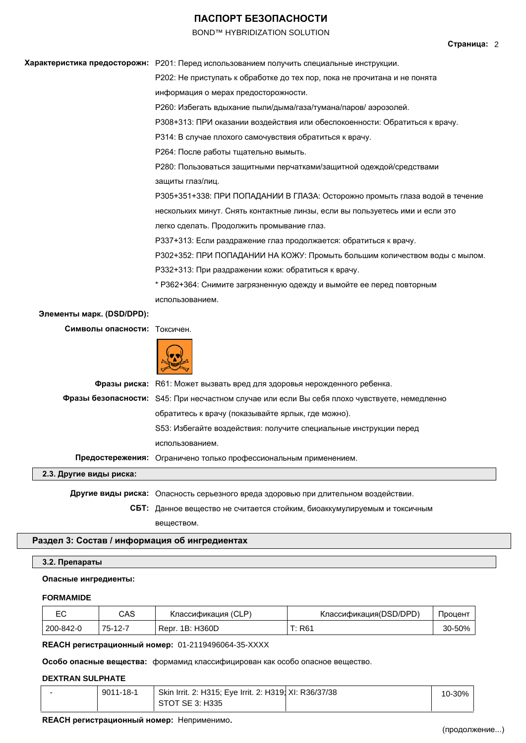**Характеристика предосторожн:** P201: Перед использованием получить специальные инструкции.

P202: Не приступать к обработке до тех пор, пока не прочитана и не понята информация о мерах предосторожности.

P260: Избегать вдыхание пыли/дыма/газа/тумана/паров/ аэрозолей.

P308+313: ПРИ оказании воздействия или обеспокоенности: Обратиться к врачу.

P314: В случае плохого самочувствия обратиться к врачу.

P264: После работы тщательно вымыть.

P280: Пользоваться защитными перчатками/защитной одеждой/средствами защиты глаз/лиц.

P305+351+338: ПРИ ПОПАДАНИИ В ГЛАЗА: Осторожно промыть глаза водой в течение нескольких минут. Снять контактные линзы, если вы пользуетесь ими и если это легко сделать. Продолжить промывание глаз.

P337+313: Если раздражение глаз продолжается: обратиться к врачу.

P302+352: ПРИ ПОПАДАНИИ НА КОЖУ: Промыть большим количеством воды с мылом.

P332+313: При раздражении кожи: обратиться к врачу.

* P362+364: Снимите загрязненную одежду и вымойте ее перед повторным использованием.

**Элементы марк. (DSD/DPD):**

**Символы опасности:** Токсичен.

**Фразы риска:** R61: Может вызвать вред для здоровья нерожденного ребенка.

**Фразы безопасности:** S45: При несчастном случае или если Вы себя плохо чувствуете, немедленно обратитесь к врачу (показывайте ярлык, где можно).

S53: Избегайте воздействия: получите специальные инструкции перед использованием.

**Предостережения:** Ограничено только профессиональным применением.

### 2.3. Другие виды риска:

**Другие виды риска:** Опасность серьезного вреда здоровью при длительном воздействии.

**СБТ:** Данное вещество не считается стойким, биоаккумулируемым и токсичным веществом.

## Раздел 3: Состав / информация об ингредиентах

### 3.2. Препараты

**Опасные ингредиенты:**

**FORMAMIDE**

| EC | CAS | Классификация (CLP) | Классификация(DSD/DPD) | Процент |
|---|---|---|---|---|
| 200-842-0 | 75-12-7 | Repr. 1B: H360D | T: R61 | 30-50% |

**REACH регистрационный номер:** 01-2119496064-35-XXXX

**Особо опасные вещества:** формамид классифицирован как особо опасное вещество.

**DEXTRAN SULPHATE**

| | | | | |
|---|---|---|---|---|
| - | 9011-18-1 | Skin Irrit. 2: H315; Eye Irrit. 2: H319; STOT SE 3: H335 | Xi: R36/37/38 | 10-30% |

**REACH регистрационный номер:** Неприменимо.

(продолжение...)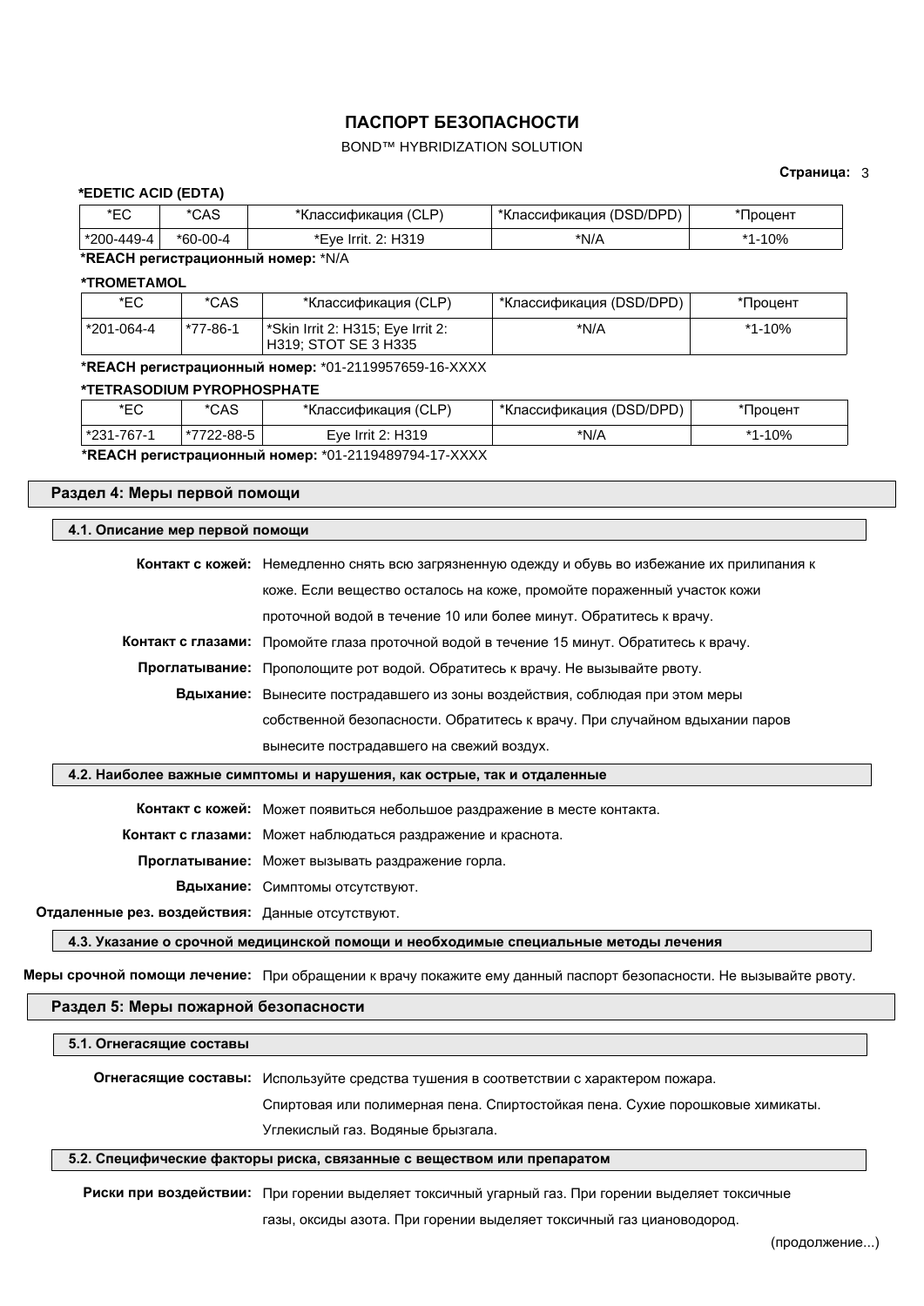**\*EDETIC ACID (EDTA)**

| \*EC | \*CAS | \*Классификация (CLP) | \*Классификация (DSD/DPD) | \*Процент |
|---|---|---|---|---|
| \*200-449-4 | \*60-00-4 | \*Eye Irrit. 2: H319 | \*N/A | \*1-10% |

**\*REACH регистрационный номер:** \*N/A

**\*TROMETAMOL**

| \*EC | \*CAS | \*Классификация (CLP) | \*Классификация (DSD/DPD) | \*Процент |
|---|---|---|---|---|
| \*201-064-4 | \*77-86-1 | \*Skin Irrit 2: H315; Eye Irrit 2: H319; STOT SE 3 H335 | \*N/A | \*1-10% |

**\*REACH регистрационный номер:** \*01-2119957659-16-XXXX

**\*TETRASODIUM PYROPHOSPHATE**

| \*EC | \*CAS | \*Классификация (CLP) | \*Классификация (DSD/DPD) | \*Процент |
|---|---|---|---|---|
| \*231-767-1 | \*7722-88-5 | Eye Irrit 2: H319 | \*N/A | \*1-10% |

**\*REACH регистрационный номер:** \*01-2119489794-17-XXXX

## Раздел 4: Меры первой помощи

### 4.1. Описание мер первой помощи

**Контакт с кожей:** Немедленно снять всю загрязненную одежду и обувь во избежание их прилипания к коже. Если вещество осталось на коже, промойте пораженный участок кожи проточной водой в течение 10 или более минут. Обратитесь к врачу.

**Контакт с глазами:** Промойте глаза проточной водой в течение 15 минут. Обратитесь к врачу.

**Проглатывание:** Прополощите рот водой. Обратитесь к врачу. Не вызывайте рвоту.

**Вдыхание:** Вынесите пострадавшего из зоны воздействия, соблюдая при этом меры собственной безопасности. Обратитесь к врачу. При случайном вдыхании паров вынесите пострадавшего на свежий воздух.

### 4.2. Наиболее важные симптомы и нарушения, как острые, так и отдаленные

**Контакт с кожей:** Может появиться небольшое раздражение в месте контакта.

**Контакт с глазами:** Может наблюдаться раздражение и краснота.

**Проглатывание:** Может вызывать раздражение горла.

**Вдыхание:** Симптомы отсутствуют.

**Отдаленные рез. воздействия:** Данные отсутствуют.

### 4.3. Указание о срочной медицинской помощи и необходимые специальные методы лечения

**Меры срочной помощи лечение:** При обращении к врачу покажите ему данный паспорт безопасности. Не вызывайте рвоту.

## Раздел 5: Меры пожарной безопасности

### 5.1. Огнегасящие составы

**Огнегасящие составы:** Используйте средства тушения в соответствии с характером пожара. Спиртовая или полимерная пена. Спиртостойкая пена. Сухие порошковые химикаты. Углекислый газ. Водяные брызгала.

### 5.2. Специфические факторы риска, связанные с веществом или препаратом

**Риски при воздействии:** При горении выделяет токсичный угарный газ. При горении выделяет токсичные газы, оксиды азота. При горении выделяет токсичный газ циановодород.

(продолжение...)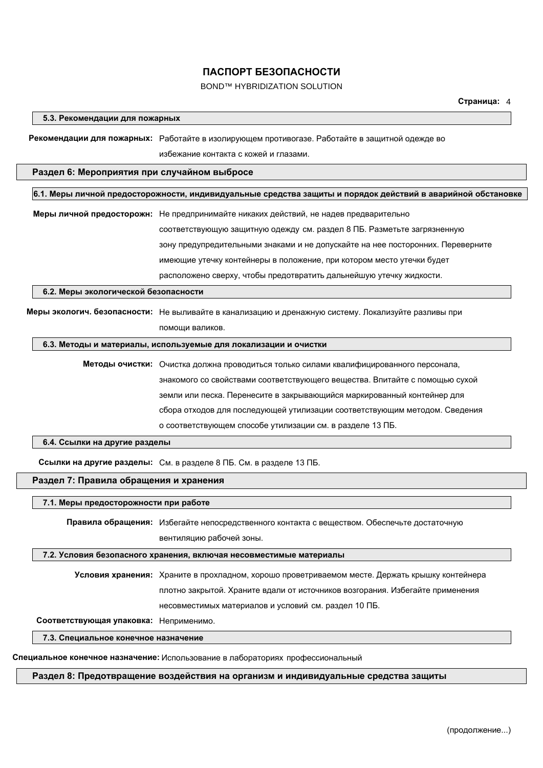#### 5.3. Рекомендации для пожарных

**Рекомендации для пожарных:** Работайте в изолирующем противогазе. Работайте в защитной одежде во избежание контакта с кожей и глазами.

## Раздел 6: Мероприятия при случайном выбросе

#### 6.1. Меры личной предосторожности, индивидуальные средства защиты и порядок действий в аварийной обстановке

**Меры личной предосторожн:** Не предпринимайте никаких действий, не надев предварительно соответствующую защитную одежду см. раздел 8 ПБ. Разметьте загрязненную зону предупредительными знаками и не допускайте на нее посторонних. Переверните имеющие утечку контейнеры в положение, при котором место утечки будет расположено сверху, чтобы предотвратить дальнейшую утечку жидкости.

#### 6.2. Меры экологической безопасности

**Меры экологич. безопасности:** Не выливайте в канализацию и дренажную систему. Локализуйте разливы при помощи валиков.

#### 6.3. Методы и материалы, используемые для локализации и очистки

**Методы очистки:** Очистка должна проводиться только силами квалифицированного персонала, знакомого со свойствами соответствующего вещества. Впитайте с помощью сухой земли или песка. Перенесите в закрывающийся маркированный контейнер для сбора отходов для последующей утилизации соответствующим методом. Сведения о соответствующем способе утилизации см. в разделе 13 ПБ.

#### 6.4. Ссылки на другие разделы

**Ссылки на другие разделы:** См. в разделе 8 ПБ. См. в разделе 13 ПБ.

## Раздел 7: Правила обращения и хранения

#### 7.1. Меры предосторожности при работе

**Правила обращения:** Избегайте непосредственного контакта с веществом. Обеспечьте достаточную вентиляцию рабочей зоны.

#### 7.2. Условия безопасного хранения, включая несовместимые материалы

**Условия хранения:** Храните в прохладном, хорошо проветриваемом месте. Держать крышку контейнера плотно закрытой. Храните вдали от источников возгорания. Избегайте применения несовместимых материалов и условий см. раздел 10 ПБ.

**Соответствующая упаковка:** Неприменимо.

#### 7.3. Специальное конечное назначение

**Специальное конечное назначение:** Использование в лабораториях профессиональный

## Раздел 8: Предотвращение воздействия на организм и индивидуальные средства защиты

(продолжение...)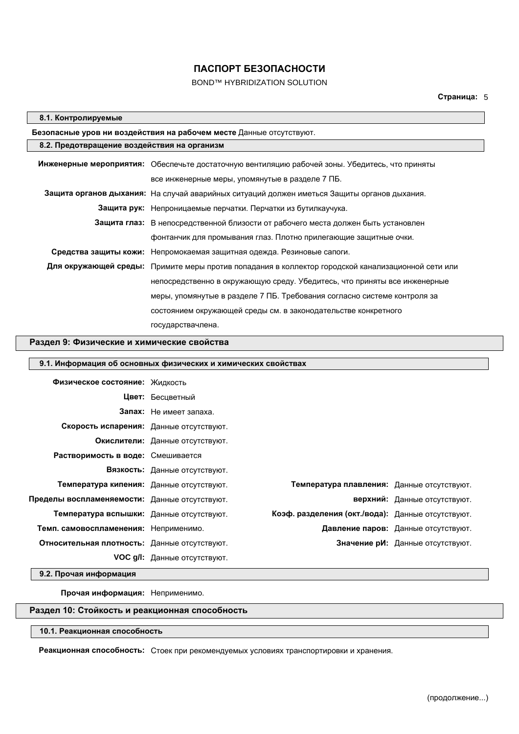#### 8.1. Контролируемые

**Безопасные уров ни воздействия на рабочем месте** Данные отсутствуют.

#### 8.2. Предотвращение воздействия на организм

**Инженерные мероприятия:** Обеспечьте достаточную вентиляцию рабочей зоны. Убедитесь, что приняты все инженерные меры, упомянутые в разделе 7 ПБ.

**Защита органов дыхания:** На случай аварийных ситуаций должен иметься Защиты органов дыхания.

**Защита рук:** Непроницаемые перчатки. Перчатки из бутилкаучука.

**Защита глаз:** В непосредственной близости от рабочего места должен быть установлен фонтанчик для промывания глаз. Плотно прилегающие защитные очки.

**Средства защиты кожи:** Непромокаемая защитная одежда. Резиновые сапоги.

**Для окружающей среды:** Примите меры против попадания в коллектор городской канализационной сети или непосредственно в окружающую среду. Убедитесь, что приняты все инженерные меры, упомянутые в разделе 7 ПБ. Требования согласно системе контроля за состоянием окружающей среды см. в законодательстве конкретного государствачлена.

## Раздел 9: Физические и химические свойства

#### 9.1. Информация об основных физических и химических свойствах

**Физическое состояние:** Жидкость

**Цвет:** Бесцветный

**Запах:** Не имеет запаха.

**Скорость испарения:** Данные отсутствуют.

**Окислители:** Данные отсутствуют.

**Растворимость в воде:** Смешивается

**Вязкость:** Данные отсутствуют.

| | | | |
|---|---|---|---|
| **Температура кипения:** | Данные отсутствуют. | **Температура плавления:** | Данные отсутствуют. |
| **Пределы воспламеняемости:** | Данные отсутствуют. | **верхний:** | Данные отсутствуют. |
| **Температура вспышки:** | Данные отсутствуют. | **Коэф. разделения (окт./вода):** | Данные отсутствуют. |
| **Темп. самовоспламенения:** | Неприменимо. | **Давление паров:** | Данные отсутствуют. |
| **Относительная плотность:** | Данные отсутствуют. | **Значение рИ:** | Данные отсутствуют. |
| **VOC g/l:** | Данные отсутствуют. | | |

#### 9.2. Прочая информация

**Прочая информация:** Неприменимо.

## Раздел 10: Стойкость и реакционная способность

#### 10.1. Реакционная способность

**Реакционная способность:** Стоек при рекомендуемых условиях транспортировки и хранения.

(продолжение...)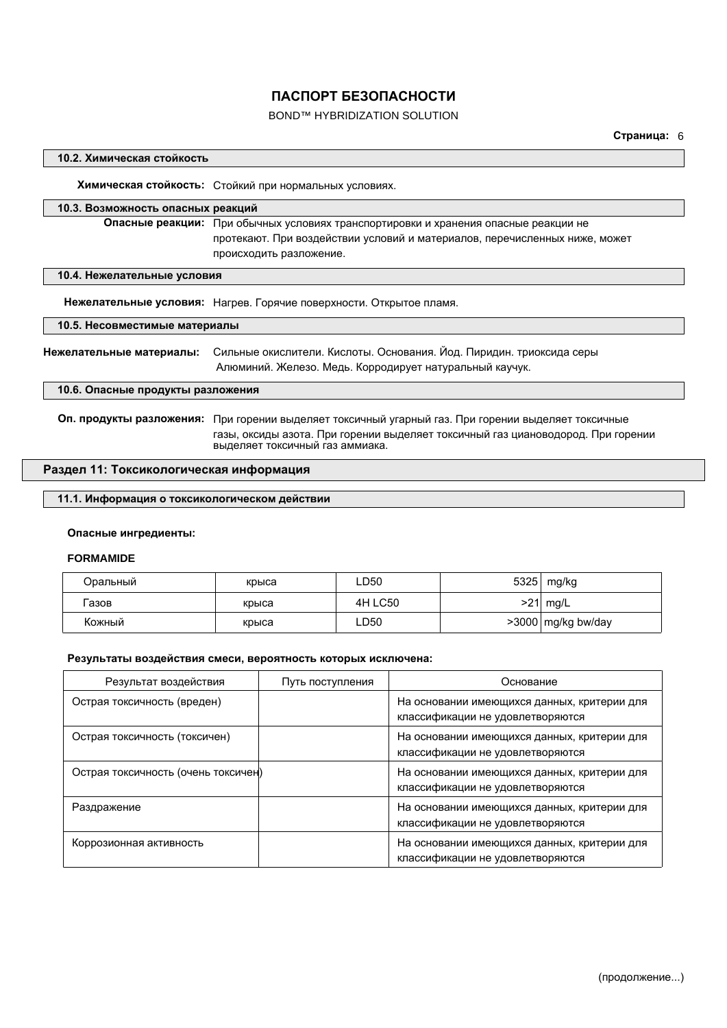### 10.2. Химическая стойкость

**Химическая стойкость:** Стойкий при нормальных условиях.

### 10.3. Возможность опасных реакций

**Опасные реакции:** При обычных условиях транспортировки и хранения опасные реакции не протекают. При воздействии условий и материалов, перечисленных ниже, может происходить разложение.

### 10.4. Нежелательные условия

**Нежелательные условия:** Нагрев. Горячие поверхности. Открытое пламя.

### 10.5. Несовместимые материалы

**Нежелательные материалы:** Сильные окислители. Кислоты. Основания. Йод. Пиридин. триоксида серы Алюминий. Железо. Медь. Корродирует натуральный каучук.

### 10.6. Опасные продукты разложения

**Оп. продукты разложения:** При горении выделяет токсичный угарный газ. При горении выделяет токсичные газы, оксиды азота. При горении выделяет токсичный газ циановодород. При горении выделяет токсичный газ аммиака.

## Раздел 11: Токсикологическая информация

### 11.1. Информация о токсикологическом действии

**Опасные ингредиенты:**

**FORMAMIDE**

| | | | | |
|---|---|---|---|---|
| Оральный | крыса | LD50 | 5325 | mg/kg |
| Газов | крыса | 4H LC50 | >21 | mg/L |
| Кожный | крыса | LD50 | >3000 | mg/kg bw/day |

**Результаты воздействия смеси, вероятность которых исключена:**

| Результат воздействия | Путь поступления | Основание |
|---|---|---|
| Острая токсичность (вреден) | | На основании имеющихся данных, критерии для классификации не удовлетворяются |
| Острая токсичность (токсичен) | | На основании имеющихся данных, критерии для классификации не удовлетворяются |
| Острая токсичность (очень токсичен) | | На основании имеющихся данных, критерии для классификации не удовлетворяются |
| Раздражение | | На основании имеющихся данных, критерии для классификации не удовлетворяются |
| Коррозионная активность | | На основании имеющихся данных, критерии для классификации не удовлетворяются |

(продолжение...)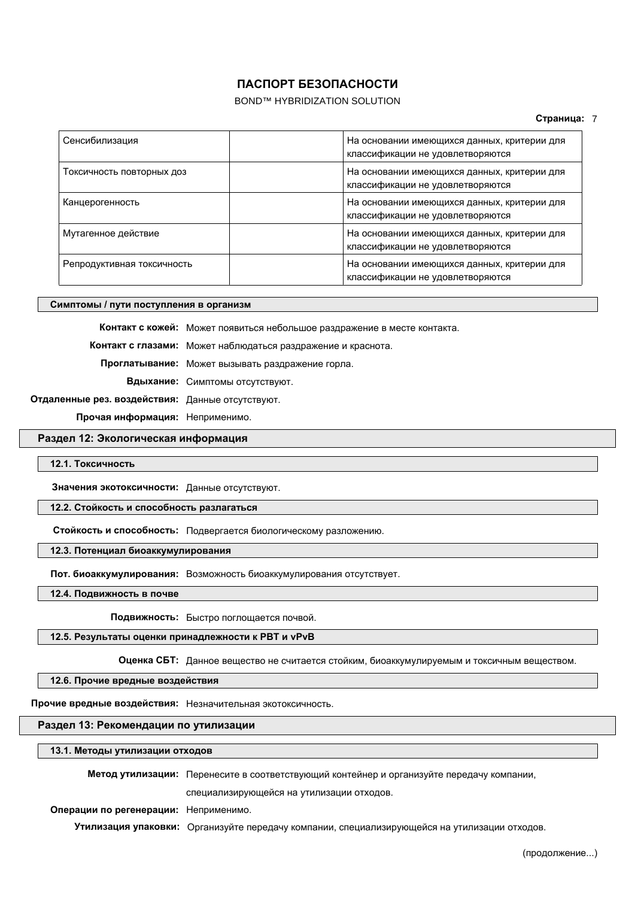| | | |
|---|---|---|
| Сенсибилизация | | На основании имеющихся данных, критерии для классификации не удовлетворяются |
| Токсичность повторных доз | | На основании имеющихся данных, критерии для классификации не удовлетворяются |
| Канцерогенность | | На основании имеющихся данных, критерии для классификации не удовлетворяются |
| Мутагенное действие | | На основании имеющихся данных, критерии для классификации не удовлетворяются |
| Репродуктивная токсичность | | На основании имеющихся данных, критерии для классификации не удовлетворяются |

### Симптомы / пути поступления в организм

**Контакт с кожей:** Может появиться небольшое раздражение в месте контакта.

**Контакт с глазами:** Может наблюдаться раздражение и краснота.

**Проглатывание:** Может вызывать раздражение горла.

**Вдыхание:** Симптомы отсутствуют.

**Отдаленные рез. воздействия:** Данные отсутствуют.

**Прочая информация:** Неприменимо.

## Раздел 12: Экологическая информация

### 12.1. Токсичность

**Значения экотоксичности:** Данные отсутствуют.

### 12.2. Стойкость и способность разлагаться

**Стойкость и способность:** Подвергается биологическому разложению.

### 12.3. Потенциал биоаккумулирования

**Пот. биоаккумулирования:** Возможность биоаккумулирования отсутствует.

### 12.4. Подвижность в почве

**Подвижность:** Быстро поглощается почвой.

### 12.5. Результаты оценки принадлежности к PBT и vPvB

**Оценка СБТ:** Данное вещество не считается стойким, биоаккумулируемым и токсичным веществом.

### 12.6. Прочие вредные воздействия

**Прочие вредные воздействия:** Незначительная экотоксичность.

## Раздел 13: Рекомендации по утилизации

### 13.1. Методы утилизации отходов

**Метод утилизации:** Перенесите в соответствующий контейнер и организуйте передачу компании, специализирующейся на утилизации отходов.

**Операции по регенерации:** Неприменимо.

**Утилизация упаковки:** Организуйте передачу компании, специализирующейся на утилизации отходов.

(продолжение...)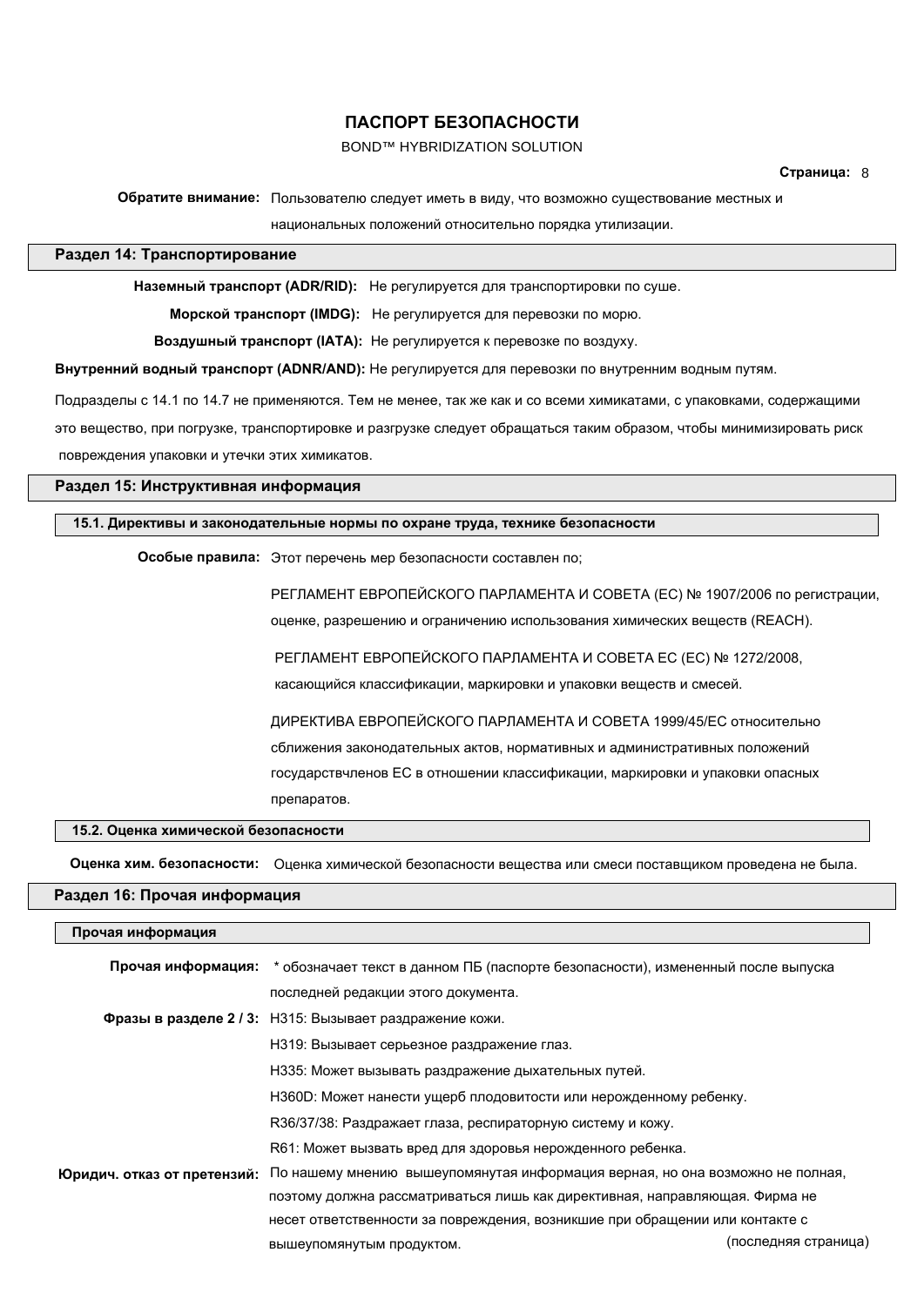**Обратите внимание:** Пользователю следует иметь в виду, что возможно существование местных и национальных положений относительно порядка утилизации.

## Раздел 14: Транспортирование

**Наземный транспорт (ADR/RID):** Не регулируется для транспортировки по суше.

**Морской транспорт (IMDG):** Не регулируется для перевозки по морю.

**Воздушный транспорт (IATA):** Не регулируется к перевозке по воздуху.

**Внутренний водный транспорт (ADNR/AND):** Не регулируется для перевозки по внутренним водным путям.

Подразделы с 14.1 по 14.7 не применяются. Тем не менее, так же как и со всеми химикатами, с упаковками, содержащими это вещество, при погрузке, транспортировке и разгрузке следует обращаться таким образом, чтобы минимизировать риск повреждения упаковки и утечки этих химикатов.

## Раздел 15: Инструктивная информация

### 15.1. Директивы и законодательные нормы по охране труда, технике безопасности

**Особые правила:** Этот перечень мер безопасности составлен по;

РЕГЛАМЕНТ ЕВРОПЕЙСКОГО ПАРЛАМЕНТА И СОВЕТА (ЕС) № 1907/2006 по регистрации, оценке, разрешению и ограничению использования химических веществ (REACH).

РЕГЛАМЕНТ ЕВРОПЕЙСКОГО ПАРЛАМЕНТА И СОВЕТА ЕС (ЕС) № 1272/2008, касающийся классификации, маркировки и упаковки веществ и смесей.

ДИРЕКТИВА ЕВРОПЕЙСКОГО ПАРЛАМЕНТА И СОВЕТА 1999/45/ЕС относительно сближения законодательных актов, нормативных и административных положений государствчленов ЕС в отношении классификации, маркировки и упаковки опасных препаратов.

### 15.2. Оценка химической безопасности

**Оценка хим. безопасности:** Оценка химической безопасности вещества или смеси поставщиком проведена не была.

## Раздел 16: Прочая информация

### Прочая информация

**Прочая информация:** * обозначает текст в данном ПБ (паспорте безопасности), измененный после выпуска последней редакции этого документа.

**Фразы в разделе 2 / 3:** H315: Вызывает раздражение кожи.

H319: Вызывает серьезное раздражение глаз.

H335: Может вызывать раздражение дыхательных путей.

H360D: Может нанести ущерб плодовитости или нерожденному ребенку.

R36/37/38: Раздражает глаза, респираторную систему и кожу.

R61: Может вызвать вред для здоровья нерожденного ребенка.

**Юридич. отказ от претензий:** По нашему мнению вышеупомянутая информация верная, но она возможно не полная, поэтому должна рассматриваться лишь как директивная, направляющая. Фирма не несет ответственности за повреждения, возникшие при обращении или контакте с вышеупомянутым продуктом.

(последняя страница)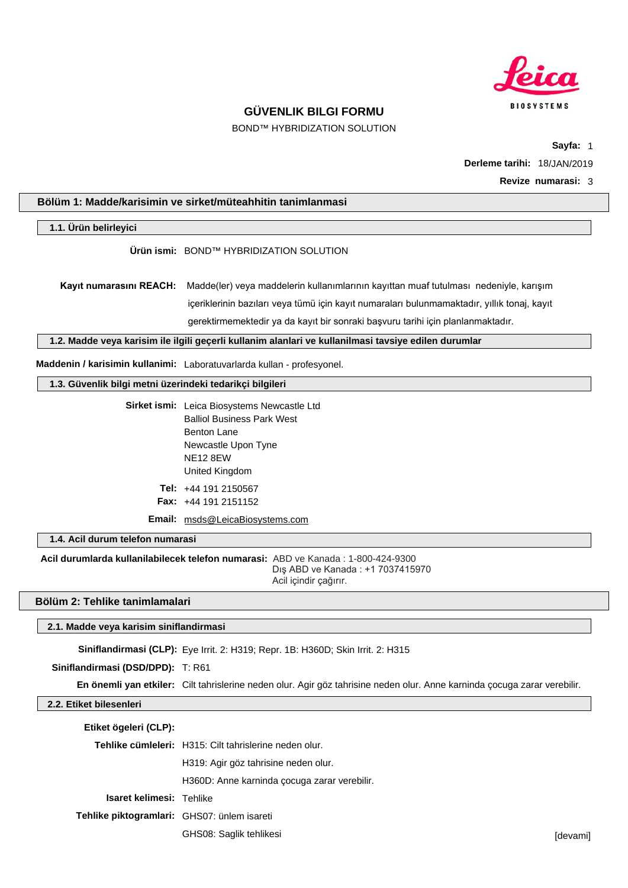# GÜVENLIK BILGI FORMU

BOND™ HYBRIDIZATION SOLUTION

**Sayfa:** 1

**Derleme tarihi:** 18/JAN/2019

**Revize numarasi:** 3

## Bölüm 1: Madde/karisimin ve sirket/müteahhitin tanimlanmasi

### 1.1. Ürün belirleyici

**Ürün ismi:** BOND™ HYBRIDIZATION SOLUTION

**Kayıt numarasını REACH:** Madde(ler) veya maddelerin kullanımlarının kayıttan muaf tutulması nedeniyle, karışım içeriklerinin bazıları veya tümü için kayıt numaraları bulunmamaktadır, yıllık tonaj, kayıt gerektirmemektedir ya da kayıt bir sonraki başvuru tarihi için planlanmaktadır.

### 1.2. Madde veya karisim ile ilgili geçerli kullanim alanlari ve kullanilmasi tavsiye edilen durumlar

**Maddenin / karisimin kullanimi:** Laboratuvarlarda kullan - profesyonel.

### 1.3. Güvenlik bilgi metni üzerindeki tedarikçi bilgileri

**Sirket ismi:** Leica Biosystems Newcastle Ltd
Balliol Business Park West
Benton Lane
Newcastle Upon Tyne
NE12 8EW
United Kingdom

**Tel:** +44 191 2150567
**Fax:** +44 191 2151152

**Email:** msds@LeicaBiosystems.com

### 1.4. Acil durum telefon numarasi

**Acil durumlarda kullanilabilecek telefon numarasi:** ABD ve Kanada : 1-800-424-9300
Dış ABD ve Kanada : +1 7037415970
Acil içindir çağırır.

## Bölüm 2: Tehlike tanimlamalari

### 2.1. Madde veya karisim siniflandirmasi

**Siniflandirmasi (CLP):** Eye Irrit. 2: H319; Repr. 1B: H360D; Skin Irrit. 2: H315

**Siniflandirmasi (DSD/DPD):** T: R61

**En önemli yan etkiler:** Cilt tahrislerine neden olur. Agir göz tahrisine neden olur. Anne karninda çocuga zarar verebilir.

### 2.2. Etiket bilesenleri

**Etiket ögeleri (CLP):**

**Tehlike cümleleri:** H315: Cilt tahrislerine neden olur.
H319: Agir göz tahrisine neden olur.
H360D: Anne karninda çocuga zarar verebilir.

**Isaret kelimesi:** Tehlike

**Tehlike piktogramlari:** GHS07: ünlem isareti
GHS08: Saglik tehlikesi

[devami]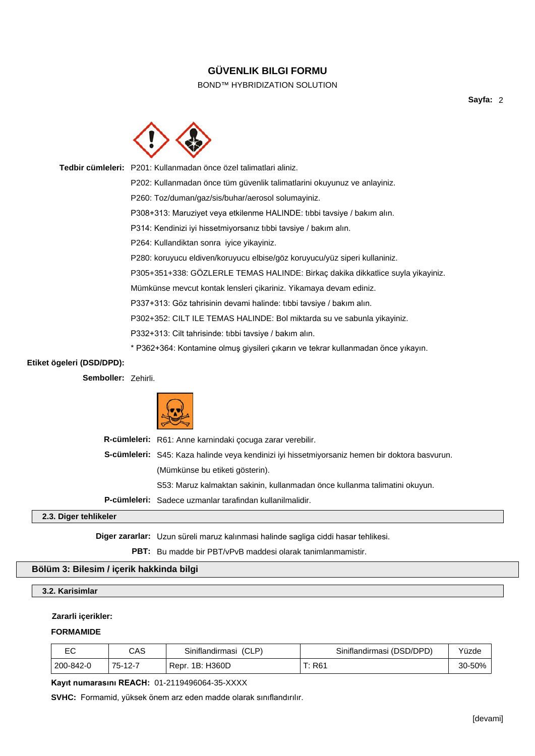# GÜVENLIK BILGI FORMU

BOND™ HYBRIDIZATION SOLUTION

**Tedbir cümleleri:** P201: Kullanmadan önce özel talimatlari aliniz.

P202: Kullanmadan önce tüm güvenlik talimatlarini okuyunuz ve anlayiniz.

P260: Toz/duman/gaz/sis/buhar/aerosol solumayiniz.

P308+313: Maruziyet veya etkilenme HALINDE: tıbbi tavsiye / bakım alın.

P314: Kendinizi iyi hissetmiyorsanız tıbbi tavsiye / bakım alın.

P264: Kullandiktan sonra iyice yikayiniz.

P280: koruyucu eldiven/koruyucu elbise/göz koruyucu/yüz siperi kullaniniz.

P305+351+338: GÖZLERLE TEMAS HALINDE: Birkaç dakika dikkatlice suyla yikayiniz. Mümkünse mevcut kontak lensleri çikariniz. Yikamaya devam ediniz.

P337+313: Göz tahrisinin devami halinde: tıbbi tavsiye / bakım alın.

P302+352: CILT ILE TEMAS HALINDE: Bol miktarda su ve sabunla yikayiniz.

P332+313: Cilt tahrisinde: tıbbi tavsiye / bakım alın.

* P362+364: Kontamine olmuş giysileri çıkarın ve tekrar kullanmadan önce yıkayın.

**Etiket ögeleri (DSD/DPD):**

**Semboller:** Zehirli.

**R-cümleleri:** R61: Anne karnindaki çocuga zarar verebilir.

**S-cümleleri:** S45: Kaza halinde veya kendinizi iyi hissetmiyorsaniz hemen bir doktora basvurun. (Mümkünse bu etiketi gösterin).

S53: Maruz kalmaktan sakinin, kullanmadan önce kullanma talimatini okuyun.

**P-cümleleri:** Sadece uzmanlar tarafindan kullanilmalidir.

### 2.3. Diger tehlikeler

**Diger zararlar:** Uzun süreli maruz kalınmasi halinde sagliga ciddi hasar tehlikesi.

**PBT:** Bu madde bir PBT/vPvB maddesi olarak tanimlanmamistir.

## Bölüm 3: Bilesim / içerik hakkinda bilgi

### 3.2. Karisimlar

**Zararli içerikler:**

**FORMAMIDE**

| EC | CAS | Siniflandirmasi (CLP) | Siniflandirmasi (DSD/DPD) | Yüzde |
|---|---|---|---|---|
| 200-842-0 | 75-12-7 | Repr. 1B: H360D | T: R61 | 30-50% |

**Kayıt numarasını REACH:** 01-2119496064-35-XXXX

**SVHC:** Formamid, yüksek önem arz eden madde olarak sınıflandırılır.

[devami]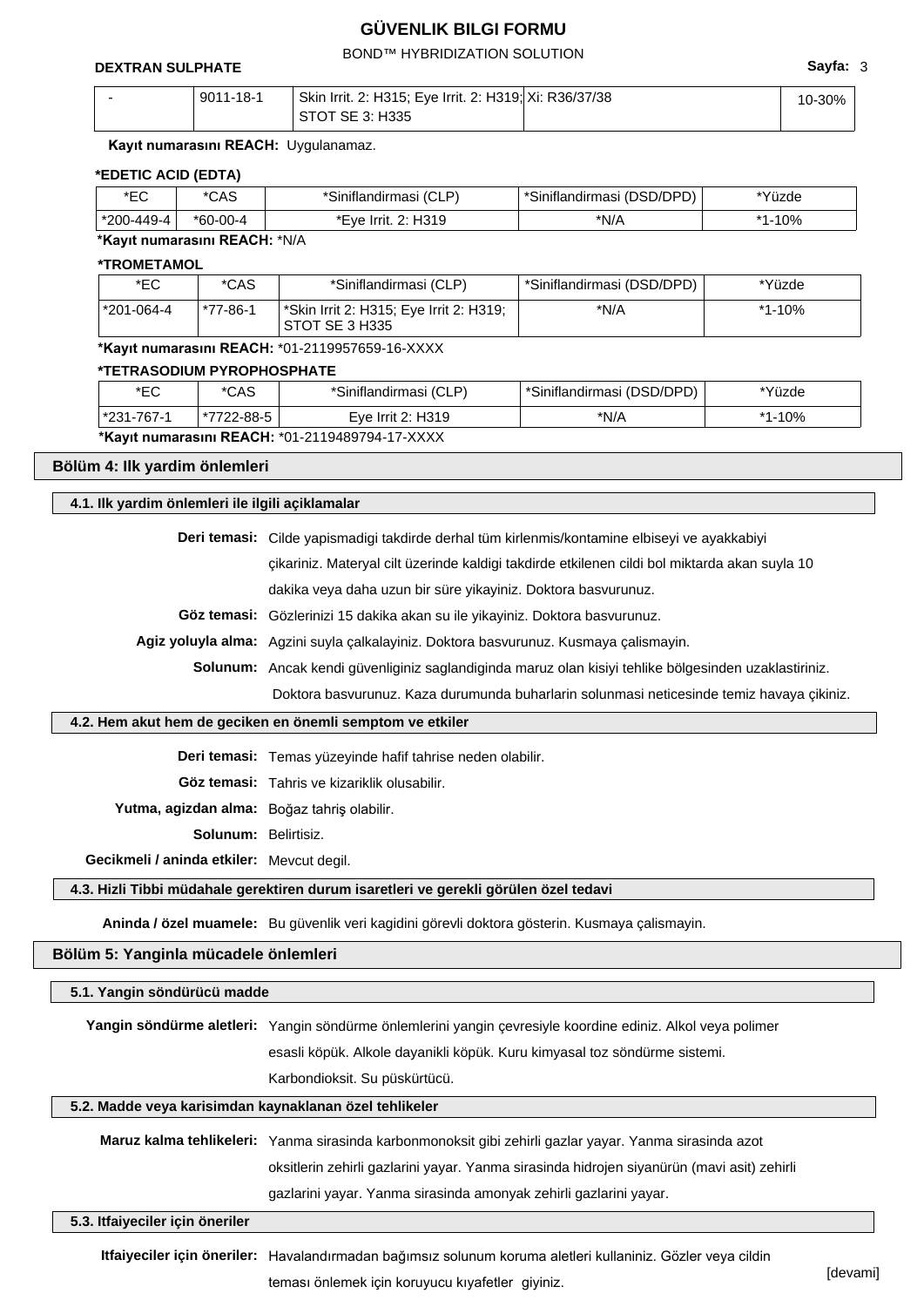**DEXTRAN SULPHATE**

| | | | | |
|---|---|---|---|---|
| - | 9011-18-1 | Skin Irrit. 2: H315; Eye Irrit. 2: H319; STOT SE 3: H335 | Xi: R36/37/38 | 10-30% |

**Kayıt numarasını REACH:** Uygulanamaz.

**\*EDETIC ACID (EDTA)**

| *EC | *CAS | *Siniflandirmasi (CLP) | *Siniflandirmasi (DSD/DPD) | *Yüzde |
|---|---|---|---|---|
| *200-449-4 | *60-00-4 | *Eye Irrit. 2: H319 | *N/A | *1-10% |

**\*Kayıt numarasını REACH:** *N/A

**\*TROMETAMOL**

| *EC | *CAS | *Siniflandirmasi (CLP) | *Siniflandirmasi (DSD/DPD) | *Yüzde |
|---|---|---|---|---|
| *201-064-4 | *77-86-1 | *Skin Irrit 2: H315; Eye Irrit 2: H319; STOT SE 3 H335 | *N/A | *1-10% |

**\*Kayıt numarasını REACH:** *01-2119957659-16-XXXX

**\*TETRASODIUM PYROPHOSPHATE**

| *EC | *CAS | *Siniflandirmasi (CLP) | *Siniflandirmasi (DSD/DPD) | *Yüzde |
|---|---|---|---|---|
| *231-767-1 | *7722-88-5 | Eye Irrit 2: H319 | *N/A | *1-10% |

**\*Kayıt numarasını REACH:** *01-2119489794-17-XXXX

## Bölüm 4: Ilk yardim önlemleri

### 4.1. Ilk yardim önlemleri ile ilgili açiklamalar

**Deri temasi:** Cilde yapismadigi takdirde derhal tüm kirlenmis/kontamine elbiseyi ve ayakkabiyi çikariniz. Materyal cilt üzerinde kaldigi takdirde etkilenen cildi bol miktarda akan suyla 10 dakika veya daha uzun bir süre yikayiniz. Doktora basvurunuz.

**Göz temasi:** Gözlerinizi 15 dakika akan su ile yikayiniz. Doktora basvurunuz.

**Agiz yoluyla alma:** Agzini suyla çalkalayiniz. Doktora basvurunuz. Kusmaya çalismayin.

**Solunum:** Ancak kendi güvenliginiz saglandiginda maruz olan kisiyi tehlike bölgesinden uzaklastiriniz. Doktora basvurunuz. Kaza durumunda buharlarin solunmasi neticesinde temiz havaya çikiniz.

### 4.2. Hem akut hem de geciken en önemli semptom ve etkiler

**Deri temasi:** Temas yüzeyinde hafif tahrise neden olabilir.

**Göz temasi:** Tahris ve kizariklik olusabilir.

**Yutma, agizdan alma:** Boğaz tahriş olabilir.

**Solunum:** Belirtisiz.

**Gecikmeli / aninda etkiler:** Mevcut degil.

### 4.3. Hizli Tibbi müdahale gerektiren durum isaretleri ve gerekli görülen özel tedavi

**Aninda / özel muamele:** Bu güvenlik veri kagidini görevli doktora gösterin. Kusmaya çalismayin.

## Bölüm 5: Yanginla mücadele önlemleri

### 5.1. Yangin söndürücü madde

**Yangin söndürme aletleri:** Yangin söndürme önlemlerini yangin çevresiyle koordine ediniz. Alkol veya polimer esasli köpük. Alkole dayanikli köpük. Kuru kimyasal toz söndürme sistemi. Karbondioksit. Su püskürtücü.

### 5.2. Madde veya karisimdan kaynaklanan özel tehlikeler

**Maruz kalma tehlikeleri:** Yanma sirasinda karbonmonoksit gibi zehirli gazlar yayar. Yanma sirasinda azot oksitlerin zehirli gazlarini yayar. Yanma sirasinda hidrojen siyanürün (mavi asit) zehirli gazlarini yayar. Yanma sirasinda amonyak zehirli gazlarini yayar.

### 5.3. Itfaiyeciler için öneriler

**Itfaiyeciler için öneriler:** Havalandırmadan bağımsız solunum koruma aletleri kullaniniz. Gözler veya cildin temasi önlemek için koruyucu kıyafetler giyiniz.

[devami]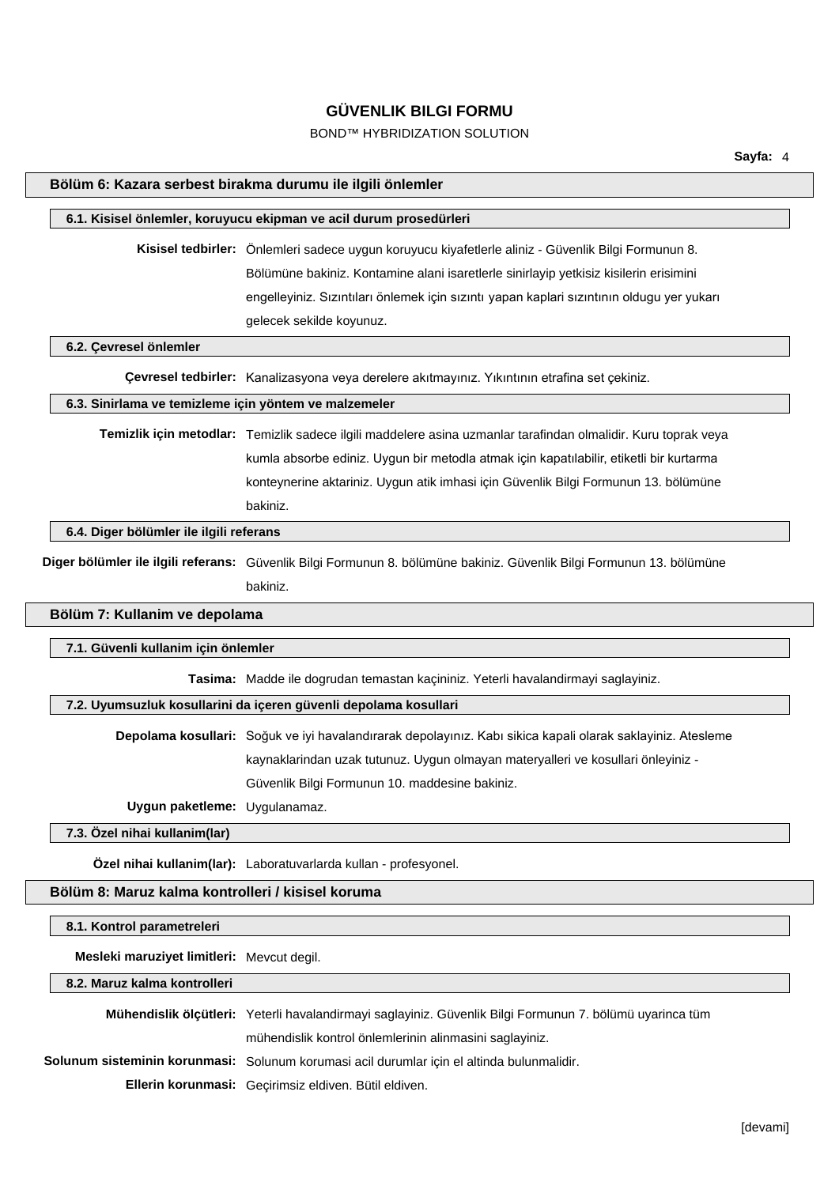# GÜVENLIK BILGI FORMU

BOND™ HYBRIDIZATION SOLUTION

## Bölüm 6: Kazara serbest birakma durumu ile ilgili önlemler

### 6.1. Kisisel önlemler, koruyucu ekipman ve acil durum prosedürleri

**Kisisel tedbirler:** Önlemleri sadece uygun koruyucu kiyafetlerle aliniz - Güvenlik Bilgi Formunun 8. Bölümüne bakiniz. Kontamine alani isaretlerle sinirlayip yetkisiz kisilerin erisimini engelleyiniz. Sızıntıları önlemek için sızıntı yapan kaplari sızıntının oldugu yer yukarı gelecek sekilde koyunuz.

### 6.2. Çevresel önlemler

**Çevresel tedbirler:** Kanalizasyona veya derelere akıtmayınız. Yıkıntının etrafina set çekiniz.

### 6.3. Sinirlama ve temizleme için yöntem ve malzemeler

**Temizlik için metodlar:** Temizlik sadece ilgili maddelere asina uzmanlar tarafindan olmalidir. Kuru toprak veya kumla absorbe ediniz. Uygun bir metodla atmak için kapatılabilir, etiketli bir kurtarma konteynerine aktariniz. Uygun atik imhasi için Güvenlik Bilgi Formunun 13. bölümüne bakiniz.

### 6.4. Diger bölümler ile ilgili referans

**Diger bölümler ile ilgili referans:** Güvenlik Bilgi Formunun 8. bölümüne bakiniz. Güvenlik Bilgi Formunun 13. bölümüne bakiniz.

## Bölüm 7: Kullanim ve depolama

### 7.1. Güvenli kullanim için önlemler

**Tasima:** Madde ile dogrudan temastan kaçininiz. Yeterli havalandirmayi saglayiniz.

### 7.2. Uyumsuzluk kosullarini da içeren güvenli depolama kosullari

**Depolama kosullari:** Soğuk ve iyi havalandırarak depolayınız. Kabı sikica kapali olarak saklayiniz. Atesleme kaynaklarindan uzak tutunuz. Uygun olmayan materyalleri ve kosullari önleyiniz - Güvenlik Bilgi Formunun 10. maddesine bakiniz.

**Uygun paketleme:** Uygulanamaz.

### 7.3. Özel nihai kullanim(lar)

**Özel nihai kullanim(lar):** Laboratuvarlarda kullan - profesyonel.

## Bölüm 8: Maruz kalma kontrolleri / kisisel koruma

### 8.1. Kontrol parametreleri

**Mesleki maruziyet limitleri:** Mevcut degil.

### 8.2. Maruz kalma kontrolleri

**Mühendislik ölçütleri:** Yeterli havalandirmayi saglayiniz. Güvenlik Bilgi Formunun 7. bölümü uyarinca tüm mühendislik kontrol önlemlerinin alinmasini saglayiniz.

**Solunum sisteminin korunmasi:** Solunum korumasi acil durumlar için el altinda bulunmalidir.

**Ellerin korunmasi:** Geçirimsiz eldiven. Bütil eldiven.

[devami]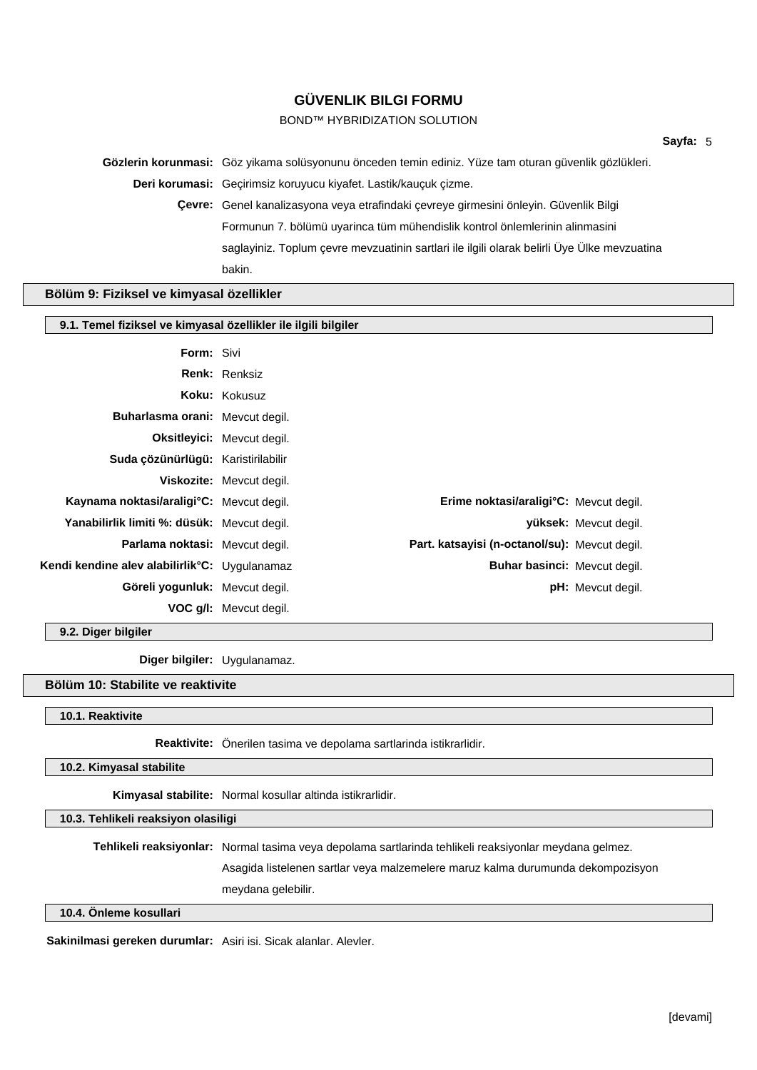**Gözlerin korunmasi:** Göz yikama solüsyonunu önceden temin ediniz. Yüze tam oturan güvenlik gözlükleri.

**Deri korumasi:** Geçirimsiz koruyucu kiyafet. Lastik/kauçuk çizme.

**Çevre:** Genel kanalizasyona veya etrafindaki çevreye girmesini önleyin. Güvenlik Bilgi Formunun 7. bölümü uyarinca tüm mühendislik kontrol önlemlerinin alinmasini saglayiniz. Toplum çevre mevzuatinin sartlari ile ilgili olarak belirli Üye Ülke mevzuatina bakin.

## Bölüm 9: Fiziksel ve kimyasal özellikler

### 9.1. Temel fiziksel ve kimyasal özellikler ile ilgili bilgiler

**Form:** Sivi

**Renk:** Renksiz

**Koku:** Kokusuz

**Buharlasma orani:** Mevcut degil.

**Oksitleyici:** Mevcut degil.

**Suda çözünürlügü:** Karistirilabilir

**Viskozite:** Mevcut degil.

| | | | |
|---|---|---|---|
| **Kaynama noktasi/araligi°C:** | Mevcut degil. | **Erime noktasi/araligi°C:** | Mevcut degil. |
| **Yanabilirlik limiti %: düsük:** | Mevcut degil. | **yüksek:** | Mevcut degil. |
| **Parlama noktasi:** | Mevcut degil. | **Part. katsayisi (n-octanol/su):** | Mevcut degil. |
| **Kendi kendine alev alabilirlik°C:** | Uygulanamaz | **Buhar basinci:** | Mevcut degil. |
| **Göreli yogunluk:** | Mevcut degil. | **pH:** | Mevcut degil. |
| **VOC g/l:** | Mevcut degil. | | |

### 9.2. Diger bilgiler

**Diger bilgiler:** Uygulanamaz.

## Bölüm 10: Stabilite ve reaktivite

### 10.1. Reaktivite

**Reaktivite:** Önerilen tasima ve depolama sartlarinda istikrarlidir.

### 10.2. Kimyasal stabilite

**Kimyasal stabilite:** Normal kosullar altinda istikrarlidir.

### 10.3. Tehlikeli reaksiyon olasiligi

**Tehlikeli reaksiyonlar:** Normal tasima veya depolama sartlarinda tehlikeli reaksiyonlar meydana gelmez. Asagida listelenen sartlar veya malzemelere maruz kalma durumunda dekompozisyon meydana gelebilir.

### 10.4. Önleme kosullari

**Sakinilmasi gereken durumlar:** Asiri isi. Sicak alanlar. Alevler.

[devami]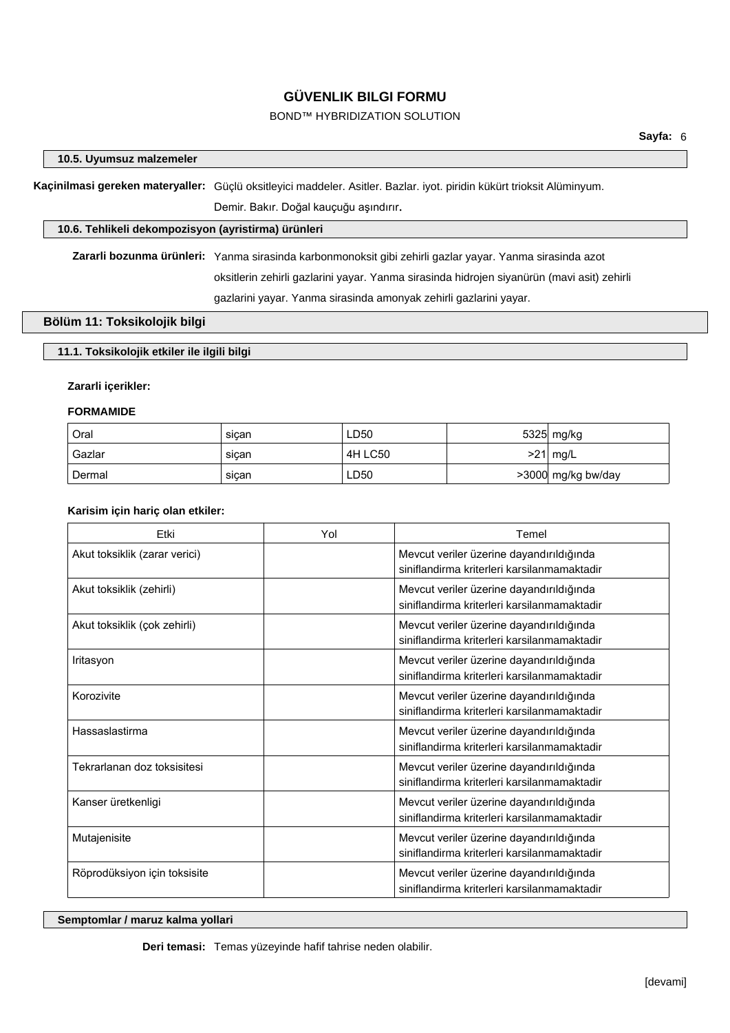### 10.5. Uyumsuz malzemeler

**Kaçinilmasi gereken materyaller:** Güçlü oksitleyici maddeler. Asitler. Bazlar. iyot. piridin kükürt trioksit Alüminyum. Demir. Bakır. Doğal kauçuğu aşındırır.

### 10.6. Tehlikeli dekompozisyon (ayristirma) ürünleri

**Zararli bozunma ürünleri:** Yanma sirasinda karbonmonoksit gibi zehirli gazlar yayar. Yanma sirasinda azot oksitlerin zehirli gazlarini yayar. Yanma sirasinda hidrojen siyanürün (mavi asit) zehirli gazlarini yayar. Yanma sirasinda amonyak zehirli gazlarini yayar.

## Bölüm 11: Toksikolojik bilgi

### 11.1. Toksikolojik etkiler ile ilgili bilgi

**Zararli içerikler:**

**FORMAMIDE**

| | | | | |
|---|---|---|---|---|
| Oral | siçan | LD50 | 5325 | mg/kg |
| Gazlar | siçan | 4H LC50 | >21 | mg/L |
| Dermal | siçan | LD50 | >3000 | mg/kg bw/day |

**Karisim için hariç olan etkiler:**

| Etki | Yol | Temel |
|---|---|---|
| Akut toksiklik (zarar verici) | | Mevcut veriler üzerine dayandırıldığında siniflandirma kriterleri karsilanmamaktadir |
| Akut toksiklik (zehirli) | | Mevcut veriler üzerine dayandırıldığında siniflandirma kriterleri karsilanmamaktadir |
| Akut toksiklik (çok zehirli) | | Mevcut veriler üzerine dayandırıldığında siniflandirma kriterleri karsilanmamaktadir |
| Iritasyon | | Mevcut veriler üzerine dayandırıldığında siniflandirma kriterleri karsilanmamaktadir |
| Korozivite | | Mevcut veriler üzerine dayandırıldığında siniflandirma kriterleri karsilanmamaktadir |
| Hassaslastirma | | Mevcut veriler üzerine dayandırıldığında siniflandirma kriterleri karsilanmamaktadir |
| Tekrarlanan doz toksisitesi | | Mevcut veriler üzerine dayandırıldığında siniflandirma kriterleri karsilanmamaktadir |
| Kanser üretkenligi | | Mevcut veriler üzerine dayandırıldığında siniflandirma kriterleri karsilanmamaktadir |
| Mutajenisite | | Mevcut veriler üzerine dayandırıldığında siniflandirma kriterleri karsilanmamaktadir |
| Röprodüksiyon için toksisite | | Mevcut veriler üzerine dayandırıldığında siniflandirma kriterleri karsilanmamaktadir |

### Semptomlar / maruz kalma yollari

**Deri temasi:** Temas yüzeyinde hafif tahrise neden olabilir.

[devami]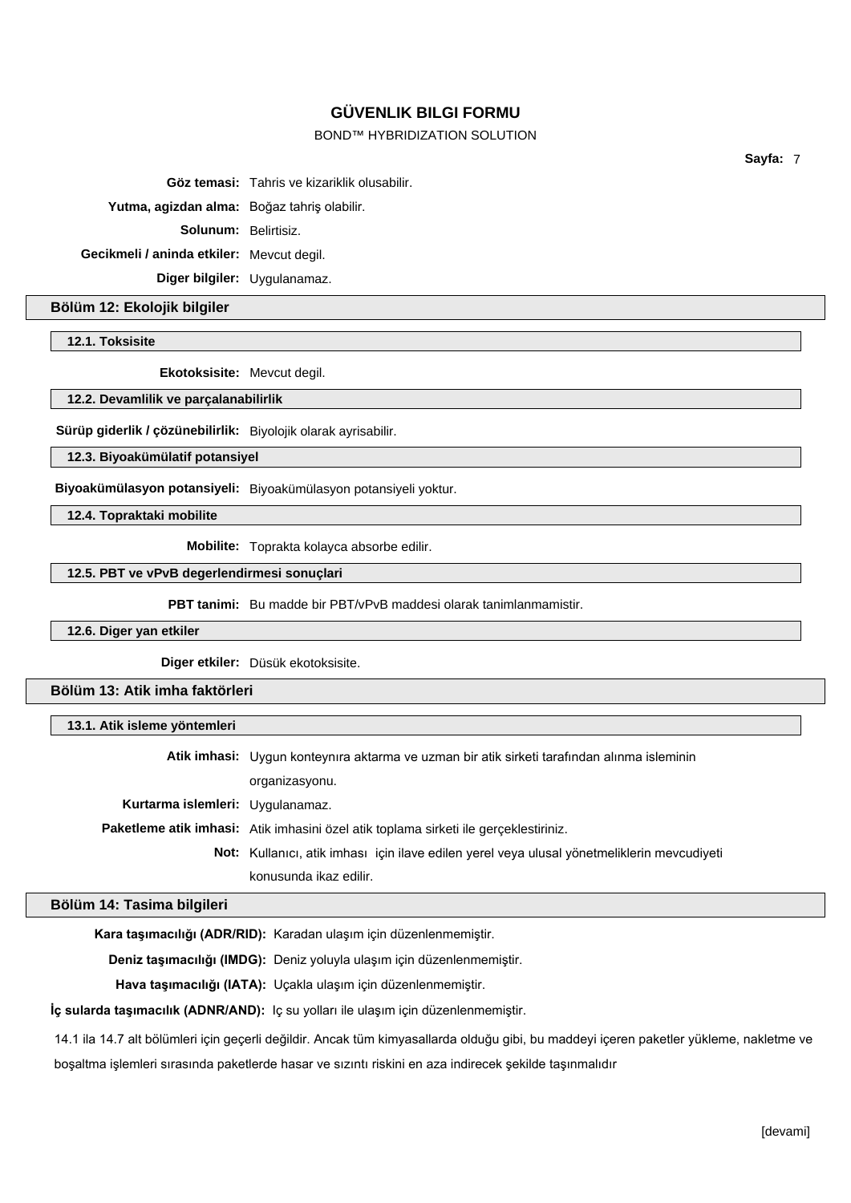**Göz temasi:** Tahris ve kizariklik olusabilir.

**Yutma, agizdan alma:** Boğaz tahriş olabilir.

**Solunum:** Belirtisiz.

**Gecikmeli / aninda etkiler:** Mevcut degil.

**Diger bilgiler:** Uygulanamaz.

## Bölüm 12: Ekolojik bilgiler

### 12.1. Toksisite

**Ekotoksisite:** Mevcut degil.

### 12.2. Devamlilik ve parçalanabilirlik

**Sürüp giderlik / çözünebilirlik:** Biyolojik olarak ayrisabilir.

### 12.3. Biyoakümülatif potansiyel

**Biyoakümülasyon potansiyeli:** Biyoakümülasyon potansiyeli yoktur.

### 12.4. Topraktaki mobilite

**Mobilite:** Toprakta kolayca absorbe edilir.

### 12.5. PBT ve vPvB degerlendirmesi sonuçlari

**PBT tanimi:** Bu madde bir PBT/vPvB maddesi olarak tanimlanmamistir.

### 12.6. Diger yan etkiler

**Diger etkiler:** Düsük ekotoksisite.

## Bölüm 13: Atik imha faktörleri

### 13.1. Atik isleme yöntemleri

**Atik imhasi:** Uygun konteynıra aktarma ve uzman bir atik sirketi tarafından alınma isleminin organizasyonu.

**Kurtarma islemleri:** Uygulanamaz.

**Paketleme atik imhasi:** Atik imhasini özel atik toplama sirketi ile gerçeklestiriniz.

**Not:** Kullanıcı, atik imhası için ilave edilen yerel veya ulusal yönetmeliklerin mevcudiyeti konusunda ikaz edilir.

## Bölüm 14: Tasima bilgileri

**Kara taşımacılığı (ADR/RID):** Karadan ulaşım için düzenlenmemiştir.

**Deniz taşımacılığı (IMDG):** Deniz yoluyla ulaşım için düzenlenmemiştir.

**Hava taşımacılığı (IATA):** Uçakla ulaşım için düzenlenmemiştir.

**İç sularda taşımacılık (ADNR/AND):** Iç su yolları ile ulaşım için düzenlenmemiştir.

14.1 ila 14.7 alt bölümleri için geçerli değildir. Ancak tüm kimyasallarda olduğu gibi, bu maddeyi içeren paketler yükleme, nakletme ve boşaltma işlemleri sırasında paketlerde hasar ve sızıntı riskini en aza indirecek şekilde taşınmalıdır

[devami]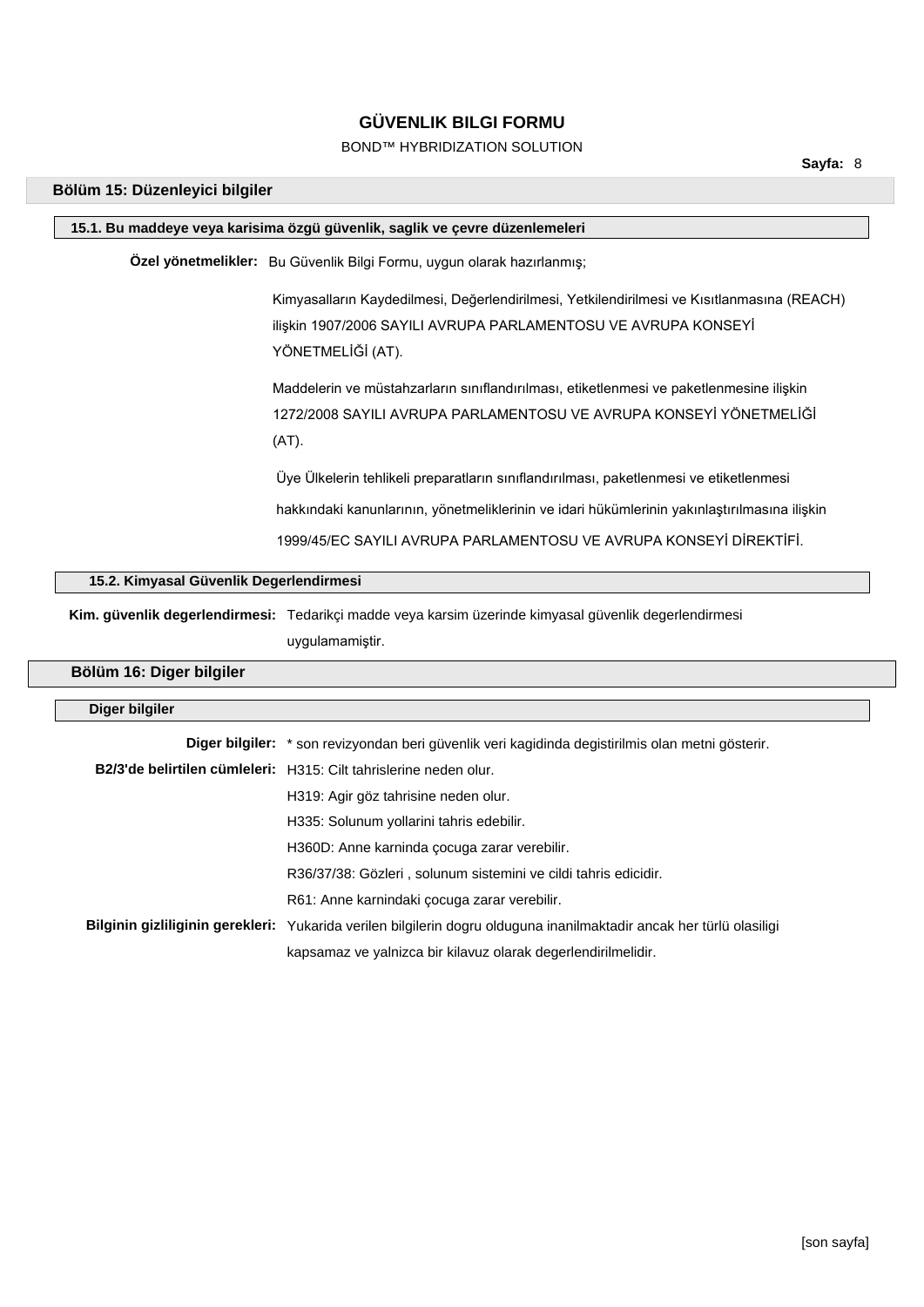## Bölüm 15: Düzenleyici bilgiler

### 15.1. Bu maddeye veya karisima özgü güvenlik, saglik ve çevre düzenlemeleri

**Özel yönetmelikler:** Bu Güvenlik Bilgi Formu, uygun olarak hazırlanmış;

Kimyasalların Kaydedilmesi, Değerlendirilmesi, Yetkilendirilmesi ve Kısıtlanmasına (REACH) ilişkin 1907/2006 SAYILI AVRUPA PARLAMENTOSU VE AVRUPA KONSEYİ YÖNETMELİĞİ (AT).

Maddelerin ve müstahzarların sınıflandırılması, etiketlenmesi ve paketlenmesine ilişkin 1272/2008 SAYILI AVRUPA PARLAMENTOSU VE AVRUPA KONSEYİ YÖNETMELİĞİ (AT).

Üye Ülkelerin tehlikeli preparatların sınıflandırılması, paketlenmesi ve etiketlenmesi hakkındaki kanunlarının, yönetmeliklerinin ve idari hükümlerinin yakınlaştırılmasına ilişkin 1999/45/EC SAYILI AVRUPA PARLAMENTOSU VE AVRUPA KONSEYİ DİREKTİFİ.

### 15.2. Kimyasal Güvenlik Degerlendirmesi

**Kim. güvenlik degerlendirmesi:** Tedarikçi madde veya karsim üzerinde kimyasal güvenlik degerlendirmesi uygulamamiştir.

## Bölüm 16: Diger bilgiler

### Diger bilgiler

**Diger bilgiler:** * son revizyondan beri güvenlik veri kagidinda degistirilmis olan metni gösterir.

**B2/3'de belirtilen cümleleri:** H315: Cilt tahrislerine neden olur.

H319: Agir göz tahrisine neden olur.

H335: Solunum yollarini tahris edebilir.

H360D: Anne karninda çocuga zarar verebilir.

R36/37/38: Gözleri , solunum sistemini ve cildi tahris edicidir.

R61: Anne karnindaki çocuga zarar verebilir.

**Bilginin gizliliginin gerekleri:** Yukarida verilen bilgilerin dogru olduguna inanilmaktadir ancak her türlü olasiligi kapsamaz ve yalnizca bir kilavuz olarak degerlendirilmelidir.

[son sayfa]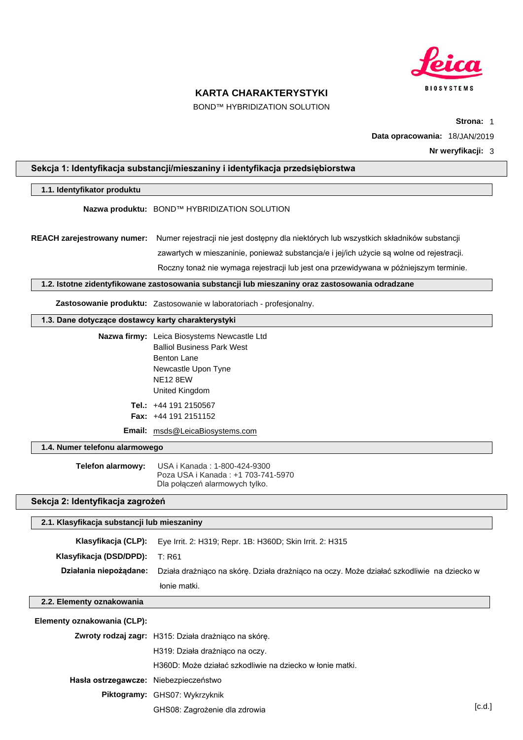# KARTA CHARAKTERYSTYKI

BOND™ HYBRIDIZATION SOLUTION

**Strona:** 1

**Data opracowania:** 18/JAN/2019

**Nr weryfikacji:** 3

## Sekcja 1: Identyfikacja substancji/mieszaniny i identyfikacja przedsiębiorstwa

### 1.1. Identyfikator produktu

**Nazwa produktu:** BOND™ HYBRIDIZATION SOLUTION

**REACH zarejestrowany numer:** Numer rejestracji nie jest dostępny dla niektórych lub wszystkich składników substancji zawartych w mieszaninie, ponieważ substancja/e i jej/ich użycie są wolne od rejestracji. Roczny tonaż nie wymaga rejestracji lub jest ona przewidywana w późniejszym terminie.

### 1.2. Istotne zidentyfikowane zastosowania substancji lub mieszaniny oraz zastosowania odradzane

**Zastosowanie produktu:** Zastosowanie w laboratoriach - profesjonalny.

### 1.3. Dane dotyczące dostawcy karty charakterystyki

**Nazwa firmy:** Leica Biosystems Newcastle Ltd
Balliol Business Park West
Benton Lane
Newcastle Upon Tyne
NE12 8EW
United Kingdom

**Tel.:** +44 191 2150567
**Fax:** +44 191 2151152

**Email:** msds@LeicaBiosystems.com

### 1.4. Numer telefonu alarmowego

**Telefon alarmowy:** USA i Kanada : 1-800-424-9300
Poza USA i Kanada : +1 703-741-5970
Dla połączeń alarmowych tylko.

## Sekcja 2: Identyfikacja zagrożeń

### 2.1. Klasyfikacja substancji lub mieszaniny

**Klasyfikacja (CLP):** Eye Irrit. 2: H319; Repr. 1B: H360D; Skin Irrit. 2: H315

**Klasyfikacja (DSD/DPD):** T: R61

**Działania niepożądane:** Działa drażniąco na skórę. Działa drażniąco na oczy. Może działać szkodliwie na dziecko w łonie matki.

### 2.2. Elementy oznakowania

**Elementy oznakowania (CLP):**

**Zwroty rodzaj zagr:** H315: Działa drażniąco na skórę.
H319: Działa drażniąco na oczy.
H360D: Może działać szkodliwie na dziecko w łonie matki.

**Hasła ostrzegawcze:** Niebezpieczeństwo

**Piktogramy:** GHS07: Wykrzyknik
GHS08: Zagrożenie dla zdrowia

[c.d.]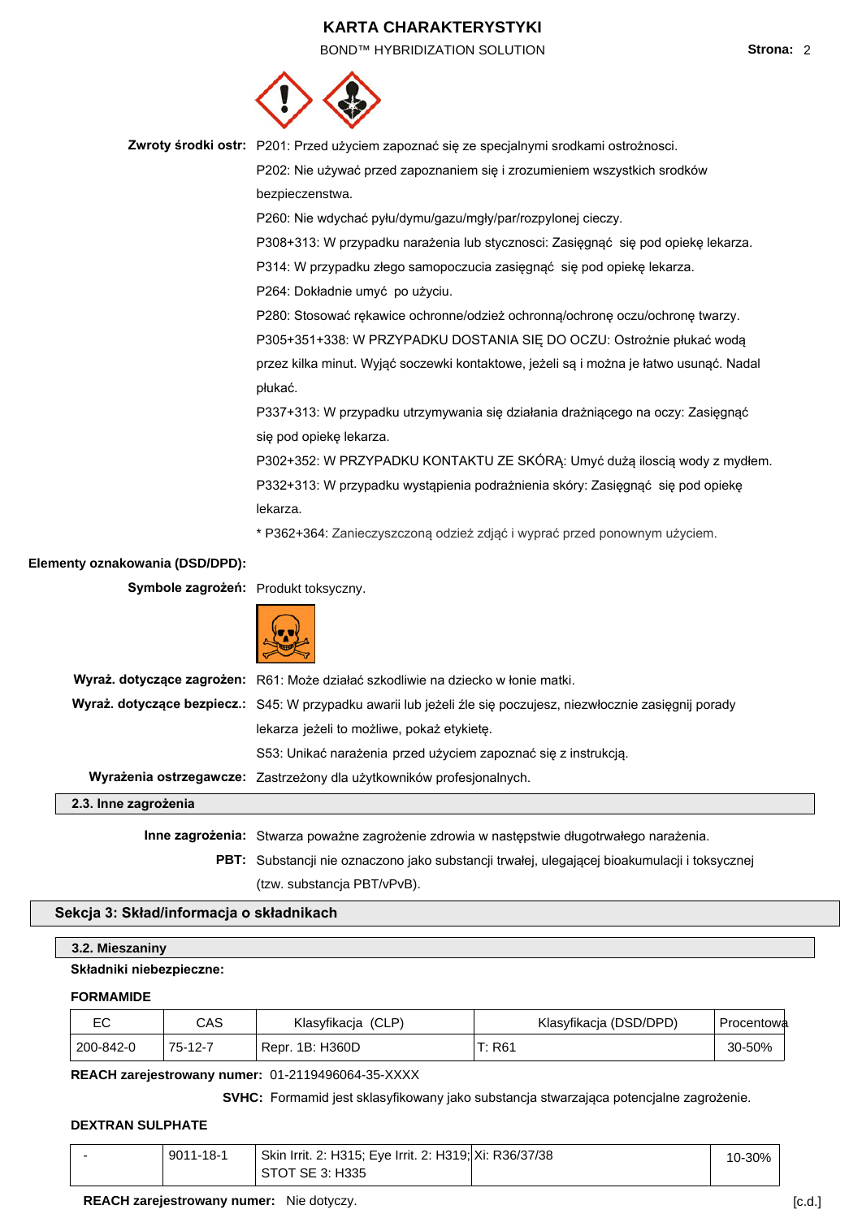**Zwroty środki ostr:** P201: Przed użyciem zapoznać się ze specjalnymi srodkami ostrożnosci.

P202: Nie używać przed zapoznaniem się i zrozumieniem wszystkich srodków bezpieczenstwa.

P260: Nie wdychać pyłu/dymu/gazu/mgły/par/rozpylonej cieczy.

P308+313: W przypadku narażenia lub stycznosci: Zasięgnąć się pod opiekę lekarza.

P314: W przypadku złego samopoczucia zasięgnąć się pod opiekę lekarza.

P264: Dokładnie umyć po użyciu.

P280: Stosować rękawice ochronne/odzież ochronną/ochronę oczu/ochronę twarzy.

P305+351+338: W PRZYPADKU DOSTANIA SIĘ DO OCZU: Ostrożnie płukać wodą przez kilka minut. Wyjąć soczewki kontaktowe, jeżeli są i można je łatwo usunąć. Nadal płukać.

P337+313: W przypadku utrzymywania się działania drażniącego na oczy: Zasięgnąć się pod opiekę lekarza.

P302+352: W PRZYPADKU KONTAKTU ZE SKÓRĄ: Umyć dużą ilością wody z mydłem.

P332+313: W przypadku wystąpienia podrażnienia skóry: Zasięgnąć się pod opiekę lekarza.

* P362+364: Zanieczyszczoną odzież zdjąć i wyprać przed ponownym użyciem.

**Elementy oznakowania (DSD/DPD):**

**Symbole zagrożeń:** Produkt toksyczny.

**Wyraż. dotyczące zagrożen:** R61: Może działać szkodliwie na dziecko w łonie matki.

**Wyraż. dotyczące bezpiecz.:** S45: W przypadku awarii lub jeżeli źle się poczujesz, niezwłocznie zasięgnij porady lekarza jeżeli to możliwe, pokaż etykietę.

S53: Unikać narażenia przed użyciem zapoznać się z instrukcją.

**Wyrażenia ostrzegawcze:** Zastrzeżony dla użytkowników profesjonalnych.

### 2.3. Inne zagrożenia

**Inne zagrożenia:** Stwarza poważne zagrożenie zdrowia w następstwie długotrwałego narażenia.

**PBT:** Substancji nie oznaczono jako substancji trwałej, ulegającej bioakumulacji i toksycznej (tzw. substancja PBT/vPvB).

## Sekcja 3: Skład/informacja o składnikach

### 3.2. Mieszaniny

**Składniki niebezpieczne:**

**FORMAMIDE**

| EC | CAS | Klasyfikacja (CLP) | Klasyfikacja (DSD/DPD) | Procentowa |
|---|---|---|---|---|
| 200-842-0 | 75-12-7 | Repr. 1B: H360D | T: R61 | 30-50% |

**REACH zarejestrowany numer:** 01-2119496064-35-XXXX

**SVHC:** Formamid jest sklasyfikowany jako substancja stwarzająca potencjalne zagrożenie.

**DEXTRAN SULPHATE**

| | | | | |
|---|---|---|---|---|
| - | 9011-18-1 | Skin Irrit. 2: H315; Eye Irrit. 2: H319; STOT SE 3: H335 | Xi: R36/37/38 | 10-30% |

**REACH zarejestrowany numer:** Nie dotyczy.

[c.d.]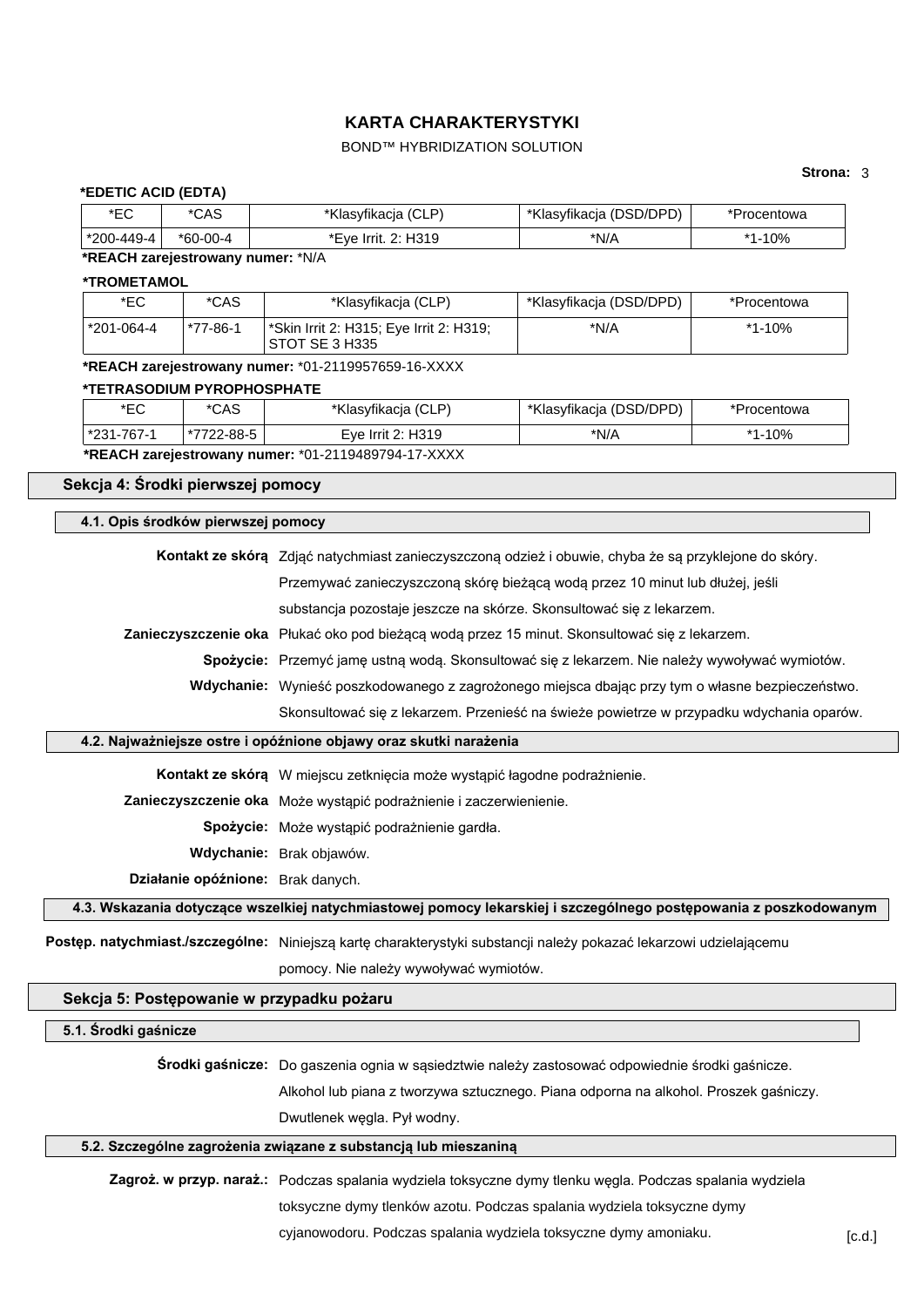**\*EDETIC ACID (EDTA)**

| \*EC | \*CAS | \*Klasyfikacja (CLP) | \*Klasyfikacja (DSD/DPD) | \*Procentowa |
|---|---|---|---|---|
| \*200-449-4 | \*60-00-4 | \*Eye Irrit. 2: H319 | \*N/A | \*1-10% |

**\*REACH zarejestrowany numer:** \*N/A

**\*TROMETAMOL**

| \*EC | \*CAS | \*Klasyfikacja (CLP) | \*Klasyfikacja (DSD/DPD) | \*Procentowa |
|---|---|---|---|---|
| \*201-064-4 | \*77-86-1 | \*Skin Irrit 2: H315; Eye Irrit 2: H319; STOT SE 3 H335 | \*N/A | \*1-10% |

**\*REACH zarejestrowany numer:** \*01-2119957659-16-XXXX

**\*TETRASODIUM PYROPHOSPHATE**

| \*EC | \*CAS | \*Klasyfikacja (CLP) | \*Klasyfikacja (DSD/DPD) | \*Procentowa |
|---|---|---|---|---|
| \*231-767-1 | \*7722-88-5 | Eye Irrit 2: H319 | \*N/A | \*1-10% |

**\*REACH zarejestrowany numer:** \*01-2119489794-17-XXXX

## Sekcja 4: Środki pierwszej pomocy

### 4.1. Opis środków pierwszej pomocy

**Kontakt ze skórą** Zdjąć natychmiast zanieczyszczoną odzież i obuwie, chyba że są przyklejone do skóry. Przemywać zanieczyszczoną skórę bieżącą wodą przez 10 minut lub dłużej, jeśli substancja pozostaje jeszcze na skórze. Skonsultować się z lekarzem.

**Zanieczyszczenie oka** Płukać oko pod bieżącą wodą przez 15 minut. Skonsultować się z lekarzem.

**Spożycie:** Przemyć jamę ustną wodą. Skonsultować się z lekarzem. Nie należy wywoływać wymiotów.

**Wdychanie:** Wynieść poszkodowanego z zagrożonego miejsca dbając przy tym o własne bezpieczeństwo. Skonsultować się z lekarzem. Przenieść na świeże powietrze w przypadku wdychania oparów.

### 4.2. Najważniejsze ostre i opóźnione objawy oraz skutki narażenia

**Kontakt ze skórą** W miejscu zetknięcia może wystąpić łagodne podrażnienie.

**Zanieczyszczenie oka** Może wystąpić podrażnienie i zaczerwienienie.

**Spożycie:** Może wystąpić podrażnienie gardła.

**Wdychanie:** Brak objawów.

**Działanie opóźnione:** Brak danych.

### 4.3. Wskazania dotyczące wszelkiej natychmiastowej pomocy lekarskiej i szczególnego postępowania z poszkodowanym

**Postęp. natychmiast./szczególne:** Niniejszą kartę charakterystyki substancji należy pokazać lekarzowi udzielającemu pomocy. Nie należy wywoływać wymiotów.

## Sekcja 5: Postępowanie w przypadku pożaru

### 5.1. Środki gaśnicze

**Środki gaśnicze:** Do gaszenia ognia w sąsiedztwie należy zastosować odpowiednie środki gaśnicze. Alkohol lub piana z tworzywa sztucznego. Piana odporna na alkohol. Proszek gaśniczy. Dwutlenek węgla. Pył wodny.

### 5.2. Szczególne zagrożenia związane z substancją lub mieszaniną

**Zagroż. w przyp. naraż.:** Podczas spalania wydziela toksyczne dymy tlenku węgla. Podczas spalania wydziela toksyczne dymy tlenków azotu. Podczas spalania wydziela toksyczne dymy cyjanowodoru. Podczas spalania wydziela toksyczne dymy amoniaku.

[c.d.]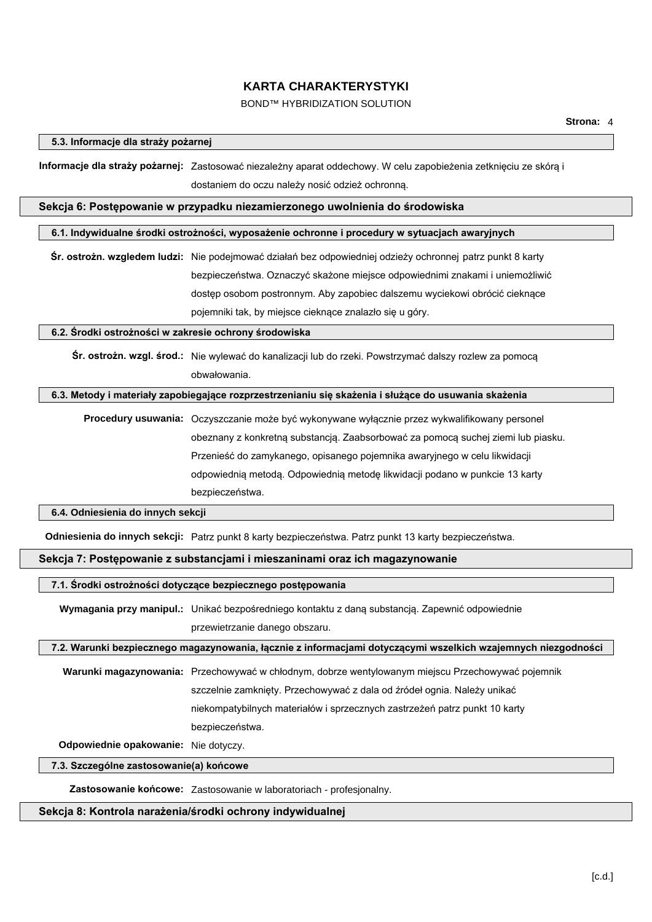#### 5.3. Informacje dla straży pożarnej

**Informacje dla straży pożarnej:** Zastosować niezależny aparat oddechowy. W celu zapobieżenia zetknięciu ze skórą i dostaniem do oczu należy nosić odzież ochronną.

## Sekcja 6: Postępowanie w przypadku niezamierzonego uwolnienia do środowiska

#### 6.1. Indywidualne środki ostrożności, wyposażenie ochronne i procedury w sytuacjach awaryjnych

**Śr. ostrożn. wzgledem ludzi:** Nie podejmować działań bez odpowiedniej odzieży ochronnej patrz punkt 8 karty bezpieczeństwa. Oznaczyć skażone miejsce odpowiednimi znakami i uniemożliwić dostęp osobom postronnym. Aby zapobiec dalszemu wyciekowi obrócić cieknące pojemniki tak, by miejsce cieknące znalazło się u góry.

#### 6.2. Środki ostrożności w zakresie ochrony środowiska

**Śr. ostrożn. wzgl. środ.:** Nie wylewać do kanalizacji lub do rzeki. Powstrzymać dalszy rozlew za pomocą obwałowania.

#### 6.3. Metody i materiały zapobiegające rozprzestrzenianiu się skażenia i służące do usuwania skażenia

**Procedury usuwania:** Oczyszczanie może być wykonywane wyłącznie przez wykwalifikowany personel obeznany z konkretną substancją. Zaabsorbować za pomocą suchej ziemi lub piasku. Przenieść do zamykanego, opisanego pojemnika awaryjnego w celu likwidacji odpowiednią metodą. Odpowiednią metodę likwidacji podano w punkcie 13 karty bezpieczeństwa.

#### 6.4. Odniesienia do innych sekcji

**Odniesienia do innych sekcji:** Patrz punkt 8 karty bezpieczeństwa. Patrz punkt 13 karty bezpieczeństwa.

## Sekcja 7: Postępowanie z substancjami i mieszaninami oraz ich magazynowanie

#### 7.1. Środki ostrożności dotyczące bezpiecznego postępowania

**Wymagania przy manipul.:** Unikać bezpośredniego kontaktu z daną substancją. Zapewnić odpowiednie przewietrzanie danego obszaru.

#### 7.2. Warunki bezpiecznego magazynowania, łącznie z informacjami dotyczącymi wszelkich wzajemnych niezgodności

**Warunki magazynowania:** Przechowywać w chłodnym, dobrze wentylowanym miejscu Przechowywać pojemnik szczelnie zamknięty. Przechowywać z dala od źródeł ognia. Należy unikać niekompatybilnych materiałów i sprzecznych zastrzeżeń patrz punkt 10 karty bezpieczeństwa.

**Odpowiednie opakowanie:** Nie dotyczy.

#### 7.3. Szczególne zastosowanie(a) końcowe

**Zastosowanie końcowe:** Zastosowanie w laboratoriach - profesjonalny.

## Sekcja 8: Kontrola narażenia/środki ochrony indywidualnej

[c.d.]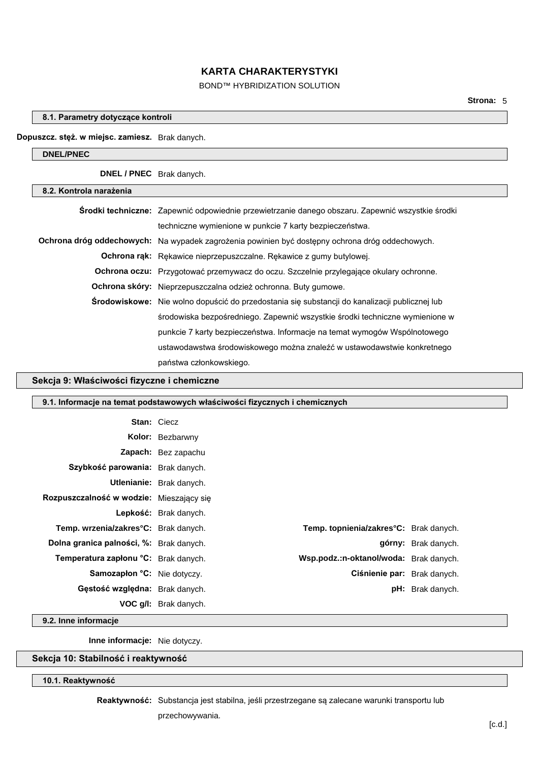### 8.1. Parametry dotyczące kontroli

**Dopuszcz. stęż. w miejsc. zamiesz.** Brak danych.

#### DNEL/PNEC

**DNEL / PNEC** Brak danych.

### 8.2. Kontrola narażenia

**Środki techniczne:** Zapewnić odpowiednie przewietrzanie danego obszaru. Zapewnić wszystkie środki techniczne wymienione w punkcie 7 karty bezpieczeństwa.

**Ochrona dróg oddechowych:** Na wypadek zagrożenia powinien być dostępny ochrona dróg oddechowych.

**Ochrona rąk:** Rękawice nieprzepuszczalne. Rękawice z gumy butylowej.

**Ochrona oczu:** Przygotować przemywacz do oczu. Szczelnie przylegające okulary ochronne.

**Ochrona skóry:** Nieprzepuszczalna odzież ochronna. Buty gumowe.

**Środowiskowe:** Nie wolno dopuścić do przedostania się substancji do kanalizacji publicznej lub środowiska bezpośredniego. Zapewnić wszystkie środki techniczne wymienione w punkcie 7 karty bezpieczeństwa. Informacje na temat wymogów Wspólnotowego ustawodawstwa środowiskowego można znaleźć w ustawodawstwie konkretnego państwa członkowskiego.

## Sekcja 9: Właściwości fizyczne i chemiczne

### 9.1. Informacje na temat podstawowych właściwości fizycznych i chemicznych

**Stan:** Ciecz

**Kolor:** Bezbarwny

**Zapach:** Bez zapachu

**Szybkość parowania:** Brak danych.

**Utlenianie:** Brak danych.

**Rozpuszczalność w wodzie:** Mieszający się

**Lepkość:** Brak danych.

**Temp. wrzenia/zakres°C:** Brak danych.

**Temp. topnienia/zakres°C:** Brak danych.

**Dolna granica palności, %:** Brak danych.

**górny:** Brak danych.

**Temperatura zapłonu °C:** Brak danych.

**Wsp.podz.:n-oktanol/woda:** Brak danych.

**Samozapłon °C:** Nie dotyczy.

**Ciśnienie par:** Brak danych.

**Gęstość względna:** Brak danych.

**pH:** Brak danych.

**VOC g/l:** Brak danych.

### 9.2. Inne informacje

**Inne informacje:** Nie dotyczy.

## Sekcja 10: Stabilność i reaktywność

### 10.1. Reaktywność

**Reaktywność:** Substancja jest stabilna, jeśli przestrzegane są zalecane warunki transportu lub przechowywania.

[c.d.]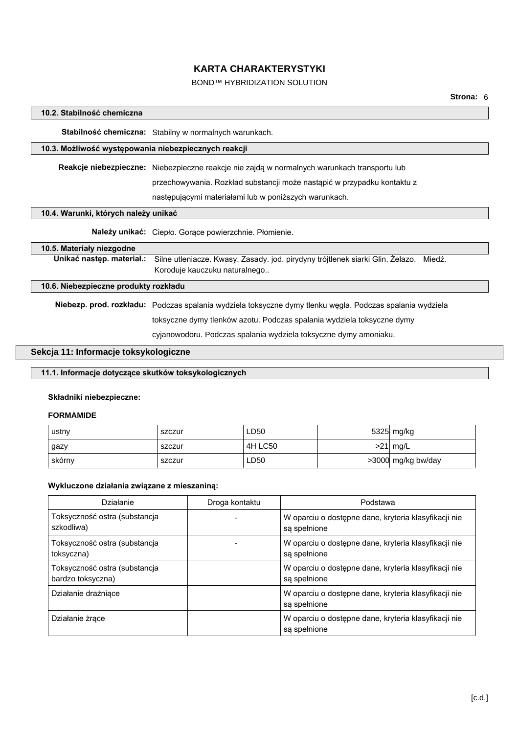### 10.2. Stabilność chemiczna

**Stabilność chemiczna:** Stabilny w normalnych warunkach.

### 10.3. Możliwość występowania niebezpiecznych reakcji

**Reakcje niebezpieczne:** Niebezpieczne reakcje nie zajdą w normalnych warunkach transportu lub przechowywania. Rozkład substancji może nastąpić w przypadku kontaktu z następującymi materiałami lub w poniższych warunkach.

### 10.4. Warunki, których należy unikać

**Należy unikać:** Ciepło. Gorące powierzchnie. Płomienie.

### 10.5. Materiały niezgodne

**Unikać następ. materiał.:** Silne utleniacze. Kwasy. Zasady. jod. pirydyny trójtlenek siarki Glin. Żelazo. Miedź. Koroduje kauczuku naturalnego..

### 10.6. Niebezpieczne produkty rozkładu

**Niebezp. prod. rozkładu:** Podczas spalania wydziela toksyczne dymy tlenku węgla. Podczas spalania wydziela toksyczne dymy tlenków azotu. Podczas spalania wydziela toksyczne dymy cyjanowodoru. Podczas spalania wydziela toksyczne dymy amoniaku.

## Sekcja 11: Informacje toksykologiczne

### 11.1. Informacje dotyczące skutków toksykologicznych

**Składniki niebezpieczne:**

**FORMAMIDE**

| | | | | |
|---|---|---|---|---|
| ustny | szczur | LD50 | 5325 | mg/kg |
| gazy | szczur | 4H LC50 | >21 | mg/L |
| skórny | szczur | LD50 | >3000 | mg/kg bw/day |

**Wykluczone działania związane z mieszaniną:**

| Działanie | Droga kontaktu | Podstawa |
|---|---|---|
| Toksyczność ostra (substancja szkodliwa) | - | W oparciu o dostępne dane, kryteria klasyfikacji nie są spełnione |
| Toksyczność ostra (substancja toksyczna) | - | W oparciu o dostępne dane, kryteria klasyfikacji nie są spełnione |
| Toksyczność ostra (substancja bardzo toksyczna) | | W oparciu o dostępne dane, kryteria klasyfikacji nie są spełnione |
| Działanie drażniące | | W oparciu o dostępne dane, kryteria klasyfikacji nie są spełnione |
| Działanie żrące | | W oparciu o dostępne dane, kryteria klasyfikacji nie są spełnione |

[c.d.]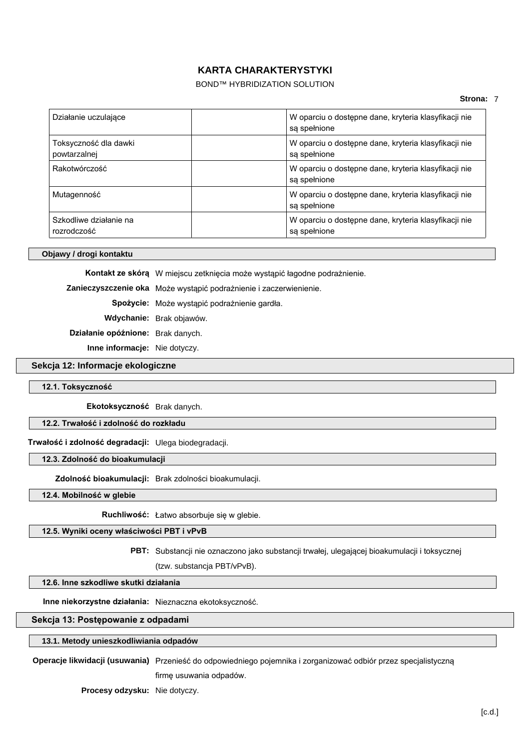| | | |
|---|---|---|
| Działanie uczulające | | W oparciu o dostępne dane, kryteria klasyfikacji nie są spełnione |
| Toksyczność dla dawki powtarzalnej | | W oparciu o dostępne dane, kryteria klasyfikacji nie są spełnione |
| Rakotwórczość | | W oparciu o dostępne dane, kryteria klasyfikacji nie są spełnione |
| Mutagenność | | W oparciu o dostępne dane, kryteria klasyfikacji nie są spełnione |
| Szkodliwe działanie na rozrodczość | | W oparciu o dostępne dane, kryteria klasyfikacji nie są spełnione |

### Objawy / drogi kontaktu

**Kontakt ze skórą** W miejscu zetknięcia może wystąpić łagodne podrażnienie.

**Zanieczyszczenie oka** Może wystąpić podrażnienie i zaczerwienienie.

**Spożycie:** Może wystąpić podrażnienie gardła.

**Wdychanie:** Brak objawów.

**Działanie opóźnione:** Brak danych.

**Inne informacje:** Nie dotyczy.

## Sekcja 12: Informacje ekologiczne

### 12.1. Toksyczność

**Ekotoksyczność** Brak danych.

### 12.2. Trwałość i zdolność do rozkładu

**Trwałość i zdolność degradacji:** Ulega biodegradacji.

### 12.3. Zdolność do bioakumulacji

**Zdolność bioakumulacji:** Brak zdolności bioakumulacji.

### 12.4. Mobilność w glebie

**Ruchliwość:** Łatwo absorbuje się w glebie.

### 12.5. Wyniki oceny właściwości PBT i vPvB

**PBT:** Substancji nie oznaczono jako substancji trwałej, ulegającej bioakumulacji i toksycznej (tzw. substancja PBT/vPvB).

### 12.6. Inne szkodliwe skutki działania

**Inne niekorzystne działania:** Nieznaczna ekotoksyczność.

## Sekcja 13: Postępowanie z odpadami

### 13.1. Metody unieszkodliwiania odpadów

**Operacje likwidacji (usuwania)** Przenieść do odpowiedniego pojemnika i zorganizować odbiór przez specjalistyczną firmę usuwania odpadów.

**Procesy odzysku:** Nie dotyczy.

[c.d.]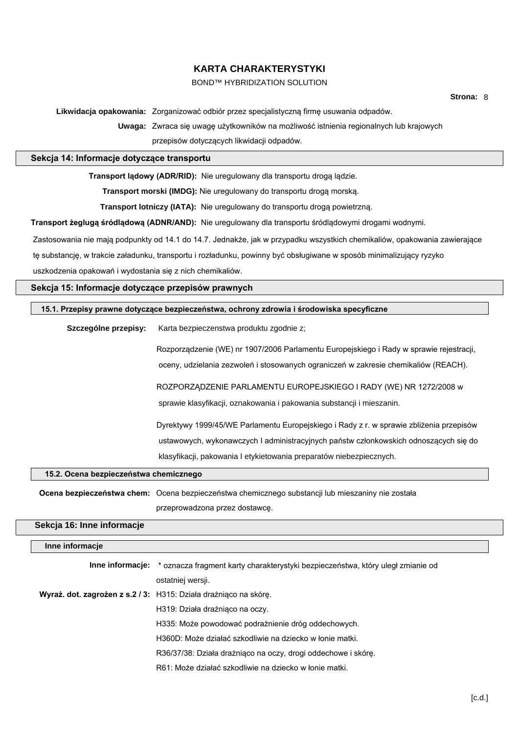**Likwidacja opakowania:** Zorganizować odbiór przez specjalistyczną firmę usuwania odpadów.

**Uwaga:** Zwraca się uwagę użytkowników na możliwość istnienia regionalnych lub krajowych przepisów dotyczących likwidacji odpadów.

## Sekcja 14: Informacje dotyczące transportu

**Transport lądowy (ADR/RID):** Nie uregulowany dla transportu drogą lądzie.

**Transport morski (IMDG):** Nie uregulowany do transportu drogą morską.

**Transport lotniczy (IATA):** Nie uregulowany do transportu drogą powietrzną.

**Transport żeglugą śródlądową (ADNR/AND):** Nie uregulowany dla transportu śródlądowymi drogami wodnymi.

Zastosowania nie mają podpunkty od 14.1 do 14.7. Jednakże, jak w przypadku wszystkich chemikaliów, opakowania zawierające tę substancję, w trakcie załadunku, transportu i rozładunku, powinny być obsługiwane w sposób minimalizujący ryzyko uszkodzenia opakowań i wydostania się z nich chemikaliów.

## Sekcja 15: Informacje dotyczące przepisów prawnych

### 15.1. Przepisy prawne dotyczące bezpieczeństwa, ochrony zdrowia i środowiska specyficzne

**Szczególne przepisy:** Karta bezpieczenstwa produktu zgodnie z;

Rozporządzenie (WE) nr 1907/2006 Parlamentu Europejskiego i Rady w sprawie rejestracji, oceny, udzielania zezwoleń i stosowanych ograniczeń w zakresie chemikaliów (REACH).

ROZPORZĄDZENIE PARLAMENTU EUROPEJSKIEGO I RADY (WE) NR 1272/2008 w sprawie klasyfikacji, oznakowania i pakowania substancji i mieszanin.

Dyrektywy 1999/45/WE Parlamentu Europejskiego i Rady z r. w sprawie zbliżenia przepisów ustawowych, wykonawczych I administracyjnych państw członkowskich odnoszących się do klasyfikacji, pakowania I etykietowania preparatów niebezpiecznych.

### 15.2. Ocena bezpieczeństwa chemicznego

**Ocena bezpieczeństwa chem:** Ocena bezpieczeństwa chemicznego substancji lub mieszaniny nie została przeprowadzona przez dostawcę.

## Sekcja 16: Inne informacje

### Inne informacje

**Inne informacje:** * oznacza fragment karty charakterystyki bezpieczeństwa, który uległ zmianie od ostatniej wersji.

**Wyraż. dot. zagrożen z s.2 / 3:** H315: Działa drażniąco na skórę.

H319: Działa drażniąco na oczy.

H335: Może powodować podrażnienie dróg oddechowych.

H360D: Może działać szkodliwie na dziecko w łonie matki.

R36/37/38: Działa drażniąco na oczy, drogi oddechowe i skórę.

R61: Może działać szkodliwie na dziecko w łonie matki.

[c.d.]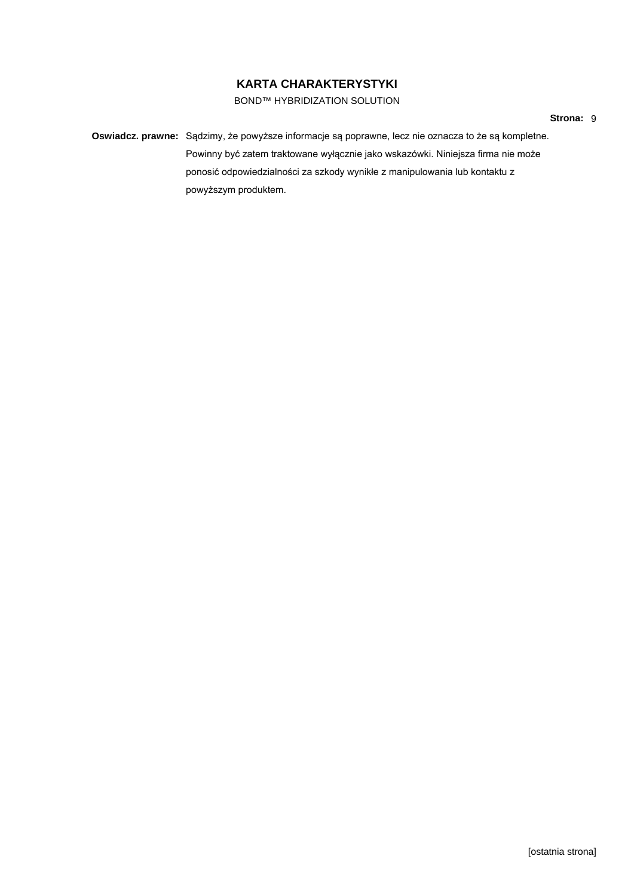**Oswiadcz. prawne:** Sądzimy, że powyższe informacje są poprawne, lecz nie oznacza to że są kompletne. Powinny być zatem traktowane wyłącznie jako wskazówki. Niniejsza firma nie może ponosić odpowiedzialności za szkody wynikłe z manipulowania lub kontaktu z powyższym produktem.

[ostatnia strona]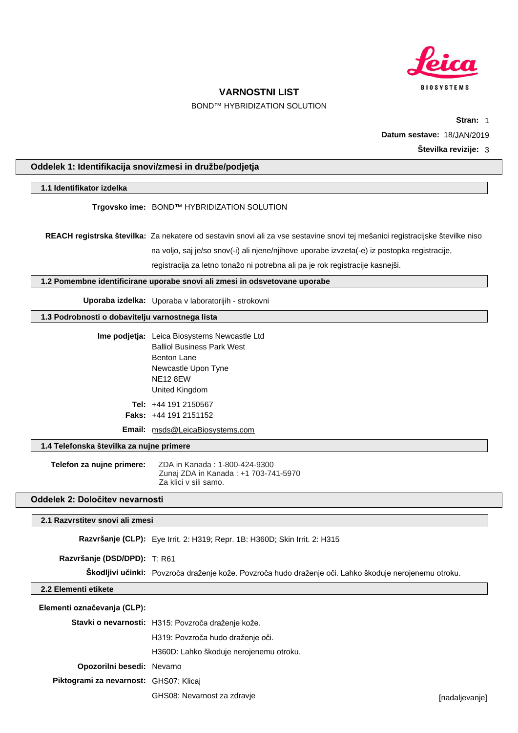# VARNOSTNI LIST

BOND™ HYBRIDIZATION SOLUTION

**Stran:** 1

**Datum sestave:** 18/JAN/2019

**Številka revizije:** 3

## Oddelek 1: Identifikacija snovi/zmesi in družbe/podjetja

### 1.1 Identifikator izdelka

**Trgovsko ime:** BOND™ HYBRIDIZATION SOLUTION

**REACH registrska številka:** Za nekatere od sestavin snovi ali za vse sestavine snovi tej mešanici registracijske številke niso na voljo, saj je/so snov(-i) ali njene/njihove uporabe izvzeta(-e) iz postopka registracije, registracija za letno tonažo ni potrebna ali pa je rok registracije kasnejši.

### 1.2 Pomembne identificirane uporabe snovi ali zmesi in odsvetovane uporabe

**Uporaba izdelka:** Uporaba v laboratorijih - strokovni

### 1.3 Podrobnosti o dobavitelju varnostnega lista

**Ime podjetja:** Leica Biosystems Newcastle Ltd
Balliol Business Park West
Benton Lane
Newcastle Upon Tyne
NE12 8EW
United Kingdom

**Tel:** +44 191 2150567

**Faks:** +44 191 2151152

**Email:** msds@LeicaBiosystems.com

### 1.4 Telefonska številka za nujne primere

**Telefon za nujne primere:** ZDA in Kanada : 1-800-424-9300
Zunaj ZDA in Kanada : +1 703-741-5970
Za klici v sili samo.

## Oddelek 2: Določitev nevarnosti

### 2.1 Razvrstitev snovi ali zmesi

**Razvršanje (CLP):** Eye Irrit. 2: H319; Repr. 1B: H360D; Skin Irrit. 2: H315

**Razvršanje (DSD/DPD):** T: R61

**Škodljivi učinki:** Povzroča draženje kože. Povzroča hudo draženje oči. Lahko škoduje nerojenemu otroku.

### 2.2 Elementi etikete

**Elementi označevanja (CLP):**

**Stavki o nevarnosti:** H315: Povzroča draženje kože.
H319: Povzroča hudo draženje oči.
H360D: Lahko škoduje nerojenemu otroku.

**Opozorilni besedi:** Nevarno

**Piktogrami za nevarnost:** GHS07: Klicaj
GHS08: Nevarnost za zdravje

[nadaljevanje]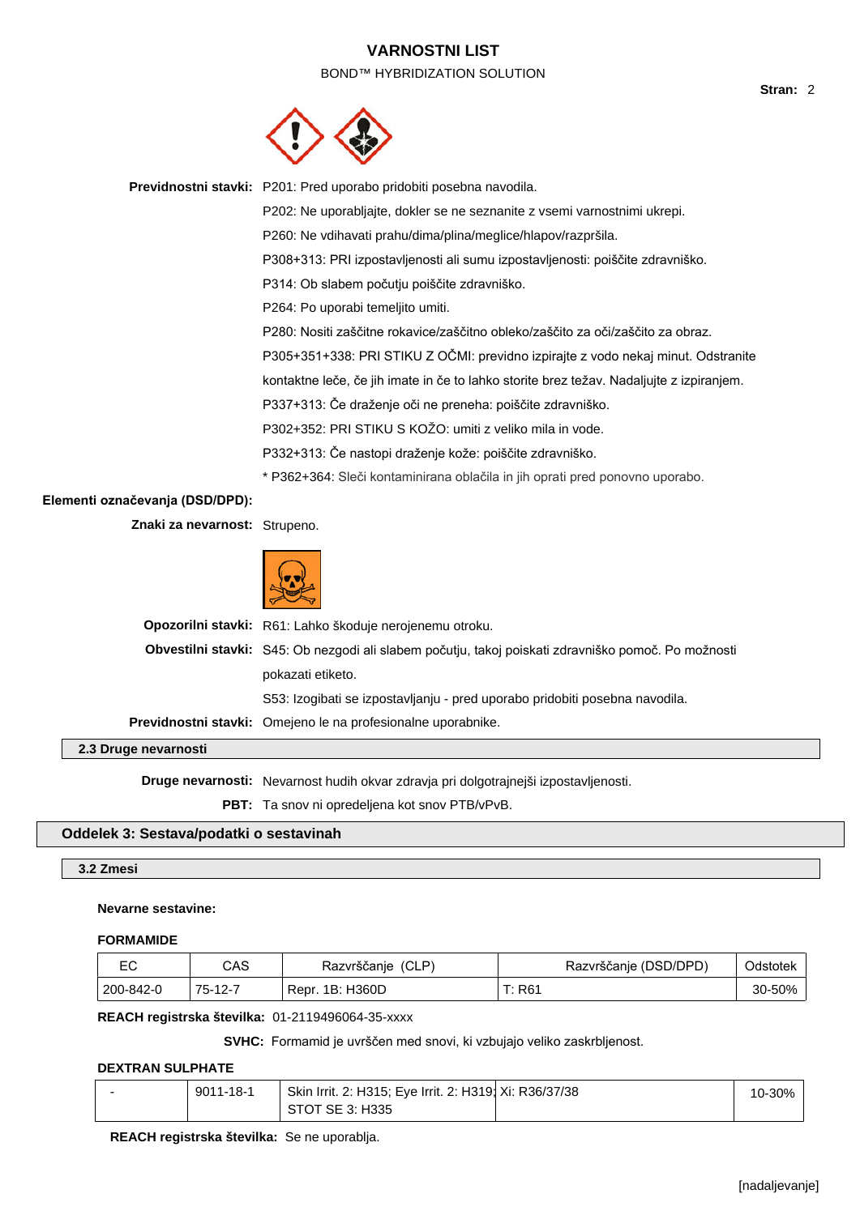**Previdnostni stavki:** P201: Pred uporabo pridobiti posebna navodila.

P202: Ne uporabljajte, dokler se ne seznanite z vsemi varnostnimi ukrepi.

P260: Ne vdihavati prahu/dima/plina/meglice/hlapov/razpršila.

P308+313: PRI izpostavljenosti ali sumu izpostavljenosti: poiščite zdravniško.

P314: Ob slabem počutju poiščite zdravniško.

P264: Po uporabi temeljito umiti.

P280: Nositi zaščitne rokavice/zaščitno obleko/zaščito za oči/zaščito za obraz.

P305+351+338: PRI STIKU Z OČMI: previdno izpirajte z vodo nekaj minut. Odstranite kontaktne leče, če jih imate in če to lahko storite brez težav. Nadaljujte z izpiranjem.

P337+313: Če draženje oči ne preneha: poiščite zdravniško.

P302+352: PRI STIKU S KOŽO: umiti z veliko mila in vode.

P332+313: Če nastopi draženje kože: poiščite zdravniško.

* P362+364: Sleči kontaminirana oblačila in jih oprati pred ponovno uporabo.

**Elementi označevanja (DSD/DPD):**

**Znaki za nevarnost:** Strupeno.

**Opozorilni stavki:** R61: Lahko škoduje nerojenemu otroku.

**Obvestilni stavki:** S45: Ob nezgodi ali slabem počutju, takoj poiskati zdravniško pomoč. Po možnosti pokazati etiketo.

S53: Izogibati se izpostavljanju - pred uporabo pridobiti posebna navodila.

**Previdnostni stavki:** Omejeno le na profesionalne uporabnike.

### 2.3 Druge nevarnosti

**Druge nevarnosti:** Nevarnost hudih okvar zdravja pri dolgotrajnejši izpostavljenosti.

**PBT:** Ta snov ni opredeljena kot snov PTB/vPvB.

## Oddelek 3: Sestava/podatki o sestavinah

### 3.2 Zmesi

**Nevarne sestavine:**

**FORMAMIDE**

| EC | CAS | Razvrščanje (CLP) | Razvrščanje (DSD/DPD) | Odstotek |
|---|---|---|---|---|
| 200-842-0 | 75-12-7 | Repr. 1B: H360D | T: R61 | 30-50% |

**REACH registrska številka:** 01-2119496064-35-xxxx

**SVHC:** Formamid je uvrščen med snovi, ki vzbujajo veliko zaskrbljenost.

**DEXTRAN SULPHATE**

| | | | | |
|---|---|---|---|---|
| - | 9011-18-1 | Skin Irrit. 2: H315; Eye Irrit. 2: H319; STOT SE 3: H335 | Xi: R36/37/38 | 10-30% |

**REACH registrska številka:** Se ne uporablja.

[nadaljevanje]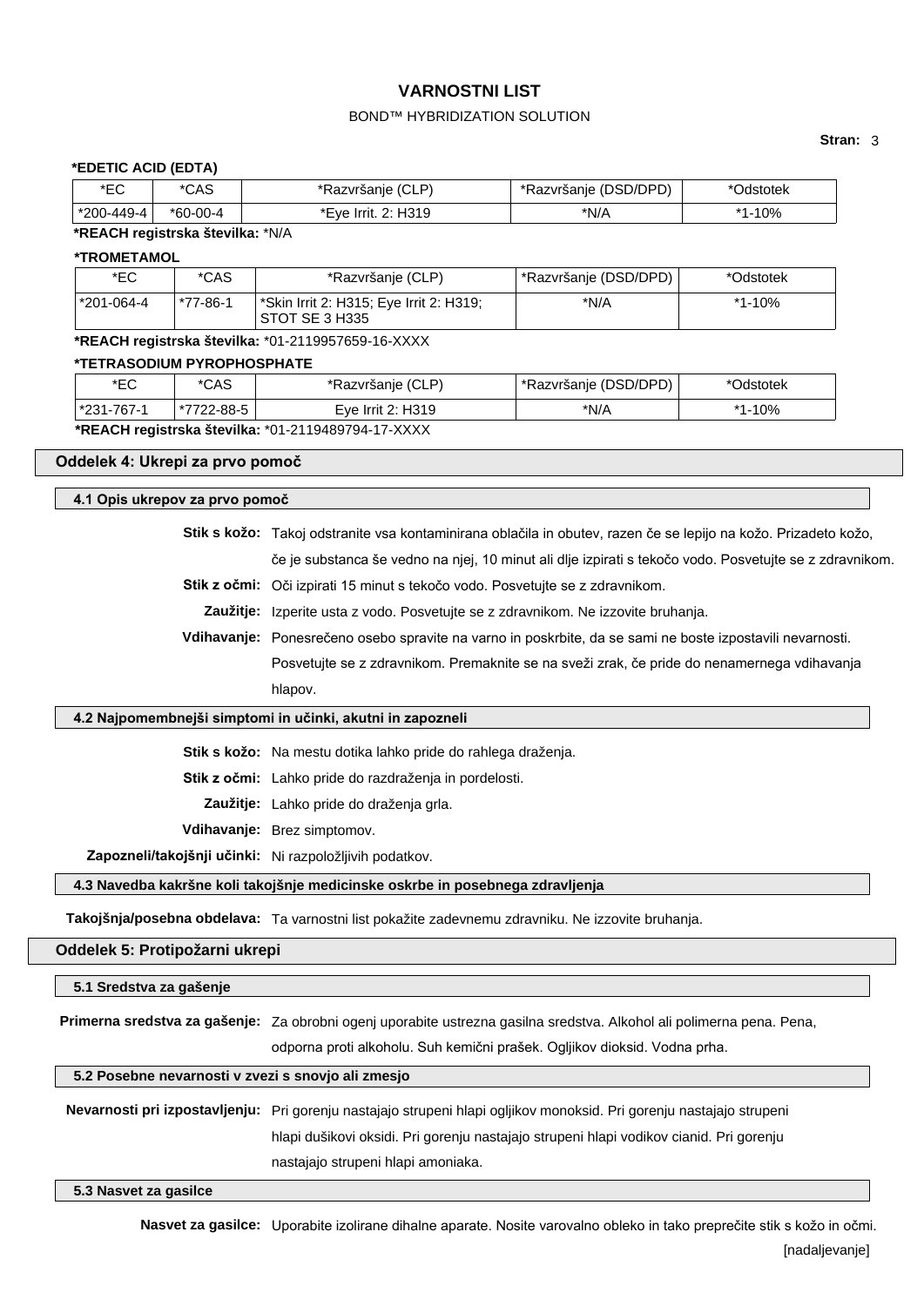**\*EDETIC ACID (EDTA)**

| \*EC | \*CAS | \*Razvršanje (CLP) | \*Razvršanje (DSD/DPD) | \*Odstotek |
|---|---|---|---|---|
| \*200-449-4 | \*60-00-4 | \*Eye Irrit. 2: H319 | \*N/A | \*1-10% |

**\*REACH registrska številka:** \*N/A

**\*TROMETAMOL**

| \*EC | \*CAS | \*Razvršanje (CLP) | \*Razvršanje (DSD/DPD) | \*Odstotek |
|---|---|---|---|---|
| \*201-064-4 | \*77-86-1 | \*Skin Irrit 2: H315; Eye Irrit 2: H319; STOT SE 3 H335 | \*N/A | \*1-10% |

**\*REACH registrska številka:** \*01-2119957659-16-XXXX

**\*TETRASODIUM PYROPHOSPHATE**

| \*EC | \*CAS | \*Razvršanje (CLP) | \*Razvršanje (DSD/DPD) | \*Odstotek |
|---|---|---|---|---|
| \*231-767-1 | \*7722-88-5 | Eye Irrit 2: H319 | \*N/A | \*1-10% |

**\*REACH registrska številka:** \*01-2119489794-17-XXXX

## Oddelek 4: Ukrepi za prvo pomoč

### 4.1 Opis ukrepov za prvo pomoč

**Stik s kožo:** Takoj odstranite vsa kontaminirana oblačila in obutev, razen če se lepijo na kožo. Prizadeto kožo, če je substanca še vedno na njej, 10 minut ali dlje izpirati s tekočo vodo. Posvetujte se z zdravnikom.

**Stik z očmi:** Oči izpirati 15 minut s tekočo vodo. Posvetujte se z zdravnikom.

**Zaužitje:** Izperite usta z vodo. Posvetujte se z zdravnikom. Ne izzovite bruhanja.

**Vdihavanje:** Ponesrečeno osebo spravite na varno in poskrbite, da se sami ne boste izpostavili nevarnosti. Posvetujte se z zdravnikom. Premaknite se na sveži zrak, če pride do nenamernega vdihavanja hlapov.

### 4.2 Najpomembnejši simptomi in učinki, akutni in zapozneli

**Stik s kožo:** Na mestu dotika lahko pride do rahlega draženja.

**Stik z očmi:** Lahko pride do razdraženja in pordelosti.

**Zaužitje:** Lahko pride do draženja grla.

**Vdihavanje:** Brez simptomov.

**Zapozneli/takojšnji učinki:** Ni razpoložljivih podatkov.

### 4.3 Navedba kakršne koli takojšnje medicinske oskrbe in posebnega zdravljenja

**Takojšnja/posebna obdelava:** Ta varnostni list pokažite zadevnemu zdravniku. Ne izzovite bruhanja.

## Oddelek 5: Protipožarni ukrepi

### 5.1 Sredstva za gašenje

**Primerna sredstva za gašenje:** Za obrobni ogenj uporabite ustrezna gasilna sredstva. Alkohol ali polimerna pena. Pena, odporna proti alkoholu. Suh kemični prašek. Ogljikov dioksid. Vodna prha.

### 5.2 Posebne nevarnosti v zvezi s snovjo ali zmesjo

**Nevarnosti pri izpostavljenju:** Pri gorenju nastajajo strupeni hlapi ogljikov monoksid. Pri gorenju nastajajo strupeni hlapi dušikovi oksidi. Pri gorenju nastajajo strupeni hlapi vodikov cianid. Pri gorenju nastajajo strupeni hlapi amoniaka.

### 5.3 Nasvet za gasilce

**Nasvet za gasilce:** Uporabite izolirane dihalne aparate. Nosite varovalno obleko in tako preprečite stik s kožo in očmi.

[nadaljevanje]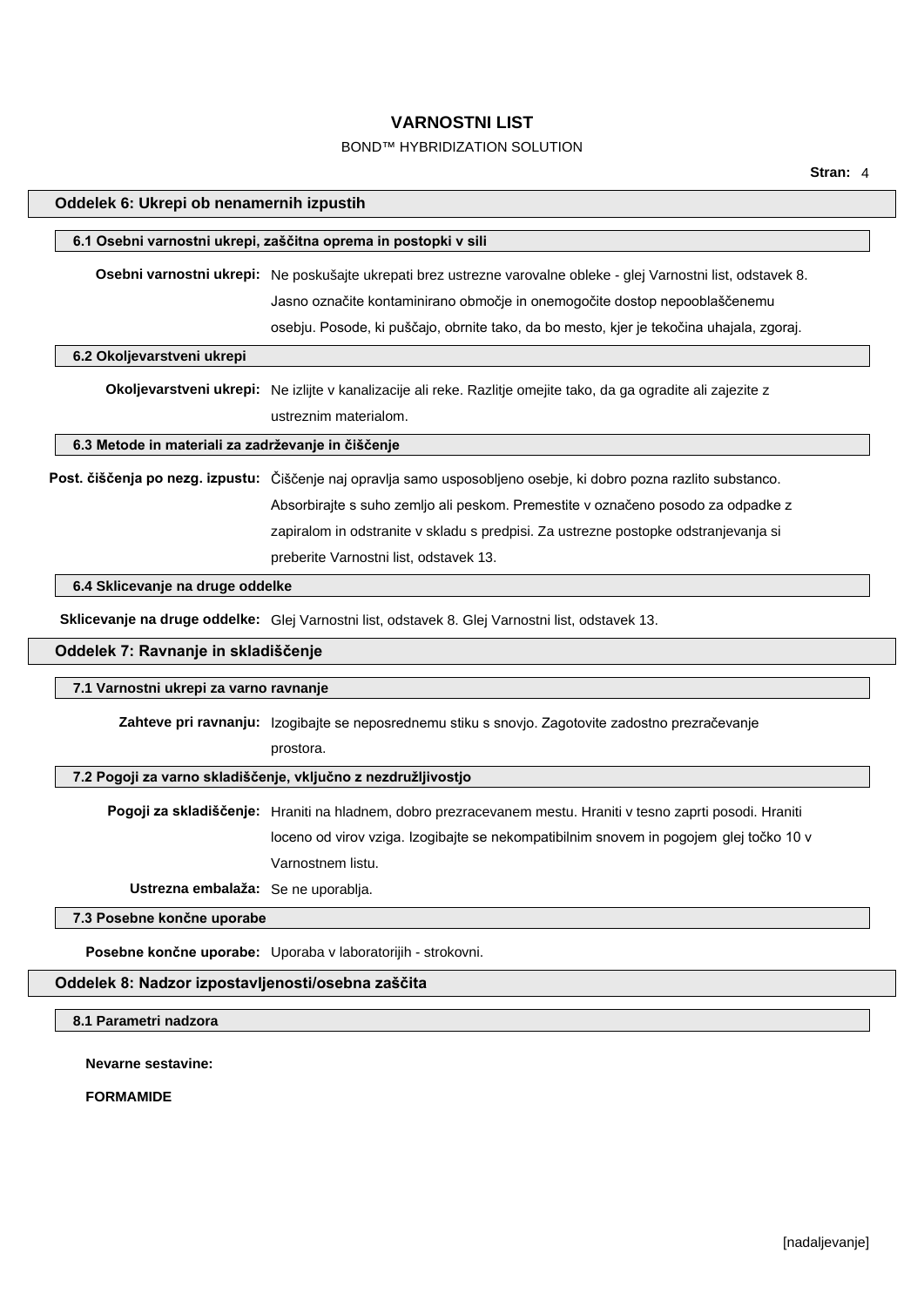## Oddelek 6: Ukrepi ob nenamernih izpustih

### 6.1 Osebni varnostni ukrepi, zaščitna oprema in postopki v sili

**Osebni varnostni ukrepi:** Ne poskušajte ukrepati brez ustrezne varovalne obleke - glej Varnostni list, odstavek 8. Jasno označite kontaminirano območje in onemogočite dostop nepooblaščenemu osebju. Posode, ki puščajo, obrnite tako, da bo mesto, kjer je tekočina uhajala, zgoraj.

### 6.2 Okoljevarstveni ukrepi

**Okoljevarstveni ukrepi:** Ne izlijte v kanalizacije ali reke. Razlitje omejite tako, da ga ogradite ali zajezite z ustreznim materialom.

### 6.3 Metode in materiali za zadrževanje in čiščenje

**Post. čiščenja po nezg. izpustu:** Čiščenje naj opravlja samo usposobljeno osebje, ki dobro pozna razlito substanco. Absorbirajte s suho zemljo ali peskom. Premestite v označeno posodo za odpadke z zapiralom in odstranite v skladu s predpisi. Za ustrezne postopke odstranjevanja si preberite Varnostni list, odstavek 13.

### 6.4 Sklicevanje na druge oddelke

**Sklicevanje na druge oddelke:** Glej Varnostni list, odstavek 8. Glej Varnostni list, odstavek 13.

## Oddelek 7: Ravnanje in skladiščenje

### 7.1 Varnostni ukrepi za varno ravnanje

**Zahteve pri ravnanju:** Izogibajte se neposrednemu stiku s snovjo. Zagotovite zadostno prezračevanje prostora.

### 7.2 Pogoji za varno skladiščenje, vključno z nezdružljivostjo

**Pogoji za skladiščenje:** Hraniti na hladnem, dobro prezracevanem mestu. Hraniti v tesno zaprti posodi. Hraniti loceno od virov vziga. Izogibajte se nekompatibilnim snovem in pogojem glej točko 10 v Varnostnem listu.

**Ustrezna embalaža:** Se ne uporablja.

### 7.3 Posebne končne uporabe

**Posebne končne uporabe:** Uporaba v laboratorijih - strokovni.

## Oddelek 8: Nadzor izpostavljenosti/osebna zaščita

### 8.1 Parametri nadzora

**Nevarne sestavine:**

**FORMAMIDE**

[nadaljevanje]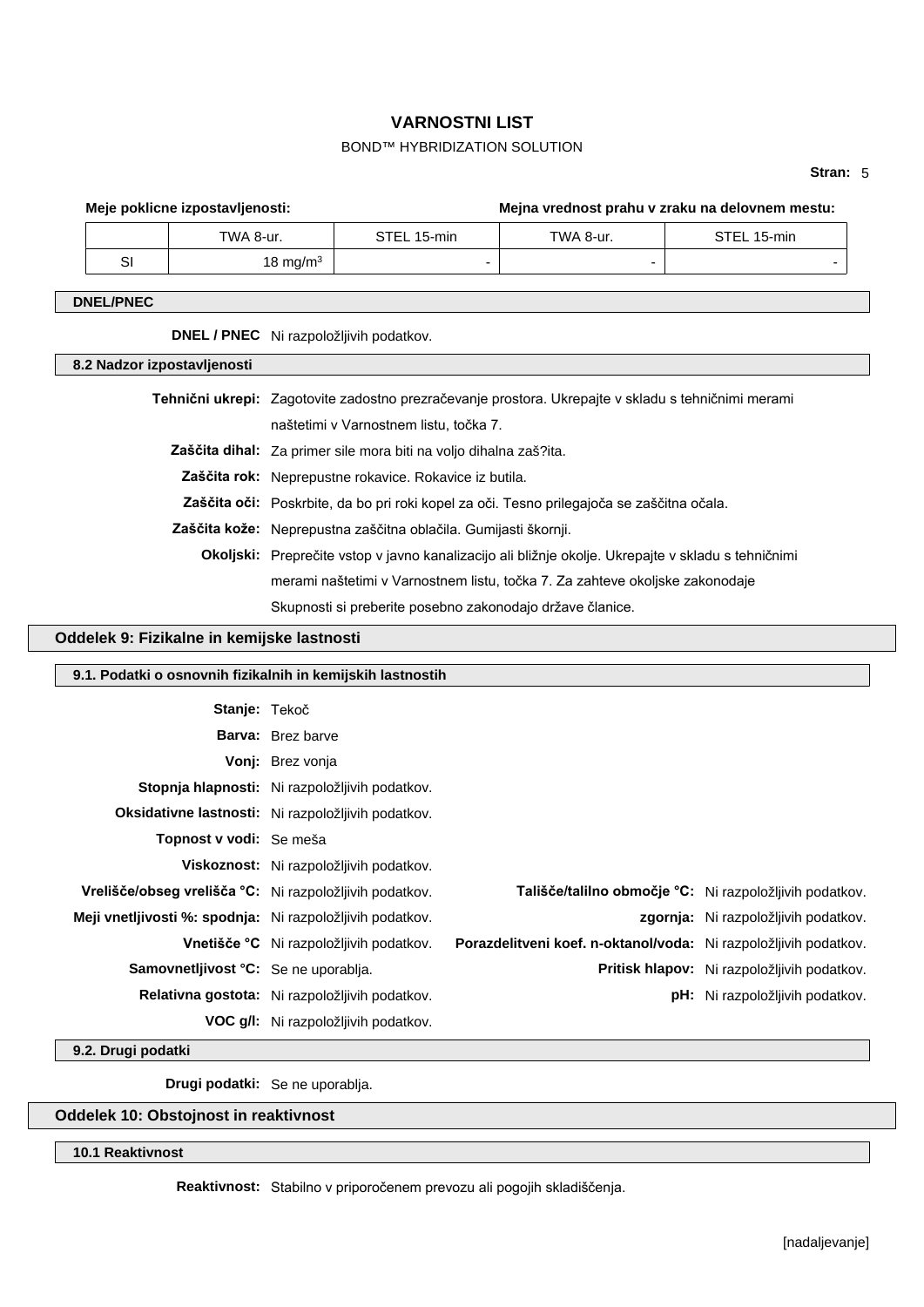| | **Meje poklicne izpostavljenosti:** | | **Mejna vrednost prahu v zraku na delovnem mestu:** | |
|---|---|---|---|---|
| | TWA 8-ur. | STEL 15-min | TWA 8-ur. | STEL 15-min |
| SI | 18 mg/m³ | - | - | - |

#### DNEL/PNEC

**DNEL / PNEC** Ni razpoložljivih podatkov.

#### 8.2 Nadzor izpostavljenosti

**Tehnični ukrepi:** Zagotovite zadostno prezračevanje prostora. Ukrepajte v skladu s tehničnimi merami naštetimi v Varnostnem listu, točka 7.

**Zaščita dihal:** Za primer sile mora biti na voljo dihalna zaš?ita.

**Zaščita rok:** Neprepustne rokavice. Rokavice iz butila.

**Zaščita oči:** Poskrbite, da bo pri roki kopel za oči. Tesno prilegajoča se zaščitna očala.

**Zaščita kože:** Neprepustna zaščitna oblačila. Gumijasti škornji.

**Okoljski:** Preprečite vstop v javno kanalizacijo ali bližnje okolje. Ukrepajte v skladu s tehničnimi merami naštetimi v Varnostnem listu, točka 7. Za zahteve okoljske zakonodaje Skupnosti si preberite posebno zakonodajo države članice.

## Oddelek 9: Fizikalne in kemijske lastnosti

#### 9.1. Podatki o osnovnih fizikalnih in kemijskih lastnostih

**Stanje:** Tekoč

**Barva:** Brez barve

**Vonj:** Brez vonja

**Stopnja hlapnosti:** Ni razpoložljivih podatkov.

**Oksidativne lastnosti:** Ni razpoložljivih podatkov.

**Topnost v vodi:** Se meša

**Viskoznost:** Ni razpoložljivih podatkov.

**Vrelišče/obseg vrelišča °C:** Ni razpoložljivih podatkov.

**Tališče/talilno območje °C:** Ni razpoložljivih podatkov.

**Meji vnetljivosti %: spodnja:** Ni razpoložljivih podatkov.

**zgornja:** Ni razpoložljivih podatkov.

**Vnetišče °C** Ni razpoložljivih podatkov.

**Porazdelitveni koef. n-oktanol/voda:** Ni razpoložljivih podatkov.

**Samovnetljivost °C:** Se ne uporablja.

**Pritisk hlapov:** Ni razpoložljivih podatkov.

**Relativna gostota:** Ni razpoložljivih podatkov.

**pH:** Ni razpoložljivih podatkov.

**VOC g/l:** Ni razpoložljivih podatkov.

#### 9.2. Drugi podatki

**Drugi podatki:** Se ne uporablja.

## Oddelek 10: Obstojnost in reaktivnost

#### 10.1 Reaktivnost

**Reaktivnost:** Stabilno v priporočenem prevozu ali pogojih skladiščenja.

[nadaljevanje]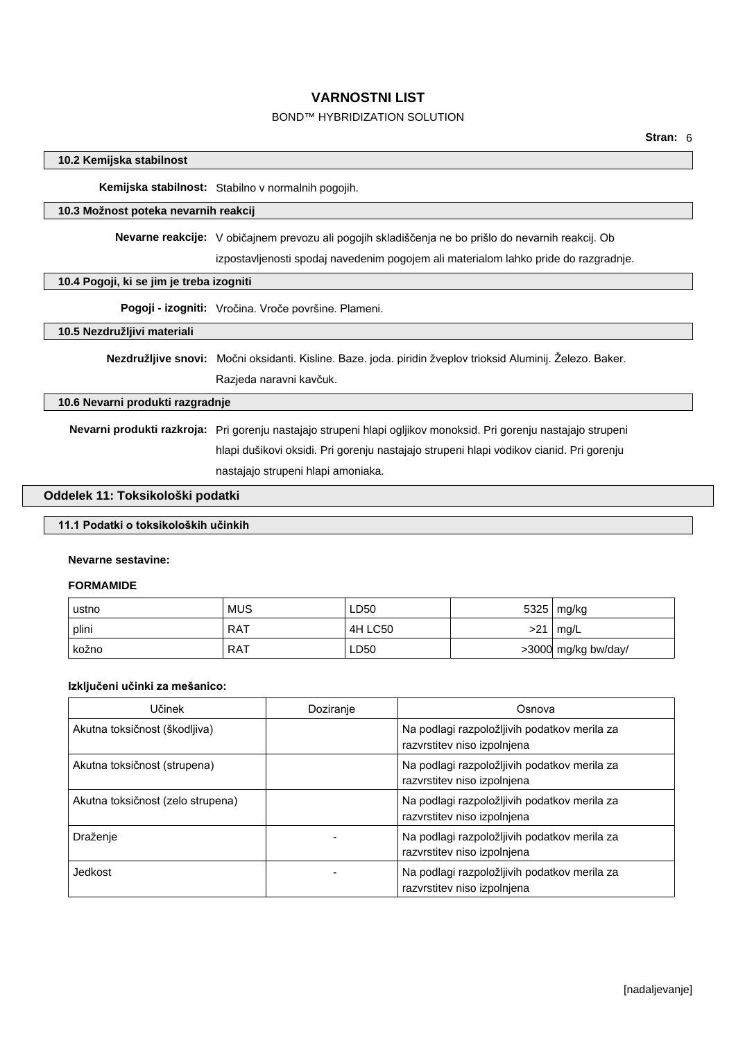### 10.2 Kemijska stabilnost

**Kemijska stabilnost:** Stabilno v normalnih pogojih.

### 10.3 Možnost poteka nevarnih reakcij

**Nevarne reakcije:** V običajnem prevozu ali pogojih skladiščenja ne bo prišlo do nevarnih reakcij. Ob izpostavljenosti spodaj navedenim pogojem ali materialom lahko pride do razgradnje.

### 10.4 Pogoji, ki se jim je treba izogniti

**Pogoji - izogniti:** Vročina. Vroče površine. Plameni.

### 10.5 Nezdružljivi materiali

**Nezdružljive snovi:** Močni oksidanti. Kisline. Baze. joda. piridin žveplov trioksid Aluminij. Železo. Baker. Razjeda naravni kavčuk.

### 10.6 Nevarni produkti razgradnje

**Nevarni produkti razkroja:** Pri gorenju nastajajo strupeni hlapi ogljikov monoksid. Pri gorenju nastajajo strupeni hlapi dušikovi oksidi. Pri gorenju nastajajo strupeni hlapi vodikov cianid. Pri gorenju nastajajo strupeni hlapi amoniaka.

## Oddelek 11: Toksikološki podatki

### 11.1 Podatki o toksikoloških učinkih

**Nevarne sestavine:**

**FORMAMIDE**

| | | | | |
|---|---|---|---|---|
| ustno | MUS | LD50 | 5325 | mg/kg |
| plini | RAT | 4H LC50 | >21 | mg/L |
| kožno | RAT | LD50 | >3000 | mg/kg bw/day/ |

**Izključeni učinki za mešanico:**

| Učinek | Doziranje | Osnova |
|---|---|---|
| Akutna toksičnost (škodljiva) | | Na podlagi razpoložljivih podatkov merila za razvrstitev niso izpolnjena |
| Akutna toksičnost (strupena) | | Na podlagi razpoložljivih podatkov merila za razvrstitev niso izpolnjena |
| Akutna toksičnost (zelo strupena) | | Na podlagi razpoložljivih podatkov merila za razvrstitev niso izpolnjena |
| Draženje | - | Na podlagi razpoložljivih podatkov merila za razvrstitev niso izpolnjena |
| Jedkost | - | Na podlagi razpoložljivih podatkov merila za razvrstitev niso izpolnjena |

[nadaljevanje]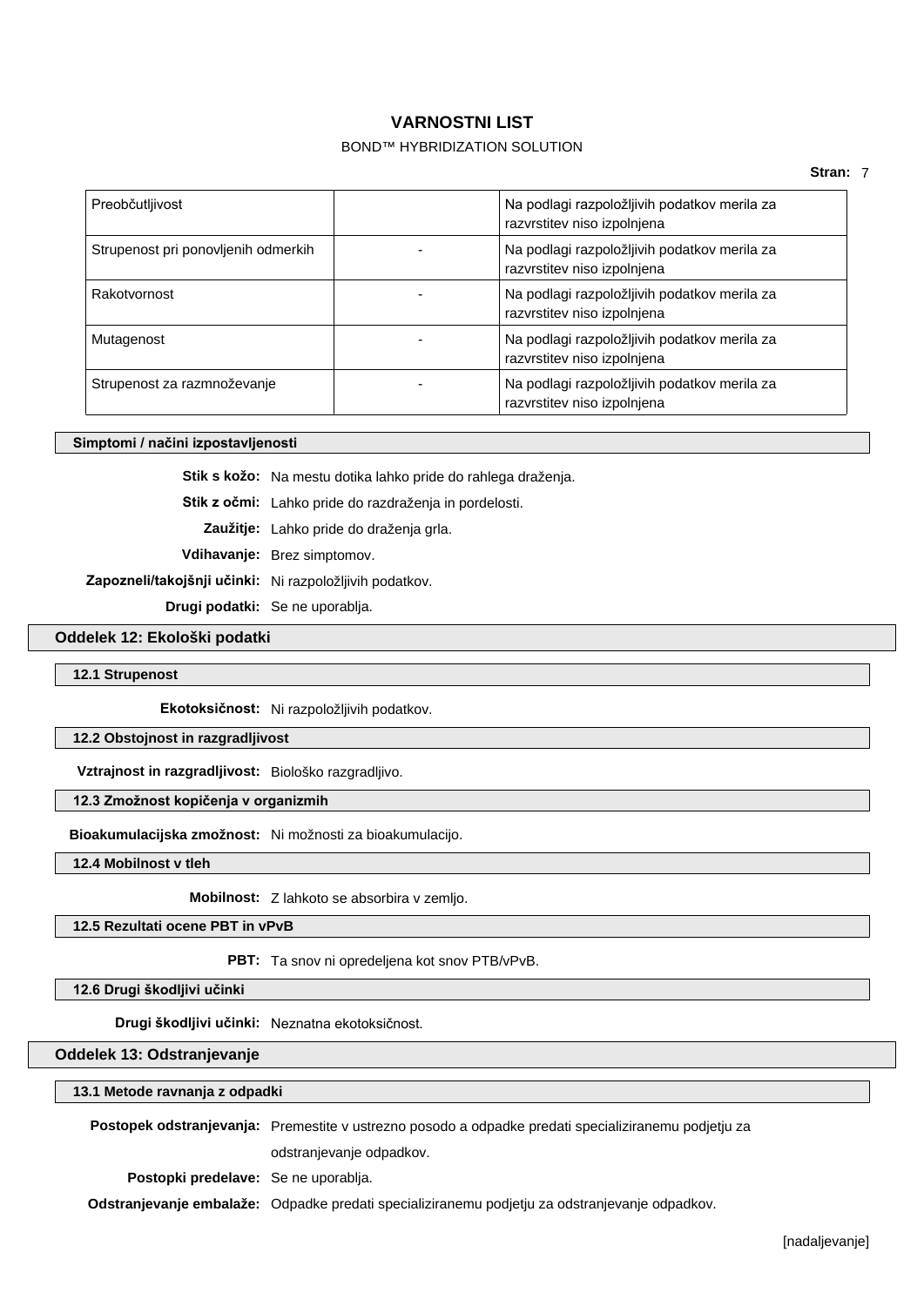| | | |
|---|---|---|
| Preobčutljivost | | Na podlagi razpoložljivih podatkov merila za razvrstitev niso izpolnjena |
| Strupenost pri ponovljenih odmerkih | - | Na podlagi razpoložljivih podatkov merila za razvrstitev niso izpolnjena |
| Rakotvornost | - | Na podlagi razpoložljivih podatkov merila za razvrstitev niso izpolnjena |
| Mutagenost | - | Na podlagi razpoložljivih podatkov merila za razvrstitev niso izpolnjena |
| Strupenost za razmnoževanje | - | Na podlagi razpoložljivih podatkov merila za razvrstitev niso izpolnjena |

#### Simptomi / načini izpostavljenosti

**Stik s kožo:** Na mestu dotika lahko pride do rahlega draženja.

**Stik z očmi:** Lahko pride do razdraženja in pordelosti.

**Zaužitje:** Lahko pride do draženja grla.

**Vdihavanje:** Brez simptomov.

**Zapozneli/takojšnji učinki:** Ni razpoložljivih podatkov.

**Drugi podatki:** Se ne uporablja.

## Oddelek 12: Ekološki podatki

#### 12.1 Strupenost

**Ekotoksičnost:** Ni razpoložljivih podatkov.

#### 12.2 Obstojnost in razgradljivost

**Vztrajnost in razgradljivost:** Biološko razgradljivo.

#### 12.3 Zmožnost kopičenja v organizmih

**Bioakumulacijska zmožnost:** Ni možnosti za bioakumulacijo.

#### 12.4 Mobilnost v tleh

**Mobilnost:** Z lahkoto se absorbira v zemljo.

#### 12.5 Rezultati ocene PBT in vPvB

**PBT:** Ta snov ni opredeljena kot snov PTB/vPvB.

#### 12.6 Drugi škodljivi učinki

**Drugi škodljivi učinki:** Neznatna ekotoksičnost.

## Oddelek 13: Odstranjevanje

#### 13.1 Metode ravnanja z odpadki

**Postopek odstranjevanja:** Premestite v ustrezno posodo a odpadke predati specializiranemu podjetju za odstranjevanje odpadkov.

**Postopki predelave:** Se ne uporablja.

**Odstranjevanje embalaže:** Odpadke predati specializiranemu podjetju za odstranjevanje odpadkov.

[nadaljevanje]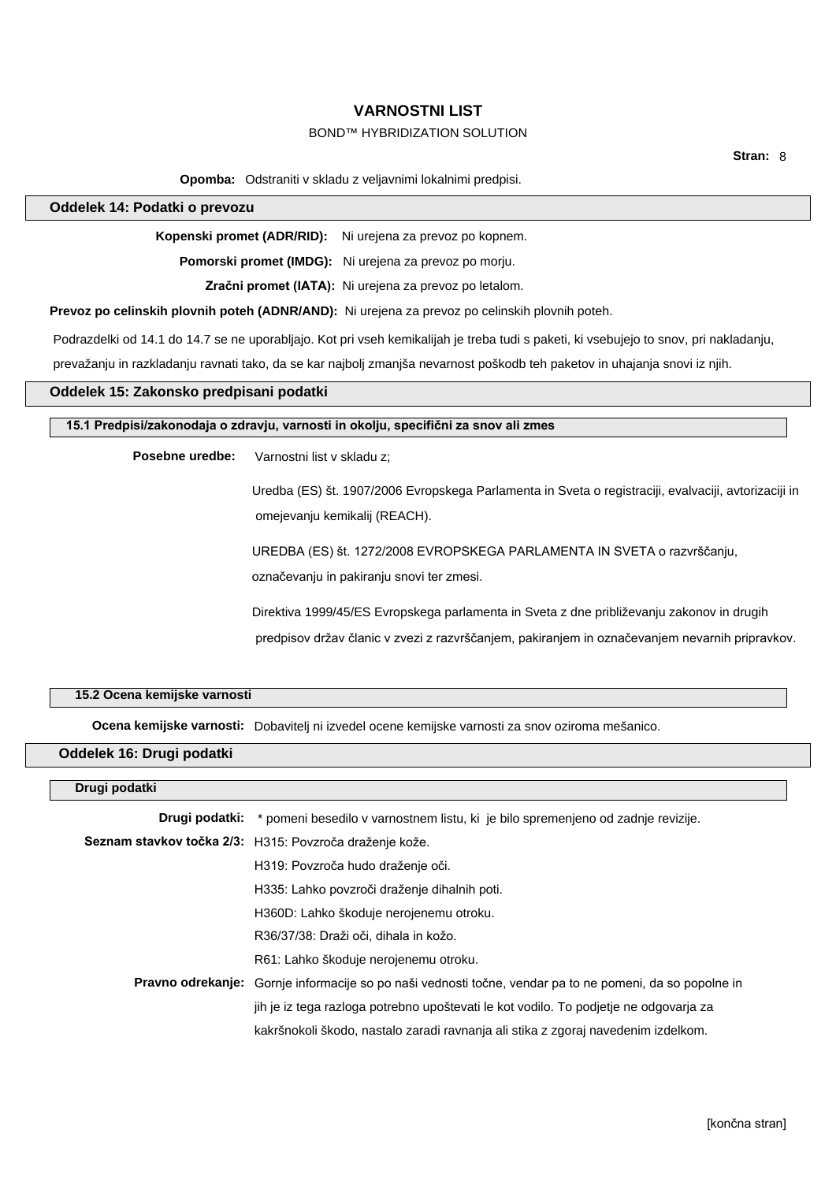**Opomba:** Odstraniti v skladu z veljavnimi lokalnimi predpisi.

## Oddelek 14: Podatki o prevozu

**Kopenski promet (ADR/RID):** Ni urejena za prevoz po kopnem.

**Pomorski promet (IMDG):** Ni urejena za prevoz po morju.

**Zračni promet (IATA):** Ni urejena za prevoz po letalom.

**Prevoz po celinskih plovnih poteh (ADNR/AND):** Ni urejena za prevoz po celinskih plovnih poteh.

Podrazdelki od 14.1 do 14.7 se ne uporabljajo. Kot pri vseh kemikalijah je treba tudi s paketi, ki vsebujejo to snov, pri nakladanju, prevažanju in razkladanju ravnati tako, da se kar najbolj zmanjša nevarnost poškodb teh paketov in uhajanja snovi iz njih.

## Oddelek 15: Zakonsko predpisani podatki

### 15.1 Predpisi/zakonodaja o zdravju, varnosti in okolju, specifični za snov ali zmes

**Posebne uredbe:** Varnostni list v skladu z;

Uredba (ES) št. 1907/2006 Evropskega Parlamenta in Sveta o registraciji, evalvaciji, avtorizaciji in omejevanju kemikalij (REACH).

UREDBA (ES) št. 1272/2008 EVROPSKEGA PARLAMENTA IN SVETA o razvrščanju, označevanju in pakiranju snovi ter zmesi.

Direktiva 1999/45/ES Evropskega parlamenta in Sveta z dne približevanju zakonov in drugih predpisov držav članic v zvezi z razvrščanjem, pakiranjem in označevanjem nevarnih pripravkov.

### 15.2 Ocena kemijske varnosti

**Ocena kemijske varnosti:** Dobavitelj ni izvedel ocene kemijske varnosti za snov oziroma mešanico.

## Oddelek 16: Drugi podatki

### Drugi podatki

**Drugi podatki:** * pomeni besedilo v varnostnem listu, ki je bilo spremenjeno od zadnje revizije.

**Seznam stavkov točka 2/3:** H315: Povzroča draženje kože.

H319: Povzroča hudo draženje oči.

H335: Lahko povzroči draženje dihalnih poti.

H360D: Lahko škoduje nerojenemu otroku.

R36/37/38: Draži oči, dihala in kožo.

R61: Lahko škoduje nerojenemu otroku.

**Pravno odrekanje:** Gornje informacije so po naši vednosti točne, vendar pa to ne pomeni, da so popolne in jih je iz tega razloga potrebno upoštevati le kot vodilo. To podjetje ne odgovarja za kakršnokoli škodo, nastalo zaradi ravnanja ali stika z zgoraj navedenim izdelkom.

[končna stran]